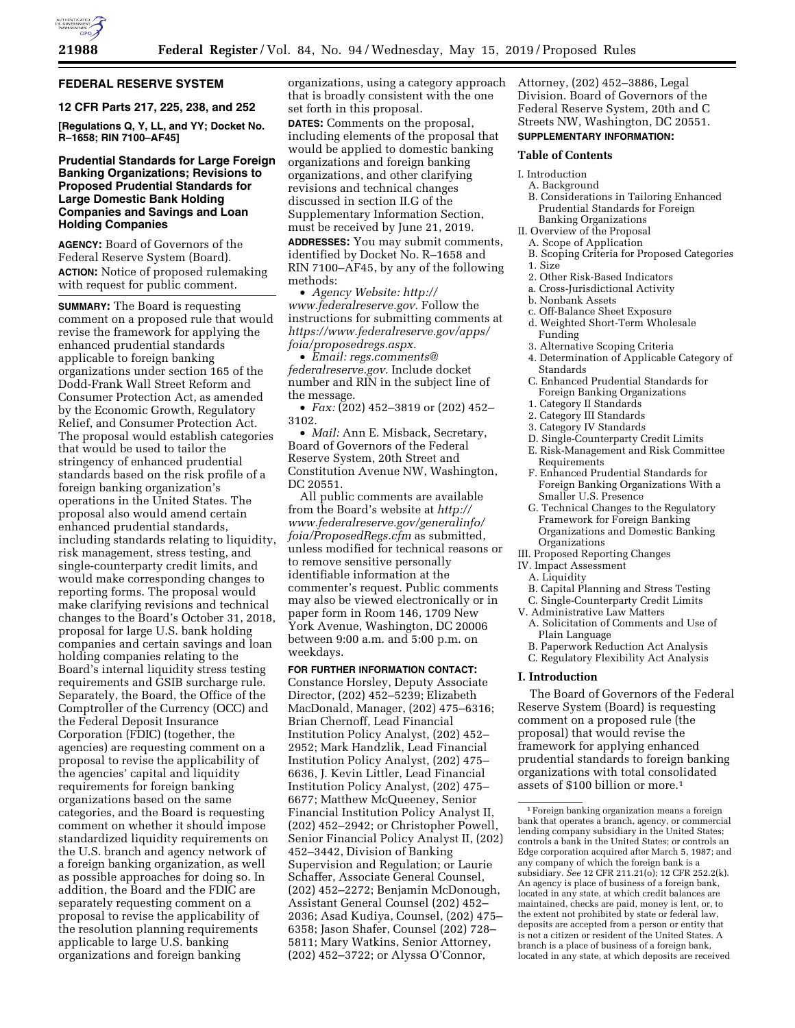## FEDERAL RESERVE SYSTEM

### 12 CFR Parts 217, 225, 238, and 252

**[Regulations Q, Y, LL, and YY; Docket No. R–1658; RIN 7100–AF45]**

### Prudential Standards for Large Foreign Banking Organizations; Revisions to Proposed Prudential Standards for Large Domestic Bank Holding Companies and Savings and Loan Holding Companies

**AGENCY:** Board of Governors of the Federal Reserve System (Board).

**ACTION:** Notice of proposed rulemaking with request for public comment.

**SUMMARY:** The Board is requesting comment on a proposed rule that would revise the framework for applying the enhanced prudential standards applicable to foreign banking organizations under section 165 of the Dodd-Frank Wall Street Reform and Consumer Protection Act, as amended by the Economic Growth, Regulatory Relief, and Consumer Protection Act. The proposal would establish categories that would be used to tailor the stringency of enhanced prudential standards based on the risk profile of a foreign banking organization's operations in the United States. The proposal also would amend certain enhanced prudential standards, including standards relating to liquidity, risk management, stress testing, and single-counterparty credit limits, and would make corresponding changes to reporting forms. The proposal would make clarifying revisions and technical changes to the Board's October 31, 2018, proposal for large U.S. bank holding companies and certain savings and loan holding companies relating to the Board's internal liquidity stress testing requirements and GSIB surcharge rule. Separately, the Board, the Office of the Comptroller of the Currency (OCC) and the Federal Deposit Insurance Corporation (FDIC) (together, the agencies) are requesting comment on a proposal to revise the applicability of the agencies' capital and liquidity requirements for foreign banking organizations based on the same categories, and the Board is requesting comment on whether it should impose standardized liquidity requirements on the U.S. branch and agency network of a foreign banking organization, as well as possible approaches for doing so. In addition, the Board and the FDIC are separately requesting comment on a proposal to revise the applicability of the resolution planning requirements applicable to large U.S. banking organizations and foreign banking organizations, using a category approach that is broadly consistent with the one set forth in this proposal.

**DATES:** Comments on the proposal, including elements of the proposal that would be applied to domestic banking organizations and foreign banking organizations, and other clarifying revisions and technical changes discussed in section II.G of the Supplementary Information Section, must be received by June 21, 2019.

**ADDRESSES:** You may submit comments, identified by Docket No. R–1658 and RIN 7100–AF45, by any of the following methods:

- *Agency Website: http://www.federalreserve.gov.* Follow the instructions for submitting comments at *https://www.federalreserve.gov/apps/foia/proposedregs.aspx.*
- *Email: regs.comments@federalreserve.gov.* Include docket number and RIN in the subject line of the message.
- *Fax:* (202) 452–3819 or (202) 452–3102.
- *Mail:* Ann E. Misback, Secretary, Board of Governors of the Federal Reserve System, 20th Street and Constitution Avenue NW, Washington, DC 20551.

All public comments are available from the Board's website at *http://www.federalreserve.gov/generalinfo/foia/ProposedRegs.cfm* as submitted, unless modified for technical reasons or to remove sensitive personally identifiable information at the commenter's request. Public comments may also be viewed electronically or in paper form in Room 146, 1709 New York Avenue, Washington, DC 20006 between 9:00 a.m. and 5:00 p.m. on weekdays.

**FOR FURTHER INFORMATION CONTACT:** Constance Horsley, Deputy Associate Director, (202) 452–5239; Elizabeth MacDonald, Manager, (202) 475–6316; Brian Chernoff, Lead Financial Institution Policy Analyst, (202) 452–2952; Mark Handzlik, Lead Financial Institution Policy Analyst, (202) 475–6636, J. Kevin Littler, Lead Financial Institution Policy Analyst, (202) 475–6677; Matthew McQueeney, Senior Financial Institution Policy Analyst II, (202) 452–2942; or Christopher Powell, Senior Financial Policy Analyst II, (202) 452–3442, Division of Banking Supervision and Regulation; or Laurie Schaffer, Associate General Counsel, (202) 452–2272; Benjamin McDonough, Assistant General Counsel (202) 452–2036; Asad Kudiya, Counsel, (202) 475–6358; Jason Shafer, Counsel (202) 728–5811; Mary Watkins, Senior Attorney, (202) 452–3722; or Alyssa O'Connor, Attorney, (202) 452–3886, Legal Division. Board of Governors of the Federal Reserve System, 20th and C Streets NW, Washington, DC 20551.

**SUPPLEMENTARY INFORMATION:**

**Table of Contents**

- I. Introduction
  - A. Background
  - B. Considerations in Tailoring Enhanced Prudential Standards for Foreign Banking Organizations
- II. Overview of the Proposal
  - A. Scope of Application
  - B. Scoping Criteria for Proposed Categories
  - 1. Size
  - 2. Other Risk-Based Indicators
  - a. Cross-Jurisdictional Activity
  - b. Nonbank Assets
  - c. Off-Balance Sheet Exposure
  - d. Weighted Short-Term Wholesale Funding
  - 3. Alternative Scoping Criteria
  - 4. Determination of Applicable Category of Standards
  - C. Enhanced Prudential Standards for Foreign Banking Organizations
  - 1. Category II Standards
  - 2. Category III Standards
  - 3. Category IV Standards
  - D. Single-Counterparty Credit Limits
  - E. Risk-Management and Risk Committee Requirements
  - F. Enhanced Prudential Standards for Foreign Banking Organizations With a Smaller U.S. Presence
  - G. Technical Changes to the Regulatory Framework for Foreign Banking Organizations and Domestic Banking Organizations
- III. Proposed Reporting Changes
- IV. Impact Assessment
  - A. Liquidity
  - B. Capital Planning and Stress Testing
  - C. Single-Counterparty Credit Limits
- V. Administrative Law Matters
  - A. Solicitation of Comments and Use of Plain Language
  - B. Paperwork Reduction Act Analysis
  - C. Regulatory Flexibility Act Analysis

### I. Introduction

The Board of Governors of the Federal Reserve System (Board) is requesting comment on a proposed rule (the proposal) that would revise the framework for applying enhanced prudential standards to foreign banking organizations with total consolidated assets of $100 billion or more.[1]

[1] Foreign banking organization means a foreign bank that operates a branch, agency, or commercial lending company subsidiary in the United States; controls a bank in the United States; or controls an Edge corporation acquired after March 5, 1987; and any company of which the foreign bank is a subsidiary. *See* 12 CFR 211.21(o); 12 CFR 252.2(k). An agency is place of business of a foreign bank, located in any state, at which credit balances are maintained, checks are paid, money is lent, or, to the extent not prohibited by state or federal law, deposits are accepted from a person or entity that is not a citizen or resident of the United States. A branch is a place of business of a foreign bank, located in any state, at which deposits are received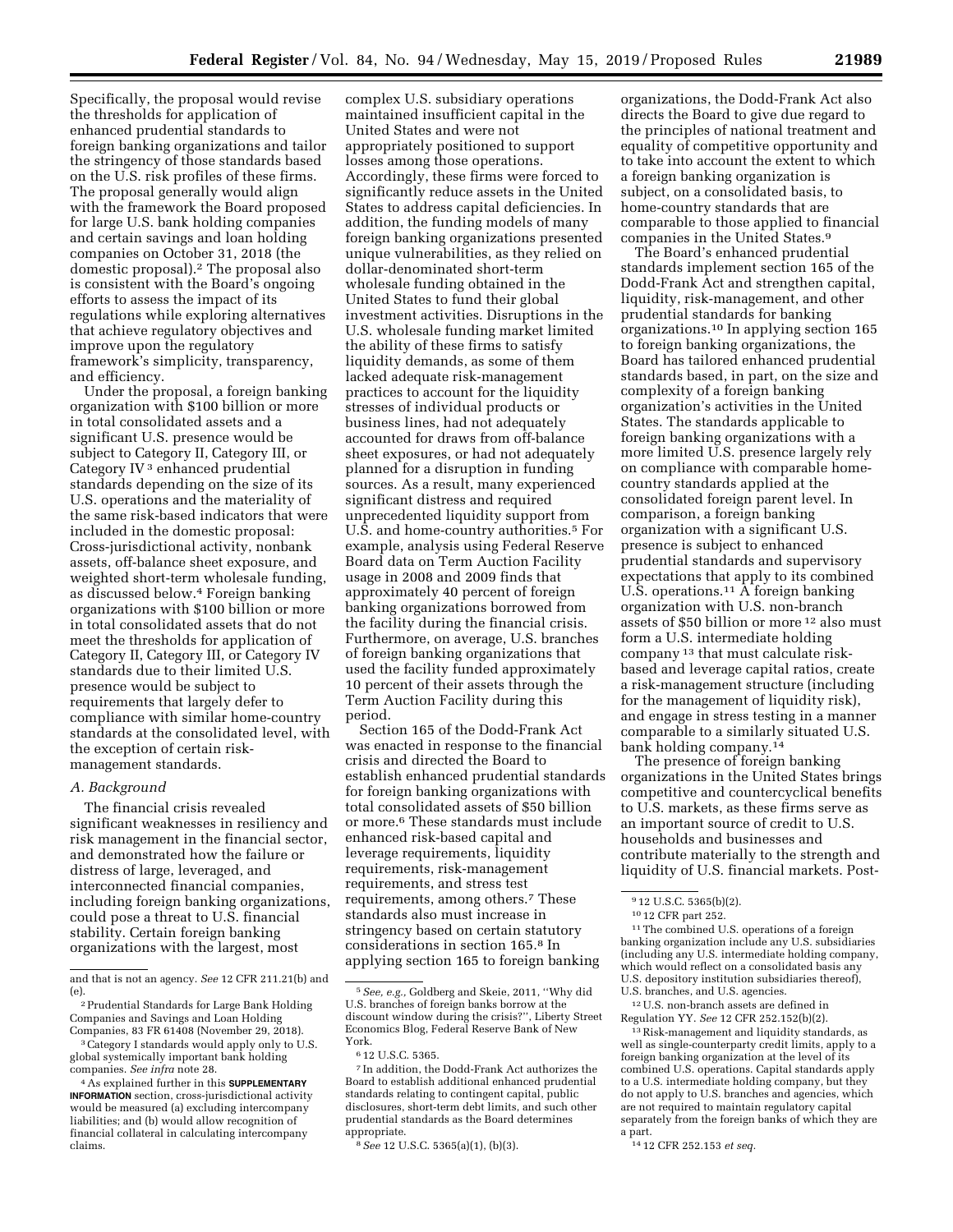Specifically, the proposal would revise the thresholds for application of enhanced prudential standards to foreign banking organizations and tailor the stringency of those standards based on the U.S. risk profiles of these firms. The proposal generally would align with the framework the Board proposed for large U.S. bank holding companies and certain savings and loan holding companies on October 31, 2018 (the domestic proposal).[2] The proposal also is consistent with the Board's ongoing efforts to assess the impact of its regulations while exploring alternatives that achieve regulatory objectives and improve upon the regulatory framework's simplicity, transparency, and efficiency.

Under the proposal, a foreign banking organization with \$100 billion or more in total consolidated assets and a significant U.S. presence would be subject to Category II, Category III, or Category IV[3] enhanced prudential standards depending on the size of its U.S. operations and the materiality of the same risk-based indicators that were included in the domestic proposal: Cross-jurisdictional activity, nonbank assets, off-balance sheet exposure, and weighted short-term wholesale funding, as discussed below.[4] Foreign banking organizations with \$100 billion or more in total consolidated assets that do not meet the thresholds for application of Category II, Category III, or Category IV standards due to their limited U.S. presence would be subject to requirements that largely defer to compliance with similar home-country standards at the consolidated level, with the exception of certain risk-management standards.

### A. Background

The financial crisis revealed significant weaknesses in resiliency and risk management in the financial sector, and demonstrated how the failure or distress of large, leveraged, and interconnected financial companies, including foreign banking organizations, could pose a threat to U.S. financial stability. Certain foreign banking organizations with the largest, most complex U.S. subsidiary operations maintained insufficient capital in the United States and were not appropriately positioned to support losses among those operations. Accordingly, these firms were forced to significantly reduce assets in the United States to address capital deficiencies. In addition, the funding models of many foreign banking organizations presented unique vulnerabilities, as they relied on dollar-denominated short-term wholesale funding obtained in the United States to fund their global investment activities. Disruptions in the U.S. wholesale funding market limited the ability of these firms to satisfy liquidity demands, as some of them lacked adequate risk-management practices to account for the liquidity stresses of individual products or business lines, had not adequately accounted for draws from off-balance sheet exposures, or had not adequately planned for a disruption in funding sources. As a result, many experienced significant distress and required unprecedented liquidity support from U.S. and home-country authorities.[5] For example, analysis using Federal Reserve Board data on Term Auction Facility usage in 2008 and 2009 finds that approximately 40 percent of foreign banking organizations borrowed from the facility during the financial crisis. Furthermore, on average, U.S. branches of foreign banking organizations that used the facility funded approximately 10 percent of their assets through the Term Auction Facility during this period.

Section 165 of the Dodd-Frank Act was enacted in response to the financial crisis and directed the Board to establish enhanced prudential standards for foreign banking organizations with total consolidated assets of \$50 billion or more.[6] These standards must include enhanced risk-based capital and leverage requirements, liquidity requirements, risk-management requirements, and stress test requirements, among others.[7] These standards also must increase in stringency based on certain statutory considerations in section 165.[8] In applying section 165 to foreign banking organizations, the Dodd-Frank Act also directs the Board to give due regard to the principles of national treatment and equality of competitive opportunity and to take into account the extent to which a foreign banking organization is subject, on a consolidated basis, to home-country standards that are comparable to those applied to financial companies in the United States.[9]

The Board's enhanced prudential standards implement section 165 of the Dodd-Frank Act and strengthen capital, liquidity, risk-management, and other prudential standards for banking organizations.[10] In applying section 165 to foreign banking organizations, the Board has tailored enhanced prudential standards based, in part, on the size and complexity of a foreign banking organization's activities in the United States. The standards applicable to foreign banking organizations with a more limited U.S. presence largely rely on compliance with comparable home-country standards applied at the consolidated foreign parent level. In comparison, a foreign banking organization with a significant U.S. presence is subject to enhanced prudential standards and supervisory expectations that apply to its combined U.S. operations.[11] A foreign banking organization with U.S. non-branch assets of \$50 billion or more[12] also must form a U.S. intermediate holding company[13] that must calculate risk-based and leverage capital ratios, create a risk-management structure (including for the management of liquidity risk), and engage in stress testing in a manner comparable to a similarly situated U.S. bank holding company.[14]

The presence of foreign banking organizations in the United States brings competitive and countercyclical benefits to U.S. markets, as these firms serve as an important source of credit to U.S. households and businesses and contribute materially to the strength and liquidity of U.S. financial markets. Post-

---

and that is not an agency. *See* 12 CFR 211.21(b) and (e).

[2] Prudential Standards for Large Bank Holding Companies and Savings and Loan Holding Companies, 83 FR 61408 (November 29, 2018).

[3] Category I standards would apply only to U.S. global systemically important bank holding companies. *See infra* note 28.

[4] As explained further in this **SUPPLEMENTARY INFORMATION** section, cross-jurisdictional activity would be measured (a) excluding intercompany liabilities; and (b) would allow recognition of financial collateral in calculating intercompany claims.

[5] *See, e.g.,* Goldberg and Skeie, 2011, ''Why did U.S. branches of foreign banks borrow at the discount window during the crisis?'', Liberty Street Economics Blog, Federal Reserve Bank of New York.

[6] 12 U.S.C. 5365.

[7] In addition, the Dodd-Frank Act authorizes the Board to establish additional enhanced prudential standards relating to contingent capital, public disclosures, short-term debt limits, and such other prudential standards as the Board determines appropriate.

[8] *See* 12 U.S.C. 5365(a)(1), (b)(3).

[9] 12 U.S.C. 5365(b)(2).

[10] 12 CFR part 252.

[11] The combined U.S. operations of a foreign banking organization include any U.S. subsidiaries (including any U.S. intermediate holding company, which would reflect on a consolidated basis any U.S. depository institution subsidiaries thereof), U.S. branches, and U.S. agencies.

[12] U.S. non-branch assets are defined in Regulation YY. *See* 12 CFR 252.152(b)(2).

[13] Risk-management and liquidity standards, as well as single-counterparty credit limits, apply to a foreign banking organization at the level of its combined U.S. operations. Capital standards apply to a U.S. intermediate holding company, but they do not apply to U.S. branches and agencies, which are not required to maintain regulatory capital separately from the foreign banks of which they are a part.

[14] 12 CFR 252.153 *et seq.*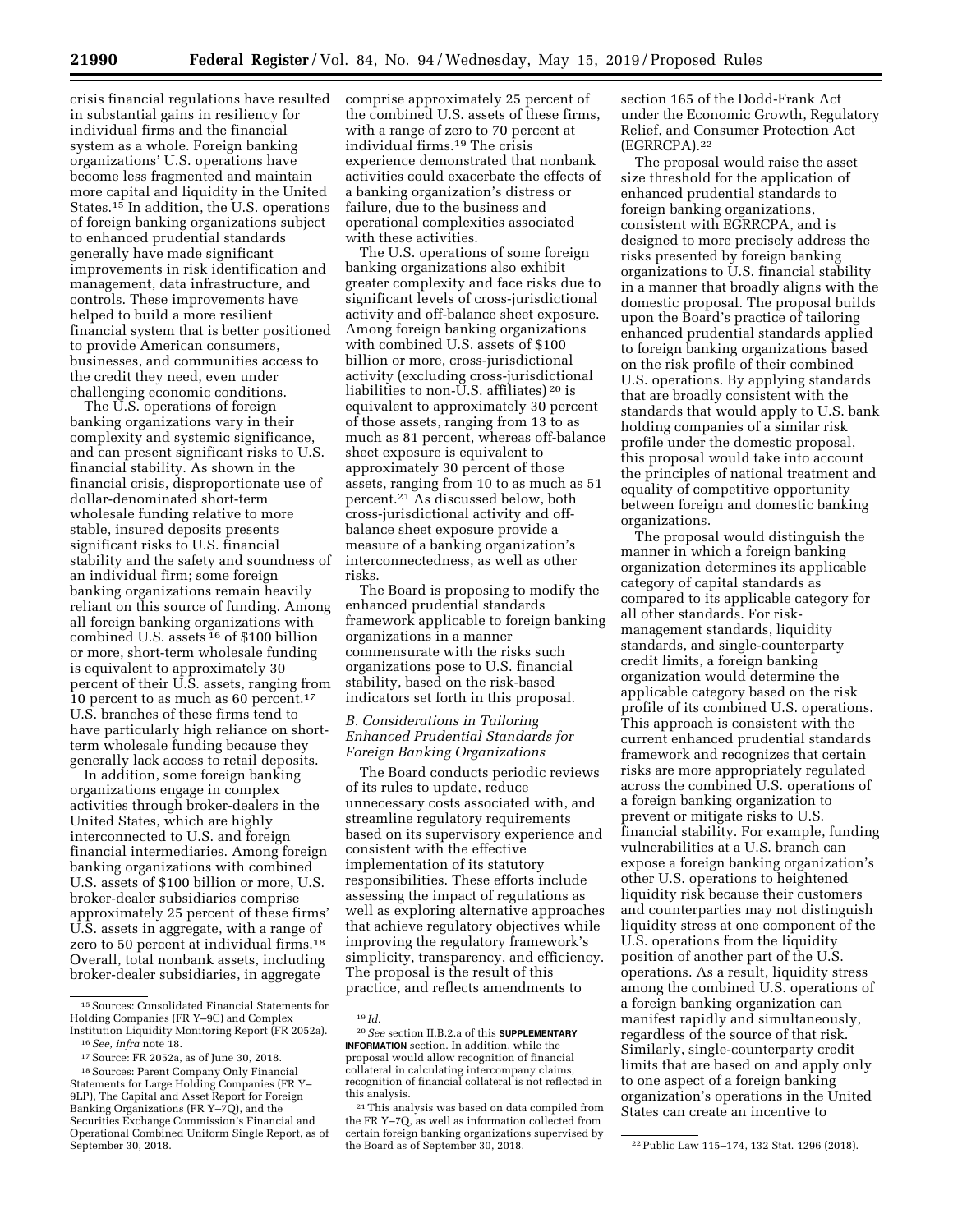crisis financial regulations have resulted in substantial gains in resiliency for individual firms and the financial system as a whole. Foreign banking organizations' U.S. operations have become less fragmented and maintain more capital and liquidity in the United States.[15] In addition, the U.S. operations of foreign banking organizations subject to enhanced prudential standards generally have made significant improvements in risk identification and management, data infrastructure, and controls. These improvements have helped to build a more resilient financial system that is better positioned to provide American consumers, businesses, and communities access to the credit they need, even under challenging economic conditions.

The U.S. operations of foreign banking organizations vary in their complexity and systemic significance, and can present significant risks to U.S. financial stability. As shown in the financial crisis, disproportionate use of dollar-denominated short-term wholesale funding relative to more stable, insured deposits presents significant risks to U.S. financial stability and the safety and soundness of an individual firm; some foreign banking organizations remain heavily reliant on this source of funding. Among all foreign banking organizations with combined U.S. assets[16] of $100 billion or more, short-term wholesale funding is equivalent to approximately 30 percent of their U.S. assets, ranging from 10 percent to as much as 60 percent.[17] U.S. branches of these firms tend to have particularly high reliance on short-term wholesale funding because they generally lack access to retail deposits.

In addition, some foreign banking organizations engage in complex activities through broker-dealers in the United States, which are highly interconnected to U.S. and foreign financial intermediaries. Among foreign banking organizations with combined U.S. assets of $100 billion or more, U.S. broker-dealer subsidiaries comprise approximately 25 percent of these firms' U.S. assets in aggregate, with a range of zero to 50 percent at individual firms.[18] Overall, total nonbank assets, including broker-dealer subsidiaries, in aggregate comprise approximately 25 percent of the combined U.S. assets of these firms, with a range of zero to 70 percent at individual firms.[19] The crisis experience demonstrated that nonbank activities could exacerbate the effects of a banking organization's distress or failure, due to the business and operational complexities associated with these activities.

The U.S. operations of some foreign banking organizations also exhibit greater complexity and face risks due to significant levels of cross-jurisdictional activity and off-balance sheet exposure. Among foreign banking organizations with combined U.S. assets of $100 billion or more, cross-jurisdictional activity (excluding cross-jurisdictional liabilities to non-U.S. affiliates)[20] is equivalent to approximately 30 percent of those assets, ranging from 13 to as much as 81 percent, whereas off-balance sheet exposure is equivalent to approximately 30 percent of those assets, ranging from 10 to as much as 51 percent.[21] As discussed below, both cross-jurisdictional activity and off-balance sheet exposure provide a measure of a banking organization's interconnectedness, as well as other risks.

The Board is proposing to modify the enhanced prudential standards framework applicable to foreign banking organizations in a manner commensurate with the risks such organizations pose to U.S. financial stability, based on the risk-based indicators set forth in this proposal.

### *B. Considerations in Tailoring Enhanced Prudential Standards for Foreign Banking Organizations*

The Board conducts periodic reviews of its rules to update, reduce unnecessary costs associated with, and streamline regulatory requirements based on its supervisory experience and consistent with the effective implementation of its statutory responsibilities. These efforts include assessing the impact of regulations as well as exploring alternative approaches that achieve regulatory objectives while improving the regulatory framework's simplicity, transparency, and efficiency. The proposal is the result of this practice, and reflects amendments to section 165 of the Dodd-Frank Act under the Economic Growth, Regulatory Relief, and Consumer Protection Act (EGRRCPA).[22]

The proposal would raise the asset size threshold for the application of enhanced prudential standards to foreign banking organizations, consistent with EGRRCPA, and is designed to more precisely address the risks presented by foreign banking organizations to U.S. financial stability in a manner that broadly aligns with the domestic proposal. The proposal builds upon the Board's practice of tailoring enhanced prudential standards applied to foreign banking organizations based on the risk profile of their combined U.S. operations. By applying standards that are broadly consistent with the standards that would apply to U.S. bank holding companies of a similar risk profile under the domestic proposal, this proposal would take into account the principles of national treatment and equality of competitive opportunity between foreign and domestic banking organizations.

The proposal would distinguish the manner in which a foreign banking organization determines its applicable category of capital standards as compared to its applicable category for all other standards. For risk-management standards, liquidity standards, and single-counterparty credit limits, a foreign banking organization would determine the applicable category based on the risk profile of its combined U.S. operations. This approach is consistent with the current enhanced prudential standards framework and recognizes that certain risks are more appropriately regulated across the combined U.S. operations of a foreign banking organization to prevent or mitigate risks to U.S. financial stability. For example, funding vulnerabilities at a U.S. branch can expose a foreign banking organization's other U.S. operations to heightened liquidity risk because their customers and counterparties may not distinguish liquidity stress at one component of the U.S. operations from the liquidity position of another part of the U.S. operations. As a result, liquidity stress among the combined U.S. operations of a foreign banking organization can manifest rapidly and simultaneously, regardless of the source of that risk. Similarly, single-counterparty credit limits that are based on and apply only to one aspect of a foreign banking organization's operations in the United States can create an incentive to

---

[15] Sources: Consolidated Financial Statements for Holding Companies (FR Y–9C) and Complex Institution Liquidity Monitoring Report (FR 2052a).

[16] *See, infra* note 18.

[17] Source: FR 2052a, as of June 30, 2018.

[18] Sources: Parent Company Only Financial Statements for Large Holding Companies (FR Y–9LP), The Capital and Asset Report for Foreign Banking Organizations (FR Y–7Q), and the Securities Exchange Commission's Financial and Operational Combined Uniform Single Report, as of September 30, 2018.

[19] *Id.*

[20] *See* section II.B.2.a of this **SUPPLEMENTARY INFORMATION** section. In addition, while the proposal would allow recognition of financial collateral in calculating intercompany claims, recognition of financial collateral is not reflected in this analysis.

[21] This analysis was based on data compiled from the FR Y–7Q, as well as information collected from certain foreign banking organizations supervised by the Board as of September 30, 2018.

[22] Public Law 115–174, 132 Stat. 1296 (2018).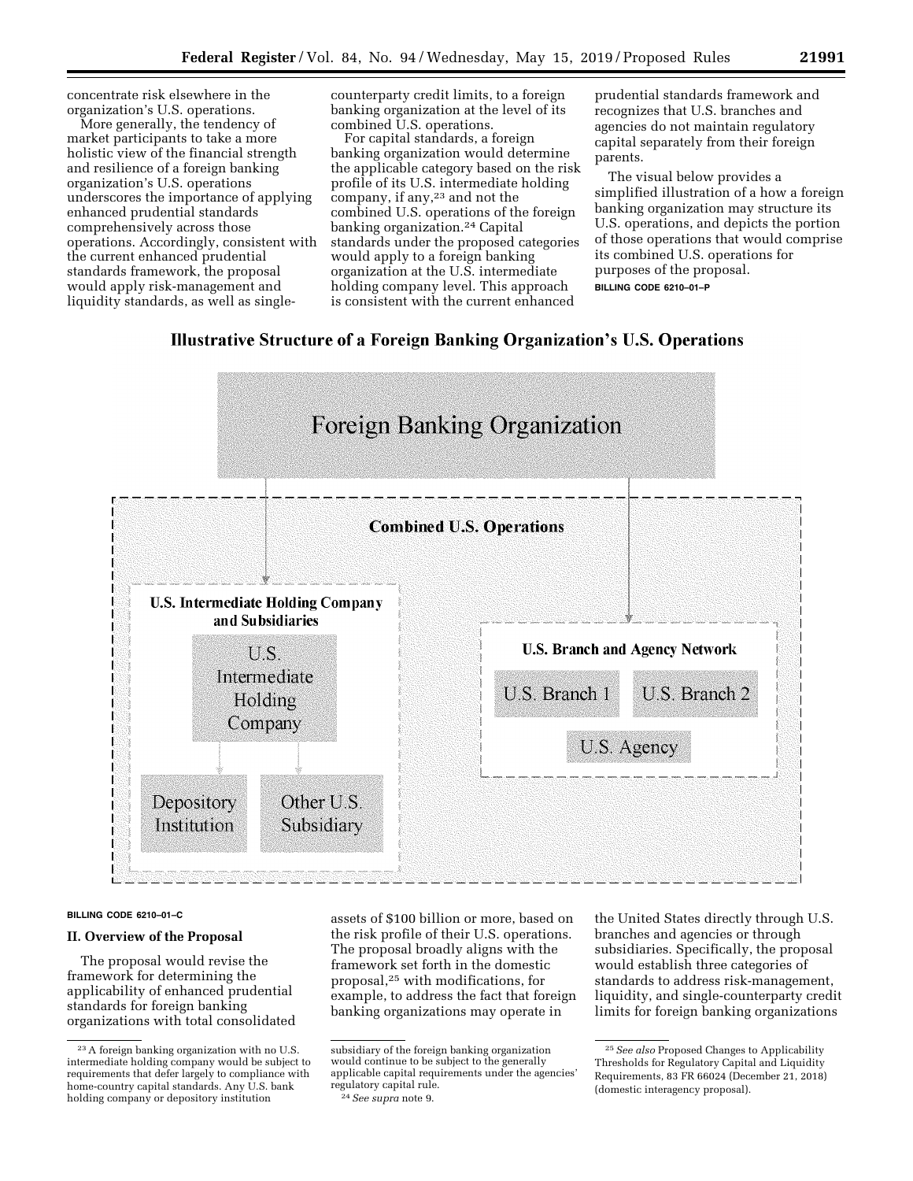concentrate risk elsewhere in the organization's U.S. operations.

More generally, the tendency of market participants to take a more holistic view of the financial strength and resilience of a foreign banking organization's U.S. operations underscores the importance of applying enhanced prudential standards comprehensively across those operations. Accordingly, consistent with the current enhanced prudential standards framework, the proposal would apply risk-management and liquidity standards, as well as single-counterparty credit limits, to a foreign banking organization at the level of its combined U.S. operations.

For capital standards, a foreign banking organization would determine the applicable category based on the risk profile of its U.S. intermediate holding company, if any,[23] and not the combined U.S. operations of the foreign banking organization.[24] Capital standards under the proposed categories would apply to a foreign banking organization at the U.S. intermediate holding company level. This approach is consistent with the current enhanced prudential standards framework and recognizes that U.S. branches and agencies do not maintain regulatory capital separately from their foreign parents.

The visual below provides a simplified illustration of a how a foreign banking organization may structure its U.S. operations, and depicts the portion of those operations that would comprise its combined U.S. operations for purposes of the proposal.

BILLING CODE 6210–01–P

**Illustrative Structure of a Foreign Banking Organization's U.S. Operations**

Foreign Banking Organization

Combined U.S. Operations

U.S. Intermediate Holding Company and Subsidiaries

U.S. Intermediate Holding Company

Depository Institution

Other U.S. Subsidiary

U.S. Branch and Agency Network

U.S. Branch 1

U.S. Branch 2

U.S. Agency

BILLING CODE 6210–01–C

## II. Overview of the Proposal

The proposal would revise the framework for determining the applicability of enhanced prudential standards for foreign banking organizations with total consolidated assets of $100 billion or more, based on the risk profile of their U.S. operations. The proposal broadly aligns with the framework set forth in the domestic proposal,[25] with modifications, for example, to address the fact that foreign banking organizations may operate in the United States directly through U.S. branches and agencies or through subsidiaries. Specifically, the proposal would establish three categories of standards to address risk-management, liquidity, and single-counterparty credit limits for foreign banking organizations

---

[23] A foreign banking organization with no U.S. intermediate holding company would be subject to requirements that defer largely to compliance with home-country capital standards. Any U.S. bank holding company or depository institution subsidiary of the foreign banking organization would continue to be subject to the generally applicable capital requirements under the agencies' regulatory capital rule.

[24] *See supra* note 9.

[25] *See also* Proposed Changes to Applicability Thresholds for Regulatory Capital and Liquidity Requirements, 83 FR 66024 (December 21, 2018) (domestic interagency proposal).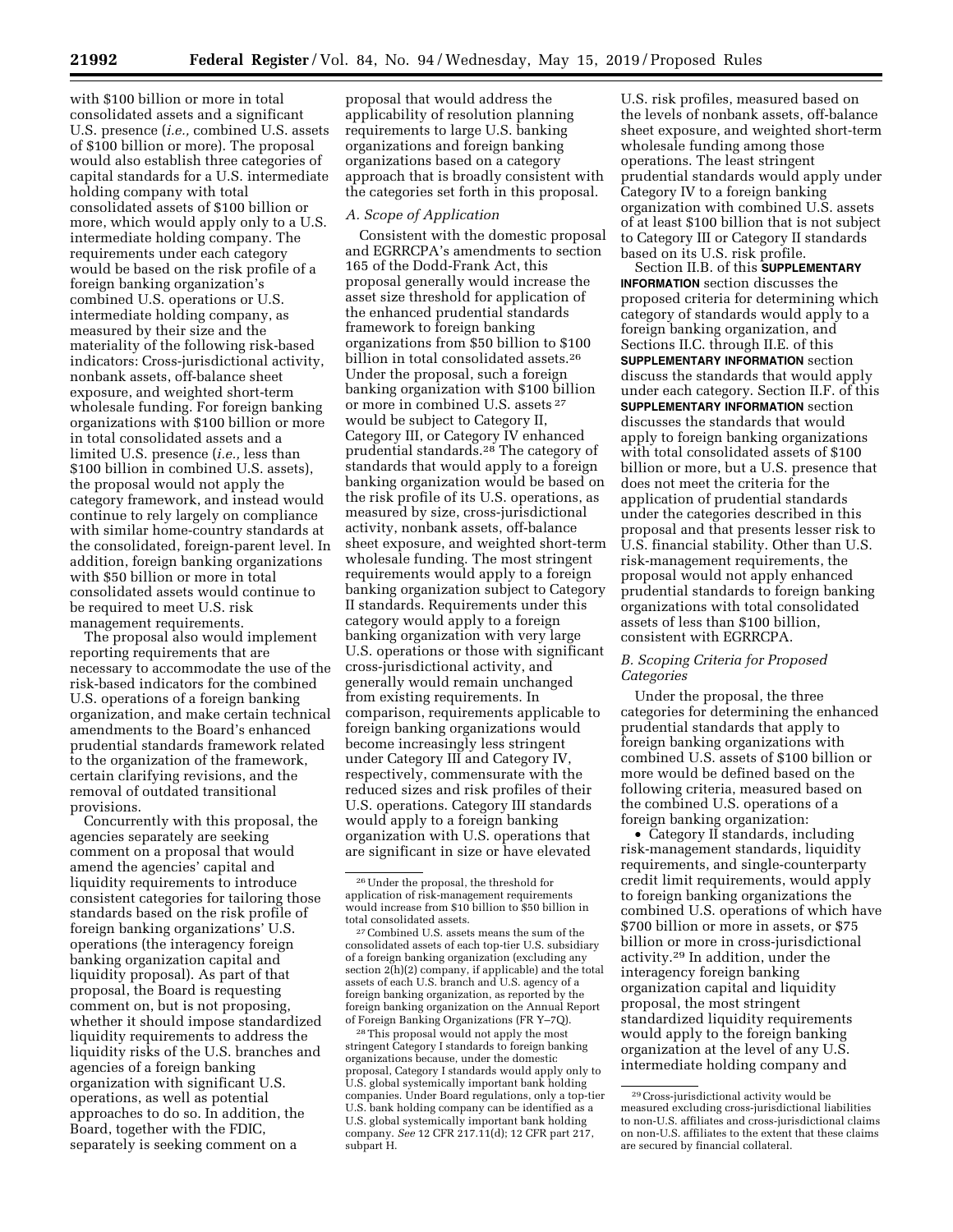with $100 billion or more in total consolidated assets and a significant U.S. presence (*i.e.,* combined U.S. assets of $100 billion or more). The proposal would also establish three categories of capital standards for a U.S. intermediate holding company with total consolidated assets of $100 billion or more, which would apply only to a U.S. intermediate holding company. The requirements under each category would be based on the risk profile of a foreign banking organization's combined U.S. operations or U.S. intermediate holding company, as measured by their size and the materiality of the following risk-based indicators: Cross-jurisdictional activity, nonbank assets, off-balance sheet exposure, and weighted short-term wholesale funding. For foreign banking organizations with $100 billion or more in total consolidated assets and a limited U.S. presence (*i.e.,* less than $100 billion in combined U.S. assets), the proposal would not apply the category framework, and instead would continue to rely largely on compliance with similar home-country standards at the consolidated, foreign-parent level. In addition, foreign banking organizations with $50 billion or more in total consolidated assets would continue to be required to meet U.S. risk management requirements.

The proposal also would implement reporting requirements that are necessary to accommodate the use of the risk-based indicators for the combined U.S. operations of a foreign banking organization, and make certain technical amendments to the Board's enhanced prudential standards framework related to the organization of the framework, certain clarifying revisions, and the removal of outdated transitional provisions.

Concurrently with this proposal, the agencies separately are seeking comment on a proposal that would amend the agencies' capital and liquidity requirements to introduce consistent categories for tailoring those standards based on the risk profile of foreign banking organizations' U.S. operations (the interagency foreign banking organization capital and liquidity proposal). As part of that proposal, the Board is requesting comment on, but is not proposing, whether it should impose standardized liquidity requirements to address the liquidity risks of the U.S. branches and agencies of a foreign banking organization with significant U.S. operations, as well as potential approaches to do so. In addition, the Board, together with the FDIC, separately is seeking comment on a proposal that would address the applicability of resolution planning requirements to large U.S. banking organizations and foreign banking organizations based on a category approach that is broadly consistent with the categories set forth in this proposal.

### A. Scope of Application

Consistent with the domestic proposal and EGRRCPA's amendments to section 165 of the Dodd-Frank Act, this proposal generally would increase the asset size threshold for application of the enhanced prudential standards framework to foreign banking organizations from $50 billion to $100 billion in total consolidated assets.[26] Under the proposal, such a foreign banking organization with $100 billion or more in combined U.S. assets[27] would be subject to Category II, Category III, or Category IV enhanced prudential standards.[28] The category of standards that would apply to a foreign banking organization would be based on the risk profile of its U.S. operations, as measured by size, cross-jurisdictional activity, nonbank assets, off-balance sheet exposure, and weighted short-term wholesale funding. The most stringent requirements would apply to a foreign banking organization subject to Category II standards. Requirements under this category would apply to a foreign banking organization with very large U.S. operations or those with significant cross-jurisdictional activity, and generally would remain unchanged from existing requirements. In comparison, requirements applicable to foreign banking organizations would become increasingly less stringent under Category III and Category IV, respectively, commensurate with the reduced sizes and risk profiles of their U.S. operations. Category III standards would apply to a foreign banking organization with U.S. operations that are significant in size or have elevated U.S. risk profiles, measured based on the levels of nonbank assets, off-balance sheet exposure, and weighted short-term wholesale funding among those operations. The least stringent prudential standards would apply under Category IV to a foreign banking organization with combined U.S. assets of at least $100 billion that is not subject to Category III or Category II standards based on its U.S. risk profile.

Section II.B. of this **SUPPLEMENTARY INFORMATION** section discusses the proposed criteria for determining which category of standards would apply to a foreign banking organization, and Sections II.C. through II.E. of this **SUPPLEMENTARY INFORMATION** section discuss the standards that would apply under each category. Section II.F. of this **SUPPLEMENTARY INFORMATION** section discusses the standards that would apply to foreign banking organizations with total consolidated assets of $100 billion or more, but a U.S. presence that does not meet the criteria for the application of prudential standards under the categories described in this proposal and that presents lesser risk to U.S. financial stability. Other than U.S. risk-management requirements, the proposal would not apply enhanced prudential standards to foreign banking organizations with total consolidated assets of less than $100 billion, consistent with EGRRCPA.

### B. Scoping Criteria for Proposed Categories

Under the proposal, the three categories for determining the enhanced prudential standards that apply to foreign banking organizations with combined U.S. assets of $100 billion or more would be defined based on the following criteria, measured based on the combined U.S. operations of a foreign banking organization:

- Category II standards, including risk-management standards, liquidity requirements, and single-counterparty credit limit requirements, would apply to foreign banking organizations the combined U.S. operations of which have $700 billion or more in assets, or $75 billion or more in cross-jurisdictional activity.[29] In addition, under the interagency foreign banking organization capital and liquidity proposal, the most stringent standardized liquidity requirements would apply to the foreign banking organization at the level of any U.S. intermediate holding company and

---

[26] Under the proposal, the threshold for application of risk-management requirements would increase from $10 billion to $50 billion in total consolidated assets.

[27] Combined U.S. assets means the sum of the consolidated assets of each top-tier U.S. subsidiary of a foreign banking organization (excluding any section 2(h)(2) company, if applicable) and the total assets of each U.S. branch and U.S. agency of a foreign banking organization, as reported by the foreign banking organization on the Annual Report of Foreign Banking Organizations (FR Y–7Q).

[28] This proposal would not apply the most stringent Category I standards to foreign banking organizations because, under the domestic proposal, Category I standards would apply only to U.S. global systemically important bank holding companies. Under Board regulations, only a top-tier U.S. bank holding company can be identified as a U.S. global systemically important bank holding company. *See* 12 CFR 217.11(d); 12 CFR part 217, subpart H.

[29] Cross-jurisdictional activity would be measured excluding cross-jurisdictional liabilities to non-U.S. affiliates and cross-jurisdictional claims on non-U.S. affiliates to the extent that these claims are secured by financial collateral.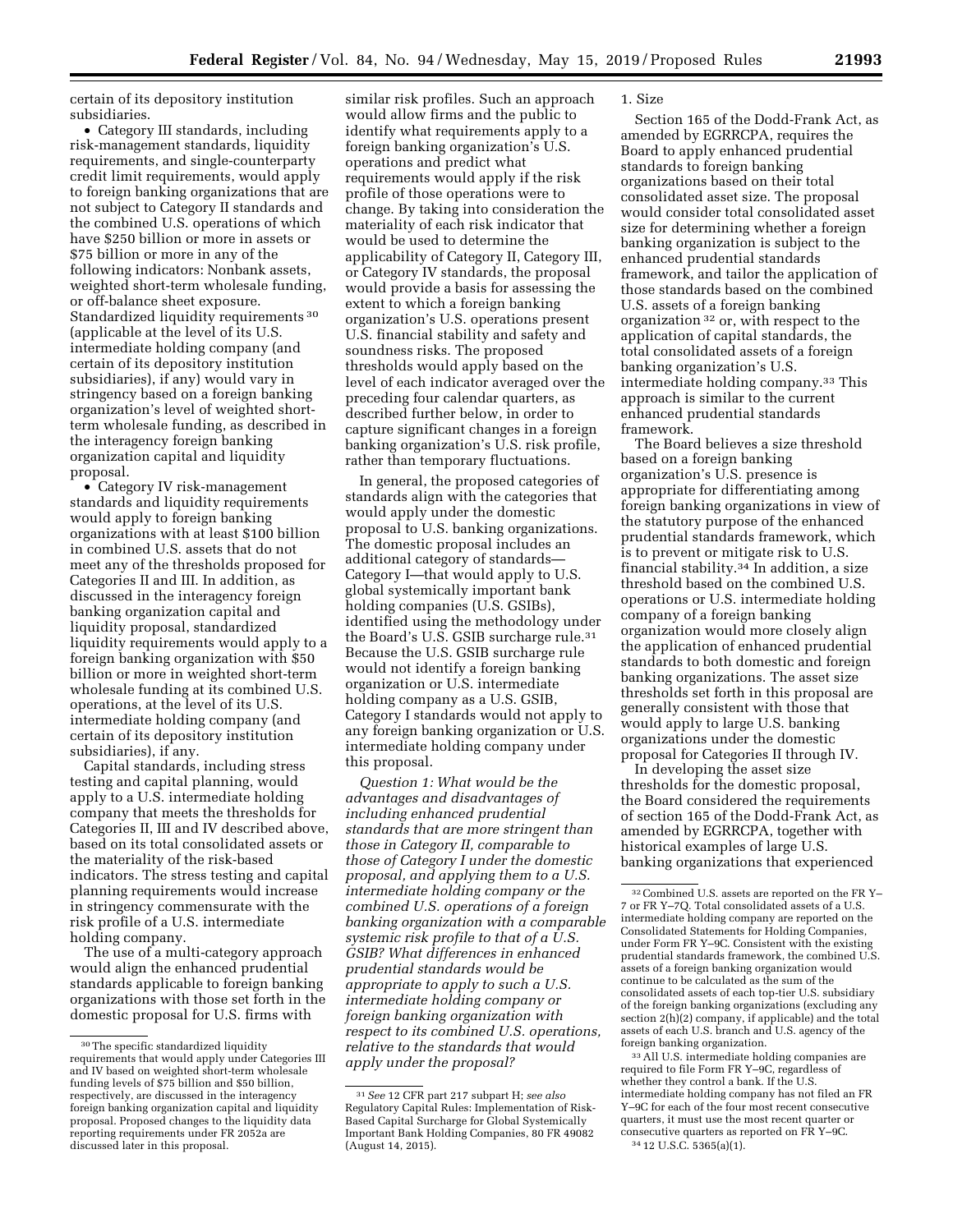certain of its depository institution subsidiaries.

- Category III standards, including risk-management standards, liquidity requirements, and single-counterparty credit limit requirements, would apply to foreign banking organizations that are not subject to Category II standards and the combined U.S. operations of which have $250 billion or more in assets or $75 billion or more in any of the following indicators: Nonbank assets, weighted short-term wholesale funding, or off-balance sheet exposure. Standardized liquidity requirements [30] (applicable at the level of its U.S. intermediate holding company (and certain of its depository institution subsidiaries), if any) would vary in stringency based on a foreign banking organization's level of weighted short-term wholesale funding, as described in the interagency foreign banking organization capital and liquidity proposal.
- Category IV risk-management standards and liquidity requirements would apply to foreign banking organizations with at least $100 billion in combined U.S. assets that do not meet any of the thresholds proposed for Categories II and III. In addition, as discussed in the interagency foreign banking organization capital and liquidity proposal, standardized liquidity requirements would apply to a foreign banking organization with $50 billion or more in weighted short-term wholesale funding at its combined U.S. operations, at the level of its U.S. intermediate holding company (and certain of its depository institution subsidiaries), if any.

Capital standards, including stress testing and capital planning, would apply to a U.S. intermediate holding company that meets the thresholds for Categories II, III and IV described above, based on its total consolidated assets or the materiality of the risk-based indicators. The stress testing and capital planning requirements would increase in stringency commensurate with the risk profile of a U.S. intermediate holding company.

The use of a multi-category approach would align the enhanced prudential standards applicable to foreign banking organizations with those set forth in the domestic proposal for U.S. firms with similar risk profiles. Such an approach would allow firms and the public to identify what requirements apply to a foreign banking organization's U.S. operations and predict what requirements would apply if the risk profile of those operations were to change. By taking into consideration the materiality of each risk indicator that would be used to determine the applicability of Category II, Category III, or Category IV standards, the proposal would provide a basis for assessing the extent to which a foreign banking organization's U.S. operations present U.S. financial stability and safety and soundness risks. The proposed thresholds would apply based on the level of each indicator averaged over the preceding four calendar quarters, as described further below, in order to capture significant changes in a foreign banking organization's U.S. risk profile, rather than temporary fluctuations.

In general, the proposed categories of standards align with the categories that would apply under the domestic proposal to U.S. banking organizations. The domestic proposal includes an additional category of standards—Category I—that would apply to U.S. global systemically important bank holding companies (U.S. GSIBs), identified using the methodology under the Board's U.S. GSIB surcharge rule.[31] Because the U.S. GSIB surcharge rule would not identify a foreign banking organization or U.S. intermediate holding company as a U.S. GSIB, Category I standards would not apply to any foreign banking organization or U.S. intermediate holding company under this proposal.

*Question 1: What would be the advantages and disadvantages of including enhanced prudential standards that are more stringent than those in Category II, comparable to those of Category I under the domestic proposal, and applying them to a U.S. intermediate holding company or the combined U.S. operations of a foreign banking organization with a comparable systemic risk profile to that of a U.S. GSIB? What differences in enhanced prudential standards would be appropriate to apply to such a U.S. intermediate holding company or foreign banking organization with respect to its combined U.S. operations, relative to the standards that would apply under the proposal?*

1. Size

Section 165 of the Dodd-Frank Act, as amended by EGRRCPA, requires the Board to apply enhanced prudential standards to foreign banking organizations based on their total consolidated asset size. The proposal would consider total consolidated asset size for determining whether a foreign banking organization is subject to the enhanced prudential standards framework, and tailor the application of those standards based on the combined U.S. assets of a foreign banking organization [32] or, with respect to the application of capital standards, the total consolidated assets of a foreign banking organization's U.S. intermediate holding company.[33] This approach is similar to the current enhanced prudential standards framework.

The Board believes a size threshold based on a foreign banking organization's U.S. presence is appropriate for differentiating among foreign banking organizations in view of the statutory purpose of the enhanced prudential standards framework, which is to prevent or mitigate risk to U.S. financial stability.[34] In addition, a size threshold based on the combined U.S. operations or U.S. intermediate holding company of a foreign banking organization would more closely align the application of enhanced prudential standards to both domestic and foreign banking organizations. The asset size thresholds set forth in this proposal are generally consistent with those that would apply to large U.S. banking organizations under the domestic proposal for Categories II through IV.

In developing the asset size thresholds for the domestic proposal, the Board considered the requirements of section 165 of the Dodd-Frank Act, as amended by EGRRCPA, together with historical examples of large U.S. banking organizations that experienced

---

[30] The specific standardized liquidity requirements that would apply under Categories III and IV based on weighted short-term wholesale funding levels of $75 billion and $50 billion, respectively, are discussed in the interagency foreign banking organization capital and liquidity proposal. Proposed changes to the liquidity data reporting requirements under FR 2052a are discussed later in this proposal.

[31] *See* 12 CFR part 217 subpart H; *see also* Regulatory Capital Rules: Implementation of Risk-Based Capital Surcharge for Global Systemically Important Bank Holding Companies, 80 FR 49082 (August 14, 2015).

[32] Combined U.S. assets are reported on the FR Y–7 or FR Y–7Q. Total consolidated assets of a U.S. intermediate holding company are reported on the Consolidated Statements for Holding Companies, under Form FR Y–9C. Consistent with the existing prudential standards framework, the combined U.S. assets of a foreign banking organization would continue to be calculated as the sum of the consolidated assets of each top-tier U.S. subsidiary of the foreign banking organizations (excluding any section 2(h)(2) company, if applicable) and the total assets of each U.S. branch and U.S. agency of the foreign banking organization.

[33] All U.S. intermediate holding companies are required to file Form FR Y–9C, regardless of whether they control a bank. If the U.S. intermediate holding company has not filed an FR Y–9C for each of the four most recent consecutive quarters, it must use the most recent quarter or consecutive quarters as reported on FR Y–9C.

[34] 12 U.S.C. 5365(a)(1).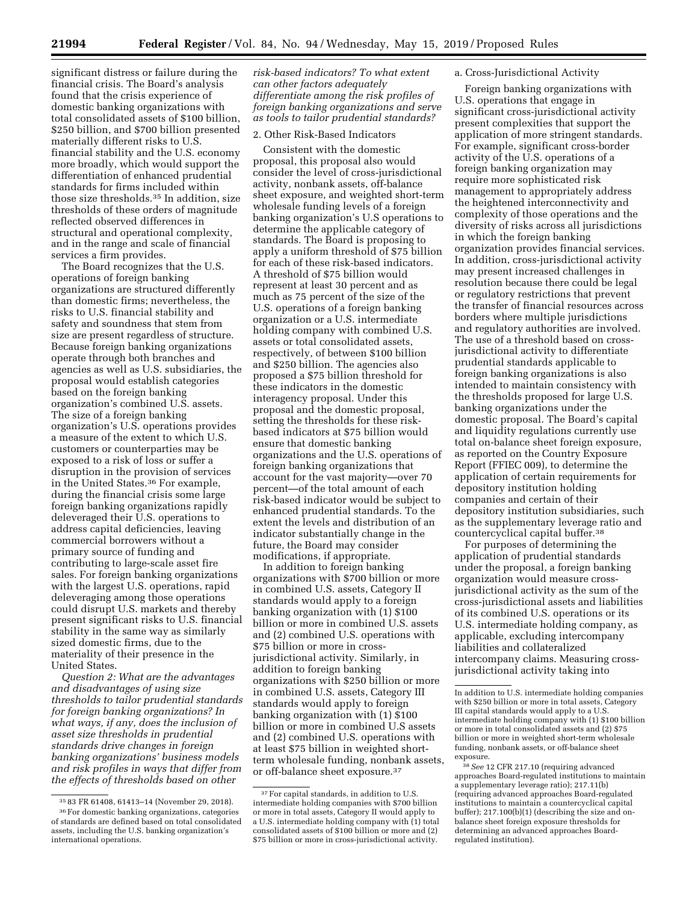significant distress or failure during the financial crisis. The Board's analysis found that the crisis experience of domestic banking organizations with total consolidated assets of $100 billion, $250 billion, and $700 billion presented materially different risks to U.S. financial stability and the U.S. economy more broadly, which would support the differentiation of enhanced prudential standards for firms included within those size thresholds.[35] In addition, size thresholds of these orders of magnitude reflected observed differences in structural and operational complexity, and in the range and scale of financial services a firm provides.

The Board recognizes that the U.S. operations of foreign banking organizations are structured differently than domestic firms; nevertheless, the risks to U.S. financial stability and safety and soundness that stem from size are present regardless of structure. Because foreign banking organizations operate through both branches and agencies as well as U.S. subsidiaries, the proposal would establish categories based on the foreign banking organization's combined U.S. assets. The size of a foreign banking organization's U.S. operations provides a measure of the extent to which U.S. customers or counterparties may be exposed to a risk of loss or suffer a disruption in the provision of services in the United States.[36] For example, during the financial crisis some large foreign banking organizations rapidly deleveraged their U.S. operations to address capital deficiencies, leaving commercial borrowers without a primary source of funding and contributing to large-scale asset fire sales. For foreign banking organizations with the largest U.S. operations, rapid deleveraging among those operations could disrupt U.S. markets and thereby present significant risks to U.S. financial stability in the same way as similarly sized domestic firms, due to the materiality of their presence in the United States.

*Question 2: What are the advantages and disadvantages of using size thresholds to tailor prudential standards for foreign banking organizations? In what ways, if any, does the inclusion of asset size thresholds in prudential standards drive changes in foreign banking organizations' business models and risk profiles in ways that differ from the effects of thresholds based on other risk-based indicators? To what extent can other factors adequately differentiate among the risk profiles of foreign banking organizations and serve as tools to tailor prudential standards?*

2. Other Risk-Based Indicators

Consistent with the domestic proposal, this proposal also would consider the level of cross-jurisdictional activity, nonbank assets, off-balance sheet exposure, and weighted short-term wholesale funding levels of a foreign banking organization's U.S operations to determine the applicable category of standards. The Board is proposing to apply a uniform threshold of $75 billion for each of these risk-based indicators. A threshold of $75 billion would represent at least 30 percent and as much as 75 percent of the size of the U.S. operations of a foreign banking organization or a U.S. intermediate holding company with combined U.S. assets or total consolidated assets, respectively, of between $100 billion and $250 billion. The agencies also proposed a $75 billion threshold for these indicators in the domestic interagency proposal. Under this proposal and the domestic proposal, setting the thresholds for these risk-based indicators at $75 billion would ensure that domestic banking organizations and the U.S. operations of foreign banking organizations that account for the vast majority—over 70 percent—of the total amount of each risk-based indicator would be subject to enhanced prudential standards. To the extent the levels and distribution of an indicator substantially change in the future, the Board may consider modifications, if appropriate.

In addition to foreign banking organizations with $700 billion or more in combined U.S. assets, Category II standards would apply to a foreign banking organization with (1) $100 billion or more in combined U.S. assets and (2) combined U.S. operations with $75 billion or more in cross-jurisdictional activity. Similarly, in addition to foreign banking organizations with $250 billion or more in combined U.S. assets, Category III standards would apply to foreign banking organization with (1) $100 billion or more in combined U.S assets and (2) combined U.S. operations with at least $75 billion in weighted short-term wholesale funding, nonbank assets, or off-balance sheet exposure.[37]

a. Cross-Jurisdictional Activity

Foreign banking organizations with U.S. operations that engage in significant cross-jurisdictional activity present complexities that support the application of more stringent standards. For example, significant cross-border activity of the U.S. operations of a foreign banking organization may require more sophisticated risk management to appropriately address the heightened interconnectivity and complexity of those operations and the diversity of risks across all jurisdictions in which the foreign banking organization provides financial services. In addition, cross-jurisdictional activity may present increased challenges in resolution because there could be legal or regulatory restrictions that prevent the transfer of financial resources across borders where multiple jurisdictions and regulatory authorities are involved. The use of a threshold based on cross-jurisdictional activity to differentiate prudential standards applicable to foreign banking organizations is also intended to maintain consistency with the thresholds proposed for large U.S. banking organizations under the domestic proposal. The Board's capital and liquidity regulations currently use total on-balance sheet foreign exposure, as reported on the Country Exposure Report (FFIEC 009), to determine the application of certain requirements for depository institution holding companies and certain of their depository institution subsidiaries, such as the supplementary leverage ratio and countercyclical capital buffer.[38]

For purposes of determining the application of prudential standards under the proposal, a foreign banking organization would measure cross-jurisdictional activity as the sum of the cross-jurisdictional assets and liabilities of its combined U.S. operations or its U.S. intermediate holding company, as applicable, excluding intercompany liabilities and collateralized intercompany claims. Measuring cross-jurisdictional activity taking into

---

[35] 83 FR 61408, 61413–14 (November 29, 2018).

[36] For domestic banking organizations, categories of standards are defined based on total consolidated assets, including the U.S. banking organization's international operations.

[37] For capital standards, in addition to U.S. intermediate holding companies with $700 billion or more in total assets, Category II would apply to a U.S. intermediate holding company with (1) total consolidated assets of $100 billion or more and (2) $75 billion or more in cross-jurisdictional activity. In addition to U.S. intermediate holding companies with $250 billion or more in total assets, Category III capital standards would apply to a U.S. intermediate holding company with (1) $100 billion or more in total consolidated assets and (2) $75 billion or more in weighted short-term wholesale funding, nonbank assets, or off-balance sheet exposure.

[38] *See* 12 CFR 217.10 (requiring advanced approaches Board-regulated institutions to maintain a supplementary leverage ratio); 217.11(b) (requiring advanced approaches Board-regulated institutions to maintain a countercyclical capital buffer); 217.100(b)(1) (describing the size and on-balance sheet foreign exposure thresholds for determining an advanced approaches Board-regulated institution).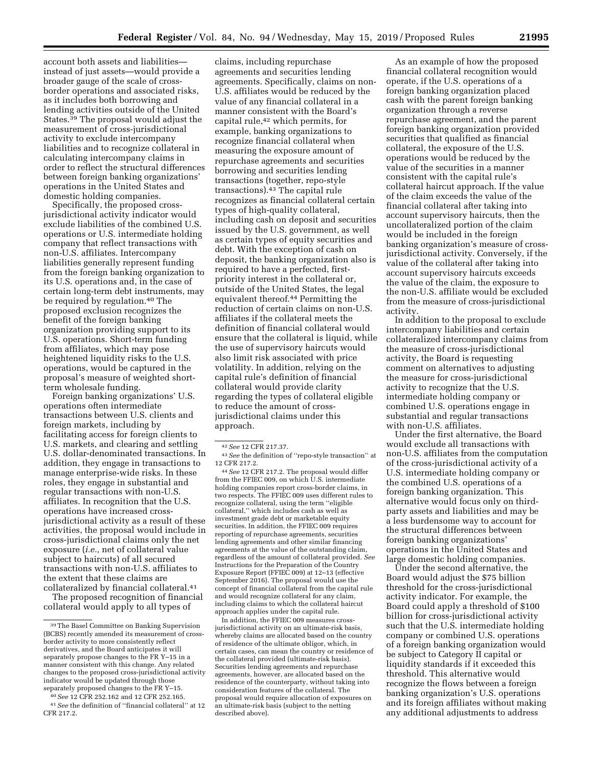account both assets and liabilities—instead of just assets—would provide a broader gauge of the scale of cross-border operations and associated risks, as it includes both borrowing and lending activities outside of the United States.[39] The proposal would adjust the measurement of cross-jurisdictional activity to exclude intercompany liabilities and to recognize collateral in calculating intercompany claims in order to reflect the structural differences between foreign banking organizations' operations in the United States and domestic holding companies.

Specifically, the proposed cross-jurisdictional activity indicator would exclude liabilities of the combined U.S. operations or U.S. intermediate holding company that reflect transactions with non-U.S. affiliates. Intercompany liabilities generally represent funding from the foreign banking organization to its U.S. operations and, in the case of certain long-term debt instruments, may be required by regulation.[40] The proposed exclusion recognizes the benefit of the foreign banking organization providing support to its U.S. operations. Short-term funding from affiliates, which may pose heightened liquidity risks to the U.S. operations, would be captured in the proposal's measure of weighted short-term wholesale funding.

Foreign banking organizations' U.S. operations often intermediate transactions between U.S. clients and foreign markets, including by facilitating access for foreign clients to U.S. markets, and clearing and settling U.S. dollar-denominated transactions. In addition, they engage in transactions to manage enterprise-wide risks. In these roles, they engage in substantial and regular transactions with non-U.S. affiliates. In recognition that the U.S. operations have increased cross-jurisdictional activity as a result of these activities, the proposal would include in cross-jurisdictional claims only the net exposure (*i.e.,* net of collateral value subject to haircuts) of all secured transactions with non-U.S. affiliates to the extent that these claims are collateralized by financial collateral.[41]

The proposed recognition of financial collateral would apply to all types of claims, including repurchase agreements and securities lending agreements. Specifically, claims on non-U.S. affiliates would be reduced by the value of any financial collateral in a manner consistent with the Board's capital rule,[42] which permits, for example, banking organizations to recognize financial collateral when measuring the exposure amount of repurchase agreements and securities borrowing and securities lending transactions (together, repo-style transactions).[43] The capital rule recognizes as financial collateral certain types of high-quality collateral, including cash on deposit and securities issued by the U.S. government, as well as certain types of equity securities and debt. With the exception of cash on deposit, the banking organization also is required to have a perfected, first-priority interest in the collateral or, outside of the United States, the legal equivalent thereof.[44] Permitting the reduction of certain claims on non-U.S. affiliates if the collateral meets the definition of financial collateral would ensure that the collateral is liquid, while the use of supervisory haircuts would also limit risk associated with price volatility. In addition, relying on the capital rule's definition of financial collateral would provide clarity regarding the types of collateral eligible to reduce the amount of cross-jurisdictional claims under this approach.

As an example of how the proposed financial collateral recognition would operate, if the U.S. operations of a foreign banking organization placed cash with the parent foreign banking organization through a reverse repurchase agreement, and the parent foreign banking organization provided securities that qualified as financial collateral, the exposure of the U.S. operations would be reduced by the value of the securities in a manner consistent with the capital rule's collateral haircut approach. If the value of the claim exceeds the value of the financial collateral after taking into account supervisory haircuts, then the uncollateralized portion of the claim would be included in the foreign banking organization's measure of cross-jurisdictional activity. Conversely, if the value of the collateral after taking into account supervisory haircuts exceeds the value of the claim, the exposure to the non-U.S. affiliate would be excluded from the measure of cross-jurisdictional activity.

In addition to the proposal to exclude intercompany liabilities and certain collateralized intercompany claims from the measure of cross-jurisdictional activity, the Board is requesting comment on alternatives to adjusting the measure for cross-jurisdictional activity to recognize that the U.S. intermediate holding company or combined U.S. operations engage in substantial and regular transactions with non-U.S. affiliates.

Under the first alternative, the Board would exclude all transactions with non-U.S. affiliates from the computation of the cross-jurisdictional activity of a U.S. intermediate holding company or the combined U.S. operations of a foreign banking organization. This alternative would focus only on third-party assets and liabilities and may be a less burdensome way to account for the structural differences between foreign banking organizations' operations in the United States and large domestic holding companies.

Under the second alternative, the Board would adjust the $75 billion threshold for the cross-jurisdictional activity indicator. For example, the Board could apply a threshold of $100 billion for cross-jurisdictional activity such that the U.S. intermediate holding company or combined U.S. operations of a foreign banking organization would be subject to Category II capital or liquidity standards if it exceeded this threshold. This alternative would recognize the flows between a foreign banking organization's U.S. operations and its foreign affiliates without making any additional adjustments to address

---

[39] The Basel Committee on Banking Supervision (BCBS) recently amended its measurement of cross-border activity to more consistently reflect derivatives, and the Board anticipates it will separately propose changes to the FR Y–15 in a manner consistent with this change. Any related changes to the proposed cross-jurisdictional activity indicator would be updated through those separately proposed changes to the FR Y–15.

[40] *See* 12 CFR 252.162 and 12 CFR 252.165.

[41] *See* the definition of "financial collateral" at 12 CFR 217.2.

[42] *See* 12 CFR 217.37.

[43] *See* the definition of "repo-style transaction" at 12 CFR 217.2.

[44] *See* 12 CFR 217.2. The proposal would differ from the FFIEC 009, on which U.S. intermediate holding companies report cross-border claims, in two respects. The FFIEC 009 uses different rules to recognize collateral, using the term "eligible collateral," which includes cash as well as investment grade debt or marketable equity securities. In addition, the FFIEC 009 requires reporting of repurchase agreements, securities lending agreements and other similar financing agreements at the value of the outstanding claim, regardless of the amount of collateral provided. *See* Instructions for the Preparation of the Country Exposure Report (FFIEC 009) at 12–13 (effective September 2016). The proposal would use the concept of financial collateral from the capital rule and would recognize collateral for any claim, including claims to which the collateral haircut approach applies under the capital rule.

In addition, the FFIEC 009 measures cross-jurisdictional activity on an ultimate-risk basis, whereby claims are allocated based on the country of residence of the ultimate obligor, which, in certain cases, can mean the country or residence of the collateral provided (ultimate-risk basis). Securities lending agreements and repurchase agreements, however, are allocated based on the residence of the counterparty, without taking into consideration features of the collateral. The proposal would require allocation of exposures on an ultimate-risk basis (subject to the netting described above).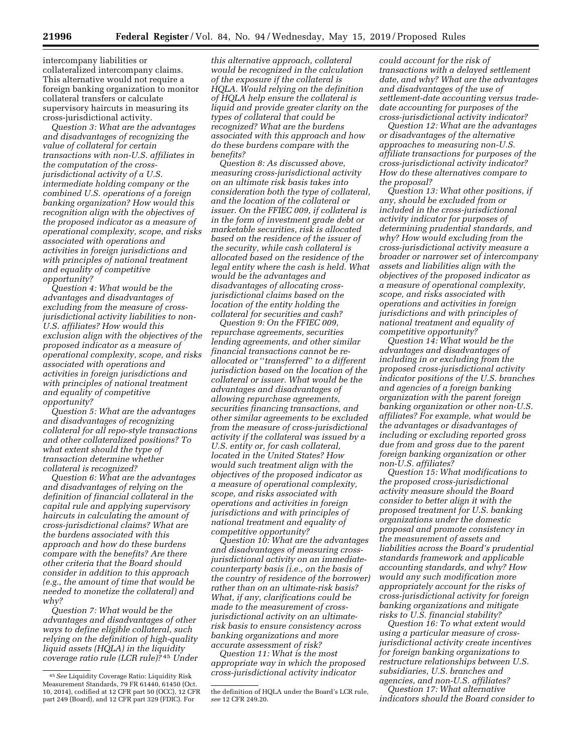intercompany liabilities or collateralized intercompany claims. This alternative would not require a foreign banking organization to monitor collateral transfers or calculate supervisory haircuts in measuring its cross-jurisdictional activity.

*Question 3: What are the advantages and disadvantages of recognizing the value of collateral for certain transactions with non-U.S. affiliates in the computation of the cross-jurisdictional activity of a U.S. intermediate holding company or the combined U.S. operations of a foreign banking organization? How would this recognition align with the objectives of the proposed indicator as a measure of operational complexity, scope, and risks associated with operations and activities in foreign jurisdictions and with principles of national treatment and equality of competitive opportunity?*

*Question 4: What would be the advantages and disadvantages of excluding from the measure of cross-jurisdictional activity liabilities to non-U.S. affiliates? How would this exclusion align with the objectives of the proposed indicator as a measure of operational complexity, scope, and risks associated with operations and activities in foreign jurisdictions and with principles of national treatment and equality of competitive opportunity?*

*Question 5: What are the advantages and disadvantages of recognizing collateral for all repo-style transactions and other collateralized positions? To what extent should the type of transaction determine whether collateral is recognized?*

*Question 6: What are the advantages and disadvantages of relying on the definition of financial collateral in the capital rule and applying supervisory haircuts in calculating the amount of cross-jurisdictional claims? What are the burdens associated with this approach and how do these burdens compare with the benefits? Are there other criteria that the Board should consider in addition to this approach (e.g., the amount of time that would be needed to monetize the collateral) and why?*

*Question 7: What would be the advantages and disadvantages of other ways to define eligible collateral, such relying on the definition of high-quality liquid assets (HQLA) in the liquidity coverage ratio rule (LCR rule)?*[45] *Under this alternative approach, collateral would be recognized in the calculation of the exposure if the collateral is HQLA. Would relying on the definition of HQLA help ensure the collateral is liquid and provide greater clarity on the types of collateral that could be recognized? What are the burdens associated with this approach and how do these burdens compare with the benefits?*

*Question 8: As discussed above, measuring cross-jurisdictional activity on an ultimate risk basis takes into consideration both the type of collateral, and the location of the collateral or issuer. On the FFIEC 009, if collateral is in the form of investment grade debt or marketable securities, risk is allocated based on the residence of the issuer of the security, while cash collateral is allocated based on the residence of the legal entity where the cash is held. What would be the advantages and disadvantages of allocating cross-jurisdictional claims based on the location of the entity holding the collateral for securities and cash?*

*Question 9: On the FFIEC 009, repurchase agreements, securities lending agreements, and other similar financial transactions cannot be re-allocated or "transferred" to a different jurisdiction based on the location of the collateral or issuer. What would be the advantages and disadvantages of allowing repurchase agreements, securities financing transactions, and other similar agreements to be excluded from the measure of cross-jurisdictional activity if the collateral was issued by a U.S. entity or, for cash collateral, located in the United States? How would such treatment align with the objectives of the proposed indicator as a measure of operational complexity, scope, and risks associated with operations and activities in foreign jurisdictions and with principles of national treatment and equality of competitive opportunity?*

*Question 10: What are the advantages and disadvantages of measuring cross-jurisdictional activity on an immediate-counterparty basis (i.e., on the basis of the country of residence of the borrower) rather than on an ultimate-risk basis? What, if any, clarifications could be made to the measurement of cross-jurisdictional activity on an ultimate-risk basis to ensure consistency across banking organizations and more accurate assessment of risk?*

*Question 11: What is the most appropriate way in which the proposed cross-jurisdictional activity indicator could account for the risk of transactions with a delayed settlement date, and why? What are the advantages and disadvantages of the use of settlement-date accounting versus trade-date accounting for purposes of the cross-jurisdictional activity indicator?*

*Question 12: What are the advantages or disadvantages of the alternative approaches to measuring non-U.S. affiliate transactions for purposes of the cross-jurisdictional activity indicator? How do these alternatives compare to the proposal?*

*Question 13: What other positions, if any, should be excluded from or included in the cross-jurisdictional activity indicator for purposes of determining prudential standards, and why? How would excluding from the cross-jurisdictional activity measure a broader or narrower set of intercompany assets and liabilities align with the objectives of the proposed indicator as a measure of operational complexity, scope, and risks associated with operations and activities in foreign jurisdictions and with principles of national treatment and equality of competitive opportunity?*

*Question 14: What would be the advantages and disadvantages of including in or excluding from the proposed cross-jurisdictional activity indicator positions of the U.S. branches and agencies of a foreign banking organization with the parent foreign banking organization or other non-U.S. affiliates? For example, what would be the advantages or disadvantages of including or excluding reported gross due from and gross due to the parent foreign banking organization or other non-U.S. affiliates?*

*Question 15: What modifications to the proposed cross-jurisdictional activity measure should the Board consider to better align it with the proposed treatment for U.S. banking organizations under the domestic proposal and promote consistency in the measurement of assets and liabilities across the Board's prudential standards framework and applicable accounting standards, and why? How would any such modification more appropriately account for the risks of cross-jurisdictional activity for foreign banking organizations and mitigate risks to U.S. financial stability?*

*Question 16: To what extent would using a particular measure of cross-jurisdictional activity create incentives for foreign banking organizations to restructure relationships between U.S. subsidiaries, U.S. branches and agencies, and non-U.S. affiliates?*

*Question 17: What alternative indicators should the Board consider to*

---

[45] *See* Liquidity Coverage Ratio: Liquidity Risk Measurement Standards, 79 FR 61440, 61450 (Oct. 10, 2014), codified at 12 CFR part 50 (OCC), 12 CFR part 249 (Board), and 12 CFR part 329 (FDIC). For the definition of HQLA under the Board's LCR rule, *see* 12 CFR 249.20.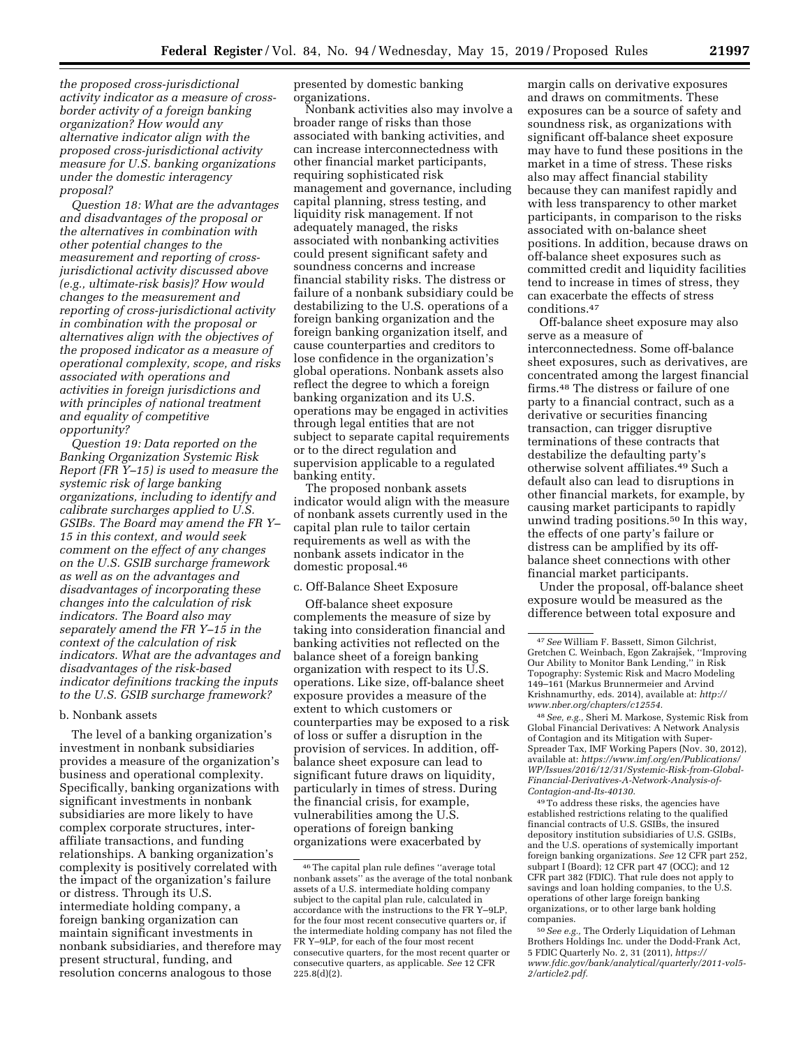*the proposed cross-jurisdictional activity indicator as a measure of cross-border activity of a foreign banking organization? How would any alternative indicator align with the proposed cross-jurisdictional activity measure for U.S. banking organizations under the domestic interagency proposal?*

*Question 18: What are the advantages and disadvantages of the proposal or the alternatives in combination with other potential changes to the measurement and reporting of cross-jurisdictional activity discussed above (e.g., ultimate-risk basis)? How would changes to the measurement and reporting of cross-jurisdictional activity in combination with the proposal or alternatives align with the objectives of the proposed indicator as a measure of operational complexity, scope, and risks associated with operations and activities in foreign jurisdictions and with principles of national treatment and equality of competitive opportunity?*

*Question 19: Data reported on the Banking Organization Systemic Risk Report (FR Y–15) is used to measure the systemic risk of large banking organizations, including to identify and calibrate surcharges applied to U.S. GSIBs. The Board may amend the FR Y–15 in this context, and would seek comment on the effect of any changes on the U.S. GSIB surcharge framework as well as on the advantages and disadvantages of incorporating these changes into the calculation of risk indicators. The Board also may separately amend the FR Y–15 in the context of the calculation of risk indicators. What are the advantages and disadvantages of the risk-based indicator definitions tracking the inputs to the U.S. GSIB surcharge framework?*

b. Nonbank assets

The level of a banking organization's investment in nonbank subsidiaries provides a measure of the organization's business and operational complexity. Specifically, banking organizations with significant investments in nonbank subsidiaries are more likely to have complex corporate structures, inter-affiliate transactions, and funding relationships. A banking organization's complexity is positively correlated with the impact of the organization's failure or distress. Through its U.S. intermediate holding company, a foreign banking organization can maintain significant investments in nonbank subsidiaries, and therefore may present structural, funding, and resolution concerns analogous to those presented by domestic banking organizations.

Nonbank activities also may involve a broader range of risks than those associated with banking activities, and can increase interconnectedness with other financial market participants, requiring sophisticated risk management and governance, including capital planning, stress testing, and liquidity risk management. If not adequately managed, the risks associated with nonbanking activities could present significant safety and soundness concerns and increase financial stability risks. The distress or failure of a nonbank subsidiary could be destabilizing to the U.S. operations of a foreign banking organization and the foreign banking organization itself, and cause counterparties and creditors to lose confidence in the organization's global operations. Nonbank assets also reflect the degree to which a foreign banking organization and its U.S. operations may be engaged in activities through legal entities that are not subject to separate capital requirements or to the direct regulation and supervision applicable to a regulated banking entity.

The proposed nonbank assets indicator would align with the measure of nonbank assets currently used in the capital plan rule to tailor certain requirements as well as with the nonbank assets indicator in the domestic proposal.[46]

c. Off-Balance Sheet Exposure

Off-balance sheet exposure complements the measure of size by taking into consideration financial and banking activities not reflected on the balance sheet of a foreign banking organization with respect to its U.S. operations. Like size, off-balance sheet exposure provides a measure of the extent to which customers or counterparties may be exposed to a risk of loss or suffer a disruption in the provision of services. In addition, off-balance sheet exposure can lead to significant future draws on liquidity, particularly in times of stress. During the financial crisis, for example, vulnerabilities among the U.S. operations of foreign banking organizations were exacerbated by margin calls on derivative exposures and draws on commitments. These exposures can be a source of safety and soundness risk, as organizations with significant off-balance sheet exposure may have to fund these positions in the market in a time of stress. These risks also may affect financial stability because they can manifest rapidly and with less transparency to other market participants, in comparison to the risks associated with on-balance sheet positions. In addition, because draws on off-balance sheet exposures such as committed credit and liquidity facilities tend to increase in times of stress, they can exacerbate the effects of stress conditions.[47]

Off-balance sheet exposure may also serve as a measure of interconnectedness. Some off-balance sheet exposures, such as derivatives, are concentrated among the largest financial firms.[48] The distress or failure of one party to a financial contract, such as a derivative or securities financing transaction, can trigger disruptive terminations of these contracts that destabilize the defaulting party's otherwise solvent affiliates.[49] Such a default also can lead to disruptions in other financial markets, for example, by causing market participants to rapidly unwind trading positions.[50] In this way, the effects of one party's failure or distress can be amplified by its off-balance sheet connections with other financial market participants.

Under the proposal, off-balance sheet exposure would be measured as the difference between total exposure and

---

[46] The capital plan rule defines "average total nonbank assets" as the average of the total nonbank assets of a U.S. intermediate holding company subject to the capital plan rule, calculated in accordance with the instructions to the FR Y–9LP, for the four most recent consecutive quarters or, if the intermediate holding company has not filed the FR Y–9LP, for each of the four most recent consecutive quarters, for the most recent quarter or consecutive quarters, as applicable. *See* 12 CFR 225.8(d)(2).

[47] *See* William F. Bassett, Simon Gilchrist, Gretchen C. Weinbach, Egon Zakrajšek, "Improving Our Ability to Monitor Bank Lending," in Risk Topography: Systemic Risk and Macro Modeling 149–161 (Markus Brunnermeier and Arvind Krishnamurthy, eds. 2014), available at: *http://www.nber.org/chapters/c12554.*

[48] *See, e.g.,* Sheri M. Markose, Systemic Risk from Global Financial Derivatives: A Network Analysis of Contagion and its Mitigation with Super-Spreader Tax, IMF Working Papers (Nov. 30, 2012), available at: *https://www.imf.org/en/Publications/WP/Issues/2016/12/31/Systemic-Risk-from-Global-Financial-Derivatives-A-Network-Analysis-of-Contagion-and-Its-40130.*

[49] To address these risks, the agencies have established restrictions relating to the qualified financial contracts of U.S. GSIBs, the insured depository institution subsidiaries of U.S. GSIBs, and the U.S. operations of systemically important foreign banking organizations. *See* 12 CFR part 252, subpart I (Board); 12 CFR part 47 (OCC); and 12 CFR part 382 (FDIC). That rule does not apply to savings and loan holding companies, to the U.S. operations of other large foreign banking organizations, or to other large bank holding companies.

[50] *See e.g.,* The Orderly Liquidation of Lehman Brothers Holdings Inc. under the Dodd-Frank Act, 5 FDIC Quarterly No. 2, 31 (2011), *https://www.fdic.gov/bank/analytical/quarterly/2011-vol5-2/article2.pdf.*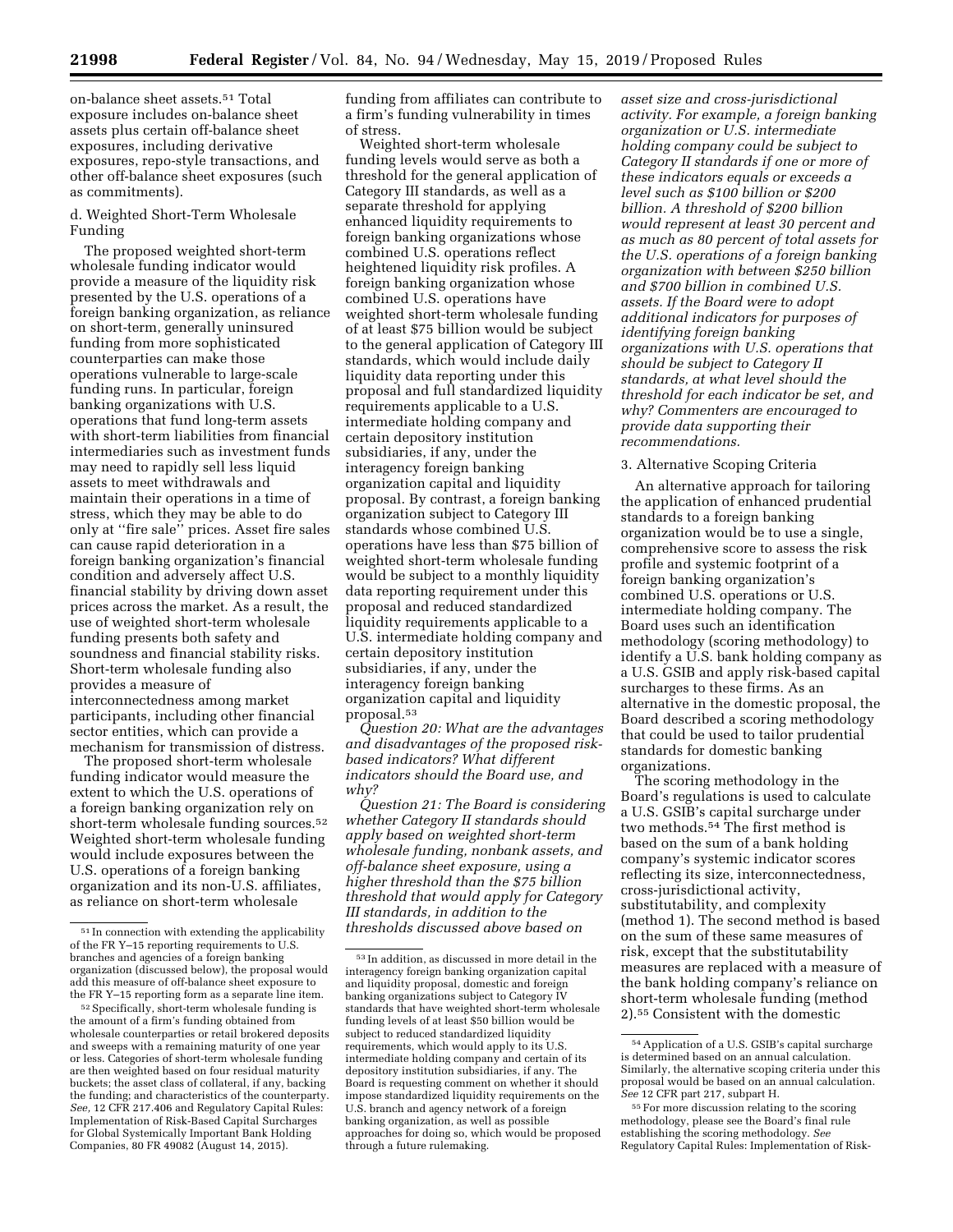on-balance sheet assets.[51] Total exposure includes on-balance sheet assets plus certain off-balance sheet exposures, including derivative exposures, repo-style transactions, and other off-balance sheet exposures (such as commitments).

d. Weighted Short-Term Wholesale Funding

The proposed weighted short-term wholesale funding indicator would provide a measure of the liquidity risk presented by the U.S. operations of a foreign banking organization, as reliance on short-term, generally uninsured funding from more sophisticated counterparties can make those operations vulnerable to large-scale funding runs. In particular, foreign banking organizations with U.S. operations that fund long-term assets with short-term liabilities from financial intermediaries such as investment funds may need to rapidly sell less liquid assets to meet withdrawals and maintain their operations in a time of stress, which they may be able to do only at "fire sale" prices. Asset fire sales can cause rapid deterioration in a foreign banking organization's financial condition and adversely affect U.S. financial stability by driving down asset prices across the market. As a result, the use of weighted short-term wholesale funding presents both safety and soundness and financial stability risks. Short-term wholesale funding also provides a measure of interconnectedness among market participants, including other financial sector entities, which can provide a mechanism for transmission of distress.

The proposed short-term wholesale funding indicator would measure the extent to which the U.S. operations of a foreign banking organization rely on short-term wholesale funding sources.[52] Weighted short-term wholesale funding would include exposures between the U.S. operations of a foreign banking organization and its non-U.S. affiliates, as reliance on short-term wholesale funding from affiliates can contribute to a firm's funding vulnerability in times of stress.

Weighted short-term wholesale funding levels would serve as both a threshold for the general application of Category III standards, as well as a separate threshold for applying enhanced liquidity requirements to foreign banking organizations whose combined U.S. operations reflect heightened liquidity risk profiles. A foreign banking organization whose combined U.S. operations have weighted short-term wholesale funding of at least $75 billion would be subject to the general application of Category III standards, which would include daily liquidity data reporting under this proposal and full standardized liquidity requirements applicable to a U.S. intermediate holding company and certain depository institution subsidiaries, if any, under the interagency foreign banking organization capital and liquidity proposal. By contrast, a foreign banking organization subject to Category III standards whose combined U.S. operations have less than $75 billion of weighted short-term wholesale funding would be subject to a monthly liquidity data reporting requirement under this proposal and reduced standardized liquidity requirements applicable to a U.S. intermediate holding company and certain depository institution subsidiaries, if any, under the interagency foreign banking organization capital and liquidity proposal.[53]

*Question 20: What are the advantages and disadvantages of the proposed risk-based indicators? What different indicators should the Board use, and why?*

*Question 21: The Board is considering whether Category II standards should apply based on weighted short-term wholesale funding, nonbank assets, and off-balance sheet exposure, using a higher threshold than the $75 billion threshold that would apply for Category III standards, in addition to the thresholds discussed above based on asset size and cross-jurisdictional activity. For example, a foreign banking organization or U.S. intermediate holding company could be subject to Category II standards if one or more of these indicators equals or exceeds a level such as $100 billion or $200 billion. A threshold of $200 billion would represent at least 30 percent and as much as 80 percent of total assets for the U.S. operations of a foreign banking organization with between $250 billion and $700 billion in combined U.S. assets. If the Board were to adopt additional indicators for purposes of identifying foreign banking organizations with U.S. operations that should be subject to Category II standards, at what level should the threshold for each indicator be set, and why? Commenters are encouraged to provide data supporting their recommendations.*

3. Alternative Scoping Criteria

An alternative approach for tailoring the application of enhanced prudential standards to a foreign banking organization would be to use a single, comprehensive score to assess the risk profile and systemic footprint of a foreign banking organization's combined U.S. operations or U.S. intermediate holding company. The Board uses such an identification methodology (scoring methodology) to identify a U.S. bank holding company as a U.S. GSIB and apply risk-based capital surcharges to these firms. As an alternative in the domestic proposal, the Board described a scoring methodology that could be used to tailor prudential standards for domestic banking organizations.

The scoring methodology in the Board's regulations is used to calculate a U.S. GSIB's capital surcharge under two methods.[54] The first method is based on the sum of a bank holding company's systemic indicator scores reflecting its size, interconnectedness, cross-jurisdictional activity, substitutability, and complexity (method 1). The second method is based on the sum of these same measures of risk, except that the substitutability measures are replaced with a measure of the bank holding company's reliance on short-term wholesale funding (method 2).[55] Consistent with the domestic

---

[51] In connection with extending the applicability of the FR Y–15 reporting requirements to U.S. branches and agencies of a foreign banking organization (discussed below), the proposal would add this measure of off-balance sheet exposure to the FR Y–15 reporting form as a separate line item.

[52] Specifically, short-term wholesale funding is the amount of a firm's funding obtained from wholesale counterparties or retail brokered deposits and sweeps with a remaining maturity of one year or less. Categories of short-term wholesale funding are then weighted based on four residual maturity buckets; the asset class of collateral, if any, backing the funding; and characteristics of the counterparty. *See,* 12 CFR 217.406 and Regulatory Capital Rules: Implementation of Risk-Based Capital Surcharges for Global Systemically Important Bank Holding Companies, 80 FR 49082 (August 14, 2015).

[53] In addition, as discussed in more detail in the interagency foreign banking organization capital and liquidity proposal, domestic and foreign banking organizations subject to Category IV standards that have weighted short-term wholesale funding levels of at least $50 billion would be subject to reduced standardized liquidity requirements, which would apply to its U.S. intermediate holding company and certain of its depository institution subsidiaries, if any. The Board is requesting comment on whether it should impose standardized liquidity requirements on the U.S. branch and agency network of a foreign banking organization, as well as possible approaches for doing so, which would be proposed through a future rulemaking.

[54] Application of a U.S. GSIB's capital surcharge is determined based on an annual calculation. Similarly, the alternative scoping criteria under this proposal would be based on an annual calculation. *See* 12 CFR part 217, subpart H.

[55] For more discussion relating to the scoring methodology, please see the Board's final rule establishing the scoring methodology. *See* Regulatory Capital Rules: Implementation of Risk-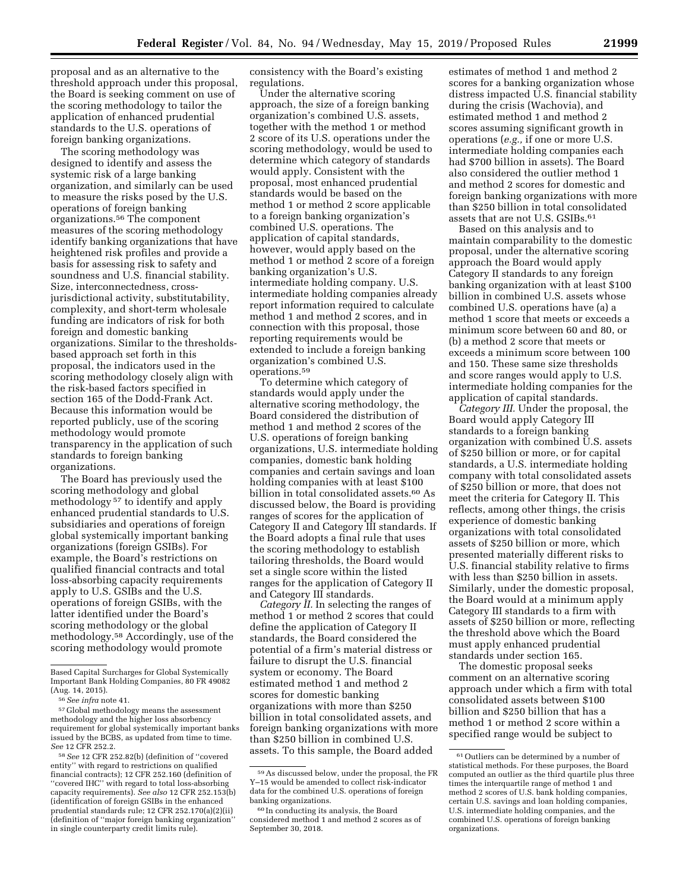proposal and as an alternative to the threshold approach under this proposal, the Board is seeking comment on use of the scoring methodology to tailor the application of enhanced prudential standards to the U.S. operations of foreign banking organizations.

The scoring methodology was designed to identify and assess the systemic risk of a large banking organization, and similarly can be used to measure the risks posed by the U.S. operations of foreign banking organizations.[56] The component measures of the scoring methodology identify banking organizations that have heightened risk profiles and provide a basis for assessing risk to safety and soundness and U.S. financial stability. Size, interconnectedness, cross-jurisdictional activity, substitutability, complexity, and short-term wholesale funding are indicators of risk for both foreign and domestic banking organizations. Similar to the thresholds-based approach set forth in this proposal, the indicators used in the scoring methodology closely align with the risk-based factors specified in section 165 of the Dodd-Frank Act. Because this information would be reported publicly, use of the scoring methodology would promote transparency in the application of such standards to foreign banking organizations.

The Board has previously used the scoring methodology and global methodology[57] to identify and apply enhanced prudential standards to U.S. subsidiaries and operations of foreign global systemically important banking organizations (foreign GSIBs). For example, the Board's restrictions on qualified financial contracts and total loss-absorbing capacity requirements apply to U.S. GSIBs and the U.S. operations of foreign GSIBs, with the latter identified under the Board's scoring methodology or the global methodology.[58] Accordingly, use of the scoring methodology would promote consistency with the Board's existing regulations.

Under the alternative scoring approach, the size of a foreign banking organization's combined U.S. assets, together with the method 1 or method 2 score of its U.S. operations under the scoring methodology, would be used to determine which category of standards would apply. Consistent with the proposal, most enhanced prudential standards would be based on the method 1 or method 2 score applicable to a foreign banking organization's combined U.S. operations. The application of capital standards, however, would apply based on the method 1 or method 2 score of a foreign banking organization's U.S. intermediate holding company. U.S. intermediate holding companies already report information required to calculate method 1 and method 2 scores, and in connection with this proposal, those reporting requirements would be extended to include a foreign banking organization's combined U.S. operations.[59]

To determine which category of standards would apply under the alternative scoring methodology, the Board considered the distribution of method 1 and method 2 scores of the U.S. operations of foreign banking organizations, U.S. intermediate holding companies, domestic bank holding companies and certain savings and loan holding companies with at least $100 billion in total consolidated assets.[60] As discussed below, the Board is providing ranges of scores for the application of Category II and Category III standards. If the Board adopts a final rule that uses the scoring methodology to establish tailoring thresholds, the Board would set a single score within the listed ranges for the application of Category II and Category III standards.

*Category II.* In selecting the ranges of method 1 or method 2 scores that could define the application of Category II standards, the Board considered the potential of a firm's material distress or failure to disrupt the U.S. financial system or economy. The Board estimated method 1 and method 2 scores for domestic banking organizations with more than $250 billion in total consolidated assets, and foreign banking organizations with more than $250 billion in combined U.S. assets. To this sample, the Board added estimates of method 1 and method 2 scores for a banking organization whose distress impacted U.S. financial stability during the crisis (Wachovia), and estimated method 1 and method 2 scores assuming significant growth in operations (*e.g.,* if one or more U.S. intermediate holding companies each had $700 billion in assets). The Board also considered the outlier method 1 and method 2 scores for domestic and foreign banking organizations with more than $250 billion in total consolidated assets that are not U.S. GSIBs.[61]

Based on this analysis and to maintain comparability to the domestic proposal, under the alternative scoring approach the Board would apply Category II standards to any foreign banking organization with at least $100 billion in combined U.S. assets whose combined U.S. operations have (a) a method 1 score that meets or exceeds a minimum score between 60 and 80, or (b) a method 2 score that meets or exceeds a minimum score between 100 and 150. These same size thresholds and score ranges would apply to U.S. intermediate holding companies for the application of capital standards.

*Category III.* Under the proposal, the Board would apply Category III standards to a foreign banking organization with combined U.S. assets of $250 billion or more, or for capital standards, a U.S. intermediate holding company with total consolidated assets of $250 billion or more, that does not meet the criteria for Category II. This reflects, among other things, the crisis experience of domestic banking organizations with total consolidated assets of $250 billion or more, which presented materially different risks to U.S. financial stability relative to firms with less than $250 billion in assets. Similarly, under the domestic proposal, the Board would at a minimum apply Category III standards to a firm with assets of $250 billion or more, reflecting the threshold above which the Board must apply enhanced prudential standards under section 165.

The domestic proposal seeks comment on an alternative scoring approach under which a firm with total consolidated assets between $100 billion and $250 billion that has a method 1 or method 2 score within a specified range would be subject to

---

Based Capital Surcharges for Global Systemically Important Bank Holding Companies, 80 FR 49082 (Aug. 14, 2015).

[56] *See infra* note 41.

[57] Global methodology means the assessment methodology and the higher loss absorbency requirement for global systemically important banks issued by the BCBS, as updated from time to time. *See* 12 CFR 252.2.

[58] *See* 12 CFR 252.82(b) (definition of "covered entity" with regard to restrictions on qualified financial contracts); 12 CFR 252.160 (definition of "covered IHC" with regard to total loss-absorbing capacity requirements). *See also* 12 CFR 252.153(b) (identification of foreign GSIBs in the enhanced prudential standards rule; 12 CFR 252.170(a)(2)(ii) (definition of "major foreign banking organization" in single counterparty credit limits rule).

[59] As discussed below, under the proposal, the FR Y–15 would be amended to collect risk-indicator data for the combined U.S. operations of foreign banking organizations.

[60] In conducting its analysis, the Board considered method 1 and method 2 scores as of September 30, 2018.

[61] Outliers can be determined by a number of statistical methods. For these purposes, the Board computed an outlier as the third quartile plus three times the interquartile range of method 1 and method 2 scores of U.S. bank holding companies, certain U.S. savings and loan holding companies, U.S. intermediate holding companies, and the combined U.S. operations of foreign banking organizations.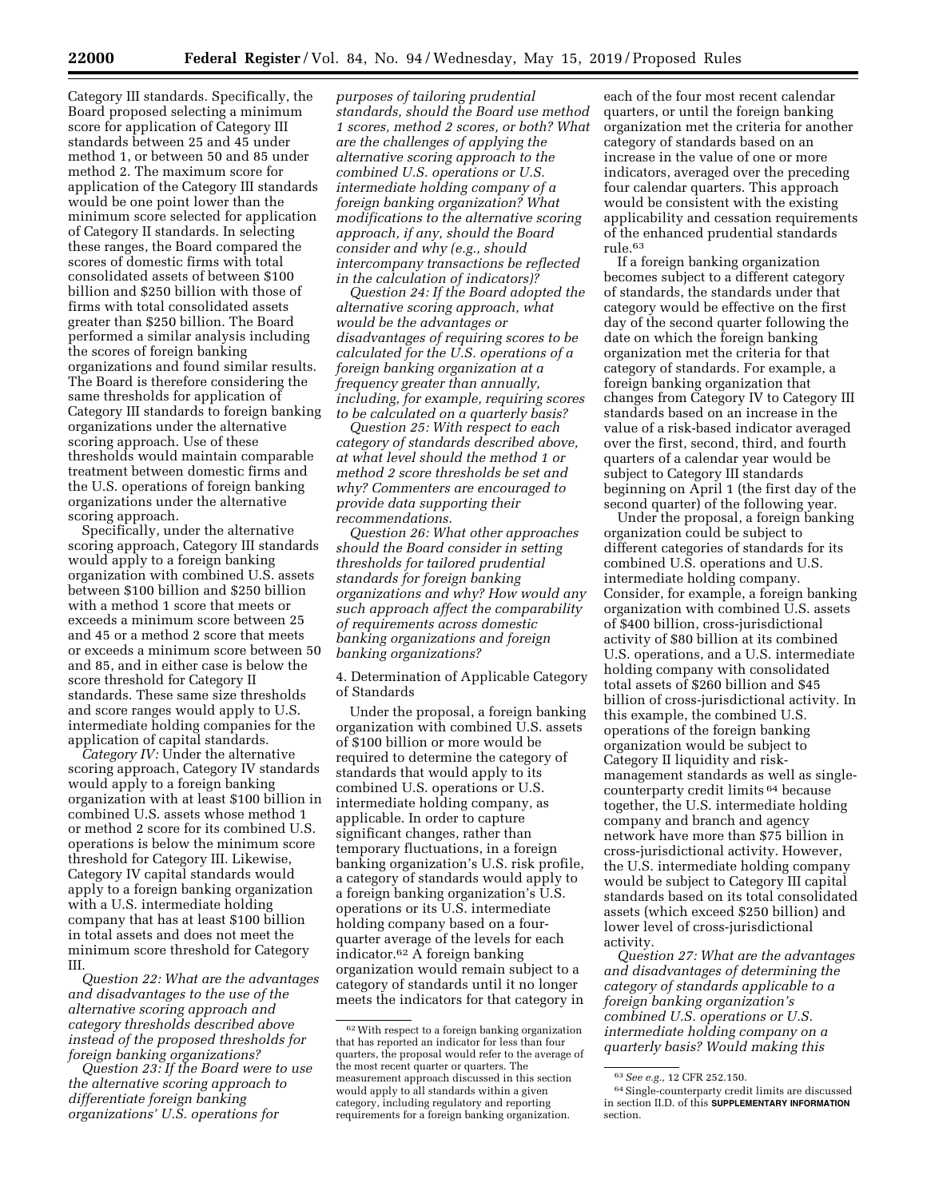Category III standards. Specifically, the Board proposed selecting a minimum score for application of Category III standards between 25 and 45 under method 1, or between 50 and 85 under method 2. The maximum score for application of the Category III standards would be one point lower than the minimum score selected for application of Category II standards. In selecting these ranges, the Board compared the scores of domestic firms with total consolidated assets of between $100 billion and $250 billion with those of firms with total consolidated assets greater than $250 billion. The Board performed a similar analysis including the scores of foreign banking organizations and found similar results. The Board is therefore considering the same thresholds for application of Category III standards to foreign banking organizations under the alternative scoring approach. Use of these thresholds would maintain comparable treatment between domestic firms and the U.S. operations of foreign banking organizations under the alternative scoring approach.

Specifically, under the alternative scoring approach, Category III standards would apply to a foreign banking organization with combined U.S. assets between $100 billion and $250 billion with a method 1 score that meets or exceeds a minimum score between 25 and 45 or a method 2 score that meets or exceeds a minimum score between 50 and 85, and in either case is below the score threshold for Category II standards. These same size thresholds and score ranges would apply to U.S. intermediate holding companies for the application of capital standards.

*Category IV:* Under the alternative scoring approach, Category IV standards would apply to a foreign banking organization with at least $100 billion in combined U.S. assets whose method 1 or method 2 score for its combined U.S. operations is below the minimum score threshold for Category III. Likewise, Category IV capital standards would apply to a foreign banking organization with a U.S. intermediate holding company that has at least $100 billion in total assets and does not meet the minimum score threshold for Category III.

*Question 22: What are the advantages and disadvantages to the use of the alternative scoring approach and category thresholds described above instead of the proposed thresholds for foreign banking organizations?*

*Question 23: If the Board were to use the alternative scoring approach to differentiate foreign banking organizations' U.S. operations for purposes of tailoring prudential standards, should the Board use method 1 scores, method 2 scores, or both? What are the challenges of applying the alternative scoring approach to the combined U.S. operations or U.S. intermediate holding company of a foreign banking organization? What modifications to the alternative scoring approach, if any, should the Board consider and why (e.g., should intercompany transactions be reflected in the calculation of indicators)?*

*Question 24: If the Board adopted the alternative scoring approach, what would be the advantages or disadvantages of requiring scores to be calculated for the U.S. operations of a foreign banking organization at a frequency greater than annually, including, for example, requiring scores to be calculated on a quarterly basis?*

*Question 25: With respect to each category of standards described above, at what level should the method 1 or method 2 score thresholds be set and why? Commenters are encouraged to provide data supporting their recommendations.*

*Question 26: What other approaches should the Board consider in setting thresholds for tailored prudential standards for foreign banking organizations and why? How would any such approach affect the comparability of requirements across domestic banking organizations and foreign banking organizations?*

### 4. Determination of Applicable Category of Standards

Under the proposal, a foreign banking organization with combined U.S. assets of $100 billion or more would be required to determine the category of standards that would apply to its combined U.S. operations or U.S. intermediate holding company, as applicable. In order to capture significant changes, rather than temporary fluctuations, in a foreign banking organization's U.S. risk profile, a category of standards would apply to a foreign banking organization's U.S. operations or its U.S. intermediate holding company based on a four-quarter average of the levels for each indicator.[62] A foreign banking organization would remain subject to a category of standards until it no longer meets the indicators for that category in each of the four most recent calendar quarters, or until the foreign banking organization met the criteria for another category of standards based on an increase in the value of one or more indicators, averaged over the preceding four calendar quarters. This approach would be consistent with the existing applicability and cessation requirements of the enhanced prudential standards rule.[63]

If a foreign banking organization becomes subject to a different category of standards, the standards under that category would be effective on the first day of the second quarter following the date on which the foreign banking organization met the criteria for that category of standards. For example, a foreign banking organization that changes from Category IV to Category III standards based on an increase in the value of a risk-based indicator averaged over the first, second, third, and fourth quarters of a calendar year would be subject to Category III standards beginning on April 1 (the first day of the second quarter) of the following year.

Under the proposal, a foreign banking organization could be subject to different categories of standards for its combined U.S. operations and U.S. intermediate holding company. Consider, for example, a foreign banking organization with combined U.S. assets of $400 billion, cross-jurisdictional activity of $80 billion at its combined U.S. operations, and a U.S. intermediate holding company with consolidated total assets of $260 billion and $45 billion of cross-jurisdictional activity. In this example, the combined U.S. operations of the foreign banking organization would be subject to Category II liquidity and risk-management standards as well as single-counterparty credit limits[64] because together, the U.S. intermediate holding company and branch and agency network have more than $75 billion in cross-jurisdictional activity. However, the U.S. intermediate holding company would be subject to Category III capital standards based on its total consolidated assets (which exceed $250 billion) and lower level of cross-jurisdictional activity.

*Question 27: What are the advantages and disadvantages of determining the category of standards applicable to a foreign banking organization's combined U.S. operations or U.S. intermediate holding company on a quarterly basis? Would making this*

---

[62] With respect to a foreign banking organization that has reported an indicator for less than four quarters, the proposal would refer to the average of the most recent quarter or quarters. The measurement approach discussed in this section would apply to all standards within a given category, including regulatory and reporting requirements for a foreign banking organization.

[63] *See e.g.,* 12 CFR 252.150.

[64] Single-counterparty credit limits are discussed in section II.D. of this SUPPLEMENTARY INFORMATION section.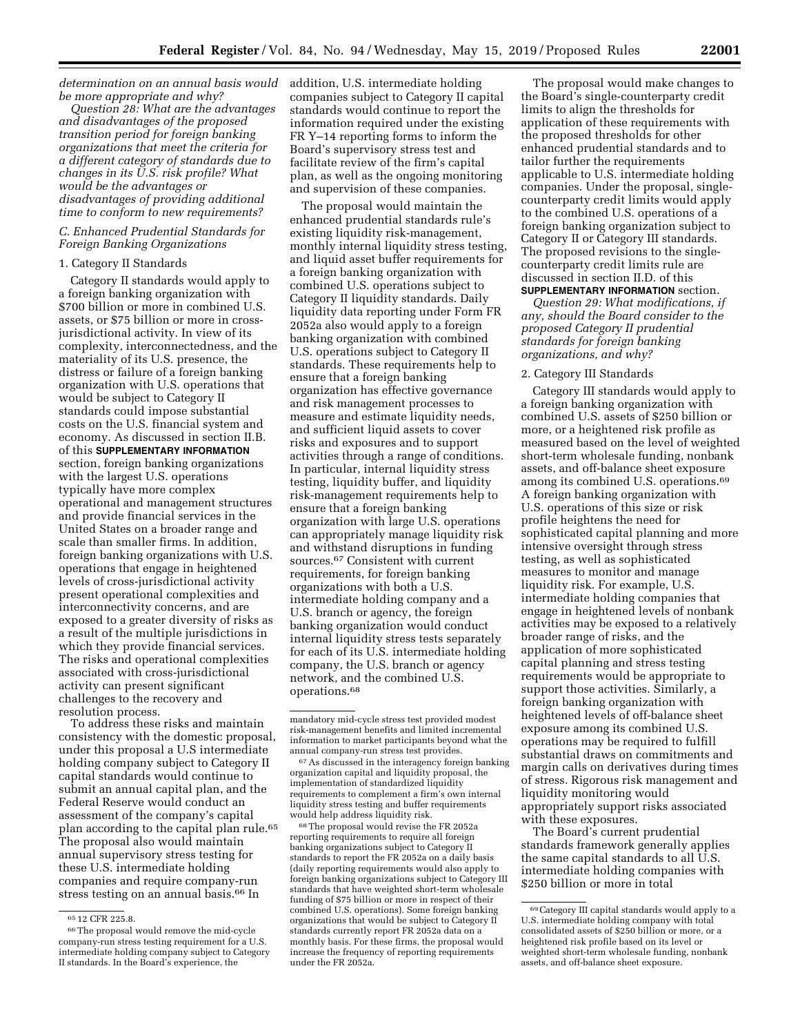*determination on an annual basis would be more appropriate and why?*

*Question 28: What are the advantages and disadvantages of the proposed transition period for foreign banking organizations that meet the criteria for a different category of standards due to changes in its U.S. risk profile? What would be the advantages or disadvantages of providing additional time to conform to new requirements?*

### C. Enhanced Prudential Standards for Foreign Banking Organizations

#### 1. Category II Standards

Category II standards would apply to a foreign banking organization with $700 billion or more in combined U.S. assets, or $75 billion or more in cross-jurisdictional activity. In view of its complexity, interconnectedness, and the materiality of its U.S. presence, the distress or failure of a foreign banking organization with U.S. operations that would be subject to Category II standards could impose substantial costs on the U.S. financial system and economy. As discussed in section II.B. of this **SUPPLEMENTARY INFORMATION** section, foreign banking organizations with the largest U.S. operations typically have more complex operational and management structures and provide financial services in the United States on a broader range and scale than smaller firms. In addition, foreign banking organizations with U.S. operations that engage in heightened levels of cross-jurisdictional activity present operational complexities and interconnectivity concerns, and are exposed to a greater diversity of risks as a result of the multiple jurisdictions in which they provide financial services. The risks and operational complexities associated with cross-jurisdictional activity can present significant challenges to the recovery and resolution process.

To address these risks and maintain consistency with the domestic proposal, under this proposal a U.S intermediate holding company subject to Category II capital standards would continue to submit an annual capital plan, and the Federal Reserve would conduct an assessment of the company's capital plan according to the capital plan rule.[65] The proposal also would maintain annual supervisory stress testing for these U.S. intermediate holding companies and require company-run stress testing on an annual basis.[66] In addition, U.S. intermediate holding companies subject to Category II capital standards would continue to report the information required under the existing FR Y–14 reporting forms to inform the Board's supervisory stress test and facilitate review of the firm's capital plan, as well as the ongoing monitoring and supervision of these companies.

The proposal would maintain the enhanced prudential standards rule's existing liquidity risk-management, monthly internal liquidity stress testing, and liquid asset buffer requirements for a foreign banking organization with combined U.S. operations subject to Category II liquidity standards. Daily liquidity data reporting under Form FR 2052a also would apply to a foreign banking organization with combined U.S. operations subject to Category II standards. These requirements help to ensure that a foreign banking organization has effective governance and risk management processes to measure and estimate liquidity needs, and sufficient liquid assets to cover risks and exposures and to support activities through a range of conditions. In particular, internal liquidity stress testing, liquidity buffer, and liquidity risk-management requirements help to ensure that a foreign banking organization with large U.S. operations can appropriately manage liquidity risk and withstand disruptions in funding sources.[67] Consistent with current requirements, for foreign banking organizations with both a U.S. intermediate holding company and a U.S. branch or agency, the foreign banking organization would conduct internal liquidity stress tests separately for each of its U.S. intermediate holding company, the U.S. branch or agency network, and the combined U.S. operations.[68]

The proposal would make changes to the Board's single-counterparty credit limits to align the thresholds for application of these requirements with the proposed thresholds for other enhanced prudential standards and to tailor further the requirements applicable to U.S. intermediate holding companies. Under the proposal, single-counterparty credit limits would apply to the combined U.S. operations of a foreign banking organization subject to Category II or Category III standards. The proposed revisions to the single-counterparty credit limits rule are discussed in section II.D. of this **SUPPLEMENTARY INFORMATION** section.

*Question 29: What modifications, if any, should the Board consider to the proposed Category II prudential standards for foreign banking organizations, and why?*

#### 2. Category III Standards

Category III standards would apply to a foreign banking organization with combined U.S. assets of $250 billion or more, or a heightened risk profile as measured based on the level of weighted short-term wholesale funding, nonbank assets, and off-balance sheet exposure among its combined U.S. operations.[69] A foreign banking organization with U.S. operations of this size or risk profile heightens the need for sophisticated capital planning and more intensive oversight through stress testing, as well as sophisticated measures to monitor and manage liquidity risk. For example, U.S. intermediate holding companies that engage in heightened levels of nonbank activities may be exposed to a relatively broader range of risks, and the application of more sophisticated capital planning and stress testing requirements would be appropriate to support those activities. Similarly, a foreign banking organization with heightened levels of off-balance sheet exposure among its combined U.S. operations may be required to fulfill substantial draws on commitments and margin calls on derivatives during times of stress. Rigorous risk management and liquidity monitoring would appropriately support risks associated with these exposures.

The Board's current prudential standards framework generally applies the same capital standards to all U.S. intermediate holding companies with $250 billion or more in total

---

[65] 12 CFR 225.8.

[66] The proposal would remove the mid-cycle company-run stress testing requirement for a U.S. intermediate holding company subject to Category II standards. In the Board's experience, the mandatory mid-cycle stress test provided modest risk-management benefits and limited incremental information to market participants beyond what the annual company-run stress test provides.

[67] As discussed in the interagency foreign banking organization capital and liquidity proposal, the implementation of standardized liquidity requirements to complement a firm's own internal liquidity stress testing and buffer requirements would help address liquidity risk.

[68] The proposal would revise the FR 2052a reporting requirements to require all foreign banking organizations subject to Category II standards to report the FR 2052a on a daily basis (daily reporting requirements would also apply to foreign banking organizations subject to Category III standards that have weighted short-term wholesale funding of $75 billion or more in respect of their combined U.S. operations). Some foreign banking organizations that would be subject to Category II standards currently report FR 2052a data on a monthly basis. For these firms, the proposal would increase the frequency of reporting requirements under the FR 2052a.

[69] Category III capital standards would apply to a U.S. intermediate holding company with total consolidated assets of $250 billion or more, or a heightened risk profile based on its level or weighted short-term wholesale funding, nonbank assets, and off-balance sheet exposure.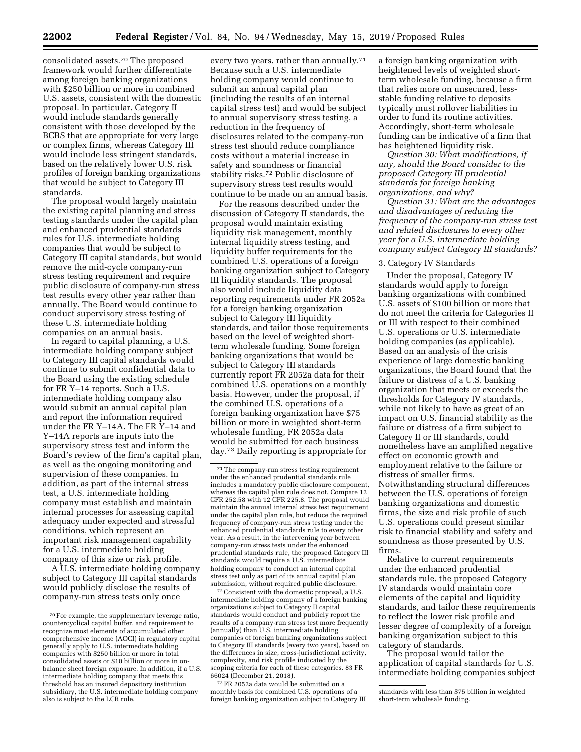consolidated assets.[70] The proposed framework would further differentiate among foreign banking organizations with $250 billion or more in combined U.S. assets, consistent with the domestic proposal. In particular, Category II would include standards generally consistent with those developed by the BCBS that are appropriate for very large or complex firms, whereas Category III would include less stringent standards, based on the relatively lower U.S. risk profiles of foreign banking organizations that would be subject to Category III standards.

The proposal would largely maintain the existing capital planning and stress testing standards under the capital plan and enhanced prudential standards rules for U.S. intermediate holding companies that would be subject to Category III capital standards, but would remove the mid-cycle company-run stress testing requirement and require public disclosure of company-run stress test results every other year rather than annually. The Board would continue to conduct supervisory stress testing of these U.S. intermediate holding companies on an annual basis.

In regard to capital planning, a U.S. intermediate holding company subject to Category III capital standards would continue to submit confidential data to the Board using the existing schedule for FR Y–14 reports. Such a U.S. intermediate holding company also would submit an annual capital plan and report the information required under the FR Y–14A. The FR Y–14 and Y–14A reports are inputs into the supervisory stress test and inform the Board's review of the firm's capital plan, as well as the ongoing monitoring and supervision of these companies. In addition, as part of the internal stress test, a U.S. intermediate holding company must establish and maintain internal processes for assessing capital adequacy under expected and stressful conditions, which represent an important risk management capability for a U.S. intermediate holding company of this size or risk profile.

A U.S. intermediate holding company subject to Category III capital standards would publicly disclose the results of company-run stress tests only once every two years, rather than annually.[71] Because such a U.S. intermediate holding company would continue to submit an annual capital plan (including the results of an internal capital stress test) and would be subject to annual supervisory stress testing, a reduction in the frequency of disclosures related to the company-run stress test should reduce compliance costs without a material increase in safety and soundness or financial stability risks.[72] Public disclosure of supervisory stress test results would continue to be made on an annual basis.

For the reasons described under the discussion of Category II standards, the proposal would maintain existing liquidity risk management, monthly internal liquidity stress testing, and liquidity buffer requirements for the combined U.S. operations of a foreign banking organization subject to Category III liquidity standards. The proposal also would include liquidity data reporting requirements under FR 2052a for a foreign banking organization subject to Category III liquidity standards, and tailor those requirements based on the level of weighted short-term wholesale funding. Some foreign banking organizations that would be subject to Category III standards currently report FR 2052a data for their combined U.S. operations on a monthly basis. However, under the proposal, if the combined U.S. operations of a foreign banking organization have $75 billion or more in weighted short-term wholesale funding, FR 2052a data would be submitted for each business day.[73] Daily reporting is appropriate for a foreign banking organization with heightened levels of weighted short-term wholesale funding, because a firm that relies more on unsecured, less-stable funding relative to deposits typically must rollover liabilities in order to fund its routine activities. Accordingly, short-term wholesale funding can be indicative of a firm that has heightened liquidity risk.

*Question 30: What modifications, if any, should the Board consider to the proposed Category III prudential standards for foreign banking organizations, and why?*

*Question 31: What are the advantages and disadvantages of reducing the frequency of the company-run stress test and related disclosures to every other year for a U.S. intermediate holding company subject Category III standards?*

3. Category IV Standards

Under the proposal, Category IV standards would apply to foreign banking organizations with combined U.S. assets of $100 billion or more that do not meet the criteria for Categories II or III with respect to their combined U.S. operations or U.S. intermediate holding companies (as applicable). Based on an analysis of the crisis experience of large domestic banking organizations, the Board found that the failure or distress of a U.S. banking organization that meets or exceeds the thresholds for Category IV standards, while not likely to have as great of an impact on U.S. financial stability as the failure or distress of a firm subject to Category II or III standards, could nonetheless have an amplified negative effect on economic growth and employment relative to the failure or distress of smaller firms. Notwithstanding structural differences between the U.S. operations of foreign banking organizations and domestic firms, the size and risk profile of such U.S. operations could present similar risk to financial stability and safety and soundness as those presented by U.S. firms.

Relative to current requirements under the enhanced prudential standards rule, the proposed Category IV standards would maintain core elements of the capital and liquidity standards, and tailor these requirements to reflect the lower risk profile and lesser degree of complexity of a foreign banking organization subject to this category of standards.

The proposal would tailor the application of capital standards for U.S. intermediate holding companies subject

---

[70] For example, the supplementary leverage ratio, countercyclical capital buffer, and requirement to recognize most elements of accumulated other comprehensive income (AOCI) in regulatory capital generally apply to U.S. intermediate holding companies with $250 billion or more in total consolidated assets or $10 billion or more in on-balance sheet foreign exposure. In addition, if a U.S. intermediate holding company that meets this threshold has an insured depository institution subsidiary, the U.S. intermediate holding company also is subject to the LCR rule.

[71] The company-run stress testing requirement under the enhanced prudential standards rule includes a mandatory public disclosure component, whereas the capital plan rule does not. Compare 12 CFR 252.58 with 12 CFR 225.8. The proposal would maintain the annual internal stress test requirement under the capital plan rule, but reduce the required frequency of company-run stress testing under the enhanced prudential standards rule to every other year. As a result, in the intervening year between company-run stress tests under the enhanced prudential standards rule, the proposed Category III standards would require a U.S. intermediate holding company to conduct an internal capital stress test only as part of its annual capital plan submission, without required public disclosure.

[72] Consistent with the domestic proposal, a U.S. intermediate holding company of a foreign banking organizations subject to Category II capital standards would conduct and publicly report the results of a company-run stress test more frequently (annually) than U.S. intermediate holding companies of foreign banking organizations subject to Category III standards (every two years), based on the differences in size, cross-jurisdictional activity, complexity, and risk profile indicated by the scoping criteria for each of these categories. 83 FR 66024 (December 21, 2018).

[73] FR 2052a data would be submitted on a monthly basis for combined U.S. operations of a foreign banking organization subject to Category III standards with less than $75 billion in weighted short-term wholesale funding.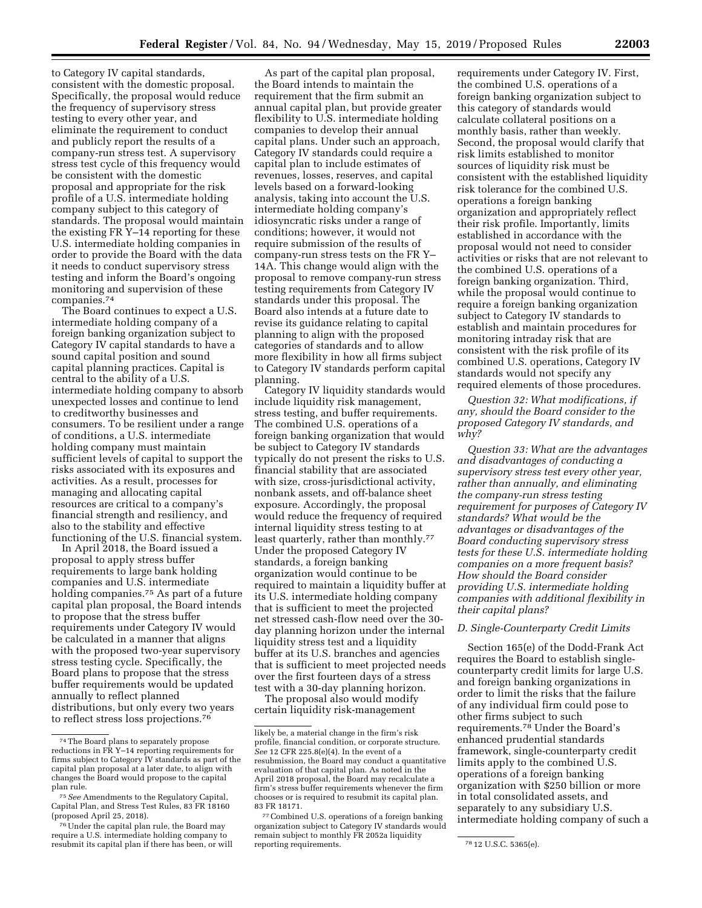to Category IV capital standards, consistent with the domestic proposal. Specifically, the proposal would reduce the frequency of supervisory stress testing to every other year, and eliminate the requirement to conduct and publicly report the results of a company-run stress test. A supervisory stress test cycle of this frequency would be consistent with the domestic proposal and appropriate for the risk profile of a U.S. intermediate holding company subject to this category of standards. The proposal would maintain the existing FR Y–14 reporting for these U.S. intermediate holding companies in order to provide the Board with the data it needs to conduct supervisory stress testing and inform the Board's ongoing monitoring and supervision of these companies.[74]

The Board continues to expect a U.S. intermediate holding company of a foreign banking organization subject to Category IV capital standards to have a sound capital position and sound capital planning practices. Capital is central to the ability of a U.S. intermediate holding company to absorb unexpected losses and continue to lend to creditworthy businesses and consumers. To be resilient under a range of conditions, a U.S. intermediate holding company must maintain sufficient levels of capital to support the risks associated with its exposures and activities. As a result, processes for managing and allocating capital resources are critical to a company's financial strength and resiliency, and also to the stability and effective functioning of the U.S. financial system.

In April 2018, the Board issued a proposal to apply stress buffer requirements to large bank holding companies and U.S. intermediate holding companies.[75] As part of a future capital plan proposal, the Board intends to propose that the stress buffer requirements under Category IV would be calculated in a manner that aligns with the proposed two-year supervisory stress testing cycle. Specifically, the Board plans to propose that the stress buffer requirements would be updated annually to reflect planned distributions, but only every two years to reflect stress loss projections.[76]

As part of the capital plan proposal, the Board intends to maintain the requirement that the firm submit an annual capital plan, but provide greater flexibility to U.S. intermediate holding companies to develop their annual capital plans. Under such an approach, Category IV standards could require a capital plan to include estimates of revenues, losses, reserves, and capital levels based on a forward-looking analysis, taking into account the U.S. intermediate holding company's idiosyncratic risks under a range of conditions; however, it would not require submission of the results of company-run stress tests on the FR Y–14A. This change would align with the proposal to remove company-run stress testing requirements from Category IV standards under this proposal. The Board also intends at a future date to revise its guidance relating to capital planning to align with the proposed categories of standards and to allow more flexibility in how all firms subject to Category IV standards perform capital planning.

Category IV liquidity standards would include liquidity risk management, stress testing, and buffer requirements. The combined U.S. operations of a foreign banking organization that would be subject to Category IV standards typically do not present the risks to U.S. financial stability that are associated with size, cross-jurisdictional activity, nonbank assets, and off-balance sheet exposure. Accordingly, the proposal would reduce the frequency of required internal liquidity stress testing to at least quarterly, rather than monthly.[77] Under the proposed Category IV standards, a foreign banking organization would continue to be required to maintain a liquidity buffer at its U.S. intermediate holding company that is sufficient to meet the projected net stressed cash-flow need over the 30-day planning horizon under the internal liquidity stress test and a liquidity buffer at its U.S. branches and agencies that is sufficient to meet projected needs over the first fourteen days of a stress test with a 30-day planning horizon.

The proposal also would modify certain liquidity risk-management requirements under Category IV. First, the combined U.S. operations of a foreign banking organization subject to this category of standards would calculate collateral positions on a monthly basis, rather than weekly. Second, the proposal would clarify that risk limits established to monitor sources of liquidity risk must be consistent with the established liquidity risk tolerance for the combined U.S. operations a foreign banking organization and appropriately reflect their risk profile. Importantly, limits established in accordance with the proposal would not need to consider activities or risks that are not relevant to the combined U.S. operations of a foreign banking organization. Third, while the proposal would continue to require a foreign banking organization subject to Category IV standards to establish and maintain procedures for monitoring intraday risk that are consistent with the risk profile of its combined U.S. operations, Category IV standards would not specify any required elements of those procedures.

*Question 32: What modifications, if any, should the Board consider to the proposed Category IV standards, and why?*

*Question 33: What are the advantages and disadvantages of conducting a supervisory stress test every other year, rather than annually, and eliminating the company-run stress testing requirement for purposes of Category IV standards? What would be the advantages or disadvantages of the Board conducting supervisory stress tests for these U.S. intermediate holding companies on a more frequent basis? How should the Board consider providing U.S. intermediate holding companies with additional flexibility in their capital plans?*

### D. Single-Counterparty Credit Limits

Section 165(e) of the Dodd-Frank Act requires the Board to establish single-counterparty credit limits for large U.S. and foreign banking organizations in order to limit the risks that the failure of any individual firm could pose to other firms subject to such requirements.[78] Under the Board's enhanced prudential standards framework, single-counterparty credit limits apply to the combined U.S. operations of a foreign banking organization with $250 billion or more in total consolidated assets, and separately to any subsidiary U.S. intermediate holding company of such a

---

[74] The Board plans to separately propose reductions in FR Y–14 reporting requirements for firms subject to Category IV standards as part of the capital plan proposal at a later date, to align with changes the Board would propose to the capital plan rule.

[75] *See* Amendments to the Regulatory Capital, Capital Plan, and Stress Test Rules, 83 FR 18160 (proposed April 25, 2018).

[76] Under the capital plan rule, the Board may require a U.S. intermediate holding company to resubmit its capital plan if there has been, or will likely be, a material change in the firm's risk profile, financial condition, or corporate structure. *See* 12 CFR 225.8(e)(4). In the event of a resubmission, the Board may conduct a quantitative evaluation of that capital plan. As noted in the April 2018 proposal, the Board may recalculate a firm's stress buffer requirements whenever the firm chooses or is required to resubmit its capital plan. 83 FR 18171.

[77] Combined U.S. operations of a foreign banking organization subject to Category IV standards would remain subject to monthly FR 2052a liquidity reporting requirements.

[78] 12 U.S.C. 5365(e).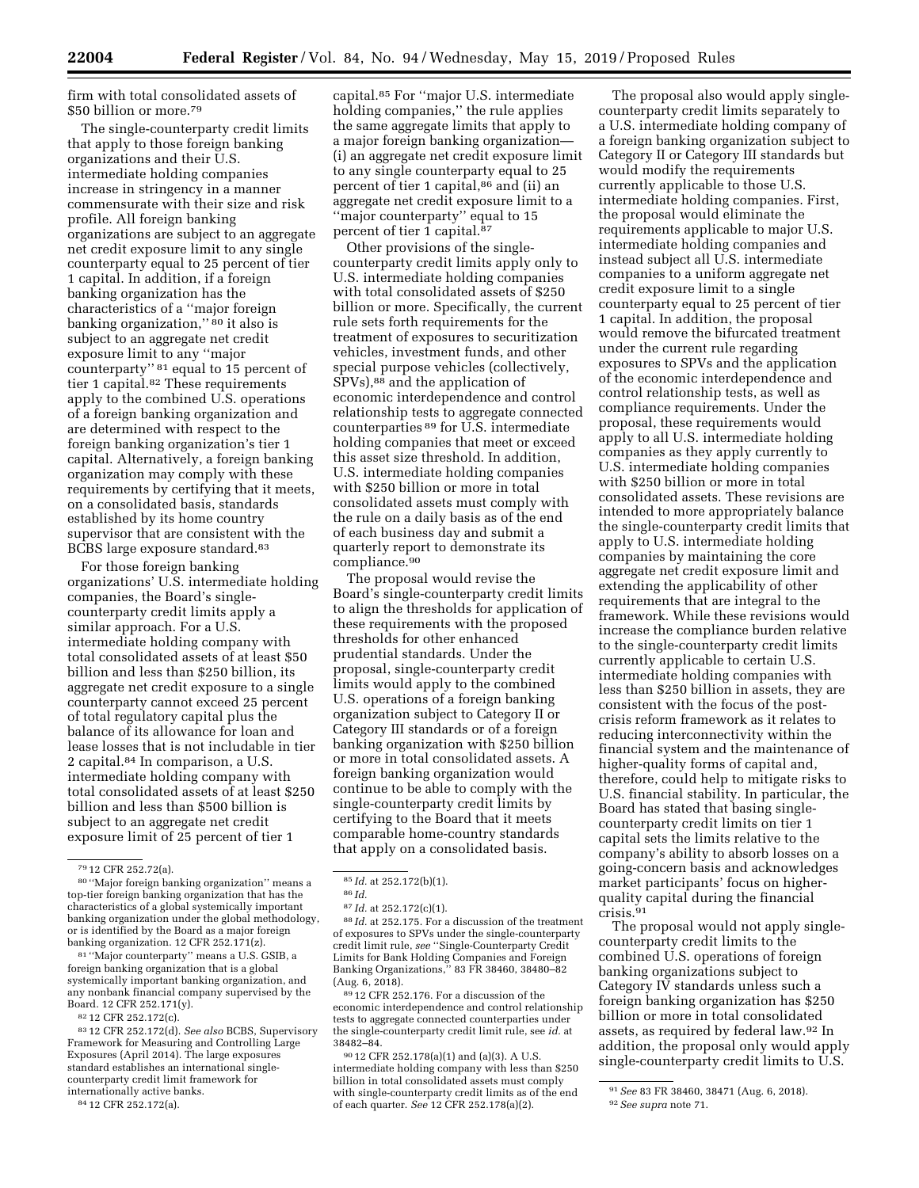firm with total consolidated assets of $50 billion or more.[79]

The single-counterparty credit limits that apply to those foreign banking organizations and their U.S. intermediate holding companies increase in stringency in a manner commensurate with their size and risk profile. All foreign banking organizations are subject to an aggregate net credit exposure limit to any single counterparty equal to 25 percent of tier 1 capital. In addition, if a foreign banking organization has the characteristics of a ''major foreign banking organization,'' [80] it also is subject to an aggregate net credit exposure limit to any ''major counterparty'' [81] equal to 15 percent of tier 1 capital.[82] These requirements apply to the combined U.S. operations of a foreign banking organization and are determined with respect to the foreign banking organization's tier 1 capital. Alternatively, a foreign banking organization may comply with these requirements by certifying that it meets, on a consolidated basis, standards established by its home country supervisor that are consistent with the BCBS large exposure standard.[83]

For those foreign banking organizations' U.S. intermediate holding companies, the Board's single-counterparty credit limits apply a similar approach. For a U.S. intermediate holding company with total consolidated assets of at least $50 billion and less than $250 billion, its aggregate net credit exposure to a single counterparty cannot exceed 25 percent of total regulatory capital plus the balance of its allowance for loan and lease losses that is not includable in tier 2 capital.[84] In comparison, a U.S. intermediate holding company with total consolidated assets of at least $250 billion and less than $500 billion is subject to an aggregate net credit exposure limit of 25 percent of tier 1 capital.[85] For ''major U.S. intermediate holding companies,'' the rule applies the same aggregate limits that apply to a major foreign banking organization—(i) an aggregate net credit exposure limit to any single counterparty equal to 25 percent of tier 1 capital,[86] and (ii) an aggregate net credit exposure limit to a ''major counterparty'' equal to 15 percent of tier 1 capital.[87]

Other provisions of the single-counterparty credit limits apply only to U.S. intermediate holding companies with total consolidated assets of $250 billion or more. Specifically, the current rule sets forth requirements for the treatment of exposures to securitization vehicles, investment funds, and other special purpose vehicles (collectively, SPVs),[88] and the application of economic interdependence and control relationship tests to aggregate connected counterparties [89] for U.S. intermediate holding companies that meet or exceed this asset size threshold. In addition, U.S. intermediate holding companies with $250 billion or more in total consolidated assets must comply with the rule on a daily basis as of the end of each business day and submit a quarterly report to demonstrate its compliance.[90]

The proposal would revise the Board's single-counterparty credit limits to align the thresholds for application of these requirements with the proposed thresholds for other enhanced prudential standards. Under the proposal, single-counterparty credit limits would apply to the combined U.S. operations of a foreign banking organization subject to Category II or Category III standards or of a foreign banking organization with $250 billion or more in total consolidated assets. A foreign banking organization would continue to be able to comply with the single-counterparty credit limits by certifying to the Board that it meets comparable home-country standards that apply on a consolidated basis.

The proposal also would apply single-counterparty credit limits separately to a U.S. intermediate holding company of a foreign banking organization subject to Category II or Category III standards but would modify the requirements currently applicable to those U.S. intermediate holding companies. First, the proposal would eliminate the requirements applicable to major U.S. intermediate holding companies and instead subject all U.S. intermediate companies to a uniform aggregate net credit exposure limit to a single counterparty equal to 25 percent of tier 1 capital. In addition, the proposal would remove the bifurcated treatment under the current rule regarding exposures to SPVs and the application of the economic interdependence and control relationship tests, as well as compliance requirements. Under the proposal, these requirements would apply to all U.S. intermediate holding companies as they apply currently to U.S. intermediate holding companies with $250 billion or more in total consolidated assets. These revisions are intended to more appropriately balance the single-counterparty credit limits that apply to U.S. intermediate holding companies by maintaining the core aggregate net credit exposure limit and extending the applicability of other requirements that are integral to the framework. While these revisions would increase the compliance burden relative to the single-counterparty credit limits currently applicable to certain U.S. intermediate holding companies with less than $250 billion in assets, they are consistent with the focus of the post-crisis reform framework as it relates to reducing interconnectivity within the financial system and the maintenance of higher-quality forms of capital and, therefore, could help to mitigate risks to U.S. financial stability. In particular, the Board has stated that basing single-counterparty credit limits on tier 1 capital sets the limits relative to the company's ability to absorb losses on a going-concern basis and acknowledges market participants' focus on higher-quality capital during the financial crisis.[91]

The proposal would not apply single-counterparty credit limits to the combined U.S. operations of foreign banking organizations subject to Category IV standards unless such a foreign banking organization has $250 billion or more in total consolidated assets, as required by federal law.[92] In addition, the proposal only would apply single-counterparty credit limits to U.S.

---

[79] 12 CFR 252.72(a).

[80] ''Major foreign banking organization'' means a top-tier foreign banking organization that has the characteristics of a global systemically important banking organization under the global methodology, or is identified by the Board as a major foreign banking organization. 12 CFR 252.171(z).

[81] ''Major counterparty'' means a U.S. GSIB, a foreign banking organization that is a global systemically important banking organization, and any nonbank financial company supervised by the Board. 12 CFR 252.171(y).

[82] 12 CFR 252.172(c).

[83] 12 CFR 252.172(d). *See also* BCBS, Supervisory Framework for Measuring and Controlling Large Exposures (April 2014). The large exposures standard establishes an international single-counterparty credit limit framework for internationally active banks.

[84] 12 CFR 252.172(a).

[85] *Id.* at 252.172(b)(1).

[86] *Id.*

[87] *Id.* at 252.172(c)(1).

[88] *Id.* at 252.175. For a discussion of the treatment of exposures to SPVs under the single-counterparty credit limit rule, *see* ''Single-Counterparty Credit Limits for Bank Holding Companies and Foreign Banking Organizations,'' 83 FR 38460, 38480–82 (Aug. 6, 2018).

[89] 12 CFR 252.176. For a discussion of the economic interdependence and control relationship tests to aggregate connected counterparties under the single-counterparty credit limit rule, see *id.* at 38482–84.

[90] 12 CFR 252.178(a)(1) and (a)(3). A U.S. intermediate holding company with less than $250 billion in total consolidated assets must comply with single-counterparty credit limits as of the end of each quarter. *See* 12 CFR 252.178(a)(2).

[91] *See* 83 FR 38460, 38471 (Aug. 6, 2018).

[92] *See supra* note 71.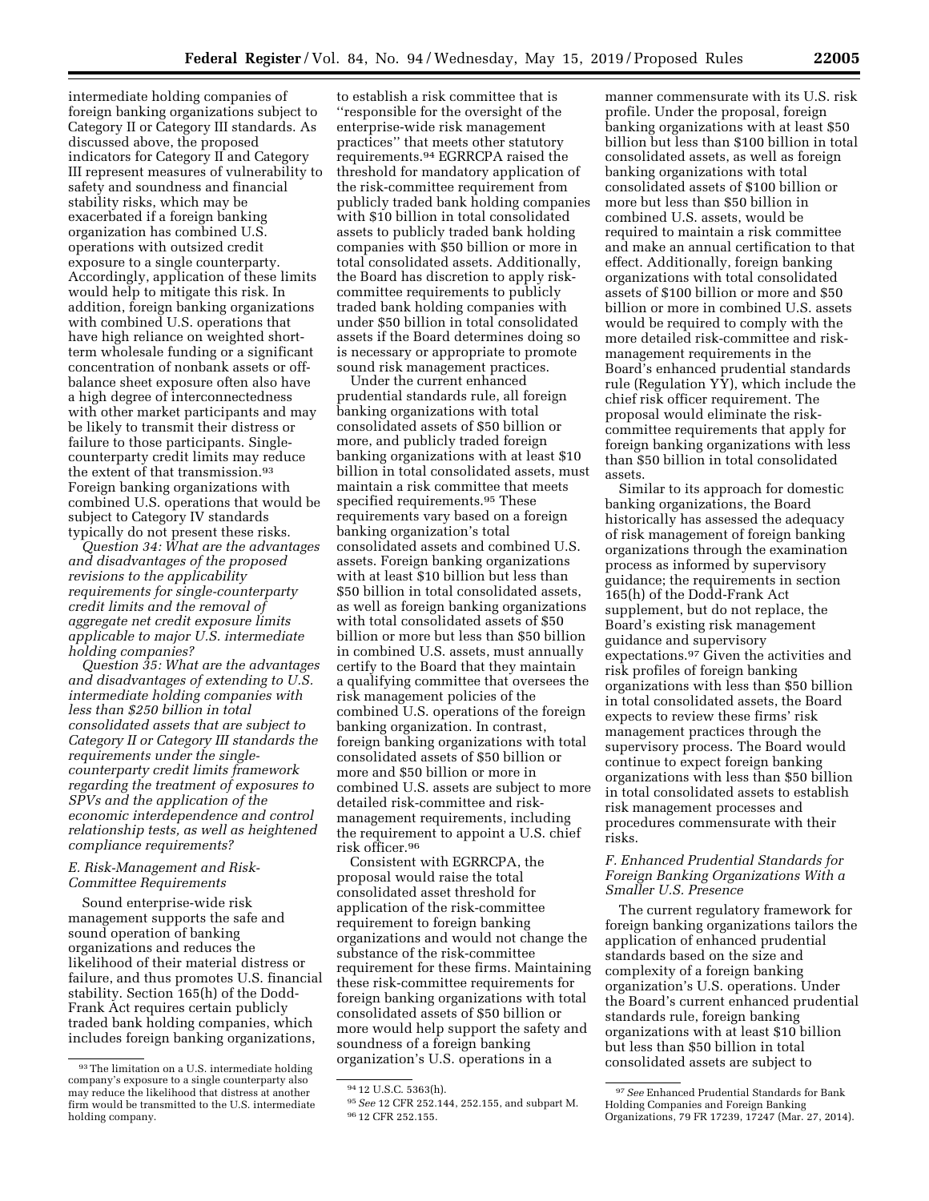intermediate holding companies of foreign banking organizations subject to Category II or Category III standards. As discussed above, the proposed indicators for Category II and Category III represent measures of vulnerability to safety and soundness and financial stability risks, which may be exacerbated if a foreign banking organization has combined U.S. operations with outsized credit exposure to a single counterparty. Accordingly, application of these limits would help to mitigate this risk. In addition, foreign banking organizations with combined U.S. operations that have high reliance on weighted short-term wholesale funding or a significant concentration of nonbank assets or off-balance sheet exposure often also have a high degree of interconnectedness with other market participants and may be likely to transmit their distress or failure to those participants. Single-counterparty credit limits may reduce the extent of that transmission.[93] Foreign banking organizations with combined U.S. operations that would be subject to Category IV standards typically do not present these risks.

*Question 34: What are the advantages and disadvantages of the proposed revisions to the applicability requirements for single-counterparty credit limits and the removal of aggregate net credit exposure limits applicable to major U.S. intermediate holding companies?*

*Question 35: What are the advantages and disadvantages of extending to U.S. intermediate holding companies with less than $250 billion in total consolidated assets that are subject to Category II or Category III standards the requirements under the single-counterparty credit limits framework regarding the treatment of exposures to SPVs and the application of the economic interdependence and control relationship tests, as well as heightened compliance requirements?*

### *E. Risk-Management and Risk-Committee Requirements*

Sound enterprise-wide risk management supports the safe and sound operation of banking organizations and reduces the likelihood of their material distress or failure, and thus promotes U.S. financial stability. Section 165(h) of the Dodd-Frank Act requires certain publicly traded bank holding companies, which includes foreign banking organizations, to establish a risk committee that is ''responsible for the oversight of the enterprise-wide risk management practices'' that meets other statutory requirements.[94] EGRRCPA raised the threshold for mandatory application of the risk-committee requirement from publicly traded bank holding companies with $10 billion in total consolidated assets to publicly traded bank holding companies with $50 billion or more in total consolidated assets. Additionally, the Board has discretion to apply risk-committee requirements to publicly traded bank holding companies with under $50 billion in total consolidated assets if the Board determines doing so is necessary or appropriate to promote sound risk management practices.

Under the current enhanced prudential standards rule, all foreign banking organizations with total consolidated assets of $50 billion or more, and publicly traded foreign banking organizations with at least $10 billion in total consolidated assets, must maintain a risk committee that meets specified requirements.[95] These requirements vary based on a foreign banking organization's total consolidated assets and combined U.S. assets. Foreign banking organizations with at least $10 billion but less than $50 billion in total consolidated assets, as well as foreign banking organizations with total consolidated assets of $50 billion or more but less than $50 billion in combined U.S. assets, must annually certify to the Board that they maintain a qualifying committee that oversees the risk management policies of the combined U.S. operations of the foreign banking organization. In contrast, foreign banking organizations with total consolidated assets of $50 billion or more and $50 billion or more in combined U.S. assets are subject to more detailed risk-committee and risk-management requirements, including the requirement to appoint a U.S. chief risk officer.[96]

Consistent with EGRRCPA, the proposal would raise the total consolidated asset threshold for application of the risk-committee requirement to foreign banking organizations and would not change the substance of the risk-committee requirement for these firms. Maintaining these risk-committee requirements for foreign banking organizations with total consolidated assets of $50 billion or more would help support the safety and soundness of a foreign banking organization's U.S. operations in a manner commensurate with its U.S. risk profile. Under the proposal, foreign banking organizations with at least $50 billion but less than $100 billion in total consolidated assets, as well as foreign banking organizations with total consolidated assets of $100 billion or more but less than $50 billion in combined U.S. assets, would be required to maintain a risk committee and make an annual certification to that effect. Additionally, foreign banking organizations with total consolidated assets of $100 billion or more and $50 billion or more in combined U.S. assets would be required to comply with the more detailed risk-committee and risk-management requirements in the Board's enhanced prudential standards rule (Regulation YY), which include the chief risk officer requirement. The proposal would eliminate the risk-committee requirements that apply for foreign banking organizations with less than $50 billion in total consolidated assets.

Similar to its approach for domestic banking organizations, the Board historically has assessed the adequacy of risk management of foreign banking organizations through the examination process as informed by supervisory guidance; the requirements in section 165(h) of the Dodd-Frank Act supplement, but do not replace, the Board's existing risk management guidance and supervisory expectations.[97] Given the activities and risk profiles of foreign banking organizations with less than $50 billion in total consolidated assets, the Board expects to review these firms' risk management practices through the supervisory process. The Board would continue to expect foreign banking organizations with less than $50 billion in total consolidated assets to establish risk management processes and procedures commensurate with their risks.

### *F. Enhanced Prudential Standards for Foreign Banking Organizations With a Smaller U.S. Presence*

The current regulatory framework for foreign banking organizations tailors the application of enhanced prudential standards based on the size and complexity of a foreign banking organization's U.S. operations. Under the Board's current enhanced prudential standards rule, foreign banking organizations with at least $10 billion but less than $50 billion in total consolidated assets are subject to

---

[93] The limitation on a U.S. intermediate holding company's exposure to a single counterparty also may reduce the likelihood that distress at another firm would be transmitted to the U.S. intermediate holding company.

[94] 12 U.S.C. 5363(h).

[95] *See* 12 CFR 252.144, 252.155, and subpart M.

[96] 12 CFR 252.155.

[97] *See* Enhanced Prudential Standards for Bank Holding Companies and Foreign Banking Organizations, 79 FR 17239, 17247 (Mar. 27, 2014).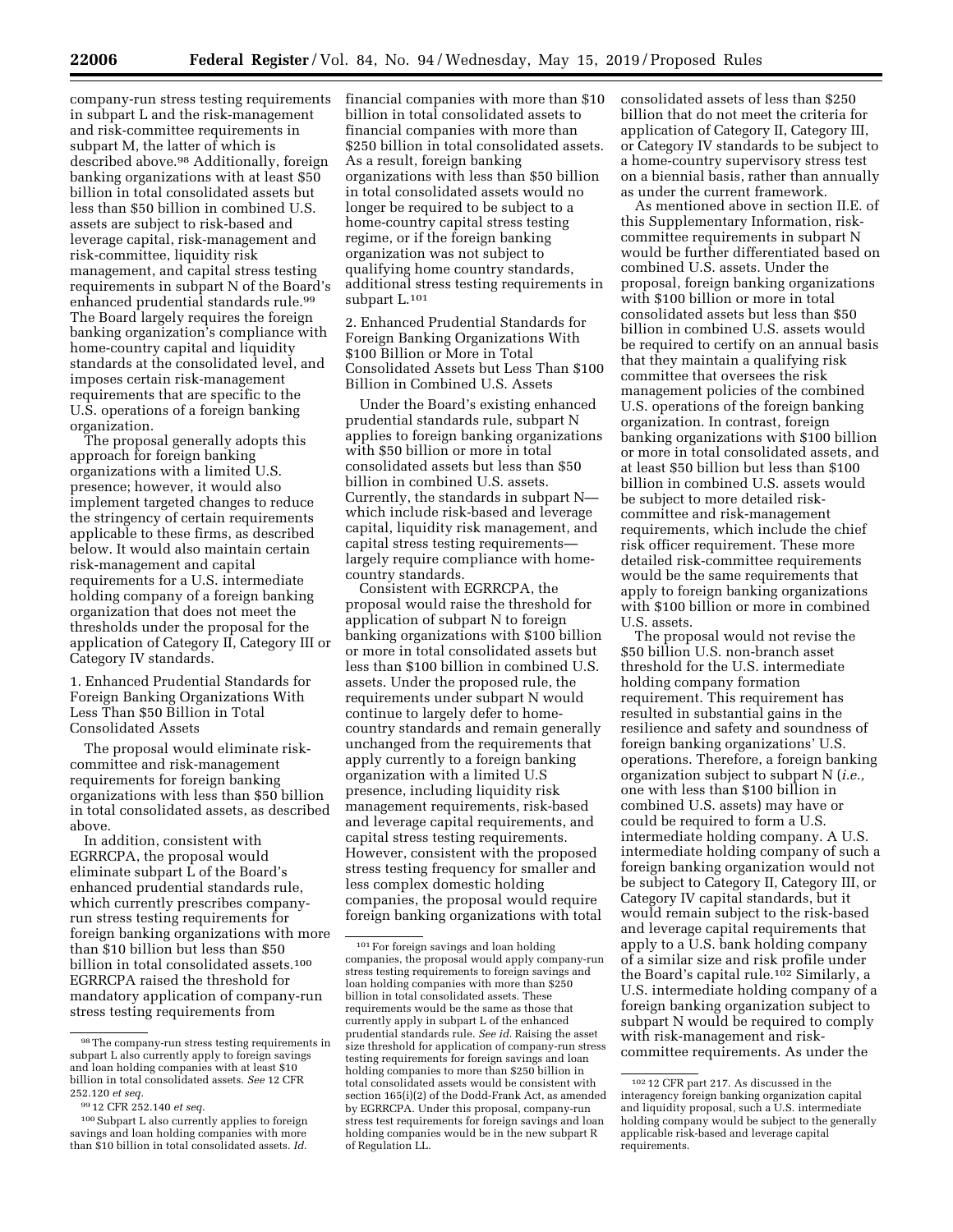company-run stress testing requirements in subpart L and the risk-management and risk-committee requirements in subpart M, the latter of which is described above.[98] Additionally, foreign banking organizations with at least $50 billion in total consolidated assets but less than $50 billion in combined U.S. assets are subject to risk-based and leverage capital, risk-management and risk-committee, liquidity risk management, and capital stress testing requirements in subpart N of the Board's enhanced prudential standards rule.[99] The Board largely requires the foreign banking organization's compliance with home-country capital and liquidity standards at the consolidated level, and imposes certain risk-management requirements that are specific to the U.S. operations of a foreign banking organization.

The proposal generally adopts this approach for foreign banking organizations with a limited U.S. presence; however, it would also implement targeted changes to reduce the stringency of certain requirements applicable to these firms, as described below. It would also maintain certain risk-management and capital requirements for a U.S. intermediate holding company of a foreign banking organization that does not meet the thresholds under the proposal for the application of Category II, Category III or Category IV standards.

1. Enhanced Prudential Standards for Foreign Banking Organizations With Less Than $50 Billion in Total Consolidated Assets

The proposal would eliminate risk-committee and risk-management requirements for foreign banking organizations with less than $50 billion in total consolidated assets, as described above.

In addition, consistent with EGRRCPA, the proposal would eliminate subpart L of the Board's enhanced prudential standards rule, which currently prescribes company-run stress testing requirements for foreign banking organizations with more than $10 billion but less than $50 billion in total consolidated assets.[100] EGRRCPA raised the threshold for mandatory application of company-run stress testing requirements from financial companies with more than $10 billion in total consolidated assets to financial companies with more than $250 billion in total consolidated assets. As a result, foreign banking organizations with less than $50 billion in total consolidated assets would no longer be required to be subject to a home-country capital stress testing regime, or if the foreign banking organization was not subject to qualifying home country standards, additional stress testing requirements in subpart L.[101]

2. Enhanced Prudential Standards for Foreign Banking Organizations With $100 Billion or More in Total Consolidated Assets but Less Than $100 Billion in Combined U.S. Assets

Under the Board's existing enhanced prudential standards rule, subpart N applies to foreign banking organizations with $50 billion or more in total consolidated assets but less than $50 billion in combined U.S. assets. Currently, the standards in subpart N—which include risk-based and leverage capital, liquidity risk management, and capital stress testing requirements—largely require compliance with home-country standards.

Consistent with EGRRCPA, the proposal would raise the threshold for application of subpart N to foreign banking organizations with $100 billion or more in total consolidated assets but less than $100 billion in combined U.S. assets. Under the proposed rule, the requirements under subpart N would continue to largely defer to home-country standards and remain generally unchanged from the requirements that apply currently to a foreign banking organization with a limited U.S presence, including liquidity risk management requirements, risk-based and leverage capital requirements, and capital stress testing requirements. However, consistent with the proposed stress testing frequency for smaller and less complex domestic holding companies, the proposal would require foreign banking organizations with total consolidated assets of less than $250 billion that do not meet the criteria for application of Category II, Category III, or Category IV standards to be subject to a home-country supervisory stress test on a biennial basis, rather than annually as under the current framework.

As mentioned above in section II.E. of this Supplementary Information, risk-committee requirements in subpart N would be further differentiated based on combined U.S. assets. Under the proposal, foreign banking organizations with $100 billion or more in total consolidated assets but less than $50 billion in combined U.S. assets would be required to certify on an annual basis that they maintain a qualifying risk committee that oversees the risk management policies of the combined U.S. operations of the foreign banking organization. In contrast, foreign banking organizations with $100 billion or more in total consolidated assets, and at least $50 billion but less than $100 billion in combined U.S. assets would be subject to more detailed risk-committee and risk-management requirements, which include the chief risk officer requirement. These more detailed risk-committee requirements would be the same requirements that apply to foreign banking organizations with $100 billion or more in combined U.S. assets.

The proposal would not revise the $50 billion U.S. non-branch asset threshold for the U.S. intermediate holding company formation requirement. This requirement has resulted in substantial gains in the resilience and safety and soundness of foreign banking organizations' U.S. operations. Therefore, a foreign banking organization subject to subpart N (*i.e.,* one with less than $100 billion in combined U.S. assets) may have or could be required to form a U.S. intermediate holding company. A U.S. intermediate holding company of such a foreign banking organization would not be subject to Category II, Category III, or Category IV capital standards, but it would remain subject to the risk-based and leverage capital requirements that apply to a U.S. bank holding company of a similar size and risk profile under the Board's capital rule.[102] Similarly, a U.S. intermediate holding company of a foreign banking organization subject to subpart N would be required to comply with risk-management and risk-committee requirements. As under the

---

[98] The company-run stress testing requirements in subpart L also currently apply to foreign savings and loan holding companies with at least $10 billion in total consolidated assets. *See* 12 CFR 252.120 *et seq.*

[99] 12 CFR 252.140 *et seq.*

[100] Subpart L also currently applies to foreign savings and loan holding companies with more than $10 billion in total consolidated assets. *Id.*

[101] For foreign savings and loan holding companies, the proposal would apply company-run stress testing requirements to foreign savings and loan holding companies with more than $250 billion in total consolidated assets. These requirements would be the same as those that currently apply in subpart L of the enhanced prudential standards rule. *See id.* Raising the asset size threshold for application of company-run stress testing requirements for foreign savings and loan holding companies to more than $250 billion in total consolidated assets would be consistent with section 165(i)(2) of the Dodd-Frank Act, as amended by EGRRCPA. Under this proposal, company-run stress test requirements for foreign savings and loan holding companies would be in the new subpart R of Regulation LL.

[102] 12 CFR part 217. As discussed in the interagency foreign banking organization capital and liquidity proposal, such a U.S. intermediate holding company would be subject to the generally applicable risk-based and leverage capital requirements.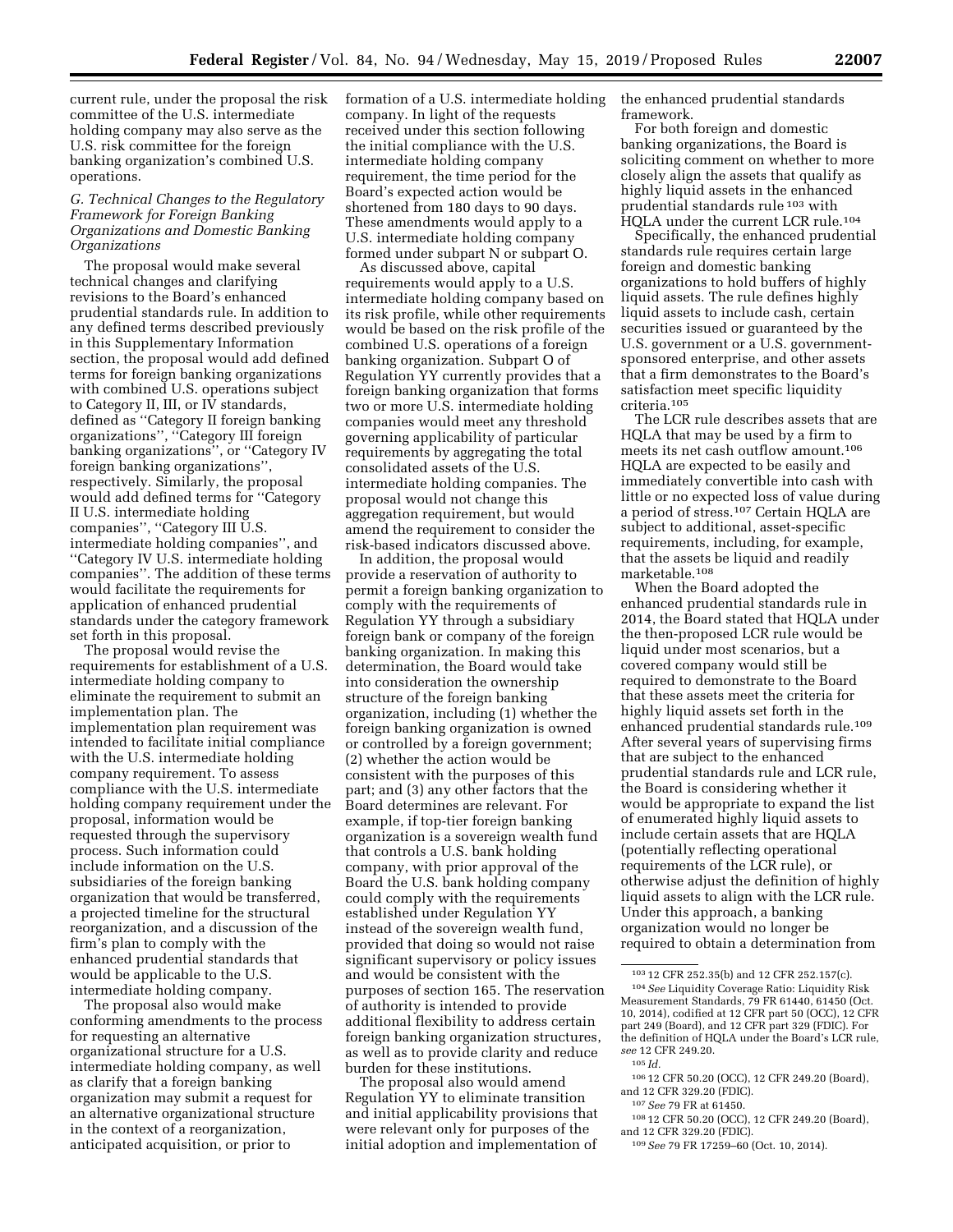current rule, under the proposal the risk committee of the U.S. intermediate holding company may also serve as the U.S. risk committee for the foreign banking organization's combined U.S. operations.

### G. Technical Changes to the Regulatory Framework for Foreign Banking Organizations and Domestic Banking Organizations

The proposal would make several technical changes and clarifying revisions to the Board's enhanced prudential standards rule. In addition to any defined terms described previously in this Supplementary Information section, the proposal would add defined terms for foreign banking organizations with combined U.S. operations subject to Category II, III, or IV standards, defined as ''Category II foreign banking organizations'', ''Category III foreign banking organizations'', or ''Category IV foreign banking organizations'', respectively. Similarly, the proposal would add defined terms for ''Category II U.S. intermediate holding companies'', ''Category III U.S. intermediate holding companies'', and ''Category IV U.S. intermediate holding companies''. The addition of these terms would facilitate the requirements for application of enhanced prudential standards under the category framework set forth in this proposal.

The proposal would revise the requirements for establishment of a U.S. intermediate holding company to eliminate the requirement to submit an implementation plan. The implementation plan requirement was intended to facilitate initial compliance with the U.S. intermediate holding company requirement. To assess compliance with the U.S. intermediate holding company requirement under the proposal, information would be requested through the supervisory process. Such information could include information on the U.S. subsidiaries of the foreign banking organization that would be transferred, a projected timeline for the structural reorganization, and a discussion of the firm's plan to comply with the enhanced prudential standards that would be applicable to the U.S. intermediate holding company.

The proposal also would make conforming amendments to the process for requesting an alternative organizational structure for a U.S. intermediate holding company, as well as clarify that a foreign banking organization may submit a request for an alternative organizational structure in the context of a reorganization, anticipated acquisition, or prior to formation of a U.S. intermediate holding company. In light of the requests received under this section following the initial compliance with the U.S. intermediate holding company requirement, the time period for the Board's expected action would be shortened from 180 days to 90 days. These amendments would apply to a U.S. intermediate holding company formed under subpart N or subpart O.

As discussed above, capital requirements would apply to a U.S. intermediate holding company based on its risk profile, while other requirements would be based on the risk profile of the combined U.S. operations of a foreign banking organization. Subpart O of Regulation YY currently provides that a foreign banking organization that forms two or more U.S. intermediate holding companies would meet any threshold governing applicability of particular requirements by aggregating the total consolidated assets of the U.S. intermediate holding companies. The proposal would not change this aggregation requirement, but would amend the requirement to consider the risk-based indicators discussed above.

In addition, the proposal would provide a reservation of authority to permit a foreign banking organization to comply with the requirements of Regulation YY through a subsidiary foreign bank or company of the foreign banking organization. In making this determination, the Board would take into consideration the ownership structure of the foreign banking organization, including (1) whether the foreign banking organization is owned or controlled by a foreign government; (2) whether the action would be consistent with the purposes of this part; and (3) any other factors that the Board determines are relevant. For example, if top-tier foreign banking organization is a sovereign wealth fund that controls a U.S. bank holding company, with prior approval of the Board the U.S. bank holding company could comply with the requirements established under Regulation YY instead of the sovereign wealth fund, provided that doing so would not raise significant supervisory or policy issues and would be consistent with the purposes of section 165. The reservation of authority is intended to provide additional flexibility to address certain foreign banking organization structures, as well as to provide clarity and reduce burden for these institutions.

The proposal also would amend Regulation YY to eliminate transition and initial applicability provisions that were relevant only for purposes of the initial adoption and implementation of the enhanced prudential standards framework.

For both foreign and domestic banking organizations, the Board is soliciting comment on whether to more closely align the assets that qualify as highly liquid assets in the enhanced prudential standards rule[103] with HQLA under the current LCR rule.[104]

Specifically, the enhanced prudential standards rule requires certain large foreign and domestic banking organizations to hold buffers of highly liquid assets. The rule defines highly liquid assets to include cash, certain securities issued or guaranteed by the U.S. government or a U.S. government-sponsored enterprise, and other assets that a firm demonstrates to the Board's satisfaction meet specific liquidity criteria.[105]

The LCR rule describes assets that are HQLA that may be used by a firm to meets its net cash outflow amount.[106] HQLA are expected to be easily and immediately convertible into cash with little or no expected loss of value during a period of stress.[107] Certain HQLA are subject to additional, asset-specific requirements, including, for example, that the assets be liquid and readily marketable.[108]

When the Board adopted the enhanced prudential standards rule in 2014, the Board stated that HQLA under the then-proposed LCR rule would be liquid under most scenarios, but a covered company would still be required to demonstrate to the Board that these assets meet the criteria for highly liquid assets set forth in the enhanced prudential standards rule.[109] After several years of supervising firms that are subject to the enhanced prudential standards rule and LCR rule, the Board is considering whether it would be appropriate to expand the list of enumerated highly liquid assets to include certain assets that are HQLA (potentially reflecting operational requirements of the LCR rule), or otherwise adjust the definition of highly liquid assets to align with the LCR rule. Under this approach, a banking organization would no longer be required to obtain a determination from

---

[103] 12 CFR 252.35(b) and 12 CFR 252.157(c).

[104] *See* Liquidity Coverage Ratio: Liquidity Risk Measurement Standards, 79 FR 61440, 61450 (Oct. 10, 2014), codified at 12 CFR part 50 (OCC), 12 CFR part 249 (Board), and 12 CFR part 329 (FDIC). For the definition of HQLA under the Board's LCR rule, *see* 12 CFR 249.20.

[105] *Id.*

[106] 12 CFR 50.20 (OCC), 12 CFR 249.20 (Board), and 12 CFR 329.20 (FDIC).

[107] *See* 79 FR at 61450.

[108] 12 CFR 50.20 (OCC), 12 CFR 249.20 (Board), and 12 CFR 329.20 (FDIC).

[109] *See* 79 FR 17259–60 (Oct. 10, 2014).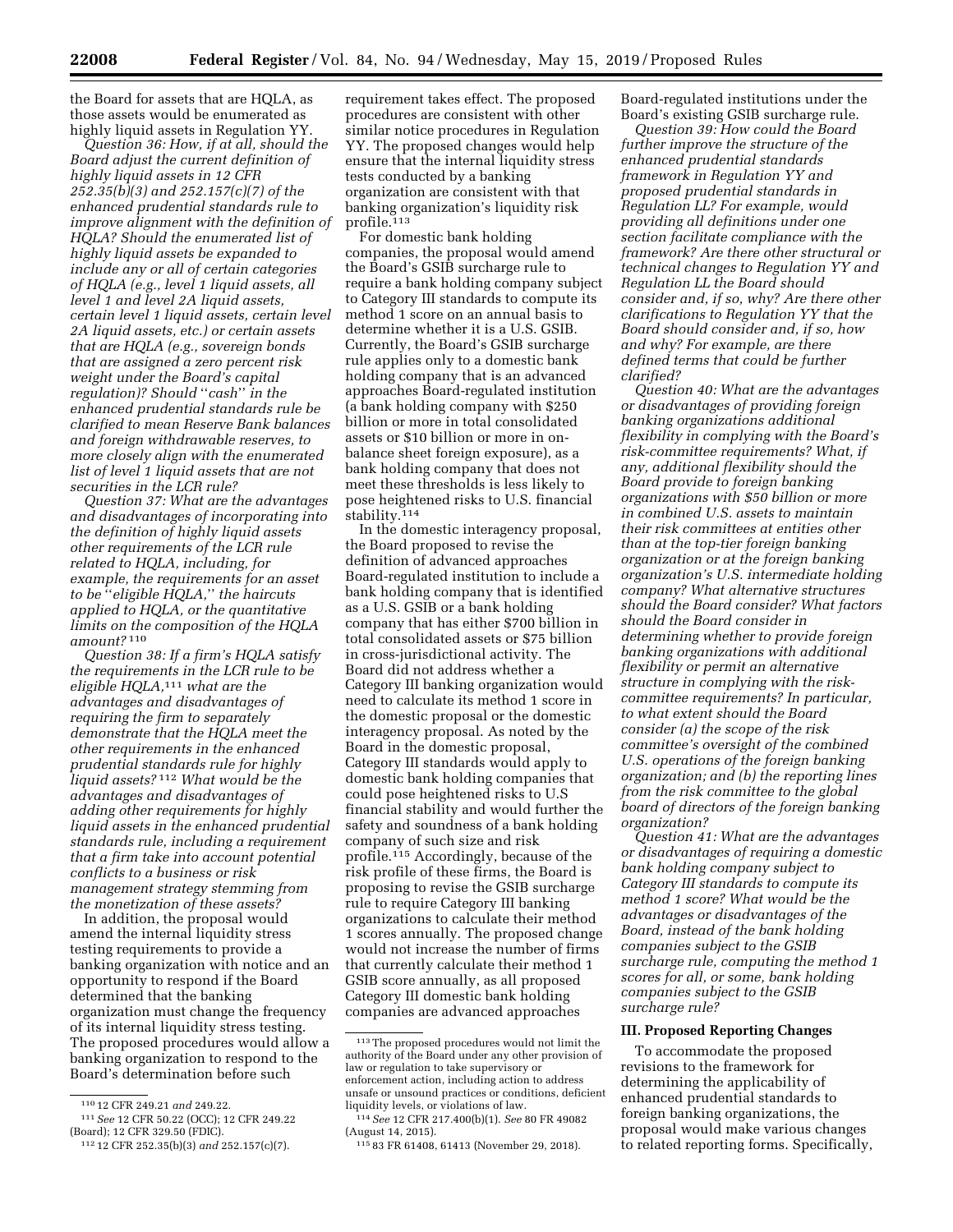the Board for assets that are HQLA, as those assets would be enumerated as highly liquid assets in Regulation YY.

*Question 36: How, if at all, should the Board adjust the current definition of highly liquid assets in 12 CFR 252.35(b)(3) and 252.157(c)(7) of the enhanced prudential standards rule to improve alignment with the definition of HQLA? Should the enumerated list of highly liquid assets be expanded to include any or all of certain categories of HQLA (e.g., level 1 liquid assets, all level 1 and level 2A liquid assets, certain level 1 liquid assets, certain level 2A liquid assets, etc.) or certain assets that are HQLA (e.g., sovereign bonds that are assigned a zero percent risk weight under the Board's capital regulation)? Should "cash" in the enhanced prudential standards rule be clarified to mean Reserve Bank balances and foreign withdrawable reserves, to more closely align with the enumerated list of level 1 liquid assets that are not securities in the LCR rule?*

*Question 37: What are the advantages and disadvantages of incorporating into the definition of highly liquid assets other requirements of the LCR rule related to HQLA, including, for example, the requirements for an asset to be "eligible HQLA," the haircuts applied to HQLA, or the quantitative limits on the composition of the HQLA amount?* [110]

*Question 38: If a firm's HQLA satisfy the requirements in the LCR rule to be eligible HQLA,*[111] *what are the advantages and disadvantages of requiring the firm to separately demonstrate that the HQLA meet the other requirements in the enhanced prudential standards rule for highly liquid assets?*[112] *What would be the advantages and disadvantages of adding other requirements for highly liquid assets in the enhanced prudential standards rule, including a requirement that a firm take into account potential conflicts to a business or risk management strategy stemming from the monetization of these assets?*

In addition, the proposal would amend the internal liquidity stress testing requirements to provide a banking organization with notice and an opportunity to respond if the Board determined that the banking organization must change the frequency of its internal liquidity stress testing. The proposed procedures would allow a banking organization to respond to the Board's determination before such requirement takes effect. The proposed procedures are consistent with other similar notice procedures in Regulation YY. The proposed changes would help ensure that the internal liquidity stress tests conducted by a banking organization are consistent with that banking organization's liquidity risk profile.[113]

For domestic bank holding companies, the proposal would amend the Board's GSIB surcharge rule to require a bank holding company subject to Category III standards to compute its method 1 score on an annual basis to determine whether it is a U.S. GSIB. Currently, the Board's GSIB surcharge rule applies only to a domestic bank holding company that is an advanced approaches Board-regulated institution (a bank holding company with $250 billion or more in total consolidated assets or $10 billion or more in on-balance sheet foreign exposure), as a bank holding company that does not meet these thresholds is less likely to pose heightened risks to U.S. financial stability.[114]

In the domestic interagency proposal, the Board proposed to revise the definition of advanced approaches Board-regulated institution to include a bank holding company that is identified as a U.S. GSIB or a bank holding company that has either $700 billion in total consolidated assets or $75 billion in cross-jurisdictional activity. The Board did not address whether a Category III banking organization would need to calculate its method 1 score in the domestic proposal or the domestic interagency proposal. As noted by the Board in the domestic proposal, Category III standards would apply to domestic bank holding companies that could pose heightened risks to U.S financial stability and would further the safety and soundness of a bank holding company of such size and risk profile.[115] Accordingly, because of the risk profile of these firms, the Board is proposing to revise the GSIB surcharge rule to require Category III banking organizations to calculate their method 1 scores annually. The proposed change would not increase the number of firms that currently calculate their method 1 GSIB score annually, as all proposed Category III domestic bank holding companies are advanced approaches Board-regulated institutions under the Board's existing GSIB surcharge rule.

*Question 39: How could the Board further improve the structure of the enhanced prudential standards framework in Regulation YY and proposed prudential standards in Regulation LL? For example, would providing all definitions under one section facilitate compliance with the framework? Are there other structural or technical changes to Regulation YY and Regulation LL the Board should consider and, if so, why? Are there other clarifications to Regulation YY that the Board should consider and, if so, how and why? For example, are there defined terms that could be further clarified?*

*Question 40: What are the advantages or disadvantages of providing foreign banking organizations additional flexibility in complying with the Board's risk-committee requirements? What, if any, additional flexibility should the Board provide to foreign banking organizations with $50 billion or more in combined U.S. assets to maintain their risk committees at entities other than at the top-tier foreign banking organization or at the foreign banking organization's U.S. intermediate holding company? What alternative structures should the Board consider? What factors should the Board consider in determining whether to provide foreign banking organizations with additional flexibility or permit an alternative structure in complying with the risk-committee requirements? In particular, to what extent should the Board consider (a) the scope of the risk committee's oversight of the combined U.S. operations of the foreign banking organization; and (b) the reporting lines from the risk committee to the global board of directors of the foreign banking organization?*

*Question 41: What are the advantages or disadvantages of requiring a domestic bank holding company subject to Category III standards to compute its method 1 score? What would be the advantages or disadvantages of the Board, instead of the bank holding companies subject to the GSIB surcharge rule, computing the method 1 scores for all, or some, bank holding companies subject to the GSIB surcharge rule?*

## III. Proposed Reporting Changes

To accommodate the proposed revisions to the framework for determining the applicability of enhanced prudential standards to foreign banking organizations, the proposal would make various changes to related reporting forms. Specifically,

---

[110] 12 CFR 249.21 *and* 249.22.

[111] *See* 12 CFR 50.22 (OCC); 12 CFR 249.22 (Board); 12 CFR 329.50 (FDIC).

[112] 12 CFR 252.35(b)(3) *and* 252.157(c)(7).

[113] The proposed procedures would not limit the authority of the Board under any other provision of law or regulation to take supervisory or enforcement action, including action to address unsafe or unsound practices or conditions, deficient liquidity levels, or violations of law.

[114] *See* 12 CFR 217.400(b)(1). *See* 80 FR 49082 (August 14, 2015).

[115] 83 FR 61408, 61413 (November 29, 2018).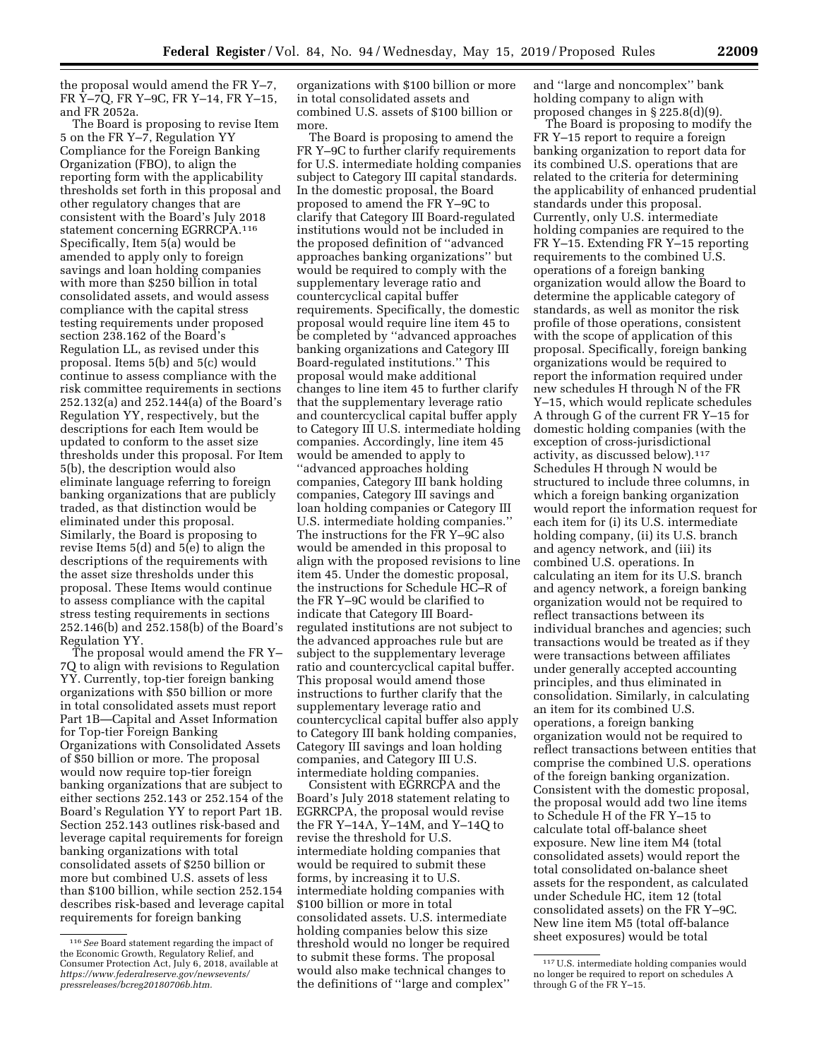the proposal would amend the FR Y–7, FR Y–7Q, FR Y–9C, FR Y–14, FR Y–15, and FR 2052a.

The Board is proposing to revise Item 5 on the FR Y–7, Regulation YY Compliance for the Foreign Banking Organization (FBO), to align the reporting form with the applicability thresholds set forth in this proposal and other regulatory changes that are consistent with the Board's July 2018 statement concerning EGRRCPA.[116] Specifically, Item 5(a) would be amended to apply only to foreign savings and loan holding companies with more than $250 billion in total consolidated assets, and would assess compliance with the capital stress testing requirements under proposed section 238.162 of the Board's Regulation LL, as revised under this proposal. Items 5(b) and 5(c) would continue to assess compliance with the risk committee requirements in sections 252.132(a) and 252.144(a) of the Board's Regulation YY, respectively, but the descriptions for each Item would be updated to conform to the asset size thresholds under this proposal. For Item 5(b), the description would also eliminate language referring to foreign banking organizations that are publicly traded, as that distinction would be eliminated under this proposal. Similarly, the Board is proposing to revise Items 5(d) and 5(e) to align the descriptions of the requirements with the asset size thresholds under this proposal. These Items would continue to assess compliance with the capital stress testing requirements in sections 252.146(b) and 252.158(b) of the Board's Regulation YY.

The proposal would amend the FR Y–7Q to align with revisions to Regulation YY. Currently, top-tier foreign banking organizations with $50 billion or more in total consolidated assets must report Part 1B—Capital and Asset Information for Top-tier Foreign Banking Organizations with Consolidated Assets of $50 billion or more. The proposal would now require top-tier foreign banking organizations that are subject to either sections 252.143 or 252.154 of the Board's Regulation YY to report Part 1B. Section 252.143 outlines risk-based and leverage capital requirements for foreign banking organizations with total consolidated assets of $250 billion or more but combined U.S. assets of less than $100 billion, while section 252.154 describes risk-based and leverage capital requirements for foreign banking organizations with $100 billion or more in total consolidated assets and combined U.S. assets of $100 billion or more.

The Board is proposing to amend the FR Y–9C to further clarify requirements for U.S. intermediate holding companies subject to Category III capital standards. In the domestic proposal, the Board proposed to amend the FR Y–9C to clarify that Category III Board-regulated institutions would not be included in the proposed definition of ''advanced approaches banking organizations'' but would be required to comply with the supplementary leverage ratio and countercyclical capital buffer requirements. Specifically, the domestic proposal would require line item 45 to be completed by ''advanced approaches banking organizations and Category III Board-regulated institutions.'' This proposal would make additional changes to line item 45 to further clarify that the supplementary leverage ratio and countercyclical capital buffer apply to Category III U.S. intermediate holding companies. Accordingly, line item 45 would be amended to apply to ''advanced approaches holding companies, Category III bank holding companies, Category III savings and loan holding companies or Category III U.S. intermediate holding companies.'' The instructions for the FR Y–9C also would be amended in this proposal to align with the proposed revisions to line item 45. Under the domestic proposal, the instructions for Schedule HC–R of the FR Y–9C would be clarified to indicate that Category III Board-regulated institutions are not subject to the advanced approaches rule but are subject to the supplementary leverage ratio and countercyclical capital buffer. This proposal would amend those instructions to further clarify that the supplementary leverage ratio and countercyclical capital buffer also apply to Category III bank holding companies, Category III savings and loan holding companies, and Category III U.S. intermediate holding companies.

Consistent with EGRRCPA and the Board's July 2018 statement relating to EGRRCPA, the proposal would revise the FR Y–14A, Y–14M, and Y–14Q to revise the threshold for U.S. intermediate holding companies that would be required to submit these forms, by increasing it to U.S. intermediate holding companies with $100 billion or more in total consolidated assets. U.S. intermediate holding companies below this size threshold would no longer be required to submit these forms. The proposal would also make technical changes to the definitions of ''large and complex'' and ''large and noncomplex'' bank holding company to align with proposed changes in § 225.8(d)(9).

The Board is proposing to modify the FR Y–15 report to require a foreign banking organization to report data for its combined U.S. operations that are related to the criteria for determining the applicability of enhanced prudential standards under this proposal. Currently, only U.S. intermediate holding companies are required to the FR Y–15. Extending FR Y–15 reporting requirements to the combined U.S. operations of a foreign banking organization would allow the Board to determine the applicable category of standards, as well as monitor the risk profile of those operations, consistent with the scope of application of this proposal. Specifically, foreign banking organizations would be required to report the information required under new schedules H through N of the FR Y–15, which would replicate schedules A through G of the current FR Y–15 for domestic holding companies (with the exception of cross-jurisdictional activity, as discussed below).[117] Schedules H through N would be structured to include three columns, in which a foreign banking organization would report the information request for each item for (i) its U.S. intermediate holding company, (ii) its U.S. branch and agency network, and (iii) its combined U.S. operations. In calculating an item for its U.S. branch and agency network, a foreign banking organization would not be required to reflect transactions between its individual branches and agencies; such transactions would be treated as if they were transactions between affiliates under generally accepted accounting principles, and thus eliminated in consolidation. Similarly, in calculating an item for its combined U.S. operations, a foreign banking organization would not be required to reflect transactions between entities that comprise the combined U.S. operations of the foreign banking organization. Consistent with the domestic proposal, the proposal would add two line items to Schedule H of the FR Y–15 to calculate total off-balance sheet exposure. New line item M4 (total consolidated assets) would report the total consolidated on-balance sheet assets for the respondent, as calculated under Schedule HC, item 12 (total consolidated assets) on the FR Y–9C. New line item M5 (total off-balance sheet exposures) would be total

---

[116] *See* Board statement regarding the impact of the Economic Growth, Regulatory Relief, and Consumer Protection Act, July 6, 2018, available at *https://www.federalreserve.gov/newsevents/pressreleases/bcreg20180706b.htm.*

[117] U.S. intermediate holding companies would no longer be required to report on schedules A through G of the FR Y–15.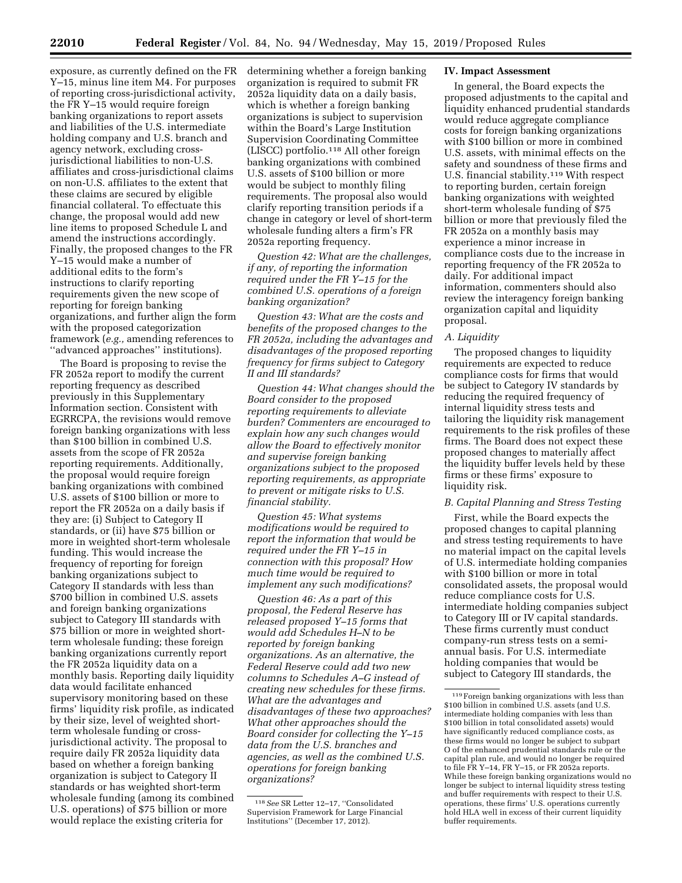exposure, as currently defined on the FR Y–15, minus line item M4. For purposes of reporting cross-jurisdictional activity, the FR Y–15 would require foreign banking organizations to report assets and liabilities of the U.S. intermediate holding company and U.S. branch and agency network, excluding cross-jurisdictional liabilities to non-U.S. affiliates and cross-jurisdictional claims on non-U.S. affiliates to the extent that these claims are secured by eligible financial collateral. To effectuate this change, the proposal would add new line items to proposed Schedule L and amend the instructions accordingly. Finally, the proposed changes to the FR Y–15 would make a number of additional edits to the form's instructions to clarify reporting requirements given the new scope of reporting for foreign banking organizations, and further align the form with the proposed categorization framework (*e.g.,* amending references to ''advanced approaches'' institutions).

The Board is proposing to revise the FR 2052a report to modify the current reporting frequency as described previously in this Supplementary Information section. Consistent with EGRRCPA, the revisions would remove foreign banking organizations with less than $100 billion in combined U.S. assets from the scope of FR 2052a reporting requirements. Additionally, the proposal would require foreign banking organizations with combined U.S. assets of $100 billion or more to report the FR 2052a on a daily basis if they are: (i) Subject to Category II standards, or (ii) have $75 billion or more in weighted short-term wholesale funding. This would increase the frequency of reporting for foreign banking organizations subject to Category II standards with less than $700 billion in combined U.S. assets and foreign banking organizations subject to Category III standards with $75 billion or more in weighted short-term wholesale funding; these foreign banking organizations currently report the FR 2052a liquidity data on a monthly basis. Reporting daily liquidity data would facilitate enhanced supervisory monitoring based on these firms' liquidity risk profile, as indicated by their size, level of weighted short-term wholesale funding or cross-jurisdictional activity. The proposal to require daily FR 2052a liquidity data based on whether a foreign banking organization is subject to Category II standards or has weighted short-term wholesale funding (among its combined U.S. operations) of $75 billion or more would replace the existing criteria for determining whether a foreign banking organization is required to submit FR 2052a liquidity data on a daily basis, which is whether a foreign banking organizations is subject to supervision within the Board's Large Institution Supervision Coordinating Committee (LISCC) portfolio.[118] All other foreign banking organizations with combined U.S. assets of $100 billion or more would be subject to monthly filing requirements. The proposal also would clarify reporting transition periods if a change in category or level of short-term wholesale funding alters a firm's FR 2052a reporting frequency.

*Question 42: What are the challenges, if any, of reporting the information required under the FR Y–15 for the combined U.S. operations of a foreign banking organization?*

*Question 43: What are the costs and benefits of the proposed changes to the FR 2052a, including the advantages and disadvantages of the proposed reporting frequency for firms subject to Category II and III standards?*

*Question 44: What changes should the Board consider to the proposed reporting requirements to alleviate burden? Commenters are encouraged to explain how any such changes would allow the Board to effectively monitor and supervise foreign banking organizations subject to the proposed reporting requirements, as appropriate to prevent or mitigate risks to U.S. financial stability.*

*Question 45: What systems modifications would be required to report the information that would be required under the FR Y–15 in connection with this proposal? How much time would be required to implement any such modifications?*

*Question 46: As a part of this proposal, the Federal Reserve has released proposed Y–15 forms that would add Schedules H–N to be reported by foreign banking organizations. As an alternative, the Federal Reserve could add two new columns to Schedules A–G instead of creating new schedules for these firms. What are the advantages and disadvantages of these two approaches? What other approaches should the Board consider for collecting the Y–15 data from the U.S. branches and agencies, as well as the combined U.S. operations for foreign banking organizations?*

## IV. Impact Assessment

In general, the Board expects the proposed adjustments to the capital and liquidity enhanced prudential standards would reduce aggregate compliance costs for foreign banking organizations with $100 billion or more in combined U.S. assets, with minimal effects on the safety and soundness of these firms and U.S. financial stability.[119] With respect to reporting burden, certain foreign banking organizations with weighted short-term wholesale funding of $75 billion or more that previously filed the FR 2052a on a monthly basis may experience a minor increase in compliance costs due to the increase in reporting frequency of the FR 2052a to daily. For additional impact information, commenters should also review the interagency foreign banking organization capital and liquidity proposal.

### A. Liquidity

The proposed changes to liquidity requirements are expected to reduce compliance costs for firms that would be subject to Category IV standards by reducing the required frequency of internal liquidity stress tests and tailoring the liquidity risk management requirements to the risk profiles of these firms. The Board does not expect these proposed changes to materially affect the liquidity buffer levels held by these firms or these firms' exposure to liquidity risk.

### B. Capital Planning and Stress Testing

First, while the Board expects the proposed changes to capital planning and stress testing requirements to have no material impact on the capital levels of U.S. intermediate holding companies with $100 billion or more in total consolidated assets, the proposal would reduce compliance costs for U.S. intermediate holding companies subject to Category III or IV capital standards. These firms currently must conduct company-run stress tests on a semi-annual basis. For U.S. intermediate holding companies that would be subject to Category III standards, the

---

[118] *See* SR Letter 12–17, ''Consolidated Supervision Framework for Large Financial Institutions'' (December 17, 2012).

[119] Foreign banking organizations with less than $100 billion in combined U.S. assets (and U.S. intermediate holding companies with less than $100 billion in total consolidated assets) would have significantly reduced compliance costs, as these firms would no longer be subject to subpart O of the enhanced prudential standards rule or the capital plan rule, and would no longer be required to file FR Y–14, FR Y–15, or FR 2052a reports. While these foreign banking organizations would no longer be subject to internal liquidity stress testing and buffer requirements with respect to their U.S. operations, these firms' U.S. operations currently hold HLA well in excess of their current liquidity buffer requirements.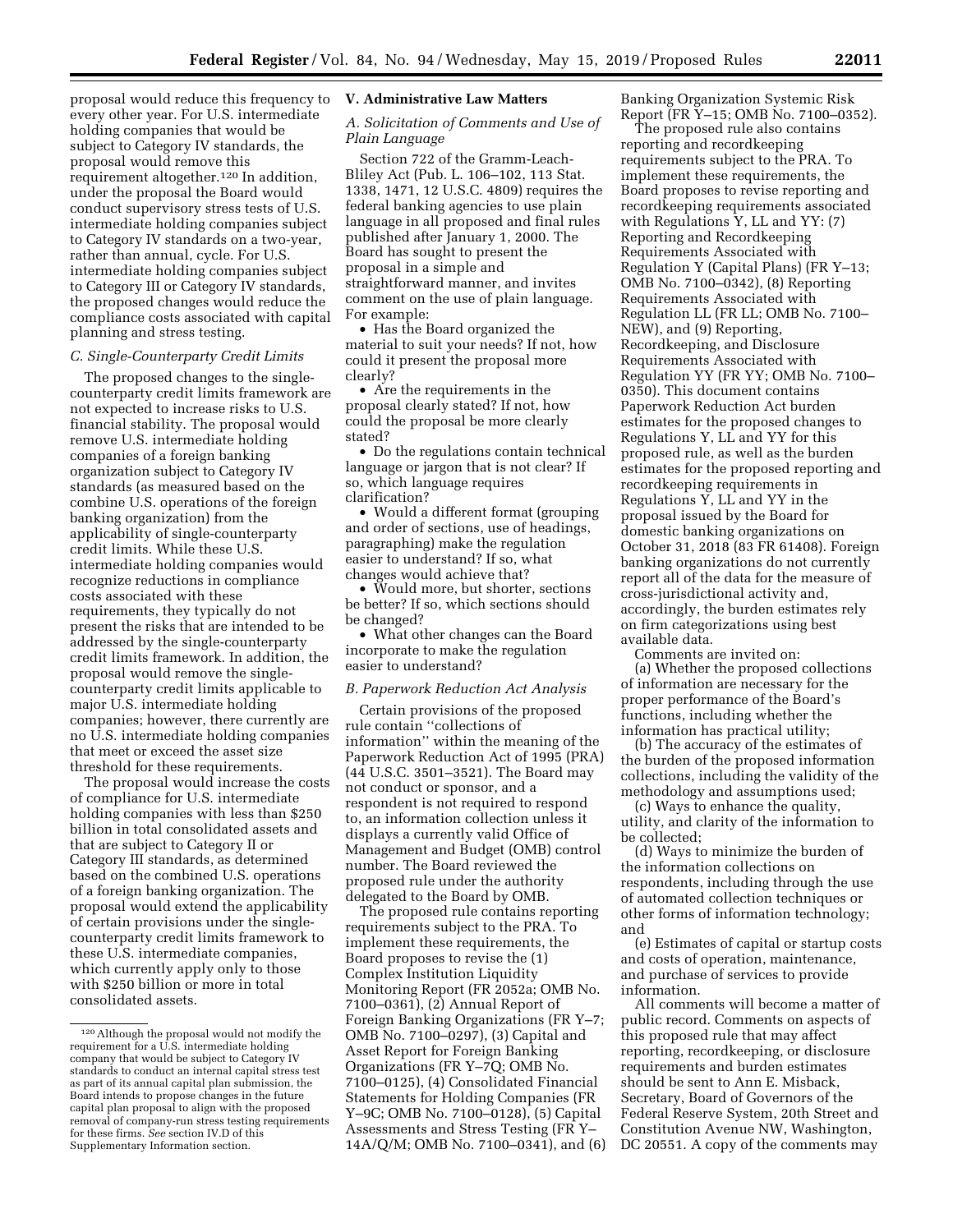proposal would reduce this frequency to every other year. For U.S. intermediate holding companies that would be subject to Category IV standards, the proposal would remove this requirement altogether.[120] In addition, under the proposal the Board would conduct supervisory stress tests of U.S. intermediate holding companies subject to Category IV standards on a two-year, rather than annual, cycle. For U.S. intermediate holding companies subject to Category III or Category IV standards, the proposed changes would reduce the compliance costs associated with capital planning and stress testing.

### C. Single-Counterparty Credit Limits

The proposed changes to the single-counterparty credit limits framework are not expected to increase risks to U.S. financial stability. The proposal would remove U.S. intermediate holding companies of a foreign banking organization subject to Category IV standards (as measured based on the combine U.S. operations of the foreign banking organization) from the applicability of single-counterparty credit limits. While these U.S. intermediate holding companies would recognize reductions in compliance costs associated with these requirements, they typically do not present the risks that are intended to be addressed by the single-counterparty credit limits framework. In addition, the proposal would remove the single-counterparty credit limits applicable to major U.S. intermediate holding companies; however, there currently are no U.S. intermediate holding companies that meet or exceed the asset size threshold for these requirements.

The proposal would increase the costs of compliance for U.S. intermediate holding companies with less than $250 billion in total consolidated assets and that are subject to Category II or Category III standards, as determined based on the combined U.S. operations of a foreign banking organization. The proposal would extend the applicability of certain provisions under the single-counterparty credit limits framework to these U.S. intermediate companies, which currently apply only to those with $250 billion or more in total consolidated assets.

## V. Administrative Law Matters

### A. Solicitation of Comments and Use of Plain Language

Section 722 of the Gramm-Leach-Bliley Act (Pub. L. 106–102, 113 Stat. 1338, 1471, 12 U.S.C. 4809) requires the federal banking agencies to use plain language in all proposed and final rules published after January 1, 2000. The Board has sought to present the proposal in a simple and straightforward manner, and invites comment on the use of plain language. For example:

- Has the Board organized the material to suit your needs? If not, how could it present the proposal more clearly?
- Are the requirements in the proposal clearly stated? If not, how could the proposal be more clearly stated?
- Do the regulations contain technical language or jargon that is not clear? If so, which language requires clarification?
- Would a different format (grouping and order of sections, use of headings, paragraphing) make the regulation easier to understand? If so, what changes would achieve that?
- Would more, but shorter, sections be better? If so, which sections should be changed?
- What other changes can the Board incorporate to make the regulation easier to understand?

### B. Paperwork Reduction Act Analysis

Certain provisions of the proposed rule contain "collections of information" within the meaning of the Paperwork Reduction Act of 1995 (PRA) (44 U.S.C. 3501–3521). The Board may not conduct or sponsor, and a respondent is not required to respond to, an information collection unless it displays a currently valid Office of Management and Budget (OMB) control number. The Board reviewed the proposed rule under the authority delegated to the Board by OMB.

The proposed rule contains reporting requirements subject to the PRA. To implement these requirements, the Board proposes to revise the (1) Complex Institution Liquidity Monitoring Report (FR 2052a; OMB No. 7100–0361), (2) Annual Report of Foreign Banking Organizations (FR Y–7; OMB No. 7100–0297), (3) Capital and Asset Report for Foreign Banking Organizations (FR Y–7Q; OMB No. 7100–0125), (4) Consolidated Financial Statements for Holding Companies (FR Y–9C; OMB No. 7100–0128), (5) Capital Assessments and Stress Testing (FR Y–14A/Q/M; OMB No. 7100–0341), and (6) Banking Organization Systemic Risk Report (FR Y–15; OMB No. 7100–0352).

The proposed rule also contains reporting and recordkeeping requirements subject to the PRA. To implement these requirements, the Board proposes to revise reporting and recordkeeping requirements associated with Regulations Y, LL and YY: (7) Reporting and Recordkeeping Requirements Associated with Regulation Y (Capital Plans) (FR Y–13; OMB No. 7100–0342), (8) Reporting Requirements Associated with Regulation LL (FR LL; OMB No. 7100–NEW), and (9) Reporting, Recordkeeping, and Disclosure Requirements Associated with Regulation YY (FR YY; OMB No. 7100–0350). This document contains Paperwork Reduction Act burden estimates for the proposed changes to Regulations Y, LL and YY for this proposed rule, as well as the burden estimates for the proposed reporting and recordkeeping requirements in Regulations Y, LL and YY in the proposal issued by the Board for domestic banking organizations on October 31, 2018 (83 FR 61408). Foreign banking organizations do not currently report all of the data for the measure of cross-jurisdictional activity and, accordingly, the burden estimates rely on firm categorizations using best available data.

Comments are invited on:

(a) Whether the proposed collections of information are necessary for the proper performance of the Board's functions, including whether the information has practical utility;

(b) The accuracy of the estimates of the burden of the proposed information collections, including the validity of the methodology and assumptions used;

(c) Ways to enhance the quality, utility, and clarity of the information to be collected;

(d) Ways to minimize the burden of the information collections on respondents, including through the use of automated collection techniques or other forms of information technology; and

(e) Estimates of capital or startup costs and costs of operation, maintenance, and purchase of services to provide information.

All comments will become a matter of public record. Comments on aspects of this proposed rule that may affect reporting, recordkeeping, or disclosure requirements and burden estimates should be sent to Ann E. Misback, Secretary, Board of Governors of the Federal Reserve System, 20th Street and Constitution Avenue NW, Washington, DC 20551. A copy of the comments may

---

[120] Although the proposal would not modify the requirement for a U.S. intermediate holding company that would be subject to Category IV standards to conduct an internal capital stress test as part of its annual capital plan submission, the Board intends to propose changes in the future capital plan proposal to align with the proposed removal of company-run stress testing requirements for these firms. *See* section IV.D of this Supplementary Information section.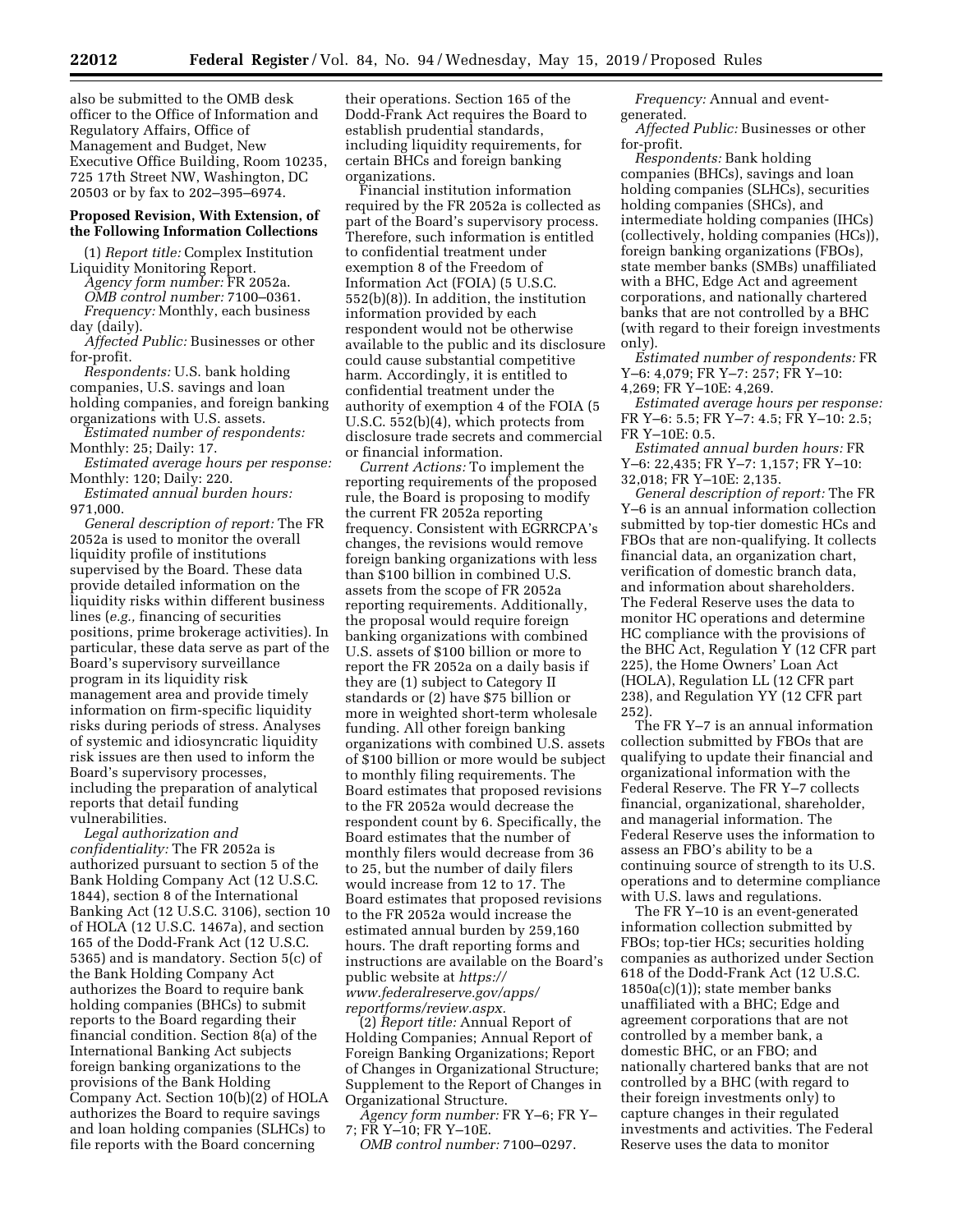also be submitted to the OMB desk officer to the Office of Information and Regulatory Affairs, Office of Management and Budget, New Executive Office Building, Room 10235, 725 17th Street NW, Washington, DC 20503 or by fax to 202–395–6974.

### Proposed Revision, With Extension, of the Following Information Collections

(1) *Report title:* Complex Institution Liquidity Monitoring Report.

*Agency form number:* FR 2052a.

*OMB control number:* 7100–0361.

*Frequency:* Monthly, each business day (daily).

*Affected Public:* Businesses or other for-profit.

*Respondents:* U.S. bank holding companies, U.S. savings and loan holding organizations, and foreign banking organizations with U.S. assets.

*Estimated number of respondents:* Monthly: 25; Daily: 17.

*Estimated average hours per response:* Monthly: 120; Daily: 220.

*Estimated annual burden hours:* 971,000.

*General description of report:* The FR 2052a is used to monitor the overall liquidity profile of institutions supervised by the Board. These data provide detailed information on the liquidity risks within different business lines (*e.g.,* financing of securities positions, prime brokerage activities). In particular, these data serve as part of the Board's supervisory surveillance program in its liquidity risk management area and provide timely information on firm-specific liquidity risks during periods of stress. Analyses of systemic and idiosyncratic liquidity risk issues are then used to inform the Board's supervisory processes, including the preparation of analytical reports that detail funding vulnerabilities.

*Legal authorization and confidentiality:* The FR 2052a is authorized pursuant to section 5 of the Bank Holding Company Act (12 U.S.C. 1844), section 8 of the International Banking Act (12 U.S.C. 3106), section 10 of HOLA (12 U.S.C. 1467a), and section 165 of the Dodd-Frank Act (12 U.S.C. 5365) and is mandatory. Section 5(c) of the Bank Holding Company Act authorizes the Board to require bank holding companies (BHCs) to submit reports to the Board regarding their financial condition. Section 8(a) of the International Banking Act subjects foreign banking organizations to the provisions of the Bank Holding Company Act. Section 10(b)(2) of HOLA authorizes the Board to require savings and loan holding companies (SLHCs) to file reports with the Board concerning their operations. Section 165 of the Dodd-Frank Act requires the Board to establish prudential standards, including liquidity requirements, for certain BHCs and foreign banking organizations.

Financial institution information required by the FR 2052a is collected as part of the Board's supervisory process. Therefore, such information is entitled to confidential treatment under exemption 8 of the Freedom of Information Act (FOIA) (5 U.S.C. 552(b)(8)). In addition, the institution information provided by each respondent would not be otherwise available to the public and its disclosure could cause substantial competitive harm. Accordingly, it is entitled to confidential treatment under the authority of exemption 4 of the FOIA (5 U.S.C. 552(b)(4), which protects from disclosure trade secrets and commercial or financial information.

*Current Actions:* To implement the reporting requirements of the proposed rule, the Board is proposing to modify the current FR 2052a reporting frequency. Consistent with EGRRCPA's changes, the revisions would remove foreign banking organizations with less than $100 billion in combined U.S. assets from the scope of FR 2052a reporting requirements. Additionally, the proposal would require foreign banking organizations with combined U.S. assets of $100 billion or more to report the FR 2052a on a daily basis if they are (1) subject to Category II standards or (2) have $75 billion or more in weighted short-term wholesale funding. All other foreign banking organizations with combined U.S. assets of $100 billion or more would be subject to monthly filing requirements. The Board estimates that proposed revisions to the FR 2052a would decrease the respondent count by 6. Specifically, the Board estimates that the number of monthly filers would decrease from 36 to 25, but the number of daily filers would increase from 12 to 17. The Board estimates that proposed revisions to the FR 2052a would increase the estimated annual burden by 259,160 hours. The draft reporting forms and instructions are available on the Board's public website at *https://www.federalreserve.gov/apps/reportforms/review.aspx.*

(2) *Report title:* Annual Report of Holding Companies; Annual Report of Foreign Banking Organizations; Report of Changes in Organizational Structure; Supplement to the Report of Changes in Organizational Structure.

*Agency form number:* FR Y–6; FR Y–7; FR Y–10; FR Y–10E.

*OMB control number:* 7100–0297.

*Frequency:* Annual and event-generated.

*Affected Public:* Businesses or other for-profit.

*Respondents:* Bank holding companies (BHCs), savings and loan holding companies (SLHCs), securities holding companies (SHCs), and intermediate holding companies (IHCs) (collectively, holding companies (HCs)), foreign banking organizations (FBOs), state member banks (SMBs) unaffiliated with a BHC, Edge Act and agreement corporations, and nationally chartered banks that are not controlled by a BHC (with regard to their foreign investments only).

*Estimated number of respondents:* FR Y–6: 4,079; FR Y–7: 257; FR Y–10: 4,269; FR Y–10E: 4,269.

*Estimated average hours per response:* FR Y–6: 5.5; FR Y–7: 4.5; FR Y–10: 2.5; FR Y–10E: 0.5.

*Estimated annual burden hours:* FR Y–6: 22,435; FR Y–7: 1,157; FR Y–10: 32,018; FR Y–10E: 2,135.

*General description of report:* The FR Y–6 is an annual information collection submitted by top-tier domestic HCs and FBOs that are non-qualifying. It collects financial data, an organization chart, verification of domestic branch data, and information about shareholders. The Federal Reserve uses the data to monitor HC operations and determine HC compliance with the provisions of the BHC Act, Regulation Y (12 CFR part 225), the Home Owners' Loan Act (HOLA), Regulation LL (12 CFR part 238), and Regulation YY (12 CFR part 252).

The FR Y–7 is an annual information collection submitted by FBOs that are qualifying to update their financial and organizational information with the Federal Reserve. The FR Y–7 collects financial, organizational, shareholder, and managerial information. The Federal Reserve uses the information to assess an FBO's ability to be a continuing source of strength to its U.S. operations and to determine compliance with U.S. laws and regulations.

The FR Y–10 is an event-generated information collection submitted by FBOs; top-tier HCs; securities holding companies as authorized under Section 618 of the Dodd-Frank Act (12 U.S.C. 1850a(c)(1)); state member banks unaffiliated with a BHC; Edge and agreement corporations that are not controlled by a member bank, a domestic BHC, or an FBO; and nationally chartered banks that are not controlled by a BHC (with regard to their foreign investments only) to capture changes in their regulated investments and activities. The Federal Reserve uses the data to monitor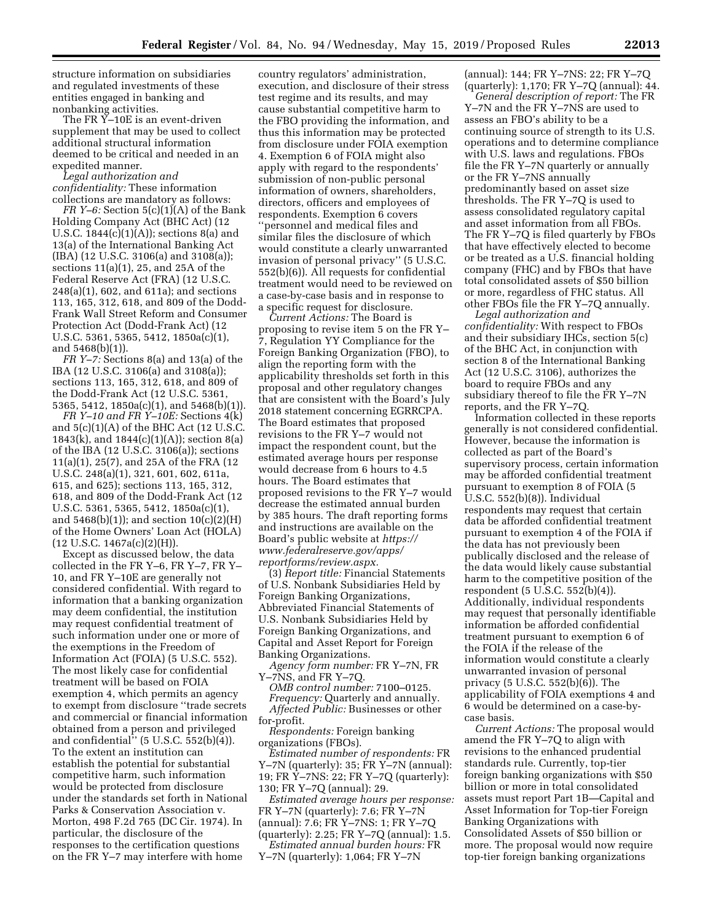structure information on subsidiaries and regulated investments of these entities engaged in banking and nonbanking activities.

The FR Y–10E is an event-driven supplement that may be used to collect additional structural information deemed to be critical and needed in an expedited manner.

*Legal authorization and confidentiality:* These information collections are mandatory as follows:

*FR Y–6:* Section 5(c)(1)(A) of the Bank Holding Company Act (BHC Act) (12 U.S.C. 1844(c)(1)(A)); sections 8(a) and 13(a) of the International Banking Act (IBA) (12 U.S.C. 3106(a) and 3108(a)); sections 11(a)(1), 25, and 25A of the Federal Reserve Act (FRA) (12 U.S.C. 248(a)(1), 602, and 611a); and sections 113, 165, 312, 618, and 809 of the Dodd-Frank Wall Street Reform and Consumer Protection Act (Dodd-Frank Act) (12 U.S.C. 5361, 5365, 5412, 1850a(c)(1), and 5468(b)(1)).

*FR Y–7:* Sections 8(a) and 13(a) of the IBA (12 U.S.C. 3106(a) and 3108(a)); sections 113, 165, 312, 618, and 809 of the Dodd-Frank Act (12 U.S.C. 5361, 5365, 5412, 1850a(c)(1), and 5468(b)(1)).

*FR Y–10 and FR Y–10E:* Sections 4(k) and 5(c)(1)(A) of the BHC Act (12 U.S.C. 1843(k), and 1844(c)(1)(A)); section 8(a) of the IBA (12 U.S.C. 3106(a)); sections 11(a)(1), 25(7), and 25A of the FRA (12 U.S.C. 248(a)(1), 321, 601, 602, 611a, 615, and 625); sections 113, 165, 312, 618, and 809 of the Dodd-Frank Act (12 U.S.C. 5361, 5365, 5412, 1850a(c)(1), and 5468(b)(1)); and section 10(c)(2)(H) of the Home Owners' Loan Act (HOLA) (12 U.S.C. 1467a(c)(2)(H)).

Except as discussed below, the data collected in the FR Y–6, FR Y–7, FR Y–10, and FR Y–10E are generally not considered confidential. With regard to information that a banking organization may deem confidential, the institution may request confidential treatment of such information under one or more of the exemptions in the Freedom of Information Act (FOIA) (5 U.S.C. 552). The most likely case for confidential treatment will be based on FOIA exemption 4, which permits an agency to exempt from disclosure ''trade secrets and commercial or financial information obtained from a person and privileged and confidential'' (5 U.S.C. 552(b)(4)). To the extent an institution can establish the potential for substantial competitive harm, such information would be protected from disclosure under the standards set forth in National Parks & Conservation Association v. Morton, 498 F.2d 765 (DC Cir. 1974). In particular, the disclosure of the responses to the certification questions on the FR Y–7 may interfere with home country regulators' administration, execution, and disclosure of their stress test regime and its results, and may cause substantial competitive harm to the FBO providing the information, and thus this information may be protected from disclosure under FOIA exemption 4. Exemption 6 of FOIA might also apply with regard to the respondents' submission of non-public personal information of owners, shareholders, directors, officers and employees of respondents. Exemption 6 covers ''personnel and medical files and similar files the disclosure of which would constitute a clearly unwarranted invasion of personal privacy'' (5 U.S.C. 552(b)(6)). All requests for confidential treatment would need to be reviewed on a case-by-case basis and in response to a specific request for disclosure.

*Current Actions:* The Board is proposing to revise item 5 on the FR Y–7, Regulation YY Compliance for the Foreign Banking Organization (FBO), to align the reporting form with the applicability thresholds set forth in this proposal and other regulatory changes that are consistent with the Board's July 2018 statement concerning EGRRCPA. The Board estimates that proposed revisions to the FR Y–7 would not impact the respondent count, but the estimated average hours per response would decrease from 6 hours to 4.5 hours. The Board estimates that proposed revisions to the FR Y–7 would decrease the estimated annual burden by 385 hours. The draft reporting forms and instructions are available on the Board's public website at *https://www.federalreserve.gov/apps/reportforms/review.aspx.*

(3) *Report title:* Financial Statements of U.S. Nonbank Subsidiaries Held by Foreign Banking Organizations, Abbreviated Financial Statements of U.S. Nonbank Subsidiaries Held by Foreign Banking Organizations, and Capital and Asset Report for Foreign Banking Organizations.

*Agency form number:* FR Y–7N, FR Y–7NS, and FR Y–7Q.

*OMB control number:* 7100–0125.

*Frequency:* Quarterly and annually.

*Affected Public:* Businesses or other for-profit.

*Respondents:* Foreign banking organizations (FBOs).

*Estimated number of respondents:* FR Y–7N (quarterly): 35; FR Y–7N (annual): 19; FR Y–7NS: 22; FR Y–7Q (quarterly): 130; FR Y–7Q (annual): 29.

*Estimated average hours per response:* FR Y–7N (quarterly): 7.6; FR Y–7N (annual): 7.6; FR Y–7NS: 1; FR Y–7Q (quarterly): 2.25; FR Y–7Q (annual): 1.5.

*Estimated annual burden hours:* FR Y–7N (quarterly): 1,064; FR Y–7N (annual): 144; FR Y–7NS: 22; FR Y–7Q (quarterly): 1,170; FR Y–7Q (annual): 44.

*General description of report:* The FR Y–7N and the FR Y–7NS are used to assess an FBO's ability to be a continuing source of strength to its U.S. operations and to determine compliance with U.S. laws and regulations. FBOs file the FR Y–7N quarterly or annually or the FR Y–7NS annually predominantly based on asset size thresholds. The FR Y–7Q is used to assess consolidated regulatory capital and asset information from all FBOs. The FR Y–7Q is filed quarterly by FBOs that have effectively elected to become or be treated as a U.S. financial holding company (FHC) and by FBOs that have total consolidated assets of $50 billion or more, regardless of FHC status. All other FBOs file the FR Y–7Q annually.

*Legal authorization and confidentiality:* With respect to FBOs and their subsidiary IHCs, section 5(c) of the BHC Act, in conjunction with section 8 of the International Banking Act (12 U.S.C. 3106), authorizes the board to require FBOs and any subsidiary thereof to file the FR Y–7N reports, and the FR Y–7Q.

Information collected in these reports generally is not considered confidential. However, because the information is collected as part of the Board's supervisory process, certain information may be afforded confidential treatment pursuant to exemption 8 of FOIA (5 U.S.C. 552(b)(8)). Individual respondents may request that certain data be afforded confidential treatment pursuant to exemption 4 of the FOIA if the data has not previously been publically disclosed and the release of the data would likely cause substantial harm to the competitive position of the respondent (5 U.S.C. 552(b)(4)). Additionally, individual respondents may request that personally identifiable information be afforded confidential treatment pursuant to exemption 6 of the FOIA if the release of the information would constitute a clearly unwarranted invasion of personal privacy (5 U.S.C. 552(b)(6)). The applicability of FOIA exemptions 4 and 6 would be determined on a case-by-case basis.

*Current Actions:* The proposal would amend the FR Y–7Q to align with revisions to the enhanced prudential standards rule. Currently, top-tier foreign banking organizations with $50 billion or more in total consolidated assets must report Part 1B—Capital and Asset Information for Top-tier Foreign Banking Organizations with Consolidated Assets of $50 billion or more. The proposal would now require top-tier foreign banking organizations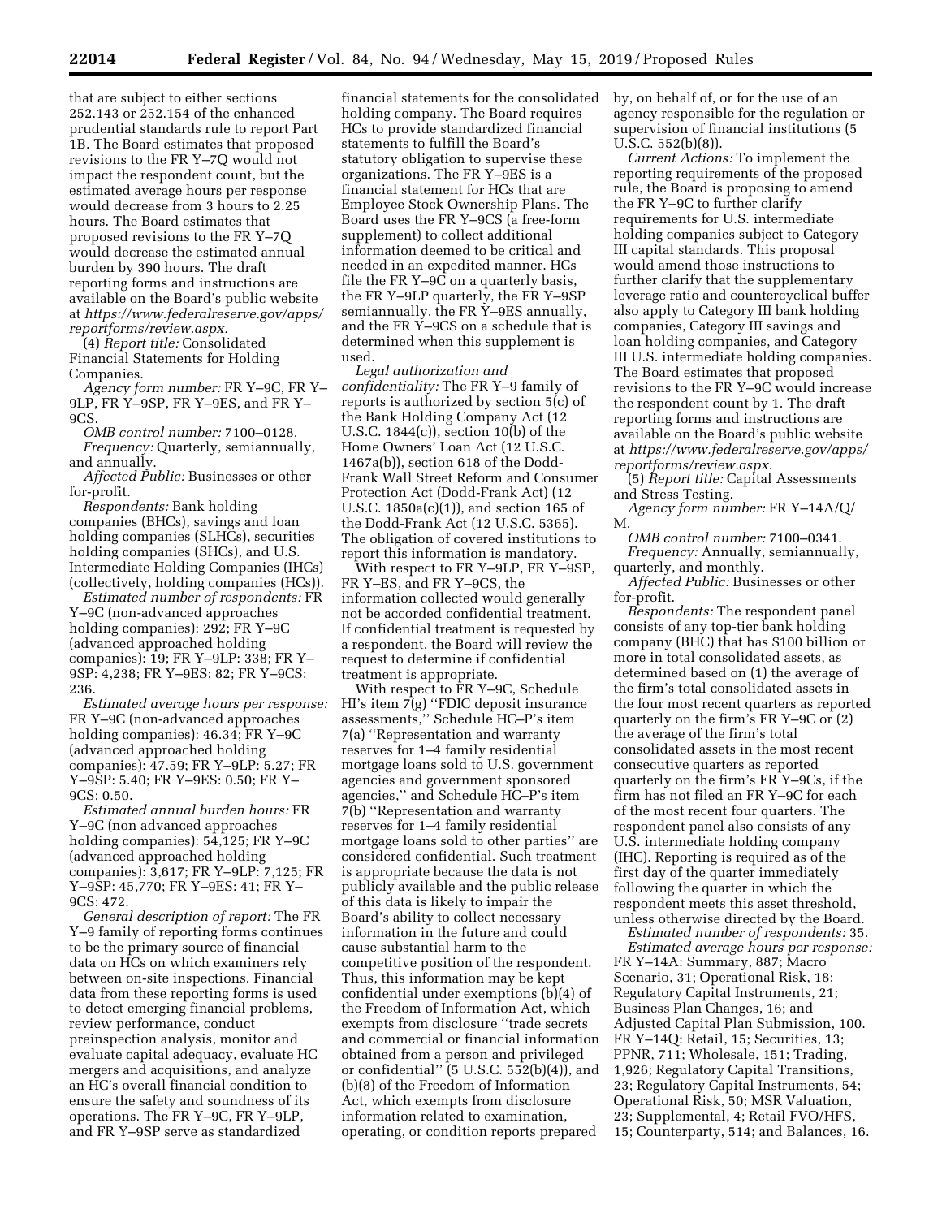that are subject to either sections 252.143 or 252.154 of the enhanced prudential standards rule to report Part 1B. The Board estimates that proposed revisions to the FR Y–7Q would not impact the respondent count, but the estimated average hours per response would decrease from 3 hours to 2.25 hours. The Board estimates that proposed revisions to the FR Y–7Q would decrease the estimated annual burden by 390 hours. The draft reporting forms and instructions are available on the Board's public website at *https://www.federalreserve.gov/apps/reportforms/review.aspx.*

(4) *Report title:* Consolidated Financial Statements for Holding Companies.

*Agency form number:* FR Y–9C, FR Y–9LP, FR Y–9SP, FR Y–9ES, and FR Y–9CS.

*OMB control number:* 7100–0128.

*Frequency:* Quarterly, semiannually, and annually.

*Affected Public:* Businesses or other for-profit.

*Respondents:* Bank holding companies (BHCs), savings and loan holding companies (SLHCs), securities holding companies (SHCs), and U.S. Intermediate Holding Companies (IHCs) (collectively, holding companies (HCs)).

*Estimated number of respondents:* FR Y–9C (non-advanced approaches holding companies): 292; FR Y–9C (advanced approached holding companies): 19; FR Y–9LP: 338; FR Y–9SP: 4,238; FR Y–9ES: 82; FR Y–9CS: 236.

*Estimated average hours per response:* FR Y–9C (non-advanced approaches holding companies): 46.34; FR Y–9C (advanced approached holding companies): 47.59; FR Y–9LP: 5.27; FR Y–9SP: 5.40; FR Y–9ES: 0.50; FR Y–9CS: 0.50.

*Estimated annual burden hours:* FR Y–9C (non advanced approaches holding companies): 54,125; FR Y–9C (advanced approached holding companies): 3,617; FR Y–9LP: 7,125; FR Y–9SP: 45,770; FR Y–9ES: 41; FR Y–9CS: 472.

*General description of report:* The FR Y–9 family of reporting forms continues to be the primary source of financial data on HCs on which examiners rely between on-site inspections. Financial data from these reporting forms is used to detect emerging financial problems, review performance, conduct preinspection analysis, monitor and evaluate capital adequacy, evaluate HC mergers and acquisitions, and analyze an HC's overall financial condition to ensure the safety and soundness of its operations. The FR Y–9C, FR Y–9LP, and FR Y–9SP serve as standardized financial statements for the consolidated holding company. The Board requires HCs to provide standardized financial statements to fulfill the Board's statutory obligation to supervise these organizations. The FR Y–9ES is a financial statement for HCs that are Employee Stock Ownership Plans. The Board uses the FR Y–9CS (a free-form supplement) to collect additional information deemed to be critical and needed in an expedited manner. HCs file the FR Y–9C on a quarterly basis, the FR Y–9LP quarterly, the FR Y–9SP semiannually, the FR Y–9ES annually, and the FR Y–9CS on a schedule that is determined when this supplement is used.

*Legal authorization and confidentiality:* The FR Y–9 family of reports is authorized by section 5(c) of the Bank Holding Company Act (12 U.S.C. 1844(c)), section 10(b) of the Home Owners' Loan Act (12 U.S.C. 1467a(b)), section 618 of the Dodd-Frank Wall Street Reform and Consumer Protection Act (Dodd-Frank Act) (12 U.S.C. 1850a(c)(1)), and section 165 of the Dodd-Frank Act (12 U.S.C. 5365). The obligation of covered institutions to report this information is mandatory.

With respect to FR Y–9LP, FR Y–9SP, FR Y–ES, and FR Y–9CS, the information collected would generally not be accorded confidential treatment. If confidential treatment is requested by a respondent, the Board will review the request to determine if confidential treatment is appropriate.

With respect to FR Y–9C, Schedule HI's item 7(g) ''FDIC deposit insurance assessments,'' Schedule HC–P's item 7(a) ''Representation and warranty reserves for 1–4 family residential mortgage loans sold to U.S. government agencies and government sponsored agencies,'' and Schedule HC–P's item 7(b) ''Representation and warranty reserves for 1–4 family residential mortgage loans sold to other parties'' are considered confidential. Such treatment is appropriate because the data is not publicly available and the public release of this data is likely to impair the Board's ability to collect necessary information in the future and could cause substantial harm to the competitive position of the respondent. Thus, this information may be kept confidential under exemptions (b)(4) of the Freedom of Information Act, which exempts from disclosure ''trade secrets and commercial or financial information obtained from a person and privileged or confidential'' (5 U.S.C. 552(b)(4)), and (b)(8) of the Freedom of Information Act, which exempts from disclosure information related to examination, operating, or condition reports prepared by, on behalf of, or for the use of an agency responsible for the regulation or supervision of financial institutions (5 U.S.C. 552(b)(8)).

*Current Actions:* To implement the reporting requirements of the proposed rule, the Board is proposing to amend the FR Y–9C to further clarify requirements for U.S. intermediate holding companies subject to Category III capital standards. This proposal would amend those instructions to further clarify that the supplementary leverage ratio and countercyclical buffer also apply to Category III bank holding companies, Category III savings and loan holding companies, and Category III U.S. intermediate holding companies. The Board estimates that proposed revisions to the FR Y–9C would increase the respondent count by 1. The draft reporting forms and instructions are available on the Board's public website at *https://www.federalreserve.gov/apps/reportforms/review.aspx.*

(5) *Report title:* Capital Assessments and Stress Testing.

*Agency form number:* FR Y–14A/Q/M.

*OMB control number:* 7100–0341.

*Frequency:* Annually, semiannually, quarterly, and monthly.

*Affected Public:* Businesses or other for-profit.

*Respondents:* The respondent panel consists of any top-tier bank holding company (BHC) that has $100 billion or more in total consolidated assets, as determined based on (1) the average of the firm's total consolidated assets in the four most recent quarters as reported quarterly on the firm's FR Y–9C or (2) the average of the firm's total consolidated assets in the most recent consecutive quarters as reported quarterly on the firm's FR Y–9Cs, if the firm has not filed an FR Y–9C for each of the most recent four quarters. The respondent panel also consists of any U.S. intermediate holding company (IHC). Reporting is required as of the first day of the quarter immediately following the quarter in which the respondent meets this asset threshold, unless otherwise directed by the Board.

*Estimated number of respondents:* 35.

*Estimated average hours per response:* FR Y–14A: Summary, 887; Macro Scenario, 31; Operational Risk, 18; Regulatory Capital Instruments, 21; Business Plan Changes, 16; and Adjusted Capital Plan Submission, 100. FR Y–14Q: Retail, 15; Securities, 13; PPNR, 711; Wholesale, 151; Trading, 1,926; Regulatory Capital Transitions, 23; Regulatory Capital Instruments, 54; Operational Risk, 50; MSR Valuation, 23; Supplemental, 4; Retail FVO/HFS, 15; Counterparty, 514; and Balances, 16.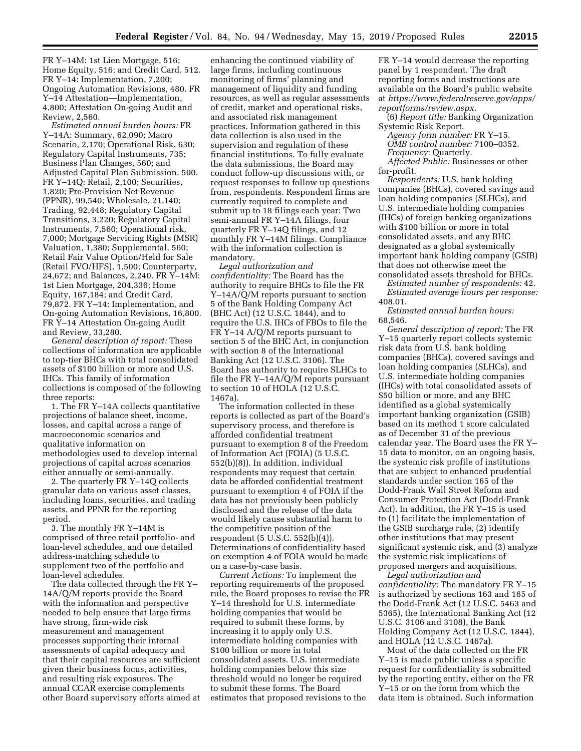FR Y–14M: 1st Lien Mortgage, 516; Home Equity, 516; and Credit Card, 512. FR Y–14: Implementation, 7,200; Ongoing Automation Revisions, 480. FR Y–14 Attestation—Implementation, 4,800; Attestation On-going Audit and Review, 2,560.

*Estimated annual burden hours:* FR Y–14A: Summary, 62,090; Macro Scenario, 2,170; Operational Risk, 630; Regulatory Capital Instruments, 735; Business Plan Changes, 560; and Adjusted Capital Plan Submission, 500. FR Y–14Q: Retail, 2,100; Securities, 1,820; Pre-Provision Net Revenue (PPNR), 99,540; Wholesale, 21,140; Trading, 92,448; Regulatory Capital Transitions, 3,220; Regulatory Capital Instruments, 7,560; Operational risk, 7,000; Mortgage Servicing Rights (MSR) Valuation, 1,380; Supplemental, 560; Retail Fair Value Option/Held for Sale (Retail FVO/HFS), 1,500; Counterparty, 24,672; and Balances, 2,240. FR Y–14M: 1st Lien Mortgage, 204,336; Home Equity, 167,184; and Credit Card, 79,872. FR Y–14: Implementation, and On-going Automation Revisions, 16,800. FR Y–14 Attestation On-going Audit and Review, 33,280.

*General description of report:* These collections of information are applicable to top-tier BHCs with total consolidated assets of $100 billion or more and U.S. IHCs. This family of information collections is composed of the following three reports:

1. The FR Y–14A collects quantitative projections of balance sheet, income, losses, and capital across a range of macroeconomic scenarios and qualitative information on methodologies used to develop internal projections of capital across scenarios either annually or semi-annually.

2. The quarterly FR Y–14Q collects granular data on various asset classes, including loans, securities, and trading assets, and PPNR for the reporting period.

3. The monthly FR Y–14M is comprised of three retail portfolio- and loan-level schedules, and one detailed address-matching schedule to supplement two of the portfolio and loan-level schedules.

The data collected through the FR Y–14A/Q/M reports provide the Board with the information and perspective needed to help ensure that large firms have strong, firm-wide risk measurement and management processes supporting their internal assessments of capital adequacy and that their capital resources are sufficient given their business focus, activities, and resulting risk exposures. The annual CCAR exercise complements other Board supervisory efforts aimed at enhancing the continued viability of large firms, including continuous monitoring of firms' planning and management of liquidity and funding resources, as well as regular assessments of credit, market and operational risks, and associated risk management practices. Information gathered in this data collection is also used in the supervision and regulation of these financial institutions. To fully evaluate the data submissions, the Board may conduct follow-up discussions with, or request responses to follow up questions from, respondents. Respondent firms are currently required to complete and submit up to 18 filings each year: Two semi-annual FR Y–14A filings, four quarterly FR Y–14Q filings, and 12 monthly FR Y–14M filings. Compliance with the information collection is mandatory.

*Legal authorization and confidentiality:* The Board has the authority to require BHCs to file the FR Y–14A/Q/M reports pursuant to section 5 of the Bank Holding Company Act (BHC Act) (12 U.S.C. 1844), and to require the U.S. IHCs of FBOs to file the FR Y–14 A/Q/M reports pursuant to section 5 of the BHC Act, in conjunction with section 8 of the International Banking Act (12 U.S.C. 3106). The Board has authority to require SLHCs to file the FR Y–14A/Q/M reports pursuant to section 10 of HOLA (12 U.S.C. 1467a).

The information collected in these reports is collected as part of the Board's supervisory process, and therefore is afforded confidential treatment pursuant to exemption 8 of the Freedom of Information Act (FOIA) (5 U.S.C. 552(b)(8)). In addition, individual respondents may request that certain data be afforded confidential treatment pursuant to exemption 4 of FOIA if the data has not previously been publicly disclosed and the release of the data would likely cause substantial harm to the competitive position of the respondent (5 U.S.C. 552(b)(4)). Determinations of confidentiality based on exemption 4 of FOIA would be made on a case-by-case basis.

*Current Actions:* To implement the reporting requirements of the proposed rule, the Board proposes to revise the FR Y–14 threshold for U.S. intermediate holding companies that would be required to submit these forms, by increasing it to apply only U.S. intermediate holding companies with $100 billion or more in total consolidated assets. U.S. intermediate holding companies below this size threshold would no longer be required to submit these forms. The Board estimates that proposed revisions to the FR Y–14 would decrease the reporting panel by 1 respondent. The draft reporting forms and instructions are available on the Board's public website at *https://www.federalreserve.gov/apps/reportforms/review.aspx.*

(6) *Report title:* Banking Organization Systemic Risk Report.

*Agency form number:* FR Y–15.

*OMB control number:* 7100–0352.

*Frequency:* Quarterly.

*Affected Public:* Businesses or other for-profit.

*Respondents:* U.S. bank holding companies (BHCs), covered savings and loan holding companies (SLHCs), and U.S. intermediate holding companies (IHCs) of foreign banking organizations with $100 billion or more in total consolidated assets, and any BHC designated as a global systemically important bank holding company (GSIB) that does not otherwise meet the consolidated assets threshold for BHCs.

*Estimated number of respondents:* 42.

*Estimated average hours per response:* 408.01.

*Estimated annual burden hours:* 68,546.

*General description of report:* The FR Y–15 quarterly report collects systemic risk data from U.S. bank holding companies (BHCs), covered savings and loan holding companies (SLHCs), and U.S. intermediate holding companies (IHCs) with total consolidated assets of $50 billion or more, and any BHC identified as a global systemically important banking organization (GSIB) based on its method 1 score calculated as of December 31 of the previous calendar year. The Board uses the FR Y–15 data to monitor, on an ongoing basis, the systemic risk profile of institutions that are subject to enhanced prudential standards under section 165 of the Dodd-Frank Wall Street Reform and Consumer Protection Act (Dodd-Frank Act). In addition, the FR Y–15 is used to (1) facilitate the implementation of the GSIB surcharge rule, (2) identify other institutions that may present significant systemic risk, and (3) analyze the systemic risk implications of proposed mergers and acquisitions.

*Legal authorization and confidentiality:* The mandatory FR Y–15 is authorized by sections 163 and 165 of the Dodd-Frank Act (12 U.S.C. 5463 and 5365), the International Banking Act (12 U.S.C. 3106 and 3108), the Bank Holding Company Act (12 U.S.C. 1844), and HOLA (12 U.S.C. 1467a).

Most of the data collected on the FR Y–15 is made public unless a specific request for confidentiality is submitted by the reporting entity, either on the FR Y–15 or on the form from which the data item is obtained. Such information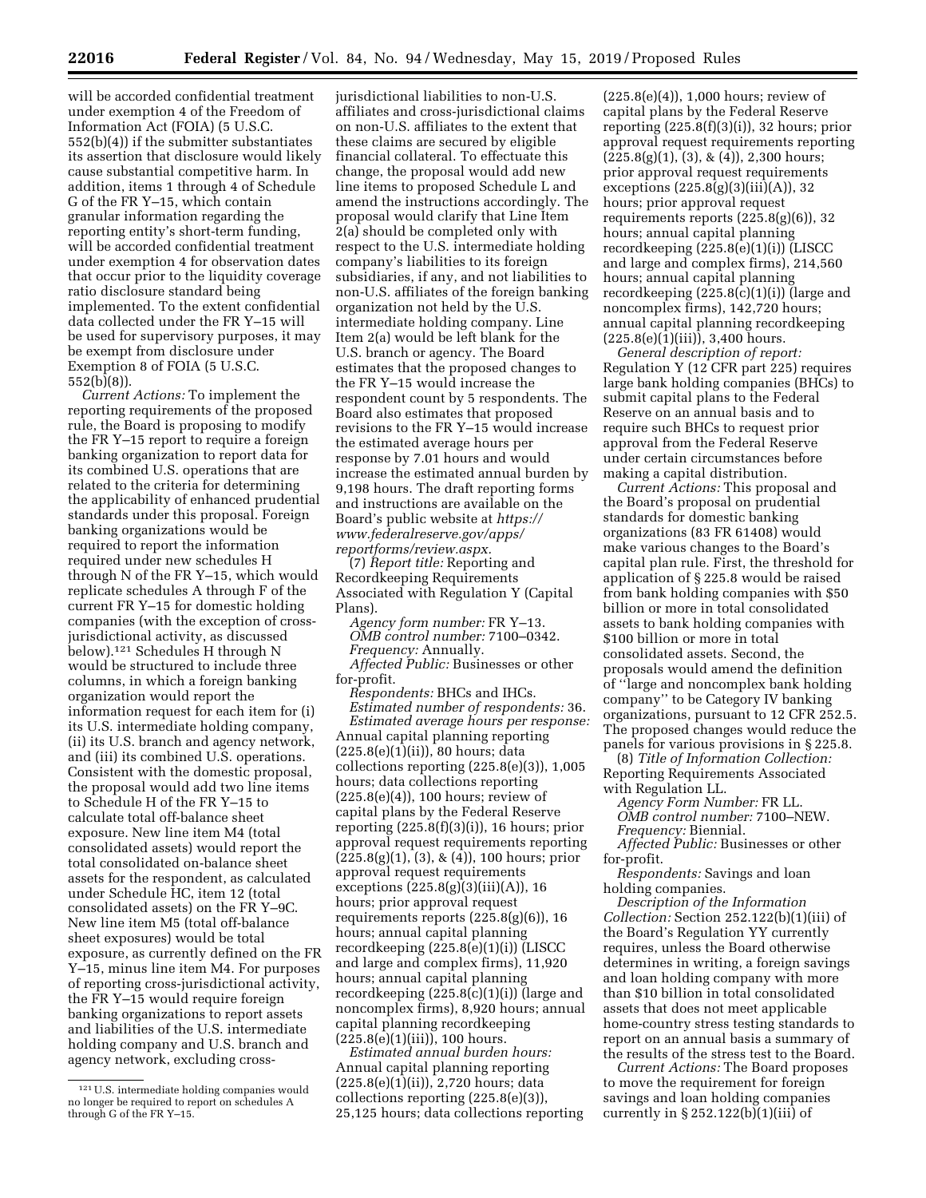will be accorded confidential treatment under exemption 4 of the Freedom of Information Act (FOIA) (5 U.S.C. 552(b)(4)) if the submitter substantiates its assertion that disclosure would likely cause substantial competitive harm. In addition, items 1 through 4 of Schedule G of the FR Y–15, which contain granular information regarding the reporting entity's short-term funding, will be accorded confidential treatment under exemption 4 for observation dates that occur prior to the liquidity coverage ratio disclosure standard being implemented. To the extent confidential data collected under the FR Y–15 will be used for supervisory purposes, it may be exempt from disclosure under Exemption 8 of FOIA (5 U.S.C. 552(b)(8)).

*Current Actions:* To implement the reporting requirements of the proposed rule, the Board is proposing to modify the FR Y–15 report to require a foreign banking organization to report data for its combined U.S. operations that are related to the criteria for determining the applicability of enhanced prudential standards under this proposal. Foreign banking organizations would be required to report the information required under new schedules H through N of the FR Y–15, which would replicate schedules A through F of the current FR Y–15 for domestic holding companies (with the exception of cross-jurisdictional activity, as discussed below).[121] Schedules H through N would be structured to include three columns, in which a foreign banking organization would report the information request for each item for (i) its U.S. intermediate holding company, (ii) its U.S. branch and agency network, and (iii) its combined U.S. operations. Consistent with the domestic proposal, the proposal would add two line items to Schedule H of the FR Y–15 to calculate total off-balance sheet exposure. New line item M4 (total consolidated assets) would report the total consolidated on-balance sheet assets for the respondent, as calculated under Schedule HC, item 12 (total consolidated assets) on the FR Y–9C. New line item M5 (total off-balance sheet exposures) would be total exposure, as currently defined on the FR Y–15, minus line item M4. For purposes of reporting cross-jurisdictional activity, the FR Y–15 would require foreign banking organizations to report assets and liabilities of the U.S. intermediate holding company and U.S. branch and agency network, excluding cross-jurisdictional liabilities to non-U.S. affiliates and cross-jurisdictional claims on non-U.S. affiliates to the extent that these claims are secured by eligible financial collateral. To effectuate this change, the proposal would add new line items to proposed Schedule L and amend the instructions accordingly. The proposal would clarify that Line Item 2(a) should be completed only with respect to the U.S. intermediate holding company's liabilities to its foreign subsidiaries, if any, and not liabilities to non-U.S. affiliates of the foreign banking organization not held by the U.S. intermediate holding company. Line Item 2(a) would be left blank for the U.S. branch or agency. The Board estimates that the proposed changes to the FR Y–15 would increase the respondent count by 5 respondents. The Board also estimates that proposed revisions to the FR Y–15 would increase the estimated average hours per response by 7.01 hours and would increase the estimated annual burden by 9,198 hours. The draft reporting forms and instructions are available on the Board's public website at *https://www.federalreserve.gov/apps/reportforms/review.aspx.*

(7) *Report title:* Reporting and Recordkeeping Requirements Associated with Regulation Y (Capital Plans).

*Agency form number:* FR Y–13.

*OMB control number:* 7100–0342.

*Frequency:* Annually.

*Affected Public:* Businesses or other for-profit.

*Respondents:* BHCs and IHCs.

*Estimated number of respondents:* 36.

*Estimated average hours per response:* Annual capital planning reporting (225.8(e)(1)(ii)), 80 hours; data collections reporting (225.8(e)(3)), 1,005 hours; data collections reporting (225.8(e)(4)), 100 hours; review of capital plans by the Federal Reserve reporting (225.8(f)(3)(i)), 16 hours; prior approval request requirements reporting (225.8(g)(1), (3), & (4)), 100 hours; prior approval request requirements exceptions (225.8(g)(3)(iii)(A)), 16 hours; prior approval request requirements reports (225.8(g)(6)), 16 hours; annual capital planning recordkeeping (225.8(e)(1)(i)) (LISCC and large and complex firms), 11,920 hours; annual capital planning recordkeeping (225.8(c)(1)(i)) (large and noncomplex firms), 8,920 hours; annual capital planning recordkeeping (225.8(e)(1)(iii)), 100 hours.

*Estimated annual burden hours:* Annual capital planning reporting (225.8(e)(1)(ii)), 2,720 hours; data collections reporting (225.8(e)(3)), 25,125 hours; data collections reporting (225.8(e)(4)), 1,000 hours; review of capital plans by the Federal Reserve reporting (225.8(f)(3)(i)), 32 hours; prior approval request requirements reporting (225.8(g)(1), (3), & (4)), 2,300 hours; prior approval request requirements exceptions (225.8(g)(3)(iii)(A)), 32 hours; prior approval request requirements reports (225.8(g)(6)), 32 hours; annual capital planning recordkeeping (225.8(e)(1)(i)) (LISCC and large and complex firms), 214,560 hours; annual capital planning recordkeeping (225.8(c)(1)(i)) (large and noncomplex firms), 142,720 hours; annual capital planning recordkeeping (225.8(e)(1)(iii)), 3,400 hours.

*General description of report:* Regulation Y (12 CFR part 225) requires large bank holding companies (BHCs) to submit capital plans to the Federal Reserve on an annual basis and to require such BHCs to request prior approval from the Federal Reserve under certain circumstances before making a capital distribution.

*Current Actions:* This proposal and the Board's proposal on prudential standards for domestic banking organizations (83 FR 61408) would make various changes to the Board's capital plan rule. First, the threshold for application of § 225.8 would be raised from bank holding companies with $50 billion or more in total consolidated assets to bank holding companies with $100 billion or more in total consolidated assets. Second, the proposals would amend the definition of "large and noncomplex bank holding company" to be Category IV banking organizations, pursuant to 12 CFR 252.5. The proposed changes would reduce the panels for various provisions in § 225.8.

(8) *Title of Information Collection:* Reporting Requirements Associated with Regulation LL.

*Agency Form Number:* FR LL.

*OMB control number:* 7100–NEW.

*Frequency:* Biennial.

*Affected Public:* Businesses or other for-profit.

*Respondents:* Savings and loan holding companies.

*Description of the Information Collection:* Section 252.122(b)(1)(iii) of the Board's Regulation YY currently requires, unless the Board otherwise determines in writing, a foreign savings and loan holding company with more than $10 billion in total consolidated assets that does not meet applicable home-country stress testing standards to report on an annual basis a summary of the results of the stress test to the Board.

*Current Actions:* The Board proposes to move the requirement for foreign savings and loan holding companies currently in § 252.122(b)(1)(iii) of

---

[121] U.S. intermediate holding companies would no longer be required to report on schedules A through G of the FR Y–15.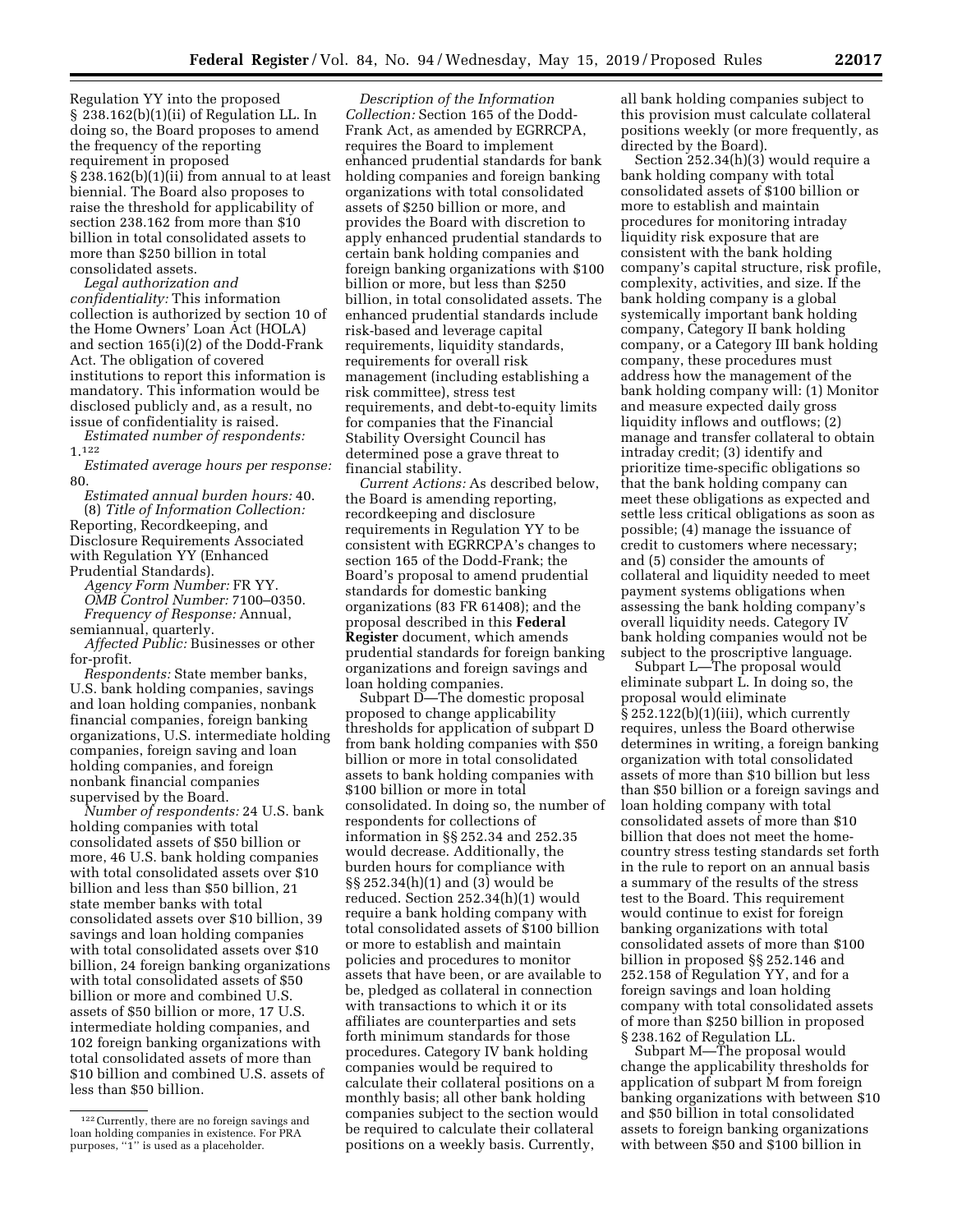Regulation YY into the proposed § 238.162(b)(1)(ii) of Regulation LL. In doing so, the Board proposes to amend the frequency of the reporting requirement in proposed § 238.162(b)(1)(ii) from annual to at least biennial. The Board also proposes to raise the threshold for applicability of section 238.162 from more than $10 billion in total consolidated assets to more than $250 billion in total consolidated assets.

*Legal authorization and confidentiality:* This information collection is authorized by section 10 of the Home Owners' Loan Act (HOLA) and section 165(i)(2) of the Dodd-Frank Act. The obligation of covered institutions to report this information is mandatory. This information would be disclosed publicly and, as a result, no issue of confidentiality is raised.

*Estimated number of respondents:* 1.[122]

*Estimated average hours per response:* 80.

*Estimated annual burden hours:* 40.

(8) *Title of Information Collection:* Reporting, Recordkeeping, and Disclosure Requirements Associated with Regulation YY (Enhanced Prudential Standards).

*Agency Form Number:* FR YY.

*OMB Control Number:* 7100–0350.

*Frequency of Response:* Annual, semiannual, quarterly.

*Affected Public:* Businesses or other for-profit.

*Respondents:* State member banks, U.S. bank holding companies, savings and loan holding companies, nonbank financial companies, foreign banking organizations, U.S. intermediate holding companies, foreign saving and loan holding companies, and foreign nonbank financial companies supervised by the Board.

*Number of respondents:* 24 U.S. bank holding companies with total consolidated assets of $50 billion or more, 46 U.S. bank holding companies with total consolidated assets over $10 billion and less than $50 billion, 21 state member banks with total consolidated assets over $10 billion, 39 savings and loan holding companies with total consolidated assets over $10 billion, 24 foreign banking organizations with total consolidated assets of $50 billion or more and combined U.S. assets of $50 billion or more, 17 U.S. intermediate holding companies, and 102 foreign banking organizations with total consolidated assets of more than $10 billion and combined U.S. assets of less than $50 billion.

*Description of the Information Collection:* Section 165 of the Dodd-Frank Act, as amended by EGRRCPA, requires the Board to implement enhanced prudential standards for bank holding companies and foreign banking organizations with total consolidated assets of $250 billion or more, and provides the Board with discretion to apply enhanced prudential standards to certain bank holding companies and foreign banking organizations with $100 billion or more, but less than $250 billion, in total consolidated assets. The enhanced prudential standards include risk-based and leverage capital requirements, liquidity standards, requirements for overall risk management (including establishing a risk committee), stress test requirements, and debt-to-equity limits for companies that the Financial Stability Oversight Council has determined pose a grave threat to financial stability.

*Current Actions:* As described below, the Board is amending reporting, recordkeeping and disclosure requirements in Regulation YY to be consistent with EGRRCPA's changes to section 165 of the Dodd-Frank; the Board's proposal to amend prudential standards for domestic banking organizations (83 FR 61408); and the proposal described in this **Federal Register** document, which amends prudential standards for foreign banking organizations and foreign savings and loan holding companies.

Subpart D—The domestic proposal proposed to change applicability thresholds for application of subpart D from bank holding companies with $50 billion or more in total consolidated assets to bank holding companies with $100 billion or more in total consolidated. In doing so, the number of respondents for collections of information in §§ 252.34 and 252.35 would decrease. Additionally, the burden hours for compliance with §§ 252.34(h)(1) and (3) would be reduced. Section 252.34(h)(1) would require a bank holding company with total consolidated assets of $100 billion or more to establish and maintain policies and procedures to monitor assets that have been, or are available to be, pledged as collateral in connection with transactions to which it or its affiliates are counterparties and sets forth minimum standards for those procedures. Category IV bank holding companies would be required to calculate their collateral positions on a monthly basis; all other bank holding companies subject to the section would be required to calculate their collateral positions on a weekly basis. Currently, all bank holding companies subject to this provision must calculate collateral positions weekly (or more frequently, as directed by the Board).

Section 252.34(h)(3) would require a bank holding company with total consolidated assets of $100 billion or more to establish and maintain procedures for monitoring intraday liquidity risk exposure that are consistent with the bank holding company's capital structure, risk profile, complexity, activities, and size. If the bank holding company is a global systemically important bank holding company, Category II bank holding company, or a Category III bank holding company, these procedures must address how the management of the bank holding company will: (1) Monitor and measure expected daily gross liquidity inflows and outflows; (2) manage and transfer collateral to obtain intraday credit; (3) identify and prioritize time-specific obligations so that the bank holding company can meet these obligations as expected and settle less critical obligations as soon as possible; (4) manage the issuance of credit to customers where necessary; and (5) consider the amounts of collateral and liquidity needed to meet payment systems obligations when assessing the bank holding company's overall liquidity needs. Category IV bank holding companies would not be subject to the proscriptive language.

Subpart L—The proposal would eliminate subpart L. In doing so, the proposal would eliminate § 252.122(b)(1)(iii), which currently requires, unless the Board otherwise determines in writing, a foreign banking organization with total consolidated assets of more than $10 billion but less than $50 billion or a foreign savings and loan holding company with total consolidated assets of more than $10 billion that does not meet the home-country stress testing standards set forth in the rule to report on an annual basis a summary of the results of the stress test to the Board. This requirement would continue to exist for foreign banking organizations with total consolidated assets of more than $100 billion in proposed §§ 252.146 and 252.158 of Regulation YY, and for a foreign savings and loan holding company with total consolidated assets of more than $250 billion in proposed § 238.162 of Regulation LL.

Subpart M—The proposal would change the applicability thresholds for application of subpart M from foreign banking organizations with between $10 and $50 billion in total consolidated assets to foreign banking organizations with between $50 and $100 billion in

[122] Currently, there are no foreign savings and loan holding companies in existence. For PRA purposes, "1" is used as a placeholder.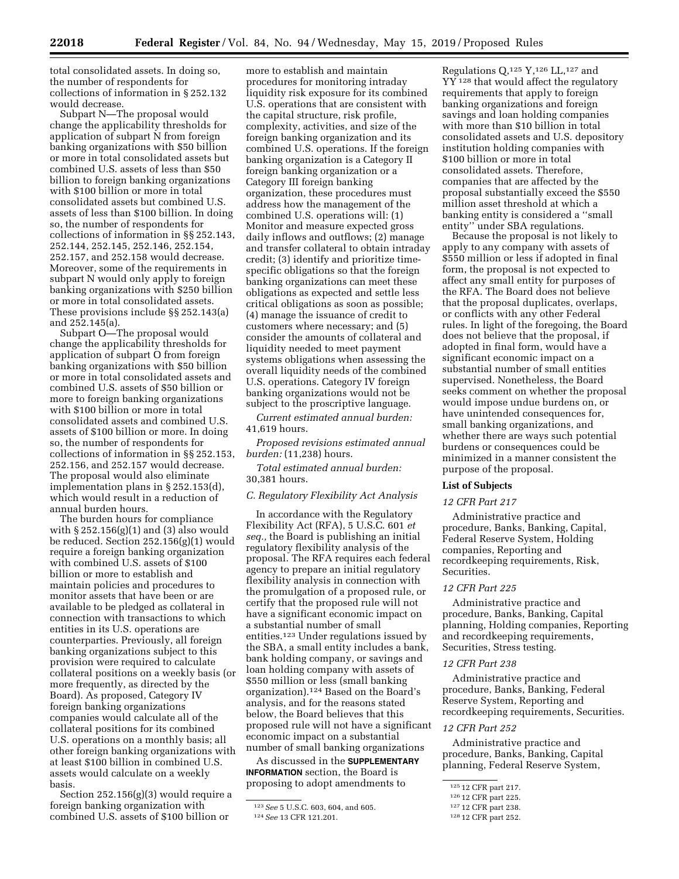total consolidated assets. In doing so, the number of respondents for collections of information in § 252.132 would decrease.

Subpart N—The proposal would change the applicability thresholds for application of subpart N from foreign banking organizations with $50 billion or more in total consolidated assets but combined U.S. assets of less than $50 billion to foreign banking organizations with $100 billion or more in total consolidated assets but combined U.S. assets of less than $100 billion. In doing so, the number of respondents for collections of information in §§ 252.143, 252.144, 252.145, 252.146, 252.154, 252.157, and 252.158 would decrease. Moreover, some of the requirements in subpart N would only apply to foreign banking organizations with $250 billion or more in total consolidated assets. These provisions include §§ 252.143(a) and 252.145(a).

Subpart O—The proposal would change the applicability thresholds for application of subpart O from foreign banking organizations with $50 billion or more in total consolidated assets and combined U.S. assets of $50 billion or more to foreign banking organizations with $100 billion or more in total consolidated assets and combined U.S. assets of $100 billion or more. In doing so, the number of respondents for collections of information in §§ 252.153, 252.156, and 252.157 would decrease. The proposal would also eliminate implementation plans in § 252.153(d), which would result in a reduction of annual burden hours.

The burden hours for compliance with § 252.156(g)(1) and (3) also would be reduced. Section 252.156(g)(1) would require a foreign banking organization with combined U.S. assets of $100 billion or more to establish and maintain policies and procedures to monitor assets that have been or are available to be pledged as collateral in connection with transactions to which entities in its U.S. operations are counterparties. Previously, all foreign banking organizations subject to this provision were required to calculate collateral positions on a weekly basis (or more frequently, as directed by the Board). As proposed, Category IV foreign banking organizations companies would calculate all of the collateral positions for its combined U.S. operations on a monthly basis; all other foreign banking organizations with at least $100 billion in combined U.S. assets would calculate on a weekly basis.

Section 252.156(g)(3) would require a foreign banking organization with combined U.S. assets of $100 billion or more to establish and maintain procedures for monitoring intraday liquidity risk exposure for its combined U.S. operations that are consistent with the capital structure, risk profile, complexity, activities, and size of the foreign banking organization and its combined U.S. operations. If the foreign banking organization is a Category II foreign banking organization or a Category III foreign banking organization, these procedures must address how the management of the combined U.S. operations will: (1) Monitor and measure expected gross daily inflows and outflows; (2) manage and transfer collateral to obtain intraday credit; (3) identify and prioritize time-specific obligations so that the foreign banking organizations can meet these obligations as expected and settle less critical obligations as soon as possible; (4) manage the issuance of credit to customers where necessary; and (5) consider the amounts of collateral and liquidity needed to meet payment systems obligations when assessing the overall liquidity needs of the combined U.S. operations. Category IV foreign banking organizations would not be subject to the proscriptive language.

*Current estimated annual burden:* 41,619 hours.

*Proposed revisions estimated annual burden:* (11,238) hours.

*Total estimated annual burden:* 30,381 hours.

### C. Regulatory Flexibility Act Analysis

In accordance with the Regulatory Flexibility Act (RFA), 5 U.S.C. 601 *et seq.,* the Board is publishing an initial regulatory flexibility analysis of the proposal. The RFA requires each federal agency to prepare an initial regulatory flexibility analysis in connection with the promulgation of a proposed rule, or certify that the proposed rule will not have a significant economic impact on a substantial number of small entities.[123] Under regulations issued by the SBA, a small entity includes a bank, bank holding company, or savings and loan holding company with assets of $550 million or less (small banking organization).[124] Based on the Board's analysis, and for the reasons stated below, the Board believes that this proposed rule will not have a significant economic impact on a substantial number of small banking organizations

As discussed in the **SUPPLEMENTARY INFORMATION** section, the Board is proposing to adopt amendments to Regulations Q,[125] Y,[126] LL,[127] and YY[128] that would affect the regulatory requirements that apply to foreign banking organizations and foreign savings and loan holding companies with more than $10 billion in total consolidated assets and U.S. depository institution holding companies with $100 billion or more in total consolidated assets. Therefore, companies that are affected by the proposal substantially exceed the $550 million asset threshold at which a banking entity is considered a "small entity" under SBA regulations.

Because the proposal is not likely to apply to any company with assets of $550 million or less if adopted in final form, the proposal is not expected to affect any small entity for purposes of the RFA. The Board does not believe that the proposal duplicates, overlaps, or conflicts with any other Federal rules. In light of the foregoing, the Board does not believe that the proposal, if adopted in final form, would have a significant economic impact on a substantial number of small entities supervised. Nonetheless, the Board seeks comment on whether the proposal would impose undue burdens on, or have unintended consequences for, small banking organizations, and whether there are ways such potential burdens or consequences could be minimized in a manner consistent the purpose of the proposal.

### List of Subjects

*12 CFR Part 217*

Administrative practice and procedure, Banks, Banking, Capital, Federal Reserve System, Holding companies, Reporting and recordkeeping requirements, Risk, Securities.

*12 CFR Part 225*

Administrative practice and procedure, Banks, Banking, Capital planning, Holding companies, Reporting and recordkeeping requirements, Securities, Stress testing.

*12 CFR Part 238*

Administrative practice and procedure, Banks, Banking, Federal Reserve System, Reporting and recordkeeping requirements, Securities.

*12 CFR Part 252*

Administrative practice and procedure, Banks, Banking, Capital planning, Federal Reserve System,

---

[123] *See* 5 U.S.C. 603, 604, and 605.

[124] *See* 13 CFR 121.201.

[125] 12 CFR part 217.

[126] 12 CFR part 225.

[127] 12 CFR part 238.

[128] 12 CFR part 252.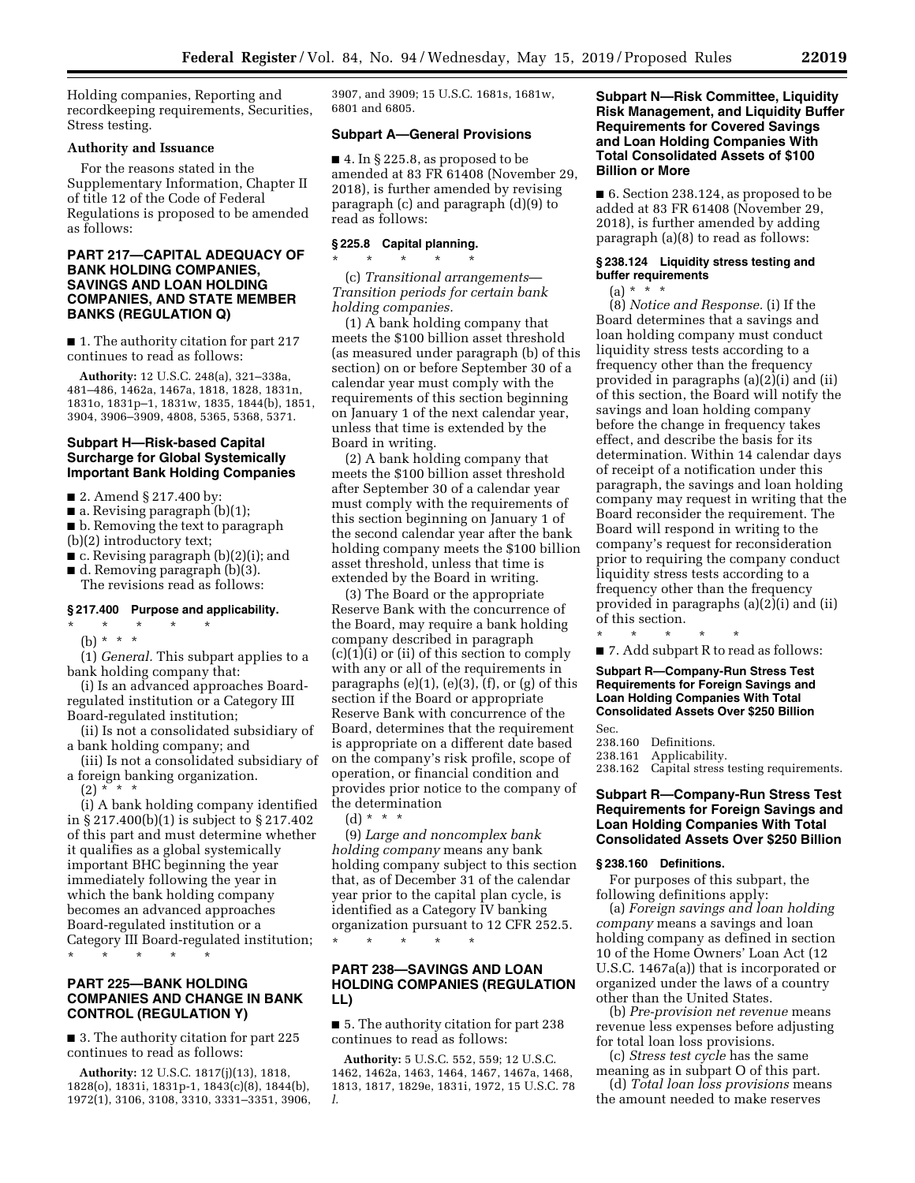Holding companies, Reporting and recordkeeping requirements, Securities, Stress testing.

**Authority and Issuance**

For the reasons stated in the Supplementary Information, Chapter II of title 12 of the Code of Federal Regulations is proposed to be amended as follows:

## PART 217—CAPITAL ADEQUACY OF BANK HOLDING COMPANIES, SAVINGS AND LOAN HOLDING COMPANIES, AND STATE MEMBER BANKS (REGULATION Q)

■ 1. The authority citation for part 217 continues to read as follows:

**Authority:** 12 U.S.C. 248(a), 321–338a, 481–486, 1462a, 1467a, 1818, 1828, 1831n, 1831o, 1831p–1, 1831w, 1835, 1844(b), 1851, 3904, 3906–3909, 4808, 5365, 5368, 5371.

### Subpart H—Risk-based Capital Surcharge for Global Systemically Important Bank Holding Companies

■ 2. Amend § 217.400 by:

■ a. Revising paragraph (b)(1);

■ b. Removing the text to paragraph (b)(2) introductory text;

■ c. Revising paragraph (b)(2)(i); and

■ d. Removing paragraph (b)(3).

The revisions read as follows:

#### § 217.400 Purpose and applicability.

\* \* \* \* \*

(b) \* \* \*

(1) *General.* This subpart applies to a bank holding company that:

(i) Is an advanced approaches Board-regulated institution or a Category III Board-regulated institution;

(ii) Is not a consolidated subsidiary of a bank holding company; and

(iii) Is not a consolidated subsidiary of a foreign banking organization.

(2) \* \* \*

(i) A bank holding company identified in § 217.400(b)(1) is subject to § 217.402 of this part and must determine whether it qualifies as a global systemically important BHC beginning the year immediately following the year in which the bank holding company becomes an advanced approaches Board-regulated institution or a Category III Board-regulated institution;

\* \* \* \* \*

## PART 225—BANK HOLDING COMPANIES AND CHANGE IN BANK CONTROL (REGULATION Y)

■ 3. The authority citation for part 225 continues to read as follows:

**Authority:** 12 U.S.C. 1817(j)(13), 1818, 1828(o), 1831i, 1831p-1, 1843(c)(8), 1844(b), 1972(1), 3106, 3108, 3310, 3331–3351, 3906, 3907, and 3909; 15 U.S.C. 1681s, 1681w, 6801 and 6805.

### Subpart A—General Provisions

■ 4. In § 225.8, as proposed to be amended at 83 FR 61408 (November 29, 2018), is further amended by revising paragraph (c) and paragraph (d)(9) to read as follows:

#### § 225.8 Capital planning.

\* \* \* \* \*

(c) *Transitional arrangements—Transition periods for certain bank holding companies.*

(1) A bank holding company that meets the $100 billion asset threshold (as measured under paragraph (b) of this section) on or before September 30 of a calendar year must comply with the requirements of this section beginning on January 1 of the next calendar year, unless that time is extended by the Board in writing.

(2) A bank holding company that meets the $100 billion asset threshold after September 30 of a calendar year must comply with the requirements of this section beginning on January 1 of the second calendar year after the bank holding company meets the $100 billion asset threshold, unless that time is extended by the Board in writing.

(3) The Board or the appropriate Reserve Bank with the concurrence of the Board, may require a bank holding company described in paragraph (c)(1)(i) or (ii) of this section to comply with any or all of the requirements in paragraphs (e)(1), (e)(3), (f), or (g) of this section if the Board or appropriate Reserve Bank with concurrence of the Board, determines that the requirement is appropriate on a different date based on the company's risk profile, scope of operation, or financial condition and provides prior notice to the company of the determination

(d) \* \* \*

(9) *Large and noncomplex bank holding company* means any bank holding company subject to this section that, as of December 31 of the calendar year prior to the capital plan cycle, is identified as a Category IV banking organization pursuant to 12 CFR 252.5.

\* \* \* \* \*

## PART 238—SAVINGS AND LOAN HOLDING COMPANIES (REGULATION LL)

■ 5. The authority citation for part 238 continues to read as follows:

**Authority:** 5 U.S.C. 552, 559; 12 U.S.C. 1462, 1462a, 1463, 1464, 1467, 1467a, 1468, 1813, 1817, 1829e, 1831i, 1972, 15 U.S.C. 78 *l.*

### Subpart N—Risk Committee, Liquidity Risk Management, and Liquidity Buffer Requirements for Covered Savings and Loan Holding Companies With Total Consolidated Assets of $100 Billion or More

■ 6. Section 238.124, as proposed to be added at 83 FR 61408 (November 29, 2018), is further amended by adding paragraph (a)(8) to read as follows:

#### § 238.124 Liquidity stress testing and buffer requirements

(a) \* \* \*

(8) *Notice and Response.* (i) If the Board determines that a savings and loan holding company must conduct liquidity stress tests according to a frequency other than the frequency provided in paragraphs (a)(2)(i) and (ii) of this section, the Board will notify the savings and loan holding company before the change in frequency takes effect, and describe the basis for its determination. Within 14 calendar days of receipt of a notification under this paragraph, the savings and loan holding company may request in writing that the Board reconsider the requirement. The Board will respond in writing to the company's request for reconsideration prior to requiring the company conduct liquidity stress tests according to a frequency other than the frequency provided in paragraphs (a)(2)(i) and (ii) of this section.

\* \* \* \* \*

■ 7. Add subpart R to read as follows:

**Subpart R—Company-Run Stress Test Requirements for Foreign Savings and Loan Holding Companies With Total Consolidated Assets Over $250 Billion**

Sec.
238.160 Definitions.
238.161 Applicability.
238.162 Capital stress testing requirements.

### Subpart R—Company-Run Stress Test Requirements for Foreign Savings and Loan Holding Companies With Total Consolidated Assets Over $250 Billion

#### § 238.160 Definitions.

For purposes of this subpart, the following definitions apply:

(a) *Foreign savings and loan holding company* means a savings and loan holding company as defined in section 10 of the Home Owners' Loan Act (12 U.S.C. 1467a(a)) that is incorporated or organized under the laws of a country other than the United States.

(b) *Pre-provision net revenue* means revenue less expenses before adjusting for total loan loss provisions.

(c) *Stress test cycle* has the same meaning as in subpart O of this part.

(d) *Total loan loss provisions* means the amount needed to make reserves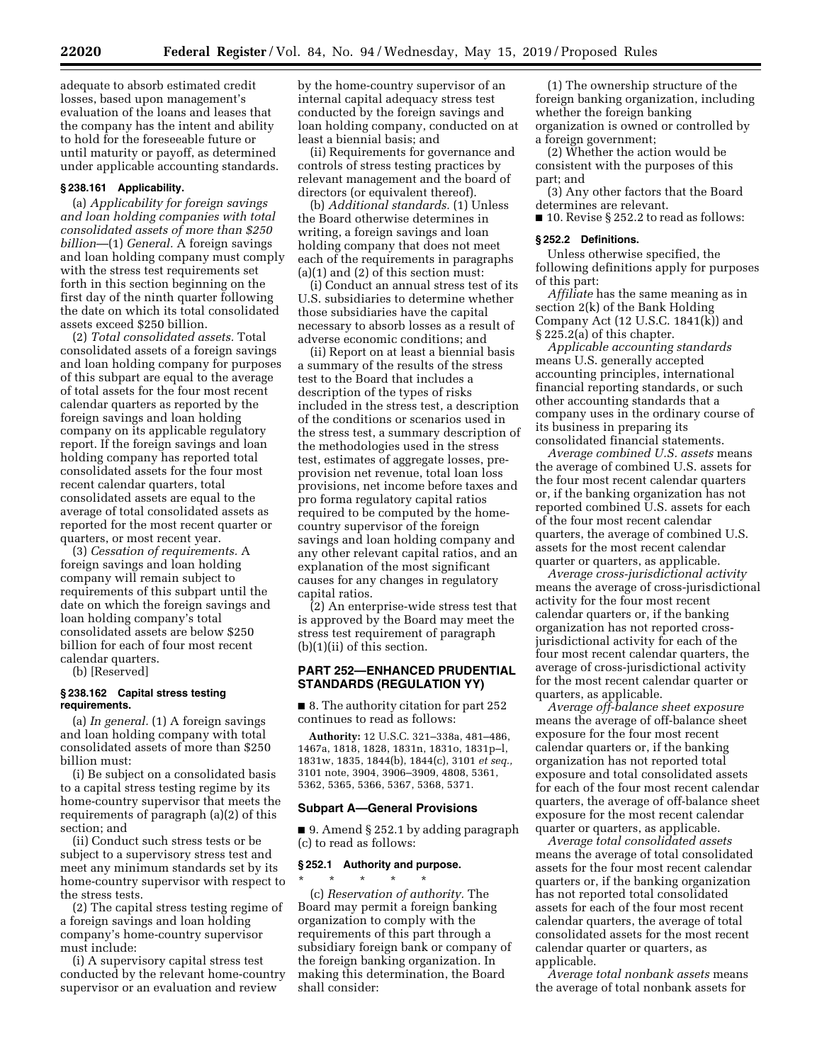adequate to absorb estimated credit losses, based upon management's evaluation of the loans and leases that the company has the intent and ability to hold for the foreseeable future or until maturity or payoff, as determined under applicable accounting standards.

### § 238.161 Applicability.

(a) *Applicability for foreign savings and loan holding companies with total consolidated assets of more than $250 billion*—(1) *General.* A foreign savings and loan holding company must comply with the stress test requirements set forth in this section beginning on the first day of the ninth quarter following the date on which its total consolidated assets exceed $250 billion.

(2) *Total consolidated assets.* Total consolidated assets of a foreign savings and loan holding company for purposes of this subpart are equal to the average of total assets for the four most recent calendar quarters as reported by the foreign savings and loan holding company on its applicable regulatory report. If the foreign savings and loan holding company has reported total consolidated assets for the four most recent calendar quarters, total consolidated assets are equal to the average of total consolidated assets as reported for the most recent quarter or quarters, or most recent year.

(3) *Cessation of requirements.* A foreign savings and loan holding company will remain subject to requirements of this subpart until the date on which the foreign savings and loan holding company's total consolidated assets are below $250 billion for each of four most recent calendar quarters.

(b) [Reserved]

### § 238.162 Capital stress testing requirements.

(a) *In general.* (1) A foreign savings and loan holding company with total consolidated assets of more than $250 billion must:

(i) Be subject on a consolidated basis to a capital stress testing regime by its home-country supervisor that meets the requirements of paragraph (a)(2) of this section; and

(ii) Conduct such stress tests or be subject to a supervisory stress test and meet any minimum standards set by its home-country supervisor with respect to the stress tests.

(2) The capital stress testing regime of a foreign savings and loan holding company's home-country supervisor must include:

(i) A supervisory capital stress test conducted by the relevant home-country supervisor or an evaluation and review by the home-country supervisor of an internal capital adequacy stress test conducted by the foreign savings and loan holding company, conducted on at least a biennial basis; and

(ii) Requirements for governance and controls of stress testing practices by relevant management and the board of directors (or equivalent thereof).

(b) *Additional standards.* (1) Unless the Board otherwise determines in writing, a foreign savings and loan holding company that does not meet each of the requirements in paragraphs (a)(1) and (2) of this section must:

(i) Conduct an annual stress test of its U.S. subsidiaries to determine whether those subsidiaries have the capital necessary to absorb losses as a result of adverse economic conditions; and

(ii) Report on at least a biennial basis a summary of the results of the stress test to the Board that includes a description of the types of risks included in the stress test, a description of the conditions or scenarios used in the stress test, a summary description of the methodologies used in the stress test, estimates of aggregate losses, pre-provision net revenue, total loan loss provisions, net income before taxes and pro forma regulatory capital ratios required to be computed by the home-country supervisor of the foreign savings and loan holding company and any other relevant capital ratios, and an explanation of the most significant causes for any changes in regulatory capital ratios.

(2) An enterprise-wide stress test that is approved by the Board may meet the stress test requirement of paragraph (b)(1)(ii) of this section.

## PART 252—ENHANCED PRUDENTIAL STANDARDS (REGULATION YY)

■ 8. The authority citation for part 252 continues to read as follows:

**Authority:** 12 U.S.C. 321–338a, 481–486, 1467a, 1818, 1828, 1831n, 1831o, 1831p–l, 1831w, 1835, 1844(b), 1844(c), 3101 *et seq.*, 3101 note, 3904, 3906–3909, 4808, 5361, 5362, 5365, 5366, 5367, 5368, 5371.

### Subpart A—General Provisions

■ 9. Amend § 252.1 by adding paragraph (c) to read as follows:

### § 252.1 Authority and purpose.

\* \* \* \* \*

(c) *Reservation of authority.* The Board may permit a foreign banking organization to comply with the requirements of this part through a subsidiary foreign bank or company of the foreign banking organization. In making this determination, the Board shall consider:

(1) The ownership structure of the foreign banking organization, including whether the foreign banking organization is owned or controlled by a foreign government;

(2) Whether the action would be consistent with the purposes of this part; and

(3) Any other factors that the Board determines are relevant.

■ 10. Revise § 252.2 to read as follows:

### § 252.2 Definitions.

Unless otherwise specified, the following definitions apply for purposes of this part:

*Affiliate* has the same meaning as in section 2(k) of the Bank Holding Company Act (12 U.S.C. 1841(k)) and § 225.2(a) of this chapter.

*Applicable accounting standards* means U.S. generally accepted accounting principles, international financial reporting standards, or such other accounting standards that a company uses in the ordinary course of its business in preparing its consolidated financial statements.

*Average combined U.S. assets* means the average of combined U.S. assets for the four most recent calendar quarters or, if the banking organization has not reported combined U.S. assets for each of the four most recent calendar quarters, the average of combined U.S. assets for the most recent calendar quarter or quarters, as applicable.

*Average cross-jurisdictional activity* means the average of cross-jurisdictional activity for the four most recent calendar quarters or, if the banking organization has not reported cross-jurisdictional activity for each of the four most recent calendar quarters, the average of cross-jurisdictional activity for the most recent calendar quarter or quarters, as applicable.

*Average off-balance sheet exposure* means the average of off-balance sheet exposure for the four most recent calendar quarters or, if the banking organization has not reported total exposure and total consolidated assets for each of the four most recent calendar quarters, the average of off-balance sheet exposure for the most recent calendar quarter or quarters, as applicable.

*Average total consolidated assets* means the average of total consolidated assets for the four most recent calendar quarters or, if the banking organization has not reported total consolidated assets for each of the four most recent calendar quarters, the average of total consolidated assets for the most recent calendar quarter or quarters, as applicable.

*Average total nonbank assets* means the average of total nonbank assets for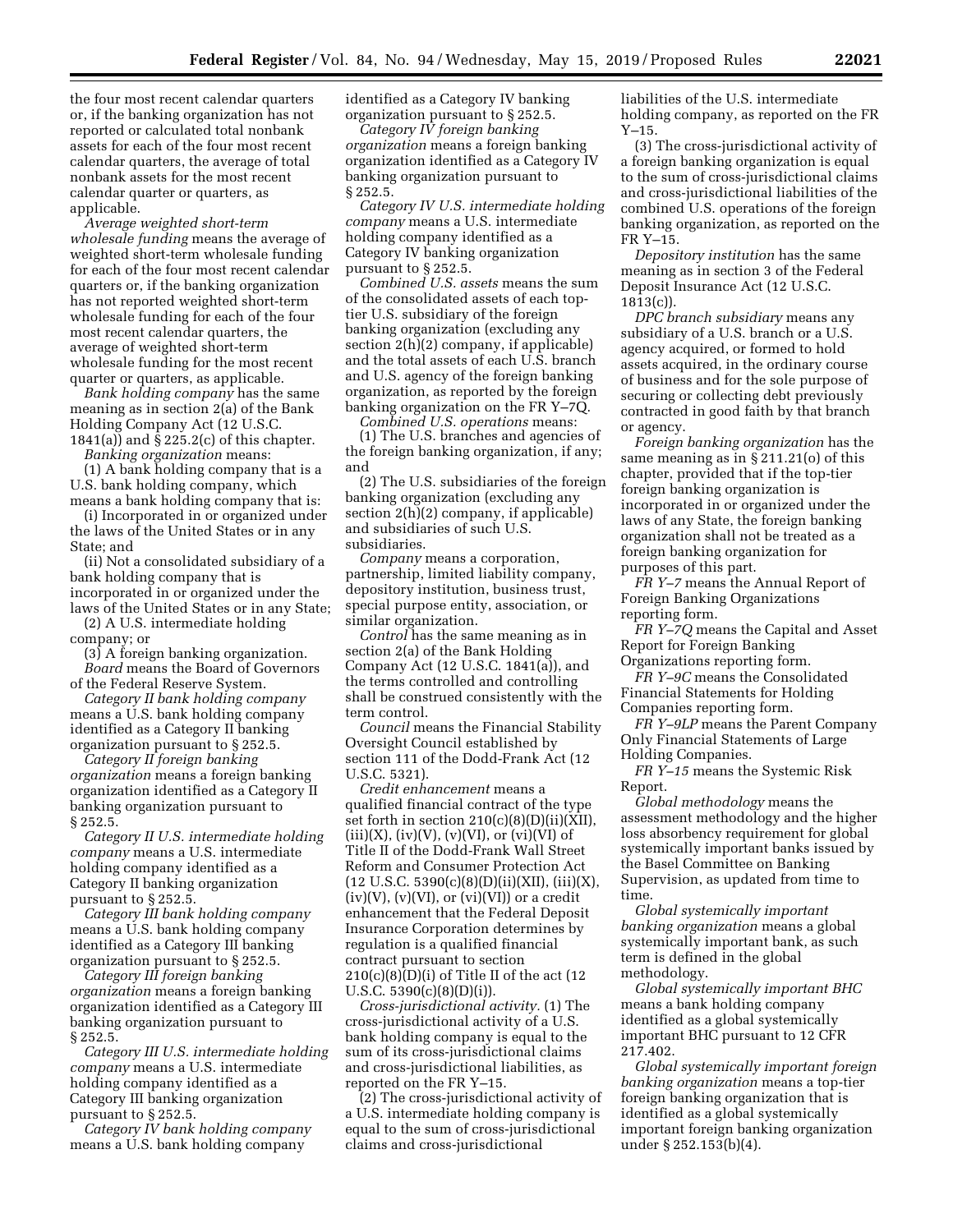the four most recent calendar quarters or, if the banking organization has not reported or calculated total nonbank assets for each of the four most recent calendar quarters, the average of total nonbank assets for the most recent calendar quarter or quarters, as applicable.

*Average weighted short-term wholesale funding* means the average of weighted short-term wholesale funding for each of the four most recent calendar quarters or, if the banking organization has not reported weighted short-term wholesale funding for each of the four most recent calendar quarters, the average of weighted short-term wholesale funding for the most recent quarter or quarters, as applicable.

*Bank holding company* has the same meaning as in section 2(a) of the Bank Holding Company Act (12 U.S.C. 1841(a)) and § 225.2(c) of this chapter.

*Banking organization* means:

(1) A bank holding company that is a U.S. bank holding company, which means a bank holding company that is:

(i) Incorporated in or organized under the laws of the United States or in any State; and

(ii) Not a consolidated subsidiary of a bank holding company that is incorporated in or organized under the laws of the United States or in any State;

(2) A U.S. intermediate holding company; or

(3) A foreign banking organization.

*Board* means the Board of Governors of the Federal Reserve System.

*Category II bank holding company* means a U.S. bank holding company identified as a Category II banking organization pursuant to § 252.5.

*Category II foreign banking organization* means a foreign banking organization identified as a Category II banking organization pursuant to § 252.5.

*Category II U.S. intermediate holding company* means a U.S. intermediate holding company identified as a Category II banking organization pursuant to § 252.5.

*Category III bank holding company* means a U.S. bank holding company identified as a Category III banking organization pursuant to § 252.5.

*Category III foreign banking organization* means a foreign banking organization identified as a Category III banking organization pursuant to § 252.5.

*Category III U.S. intermediate holding company* means a U.S. intermediate holding company identified as a Category III banking organization pursuant to § 252.5.

*Category IV bank holding company* means a U.S. bank holding company identified as a Category IV banking organization pursuant to § 252.5.

*Category IV foreign banking organization* means a foreign banking organization identified as a Category IV banking organization pursuant to § 252.5.

*Category IV U.S. intermediate holding company* means a U.S. intermediate holding company identified as a Category IV banking organization pursuant to § 252.5.

*Combined U.S. assets* means the sum of the consolidated assets of each top-tier U.S. subsidiary of the foreign banking organization (excluding any section 2(h)(2) company, if applicable) and the total assets of each U.S. branch and U.S. agency of the foreign banking organization, as reported by the foreign banking organization on the FR Y–7Q.

*Combined U.S. operations* means:

(1) The U.S. branches and agencies of the foreign banking organization, if any; and

(2) The U.S. subsidiaries of the foreign banking organization (excluding any section 2(h)(2) company, if applicable) and subsidiaries of such U.S. subsidiaries.

*Company* means a corporation, partnership, limited liability company, depository institution, business trust, special purpose entity, association, or similar organization.

*Control* has the same meaning as in section 2(a) of the Bank Holding Company Act (12 U.S.C. 1841(a)), and the terms controlled and controlling shall be construed consistently with the term control.

*Council* means the Financial Stability Oversight Council established by section 111 of the Dodd-Frank Act (12 U.S.C. 5321).

*Credit enhancement* means a qualified financial contract of the type set forth in section 210(c)(8)(D)(ii)(XII), (iii)(X), (iv)(V), (v)(VI), or (vi)(VI) of Title II of the Dodd-Frank Wall Street Reform and Consumer Protection Act (12 U.S.C. 5390(c)(8)(D)(ii)(XII), (iii)(X), (iv)(V), (v)(VI), or (vi)(VI)) or a credit enhancement that the Federal Deposit Insurance Corporation determines by regulation is a qualified financial contract pursuant to section 210(c)(8)(D)(i) of Title II of the act (12 U.S.C. 5390(c)(8)(D)(i)).

*Cross-jurisdictional activity*. (1) The cross-jurisdictional activity of a U.S. bank holding company is equal to the sum of its cross-jurisdictional claims and cross-jurisdictional liabilities, as reported on the FR Y–15.

(2) The cross-jurisdictional activity of a U.S. intermediate holding company is equal to the sum of cross-jurisdictional claims and cross-jurisdictional liabilities of the U.S. intermediate holding company, as reported on the FR Y–15.

(3) The cross-jurisdictional activity of a foreign banking organization is equal to the sum of cross-jurisdictional claims and cross-jurisdictional liabilities of the combined U.S. operations of the foreign banking organization, as reported on the FR Y–15.

*Depository institution* has the same meaning as in section 3 of the Federal Deposit Insurance Act (12 U.S.C. 1813(c)).

*DPC branch subsidiary* means any subsidiary of a U.S. branch or a U.S. agency acquired, or formed to hold assets acquired, in the ordinary course of business and for the sole purpose of securing or collecting debt previously contracted in good faith by that branch or agency.

*Foreign banking organization* has the same meaning as in § 211.21(o) of this chapter, provided that if the top-tier foreign banking organization is incorporated in or organized under the laws of any State, the foreign banking organization shall not be treated as a foreign banking organization for purposes of this part.

*FR Y–7* means the Annual Report of Foreign Banking Organizations reporting form.

*FR Y–7Q* means the Capital and Asset Report for Foreign Banking Organizations reporting form.

*FR Y–9C* means the Consolidated Financial Statements for Holding Companies reporting form.

*FR Y–9LP* means the Parent Company Only Financial Statements of Large Holding Companies.

*FR Y–15* means the Systemic Risk Report.

*Global methodology* means the assessment methodology and the higher loss absorbency requirement for global systemically important banks issued by the Basel Committee on Banking Supervision, as updated from time to time.

*Global systemically important banking organization* means a global systemically important bank, as such term is defined in the global methodology.

*Global systemically important BHC* means a bank holding company identified as a global systemically important BHC pursuant to 12 CFR 217.402.

*Global systemically important foreign banking organization* means a top-tier foreign banking organization that is identified as a global systemically important foreign banking organization under § 252.153(b)(4).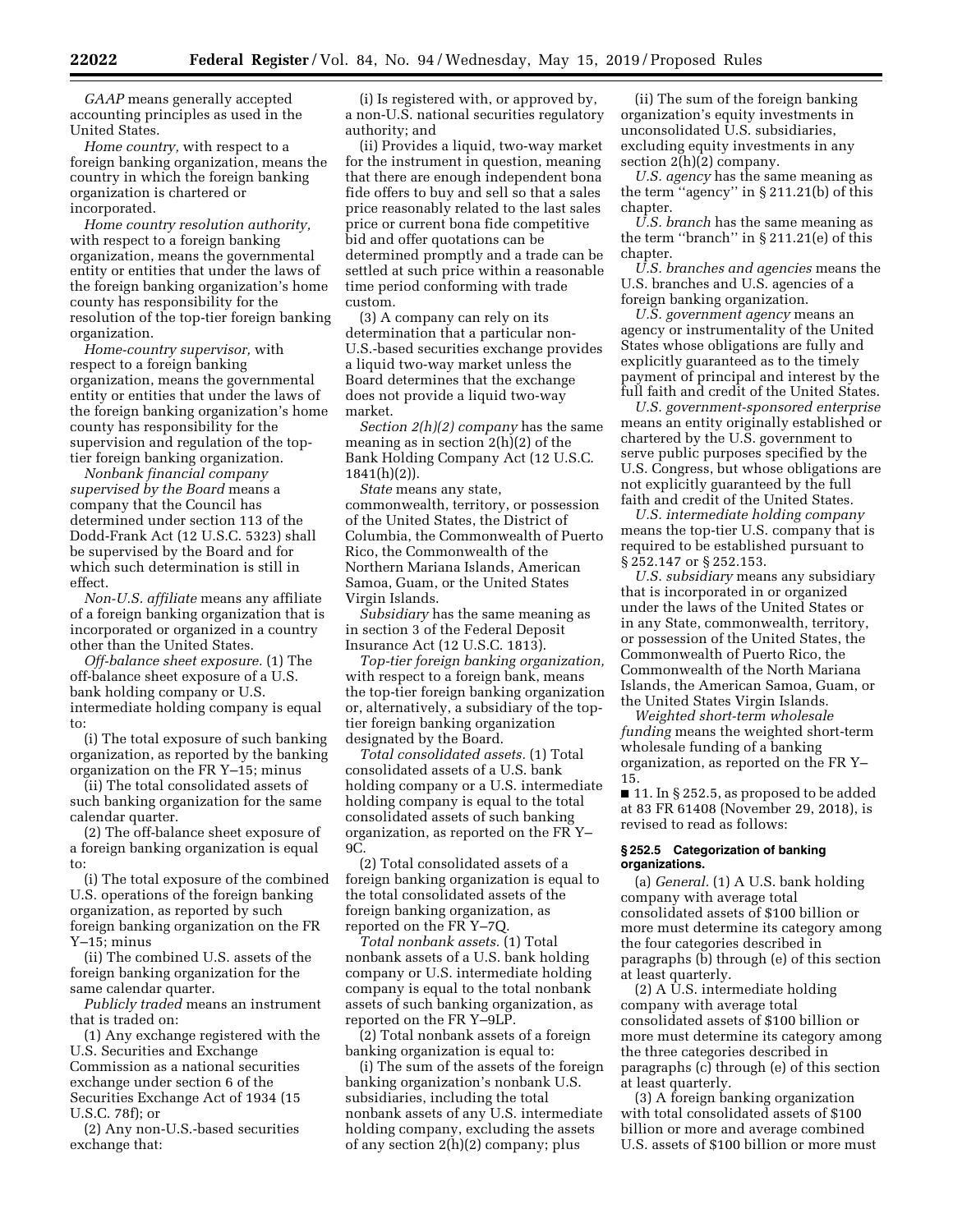*GAAP* means generally accepted accounting principles as used in the United States.

*Home country,* with respect to a foreign banking organization, means the country in which the foreign banking organization is chartered or incorporated.

*Home country resolution authority,* with respect to a foreign banking organization, means the governmental entity or entities that under the laws of the foreign banking organization's home county has responsibility for the resolution of the top-tier foreign banking organization.

*Home-country supervisor,* with respect to a foreign banking organization, means the governmental entity or entities that under the laws of the foreign banking organization's home county has responsibility for the supervision and regulation of the top-tier foreign banking organization.

*Nonbank financial company supervised by the Board* means a company that the Council has determined under section 113 of the Dodd-Frank Act (12 U.S.C. 5323) shall be supervised by the Board and for which such determination is still in effect.

*Non-U.S. affiliate* means any affiliate of a foreign banking organization that is incorporated or organized in a country other than the United States.

*Off-balance sheet exposure.* (1) The off-balance sheet exposure of a U.S. bank holding company or U.S. intermediate holding company is equal to:

(i) The total exposure of such banking organization, as reported by the banking organization on the FR Y–15; minus

(ii) The total consolidated assets of such banking organization for the same calendar quarter.

(2) The off-balance sheet exposure of a foreign banking organization is equal to:

(i) The total exposure of the combined U.S. operations of the foreign banking organization, as reported by such foreign banking organization on the FR Y–15; minus

(ii) The combined U.S. assets of the foreign banking organization for the same calendar quarter.

*Publicly traded* means an instrument that is traded on:

(1) Any exchange registered with the U.S. Securities and Exchange Commission as a national securities exchange under section 6 of the Securities Exchange Act of 1934 (15 U.S.C. 78f); or

(2) Any non-U.S.-based securities exchange that:

(i) Is registered with, or approved by, a non-U.S. national securities regulatory authority; and

(ii) Provides a liquid, two-way market for the instrument in question, meaning that there are enough independent bona fide offers to buy and sell so that a sales price reasonably related to the last sales price or current bona fide competitive bid and offer quotations can be determined promptly and a trade can be settled at such price within a reasonable time period conforming with trade custom.

(3) A company can rely on its determination that a particular non-U.S.-based securities exchange provides a liquid two-way market unless the Board determines that the exchange does not provide a liquid two-way market.

*Section 2(h)(2) company* has the same meaning as in section 2(h)(2) of the Bank Holding Company Act (12 U.S.C. 1841(h)(2)).

*State* means any state, commonwealth, territory, or possession of the United States, the District of Columbia, the Commonwealth of Puerto Rico, the Commonwealth of the Northern Mariana Islands, American Samoa, Guam, or the United States Virgin Islands.

*Subsidiary* has the same meaning as in section 3 of the Federal Deposit Insurance Act (12 U.S.C. 1813).

*Top-tier foreign banking organization,* with respect to a foreign bank, means the top-tier foreign banking organization or, alternatively, a subsidiary of the top-tier foreign banking organization designated by the Board.

*Total consolidated assets.* (1) Total consolidated assets of a U.S. bank holding company or a U.S. intermediate holding company is equal to the total consolidated assets of such banking organization, as reported on the FR Y–9C.

(2) Total consolidated assets of a foreign banking organization is equal to the total consolidated assets of the foreign banking organization, as reported on the FR Y–7Q.

*Total nonbank assets.* (1) Total nonbank assets of a U.S. bank holding company or U.S. intermediate holding company is equal to the total nonbank assets of such banking organization, as reported on the FR Y–9LP.

(2) Total nonbank assets of a foreign banking organization is equal to:

(i) The sum of the assets of the foreign banking organization's nonbank U.S. subsidiaries, including the total nonbank assets of any U.S. intermediate holding company, excluding the assets of any section 2(h)(2) company; plus

(ii) The sum of the foreign banking organization's equity investments in unconsolidated U.S. subsidiaries, excluding equity investments in any section 2(h)(2) company.

*U.S. agency* has the same meaning as the term ''agency'' in § 211.21(b) of this chapter.

*U.S. branch* has the same meaning as the term ''branch'' in § 211.21(e) of this chapter.

*U.S. branches and agencies* means the U.S. branches and U.S. agencies of a foreign banking organization.

*U.S. government agency* means an agency or instrumentality of the United States whose obligations are fully and explicitly guaranteed as to the timely payment of principal and interest by the full faith and credit of the United States.

*U.S. government-sponsored enterprise* means an entity originally established or chartered by the U.S. government to serve public purposes specified by the U.S. Congress, but whose obligations are not explicitly guaranteed by the full faith and credit of the United States.

*U.S. intermediate holding company* means the top-tier U.S. company that is required to be established pursuant to § 252.147 or § 252.153.

*U.S. subsidiary* means any subsidiary that is incorporated in or organized under the laws of the United States or in any State, commonwealth, territory, or possession of the United States, the Commonwealth of Puerto Rico, the Commonwealth of the North Mariana Islands, the American Samoa, Guam, or the United States Virgin Islands.

*Weighted short-term wholesale funding* means the weighted short-term wholesale funding of a banking organization, as reported on the FR Y–15.

■ 11. In § 252.5, as proposed to be added at 83 FR 61408 (November 29, 2018), is revised to read as follows:

**§ 252.5 Categorization of banking organizations.**

(a) *General.* (1) A U.S. bank holding company with average total consolidated assets of $100 billion or more must determine its category among the four categories described in paragraphs (b) through (e) of this section at least quarterly.

(2) A U.S. intermediate holding company with average total consolidated assets of $100 billion or more must determine its category among the three categories described in paragraphs (c) through (e) of this section at least quarterly.

(3) A foreign banking organization with total consolidated assets of $100 billion or more and average combined U.S. assets of $100 billion or more must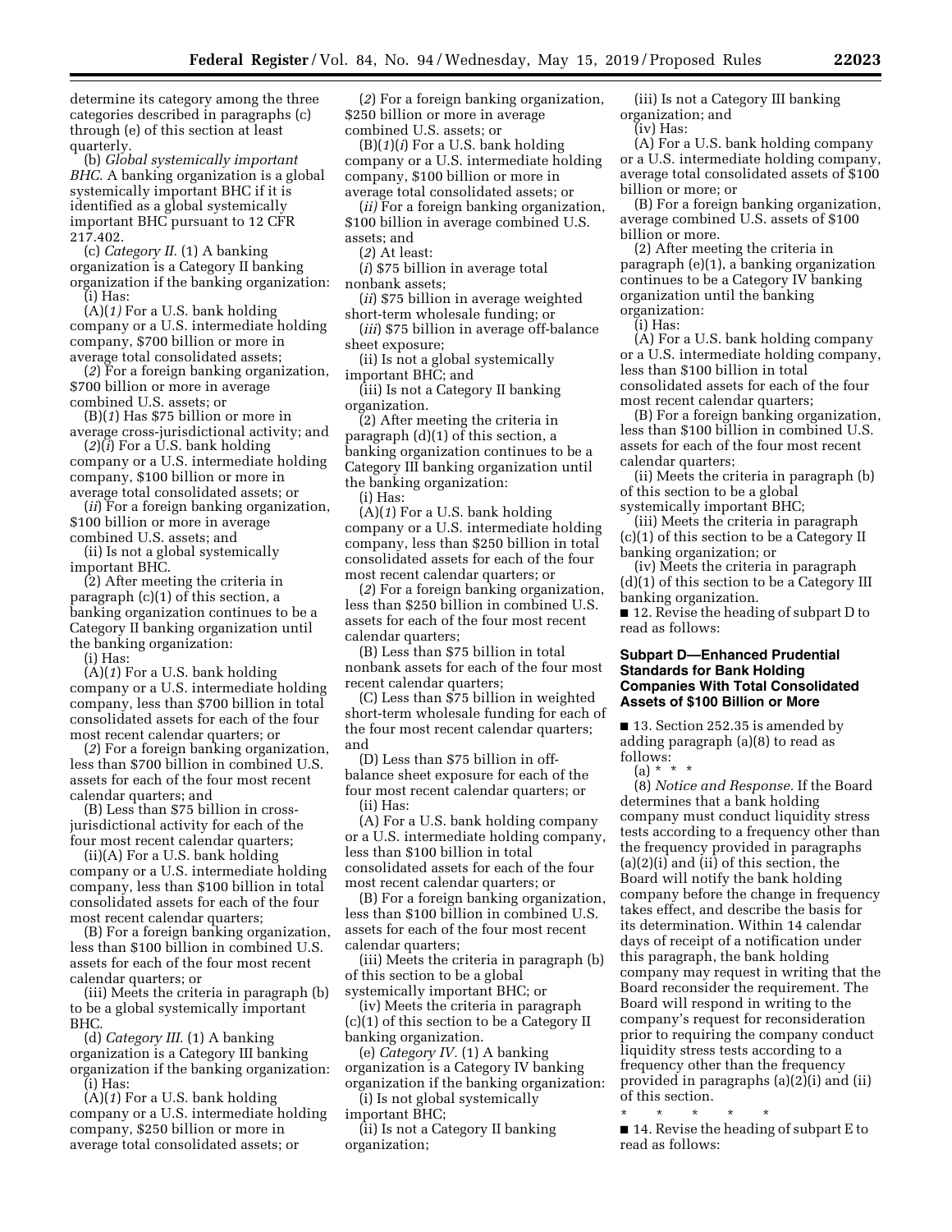determine its category among the three categories described in paragraphs (c) through (e) of this section at least quarterly.

(b) *Global systemically important BHC.* A banking organization is a global systemically important BHC if it is identified as a global systemically important BHC pursuant to 12 CFR 217.402.

(c) *Category II.* (1) A banking organization is a Category II banking organization if the banking organization:

(i) Has:

(A)(*1*) For a U.S. bank holding company or a U.S. intermediate holding company, $700 billion or more in average total consolidated assets;

(*2*) For a foreign banking organization, $700 billion or more in average combined U.S. assets; or

(B)(*1*) Has $75 billion or more in average cross-jurisdictional activity; and

(*2*)(*i*) For a U.S. bank holding company or a U.S. intermediate holding company, $100 billion or more in average total consolidated assets; or

(*ii*) For a foreign banking organization, $100 billion or more in average combined U.S. assets; and

(ii) Is not a global systemically important BHC.

(2) After meeting the criteria in paragraph (c)(1) of this section, a banking organization continues to be a Category II banking organization until the banking organization:

(i) Has:

(A)(*1*) For a U.S. bank holding company or a U.S. intermediate holding company, less than $700 billion in total consolidated assets for each of the four most recent calendar quarters; or

(*2*) For a foreign banking organization, less than $700 billion in combined U.S. assets for each of the four most recent calendar quarters; and

(B) Less than $75 billion in cross-jurisdictional activity for each of the four most recent calendar quarters;

(ii)(A) For a U.S. bank holding company or a U.S. intermediate holding company, less than $100 billion in total consolidated assets for each of the four most recent calendar quarters;

(B) For a foreign banking organization, less than $100 billion in combined U.S. assets for each of the four most recent calendar quarters; or

(iii) Meets the criteria in paragraph (b) to be a global systemically important BHC.

(d) *Category III.* (1) A banking organization is a Category III banking organization if the banking organization:

(i) Has:

(A)(*1*) For a U.S. bank holding company or a U.S. intermediate holding company, $250 billion or more in average total consolidated assets; or

(*2*) For a foreign banking organization, $250 billion or more in average combined U.S. assets; or

(B)(*1*)(*i*) For a U.S. bank holding company or a U.S. intermediate holding company, $100 billion or more in average total consolidated assets; or

(*ii*) For a foreign banking organization, $100 billion in average combined U.S. assets; and

(*2*) At least:

(*i*) $75 billion in average total nonbank assets;

(*ii*) $75 billion in average weighted short-term wholesale funding; or

(*iii*) $75 billion in average off-balance sheet exposure;

(ii) Is not a global systemically important BHC; and

(iii) Is not a Category II banking organization.

(2) After meeting the criteria in paragraph (d)(1) of this section, a banking organization continues to be a Category III banking organization until the banking organization:

(i) Has:

(A)(*1*) For a U.S. bank holding company or a U.S. intermediate holding company, less than $250 billion in total consolidated assets for each of the four most recent calendar quarters; or

(*2*) For a foreign banking organization, less than $250 billion in combined U.S. assets for each of the four most recent calendar quarters;

(B) Less than $75 billion in total nonbank assets for each of the four most recent calendar quarters;

(C) Less than $75 billion in weighted short-term wholesale funding for each of the four most recent calendar quarters; and

(D) Less than $75 billion in off-balance sheet exposure for each of the four most recent calendar quarters; or

(ii) Has:

(A) For a U.S. bank holding company or a U.S. intermediate holding company, less than $100 billion in total consolidated assets for each of the four most recent calendar quarters; or

(B) For a foreign banking organization, less than $100 billion in combined U.S. assets for each of the four most recent calendar quarters;

(iii) Meets the criteria in paragraph (b) of this section to be a global systemically important BHC; or

(iv) Meets the criteria in paragraph (c)(1) of this section to be a Category II banking organization.

(e) *Category IV.* (1) A banking organization is a Category IV banking organization if the banking organization:

(i) Is not global systemically important BHC;

(ii) Is not a Category II banking organization;

(iii) Is not a Category III banking organization; and

(iv) Has:

(A) For a U.S. bank holding company or a U.S. intermediate holding company, average total consolidated assets of $100 billion or more; or

(B) For a foreign banking organization, average combined U.S. assets of $100 billion or more.

(2) After meeting the criteria in paragraph (e)(1), a banking organization continues to be a Category IV banking organization until the banking organization:

(i) Has:

(A) For a U.S. bank holding company or a U.S. intermediate holding company, less than $100 billion in total consolidated assets for each of the four most recent calendar quarters;

(B) For a foreign banking organization, less than $100 billion in combined U.S. assets for each of the four most recent calendar quarters;

(ii) Meets the criteria in paragraph (b) of this section to be a global systemically important BHC;

(iii) Meets the criteria in paragraph (c)(1) of this section to be a Category II banking organization; or

(iv) Meets the criteria in paragraph (d)(1) of this section to be a Category III banking organization.

■ 12. Revise the heading of subpart D to read as follows:

### Subpart D—Enhanced Prudential Standards for Bank Holding Companies With Total Consolidated Assets of $100 Billion or More

■ 13. Section 252.35 is amended by adding paragraph (a)(8) to read as follows:

(a) * * *

(8) *Notice and Response.* If the Board determines that a bank holding company must conduct liquidity stress tests according to a frequency other than the frequency provided in paragraphs (a)(2)(i) and (ii) of this section, the Board will notify the bank holding company before the change in frequency takes effect, and describe the basis for its determination. Within 14 calendar days of receipt of a notification under this paragraph, the bank holding company may request in writing that the Board reconsider the requirement. The Board will respond in writing to the company's request for reconsideration prior to requiring the company conduct liquidity stress tests according to a frequency other than the frequency provided in paragraphs (a)(2)(i) and (ii) of this section.

\* \* \* \* \*

■ 14. Revise the heading of subpart E to read as follows: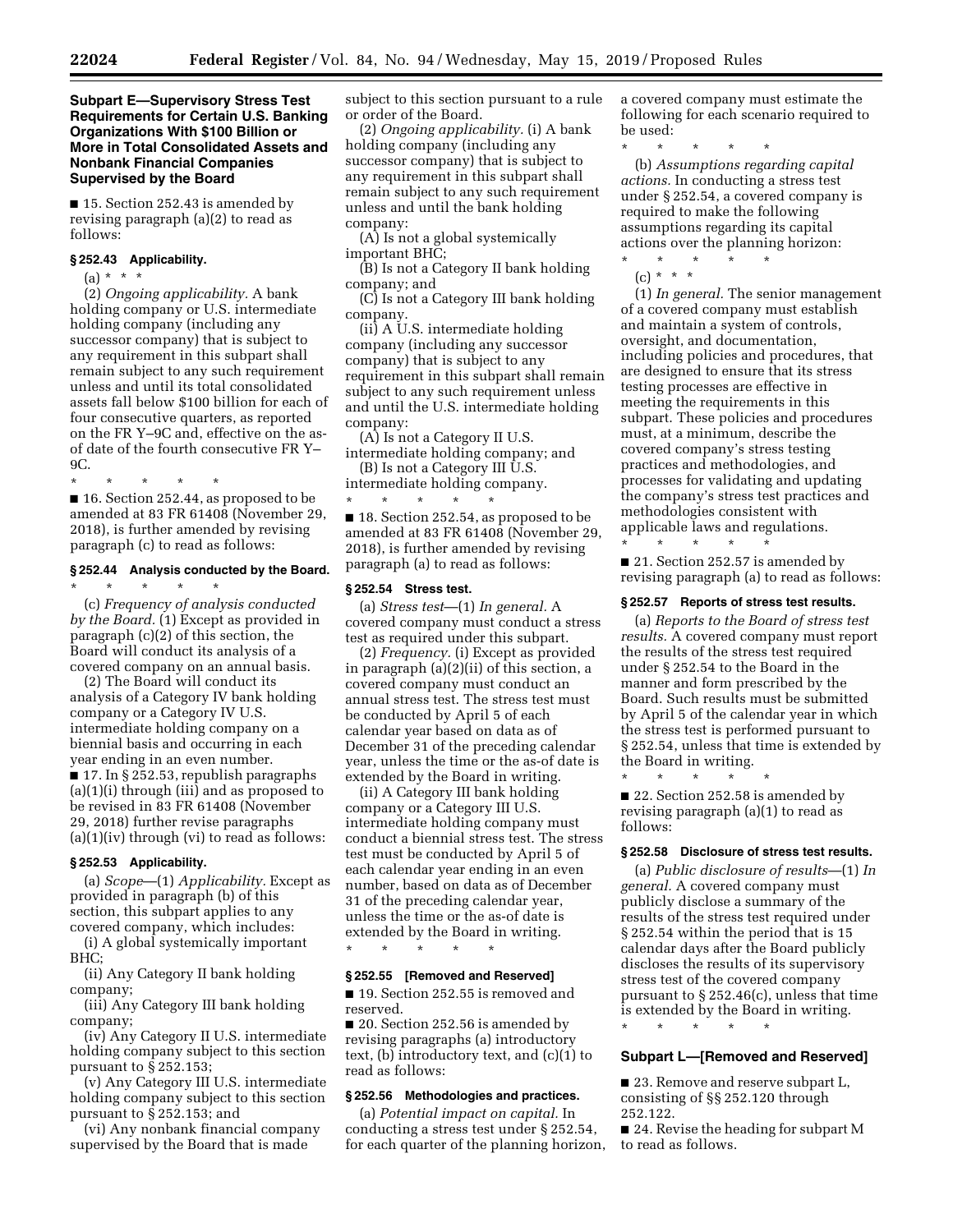**Subpart E—Supervisory Stress Test Requirements for Certain U.S. Banking Organizations With $100 Billion or More in Total Consolidated Assets and Nonbank Financial Companies Supervised by the Board**

■ 15. Section 252.43 is amended by revising paragraph (a)(2) to read as follows:

**§ 252.43 Applicability.**

(a) * * *

(2) *Ongoing applicability.* A bank holding company or U.S. intermediate holding company (including any successor company) that is subject to any requirement in this subpart shall remain subject to any such requirement unless and until its total consolidated assets fall below $100 billion for each of four consecutive quarters, as reported on the FR Y–9C and, effective on the as-of date of the fourth consecutive FR Y–9C.

\* \* \* \* \*

■ 16. Section 252.44, as proposed to be amended at 83 FR 61408 (November 29, 2018), is further amended by revising paragraph (c) to read as follows:

**§ 252.44 Analysis conducted by the Board.**

\* \* \* \* \*

(c) *Frequency of analysis conducted by the Board.* (1) Except as provided in paragraph (c)(2) of this section, the Board will conduct its analysis of a covered company on an annual basis.

(2) The Board will conduct its analysis of a Category IV bank holding company or a Category IV U.S. intermediate holding company on a biennial basis and occurring in each year ending in an even number.

■ 17. In § 252.53, republish paragraphs (a)(1)(i) through (iii) and as proposed to be revised in 83 FR 61408 (November 29, 2018) further revise paragraphs (a)(1)(iv) through (vi) to read as follows:

**§ 252.53 Applicability.**

(a) *Scope*—(1) *Applicability.* Except as provided in paragraph (b) of this section, this subpart applies to any covered company, which includes:

(i) A global systemically important BHC;

(ii) Any Category II bank holding company;

(iii) Any Category III bank holding company;

(iv) Any Category II U.S. intermediate holding company subject to this section pursuant to § 252.153;

(v) Any Category III U.S. intermediate holding company subject to this section pursuant to § 252.153; and

(vi) Any nonbank financial company supervised by the Board that is made subject to this section pursuant to a rule or order of the Board.

(2) *Ongoing applicability.* (i) A bank holding company (including any successor company) that is subject to any requirement in this subpart shall remain subject to any such requirement unless and until the bank holding company:

(A) Is not a global systemically important BHC;

(B) Is not a Category II bank holding company; and

(C) Is not a Category III bank holding company.

(ii) A U.S. intermediate holding company (including any successor company) that is subject to any requirement in this subpart shall remain subject to any such requirement unless and until the U.S. intermediate holding company:

(A) Is not a Category II U.S. intermediate holding company; and

(B) Is not a Category III U.S. intermediate holding company.

\* \* \* \* \*

■ 18. Section 252.54, as proposed to be amended at 83 FR 61408 (November 29, 2018), is further amended by revising paragraph (a) to read as follows:

**§ 252.54 Stress test.**

(a) *Stress test*—(1) *In general.* A covered company must conduct a stress test as required under this subpart.

(2) *Frequency.* (i) Except as provided in paragraph (a)(2)(ii) of this section, a covered company must conduct an annual stress test. The stress test must be conducted by April 5 of each calendar year based on data as of December 31 of the preceding calendar year, unless the time or the as-of date is extended by the Board in writing.

(ii) A Category III bank holding company or a Category III U.S. intermediate holding company must conduct a biennial stress test. The stress test must be conducted by April 5 of each calendar year ending in an even number, based on data as of December 31 of the preceding calendar year, unless the time or the as-of date is extended by the Board in writing.

\* \* \* \* \*

**§ 252.55 [Removed and Reserved]**

■ 19. Section 252.55 is removed and reserved.

■ 20. Section 252.56 is amended by revising paragraphs (a) introductory text, (b) introductory text, and (c)(1) to read as follows:

**§ 252.56 Methodologies and practices.**

(a) *Potential impact on capital.* In conducting a stress test under § 252.54, for each quarter of the planning horizon, a covered company must estimate the following for each scenario required to be used:

\* \* \* \* \*

(b) *Assumptions regarding capital actions.* In conducting a stress test under § 252.54, a covered company is required to make the following assumptions regarding its capital actions over the planning horizon:

\* \* \* \* \*

(c) * * *

(1) *In general.* The senior management of a covered company must establish and maintain a system of controls, oversight, and documentation, including policies and procedures, that are designed to ensure that its stress testing processes are effective in meeting the requirements in this subpart. These policies and procedures must, at a minimum, describe the covered company's stress testing practices and methodologies, and processes for validating and updating the company's stress test practices and methodologies consistent with applicable laws and regulations.

\* \* \* \* \*

■ 21. Section 252.57 is amended by revising paragraph (a) to read as follows:

**§ 252.57 Reports of stress test results.**

(a) *Reports to the Board of stress test results.* A covered company must report the results of the stress test required under § 252.54 to the Board in the manner and form prescribed by the Board. Such results must be submitted by April 5 of the calendar year in which the stress test is performed pursuant to § 252.54, unless that time is extended by the Board in writing.

\* \* \* \* \*

■ 22. Section 252.58 is amended by revising paragraph (a)(1) to read as follows:

**§ 252.58 Disclosure of stress test results.**

(a) *Public disclosure of results*—(1) *In general.* A covered company must publicly disclose a summary of the results of the stress test required under § 252.54 within the period that is 15 calendar days after the Board publicly discloses the results of its supervisory stress test of the covered company pursuant to § 252.46(c), unless that time is extended by the Board in writing.

\* \* \* \* \*

**Subpart L—[Removed and Reserved]**

■ 23. Remove and reserve subpart L, consisting of §§ 252.120 through 252.122.

■ 24. Revise the heading for subpart M to read as follows.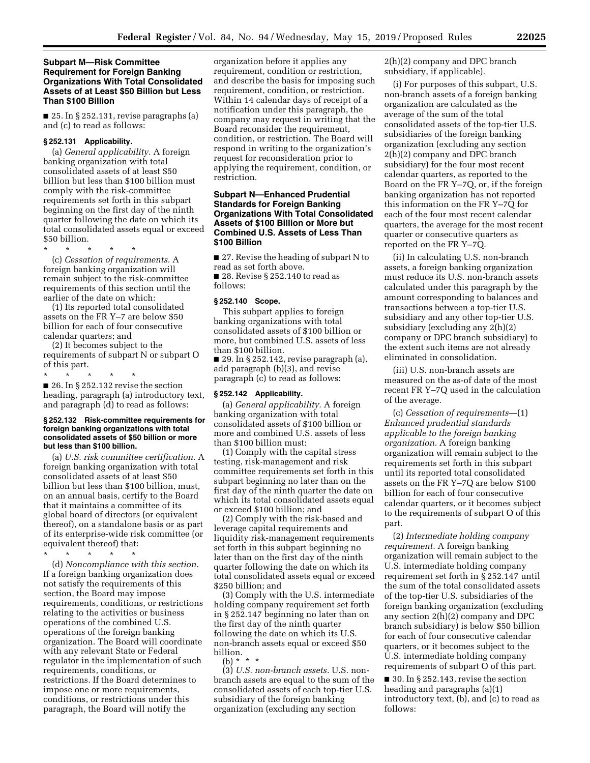### Subpart M—Risk Committee Requirement for Foreign Banking Organizations With Total Consolidated Assets of at Least $50 Billion but Less Than $100 Billion

■ 25. In § 252.131, revise paragraphs (a) and (c) to read as follows:

**§ 252.131 Applicability.**

(a) *General applicability.* A foreign banking organization with total consolidated assets of at least $50 billion but less than $100 billion must comply with the risk-committee requirements set forth in this subpart beginning on the first day of the ninth quarter following the date on which its total consolidated assets equal or exceed $50 billion.

\* \* \* \* \*

(c) *Cessation of requirements.* A foreign banking organization will remain subject to the risk-committee requirements of this section until the earlier of the date on which:

(1) Its reported total consolidated assets on the FR Y–7 are below $50 billion for each of four consecutive calendar quarters; and

(2) It becomes subject to the requirements of subpart N or subpart O of this part.

\* \* \* \* \*

■ 26. In § 252.132 revise the section heading, paragraph (a) introductory text, and paragraph (d) to read as follows:

**§ 252.132 Risk-committee requirements for foreign banking organizations with total consolidated assets of $50 billion or more but less than $100 billion.**

(a) *U.S. risk committee certification.* A foreign banking organization with total consolidated assets of at least $50 billion but less than $100 billion, must, on an annual basis, certify to the Board that it maintains a committee of its global board of directors (or equivalent thereof), on a standalone basis or as part of its enterprise-wide risk committee (or equivalent thereof) that:

\* \* \* \* \*

(d) *Noncompliance with this section.* If a foreign banking organization does not satisfy the requirements of this section, the Board may impose requirements, conditions, or restrictions relating to the activities or business operations of the combined U.S. operations of the foreign banking organization. The Board will coordinate with any relevant State or Federal regulator in the implementation of such requirements, conditions, or restrictions. If the Board determines to impose one or more requirements, conditions, or restrictions under this paragraph, the Board will notify the organization before it applies any requirement, condition or restriction, and describe the basis for imposing such requirement, condition, or restriction. Within 14 calendar days of receipt of a notification under this paragraph, the company may request in writing that the Board reconsider the requirement, condition, or restriction. The Board will respond in writing to the organization's request for reconsideration prior to applying the requirement, condition, or restriction.

### Subpart N—Enhanced Prudential Standards for Foreign Banking Organizations With Total Consolidated Assets of $100 Billion or More but Combined U.S. Assets of Less Than $100 Billion

■ 27. Revise the heading of subpart N to read as set forth above.

■ 28. Revise § 252.140 to read as follows:

**§ 252.140 Scope.**

This subpart applies to foreign banking organizations with total consolidated assets of $100 billion or more, but combined U.S. assets of less than $100 billion.

■ 29. In § 252.142, revise paragraph (a), add paragraph (b)(3), and revise paragraph (c) to read as follows:

**§ 252.142 Applicability.**

(a) *General applicability.* A foreign banking organization with total consolidated assets of $100 billion or more and combined U.S. assets of less than $100 billion must:

(1) Comply with the capital stress testing, risk-management and risk committee requirements set forth in this subpart beginning no later than on the first day of the ninth quarter the date on which its total consolidated assets equal or exceed $100 billion; and

(2) Comply with the risk-based and leverage capital requirements and liquidity risk-management requirements set forth in this subpart beginning no later than on the first day of the ninth quarter following the date on which its total consolidated assets equal or exceed $250 billion; and

(3) Comply with the U.S. intermediate holding company requirement set forth in § 252.147 beginning no later than on the first day of the ninth quarter following the date on which its U.S. non-branch assets equal or exceed $50 billion.

(b) \* \* \*

(3) *U.S. non-branch assets.* U.S. non-branch assets are equal to the sum of the consolidated assets of each top-tier U.S. subsidiary of the foreign banking organization (excluding any section 2(h)(2) company and DPC branch subsidiary, if applicable).

(i) For purposes of this subpart, U.S. non-branch assets of a foreign banking organization are calculated as the average of the sum of the total consolidated assets of the top-tier U.S. subsidiaries of the foreign banking organization (excluding any section 2(h)(2) company and DPC branch subsidiary) for the four most recent calendar quarters, as reported to the Board on the FR Y–7Q, or, if the foreign banking organization has not reported this information on the FR Y–7Q for each of the four most recent calendar quarters, the average for the most recent quarter or consecutive quarters as reported on the FR Y–7Q.

(ii) In calculating U.S. non-branch assets, a foreign banking organization must reduce its U.S. non-branch assets calculated under this paragraph by the amount corresponding to balances and transactions between a top-tier U.S. subsidiary and any other top-tier U.S. subsidiary (excluding any 2(h)(2) company or DPC branch subsidiary) to the extent such items are not already eliminated in consolidation.

(iii) U.S. non-branch assets are measured on the as-of date of the most recent FR Y–7Q used in the calculation of the average.

(c) *Cessation of requirements*—(1) *Enhanced prudential standards applicable to the foreign banking organization.* A foreign banking organization will remain subject to the requirements set forth in this subpart until its reported total consolidated assets on the FR Y–7Q are below $100 billion for each of four consecutive calendar quarters, or it becomes subject to the requirements of subpart O of this part.

(2) *Intermediate holding company requirement.* A foreign banking organization will remain subject to the U.S. intermediate holding company requirement set forth in § 252.147 until the sum of the total consolidated assets of the top-tier U.S. subsidiaries of the foreign banking organization (excluding any section 2(h)(2) company and DPC branch subsidiary) is below $50 billion for each of four consecutive calendar quarters, or it becomes subject to the U.S. intermediate holding company requirements of subpart O of this part.

■ 30. In § 252.143, revise the section heading and paragraphs (a)(1) introductory text, (b), and (c) to read as follows: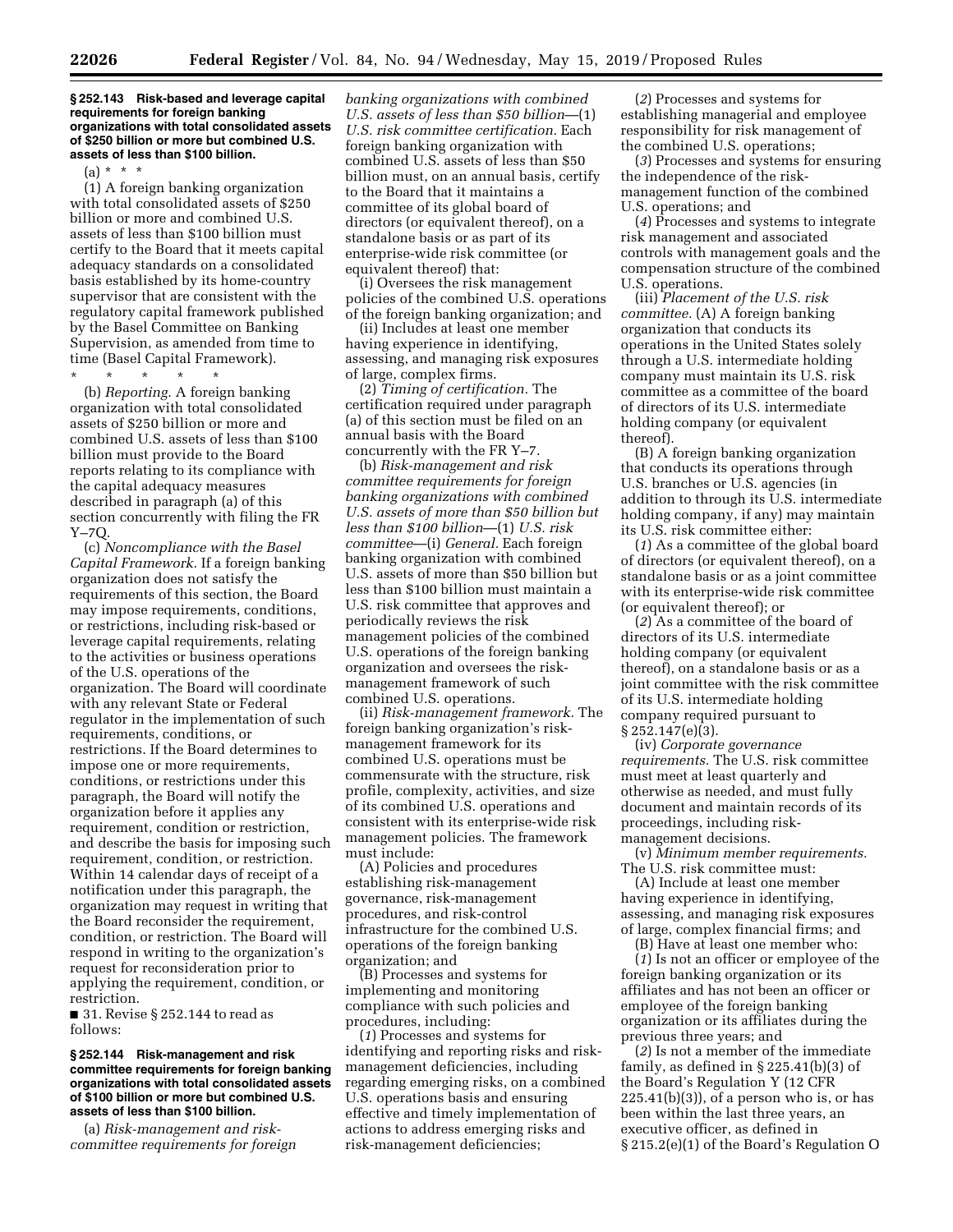**§ 252.143 Risk-based and leverage capital requirements for foreign banking organizations with total consolidated assets of $250 billion or more but combined U.S. assets of less than $100 billion.**

(a) * * *

(1) A foreign banking organization with total consolidated assets of $250 billion or more and combined U.S. assets of less than $100 billion must certify to the Board that it meets capital adequacy standards on a consolidated basis established by its home-country supervisor that are consistent with the regulatory capital framework published by the Basel Committee on Banking Supervision, as amended from time to time (Basel Capital Framework).

* * * * *

(b) *Reporting.* A foreign banking organization with total consolidated assets of $250 billion or more and combined U.S. assets of less than $100 billion must provide to the Board reports relating to its compliance with the capital adequacy measures described in paragraph (a) of this section concurrently with filing the FR Y–7Q.

(c) *Noncompliance with the Basel Capital Framework.* If a foreign banking organization does not satisfy the requirements of this section, the Board may impose requirements, conditions, or restrictions, including risk-based or leverage capital requirements, relating to the activities or business operations of the U.S. operations of the organization. The Board will coordinate with any relevant State or Federal regulator in the implementation of such requirements, conditions, or restrictions. If the Board determines to impose one or more requirements, conditions, or restrictions under this paragraph, the Board will notify the organization before it applies any requirement, condition or restriction, and describe the basis for imposing such requirement, condition, or restriction. Within 14 calendar days of receipt of a notification under this paragraph, the organization may request in writing that the Board reconsider the requirement, condition, or restriction. The Board will respond in writing to the organization's request for reconsideration prior to applying the requirement, condition, or restriction.

■ 31. Revise § 252.144 to read as follows:

**§ 252.144 Risk-management and risk committee requirements for foreign banking organizations with total consolidated assets of $100 billion or more but combined U.S. assets of less than $100 billion.**

(a) *Risk-management and risk-committee requirements for foreign banking organizations with combined U.S. assets of less than $50 billion*—(1) *U.S. risk committee certification.* Each foreign banking organization with combined U.S. assets of less than $50 billion must, on an annual basis, certify to the Board that it maintains a committee of its global board of directors (or equivalent thereof), on a standalone basis or as part of its enterprise-wide risk committee (or equivalent thereof) that:

(i) Oversees the risk management policies of the combined U.S. operations of the foreign banking organization; and

(ii) Includes at least one member having experience in identifying, assessing, and managing risk exposures of large, complex firms.

(2) *Timing of certification.* The certification required under paragraph (a) of this section must be filed on an annual basis with the Board concurrently with the FR Y–7.

(b) *Risk-management and risk committee requirements for foreign banking organizations with combined U.S. assets of more than $50 billion but less than $100 billion*—(1) *U.S. risk committee*—(i) *General.* Each foreign banking organization with combined U.S. assets of more than $50 billion but less than $100 billion must maintain a U.S. risk committee that approves and periodically reviews the risk management policies of the combined U.S. operations of the foreign banking organization and oversees the risk-management framework of such combined U.S. operations.

(ii) *Risk-management framework.* The foreign banking organization's risk-management framework for its combined U.S. operations must be commensurate with the structure, risk profile, complexity, activities, and size of its combined U.S. operations and consistent with its enterprise-wide risk management policies. The framework must include:

(A) Policies and procedures establishing risk-management governance, risk-management procedures, and risk-control infrastructure for the combined U.S. operations of the foreign banking organization; and

(B) Processes and systems for implementing and monitoring compliance with such policies and procedures, including:

(*1*) Processes and systems for identifying and reporting risks and risk-management deficiencies, including regarding emerging risks, on a combined U.S. operations basis and ensuring effective and timely implementation of actions to address emerging risks and risk-management deficiencies;

(*2*) Processes and systems for establishing managerial and employee responsibility for risk management of the combined U.S. operations;

(*3*) Processes and systems for ensuring the independence of the risk-management function of the combined U.S. operations; and

(*4*) Processes and systems to integrate risk management and associated controls with management goals and the compensation structure of the combined U.S. operations.

(iii) *Placement of the U.S. risk committee.* (A) A foreign banking organization that conducts its operations in the United States solely through a U.S. intermediate holding company must maintain its U.S. risk committee as a committee of the board of directors of its U.S. intermediate holding company (or equivalent thereof).

(B) A foreign banking organization that conducts its operations through U.S. branches or U.S. agencies (in addition to through its U.S. intermediate holding company, if any) may maintain its U.S. risk committee either:

(*1*) As a committee of the global board of directors (or equivalent thereof), on a standalone basis or as a joint committee with its enterprise-wide risk committee (or equivalent thereof); or

(*2*) As a committee of the board of directors of its U.S. intermediate holding company (or equivalent thereof), on a standalone basis or as a joint committee with the risk committee of its U.S. intermediate holding company required pursuant to § 252.147(e)(3).

(iv) *Corporate governance requirements.* The U.S. risk committee must meet at least quarterly and otherwise as needed, and must fully document and maintain records of its proceedings, including risk-management decisions.

(v) *Minimum member requirements.* The U.S. risk committee must:

(A) Include at least one member having experience in identifying, assessing, and managing risk exposures of large, complex financial firms; and

(B) Have at least one member who:

(*1*) Is not an officer or employee of the foreign banking organization or its affiliates and has not been an officer or employee of the foreign banking organization or its affiliates during the previous three years; and

(*2*) Is not a member of the immediate family, as defined in § 225.41(b)(3) of the Board's Regulation Y (12 CFR 225.41(b)(3)), of a person who is, or has been within the last three years, an executive officer, as defined in § 215.2(e)(1) of the Board's Regulation O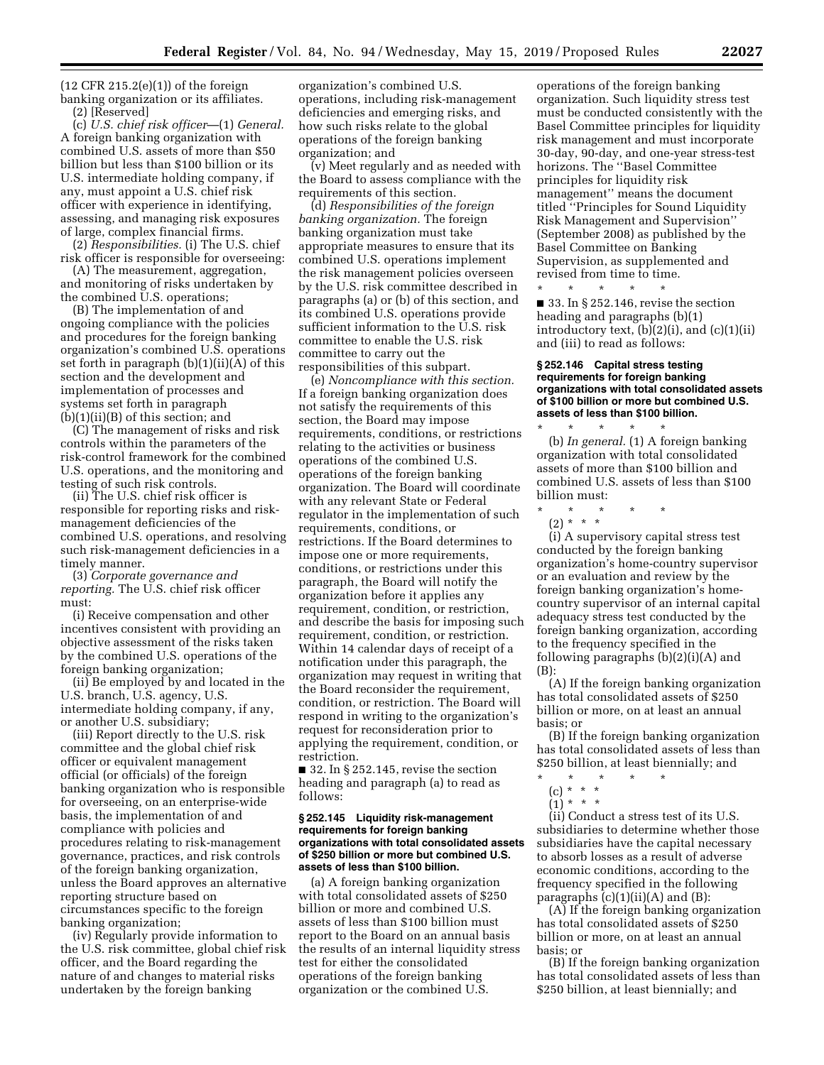(12 CFR 215.2(e)(1)) of the foreign banking organization or its affiliates.

(2) [Reserved]

(c) *U.S. chief risk officer*—(1) *General.* A foreign banking organization with combined U.S. assets of more than $50 billion but less than $100 billion or its U.S. intermediate holding company, if any, must appoint a U.S. chief risk officer with experience in identifying, assessing, and managing risk exposures of large, complex financial firms.

(2) *Responsibilities.* (i) The U.S. chief risk officer is responsible for overseeing:

(A) The measurement, aggregation, and monitoring of risks undertaken by the combined U.S. operations;

(B) The implementation of and ongoing compliance with the policies and procedures for the foreign banking organization's combined U.S. operations set forth in paragraph (b)(1)(ii)(A) of this section and the development and implementation of processes and systems set forth in paragraph (b)(1)(ii)(B) of this section; and

(C) The management of risks and risk controls within the parameters of the risk-control framework for the combined U.S. operations, and the monitoring and testing of such risk controls.

(ii) The U.S. chief risk officer is responsible for reporting risks and risk-management deficiencies of the combined U.S. operations, and resolving such risk-management deficiencies in a timely manner.

(3) *Corporate governance and reporting.* The U.S. chief risk officer must:

(i) Receive compensation and other incentives consistent with providing an objective assessment of the risks taken by the combined U.S. operations of the foreign banking organization;

(ii) Be employed by and located in the U.S. branch, U.S. agency, U.S. intermediate holding company, if any, or another U.S. subsidiary;

(iii) Report directly to the U.S. risk committee and the global chief risk officer or equivalent management official (or officials) of the foreign banking organization who is responsible for overseeing, on an enterprise-wide basis, the implementation of and compliance with policies and procedures relating to risk-management governance, practices, and risk controls of the foreign banking organization, unless the Board approves an alternative reporting structure based on circumstances specific to the foreign banking organization;

(iv) Regularly provide information to the U.S. risk committee, global chief risk officer, and the Board regarding the nature of and changes to material risks undertaken by the foreign banking organization's combined U.S. operations, including risk-management deficiencies and emerging risks, and how such risks relate to the global operations of the foreign banking organization; and

(v) Meet regularly and as needed with the Board to assess compliance with the requirements of this section.

(d) *Responsibilities of the foreign banking organization.* The foreign banking organization must take appropriate measures to ensure that its combined U.S. operations implement the risk management policies overseen by the U.S. risk committee described in paragraphs (a) or (b) of this section, and its combined U.S. operations provide sufficient information to the U.S. risk committee to enable the U.S. risk committee to carry out the responsibilities of this subpart.

(e) *Noncompliance with this section.* If a foreign banking organization does not satisfy the requirements of this section, the Board may impose requirements, conditions, or restrictions relating to the activities or business operations of the combined U.S. operations of the foreign banking organization. The Board will coordinate with any relevant State or Federal regulator in the implementation of such requirements, conditions, or restrictions. If the Board determines to impose one or more requirements, conditions, or restrictions under this paragraph, the Board will notify the organization before it applies any requirement, condition, or restriction, and describe the basis for imposing such requirement, condition, or restriction. Within 14 calendar days of receipt of a notification under this paragraph, the organization may request in writing that the Board reconsider the requirement, condition, or restriction. The Board will respond in writing to the organization's request for reconsideration prior to applying the requirement, condition, or restriction.

■ 32. In § 252.145, revise the section heading and paragraph (a) to read as follows:

**§ 252.145 Liquidity risk-management requirements for foreign banking organizations with total consolidated assets of $250 billion or more but combined U.S. assets of less than $100 billion.**

(a) A foreign banking organization with total consolidated assets of $250 billion or more and combined U.S. assets of less than $100 billion must report to the Board on an annual basis the results of an internal liquidity stress test for either the consolidated operations of the foreign banking organization or the combined U.S. operations of the foreign banking organization. Such liquidity stress test must be conducted consistently with the Basel Committee principles for liquidity risk management and must incorporate 30-day, 90-day, and one-year stress-test horizons. The ''Basel Committee principles for liquidity risk management'' means the document titled ''Principles for Sound Liquidity Risk Management and Supervision'' (September 2008) as published by the Basel Committee on Banking Supervision, as supplemented and revised from time to time.

\* \* \* \* \*

■ 33. In § 252.146, revise the section heading and paragraphs (b)(1) introductory text, (b)(2)(i), and (c)(1)(ii) and (iii) to read as follows:

**§ 252.146 Capital stress testing requirements for foreign banking organizations with total consolidated assets of $100 billion or more but combined U.S. assets of less than $100 billion.**

\* \* \* \* \*

(b) *In general.* (1) A foreign banking organization with total consolidated assets of more than $100 billion and combined U.S. assets of less than $100 billion must:

\* \* \* \* \*

(2) \* \* \*

(i) A supervisory capital stress test conducted by the foreign banking organization's home-country supervisor or an evaluation and review by the foreign banking organization's home-country supervisor of an internal capital adequacy stress test conducted by the foreign banking organization, according to the frequency specified in the following paragraphs (b)(2)(i)(A) and (B):

(A) If the foreign banking organization has total consolidated assets of $250 billion or more, on at least an annual basis; or

(B) If the foreign banking organization has total consolidated assets of less than $250 billion, at least biennially; and

\* \* \* \* \*

(c) \* \* \*

(1) \* \* \*

(ii) Conduct a stress test of its U.S. subsidiaries to determine whether those subsidiaries have the capital necessary to absorb losses as a result of adverse economic conditions, according to the frequency specified in the following paragraphs (c)(1)(ii)(A) and (B):

(A) If the foreign banking organization has total consolidated assets of $250 billion or more, on at least an annual basis; or

(B) If the foreign banking organization has total consolidated assets of less than $250 billion, at least biennially; and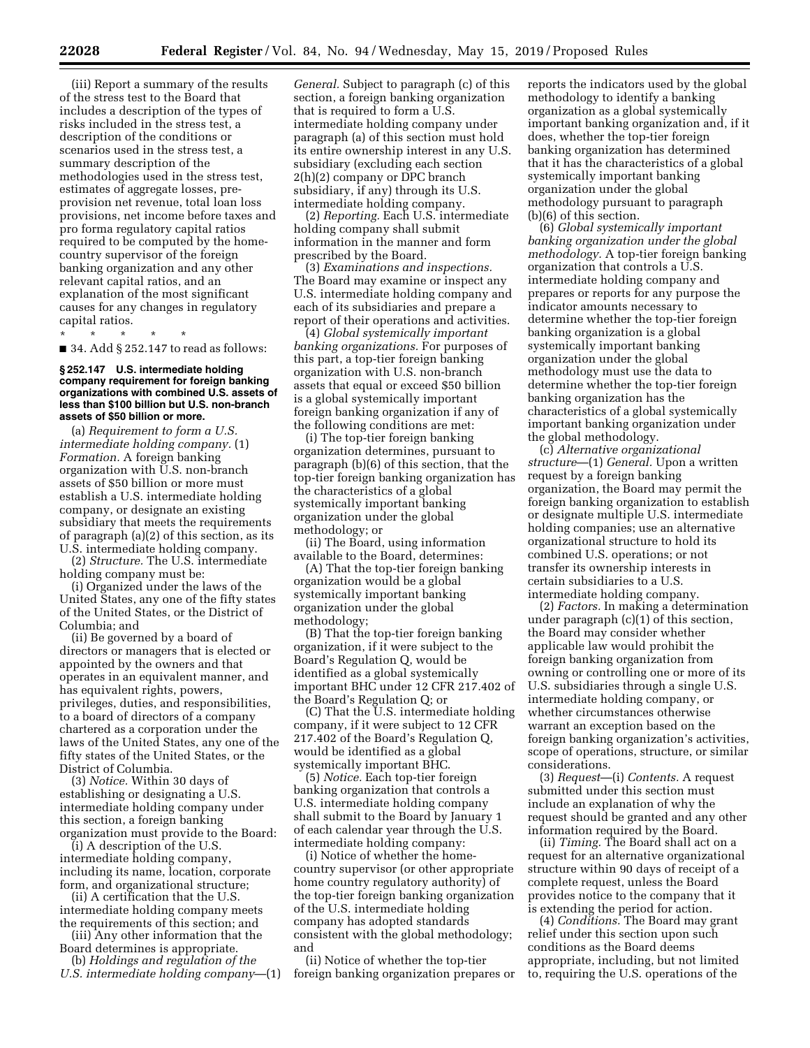(iii) Report a summary of the results of the stress test to the Board that includes a description of the types of risks included in the stress test, a description of the conditions or scenarios used in the stress test, a summary description of the methodologies used in the stress test, estimates of aggregate losses, pre-provision net revenue, total loan loss provisions, net income before taxes and pro forma regulatory capital ratios required to be computed by the home-country supervisor of the foreign banking organization and any other relevant capital ratios, and an explanation of the most significant causes for any changes in regulatory capital ratios.

\* \* \* \* \*

■ 34. Add § 252.147 to read as follows:

**§ 252.147 U.S. intermediate holding company requirement for foreign banking organizations with combined U.S. assets of less than $100 billion but U.S. non-branch assets of $50 billion or more.**

(a) *Requirement to form a U.S. intermediate holding company.* (1) *Formation.* A foreign banking organization with U.S. non-branch assets of $50 billion or more must establish a U.S. intermediate holding company, or designate an existing subsidiary that meets the requirements of paragraph (a)(2) of this section, as its U.S. intermediate holding company.

(2) *Structure.* The U.S. intermediate holding company must be:

(i) Organized under the laws of the United States, any one of the fifty states of the United States, or the District of Columbia; and

(ii) Be governed by a board of directors or managers that is elected or appointed by the owners and that operates in an equivalent manner, and has equivalent rights, powers, privileges, duties, and responsibilities, to a board of directors of a company chartered as a corporation under the laws of the United States, any one of the fifty states of the United States, or the District of Columbia.

(3) *Notice.* Within 30 days of establishing or designating a U.S. intermediate holding company under this section, a foreign banking organization must provide to the Board:

(i) A description of the U.S. intermediate holding company, including its name, location, corporate form, and organizational structure;

(ii) A certification that the U.S. intermediate holding company meets the requirements of this section; and

(iii) Any other information that the Board determines is appropriate.

(b) *Holdings and regulation of the U.S. intermediate holding company*—(1) *General.* Subject to paragraph (c) of this section, a foreign banking organization that is required to form a U.S. intermediate holding company under paragraph (a) of this section must hold its entire ownership interest in any U.S. subsidiary (excluding each section 2(h)(2) company or DPC branch subsidiary, if any) through its U.S. intermediate holding company.

(2) *Reporting.* Each U.S. intermediate holding company shall submit information in the manner and form prescribed by the Board.

(3) *Examinations and inspections.* The Board may examine or inspect any U.S. intermediate holding company and each of its subsidiaries and prepare a report of their operations and activities.

(4) *Global systemically important banking organizations.* For purposes of this part, a top-tier foreign banking organization with U.S. non-branch assets that equal or exceed $50 billion is a global systemically important foreign banking organization if any of the following conditions are met:

(i) The top-tier foreign banking organization determines, pursuant to paragraph (b)(6) of this section, that the top-tier foreign banking organization has the characteristics of a global systemically important banking organization under the global methodology; or

(ii) The Board, using information available to the Board, determines:

(A) That the top-tier foreign banking organization would be a global systemically important banking organization under the global methodology;

(B) That the top-tier foreign banking organization, if it were subject to the Board's Regulation Q, would be identified as a global systemically important BHC under 12 CFR 217.402 of the Board's Regulation Q; or

(C) That the U.S. intermediate holding company, if it were subject to 12 CFR 217.402 of the Board's Regulation Q, would be identified as a global systemically important BHC.

(5) *Notice.* Each top-tier foreign banking organization that controls a U.S. intermediate holding company shall submit to the Board by January 1 of each calendar year through the U.S. intermediate holding company:

(i) Notice of whether the home-country supervisor (or other appropriate home country regulatory authority) of the top-tier foreign banking organization of the U.S. intermediate holding company has adopted standards consistent with the global methodology; and

(ii) Notice of whether the top-tier foreign banking organization prepares or reports the indicators used by the global methodology to identify a banking organization as a global systemically important banking organization and, if it does, whether the top-tier foreign banking organization has determined that it has the characteristics of a global systemically important banking organization under the global methodology pursuant to paragraph (b)(6) of this section.

(6) *Global systemically important banking organization under the global methodology.* A top-tier foreign banking organization that controls a U.S. intermediate holding company and prepares or reports for any purpose the indicator amounts necessary to determine whether the top-tier foreign banking organization is a global systemically important banking organization under the global methodology must use the data to determine whether the top-tier foreign banking organization has the characteristics of a global systemically important banking organization under the global methodology.

(c) *Alternative organizational structure*—(1) *General.* Upon a written request by a foreign banking organization, the Board may permit the foreign banking organization to establish or designate multiple U.S. intermediate holding companies; use an alternative organizational structure to hold its combined U.S. operations; or not transfer its ownership interests in certain subsidiaries to a U.S. intermediate holding company.

(2) *Factors.* In making a determination under paragraph (c)(1) of this section, the Board may consider whether applicable law would prohibit the foreign banking organization from owning or controlling one or more of its U.S. subsidiaries through a single U.S. intermediate holding company, or whether circumstances otherwise warrant an exception based on the foreign banking organization's activities, scope of operations, structure, or similar considerations.

(3) *Request*—(i) *Contents.* A request submitted under this section must include an explanation of why the request should be granted and any other information required by the Board.

(ii) *Timing.* The Board shall act on a request for an alternative organizational structure within 90 days of receipt of a complete request, unless the Board provides notice to the company that it is extending the period for action.

(4) *Conditions.* The Board may grant relief under this section upon such conditions as the Board deems appropriate, including, but not limited to, requiring the U.S. operations of the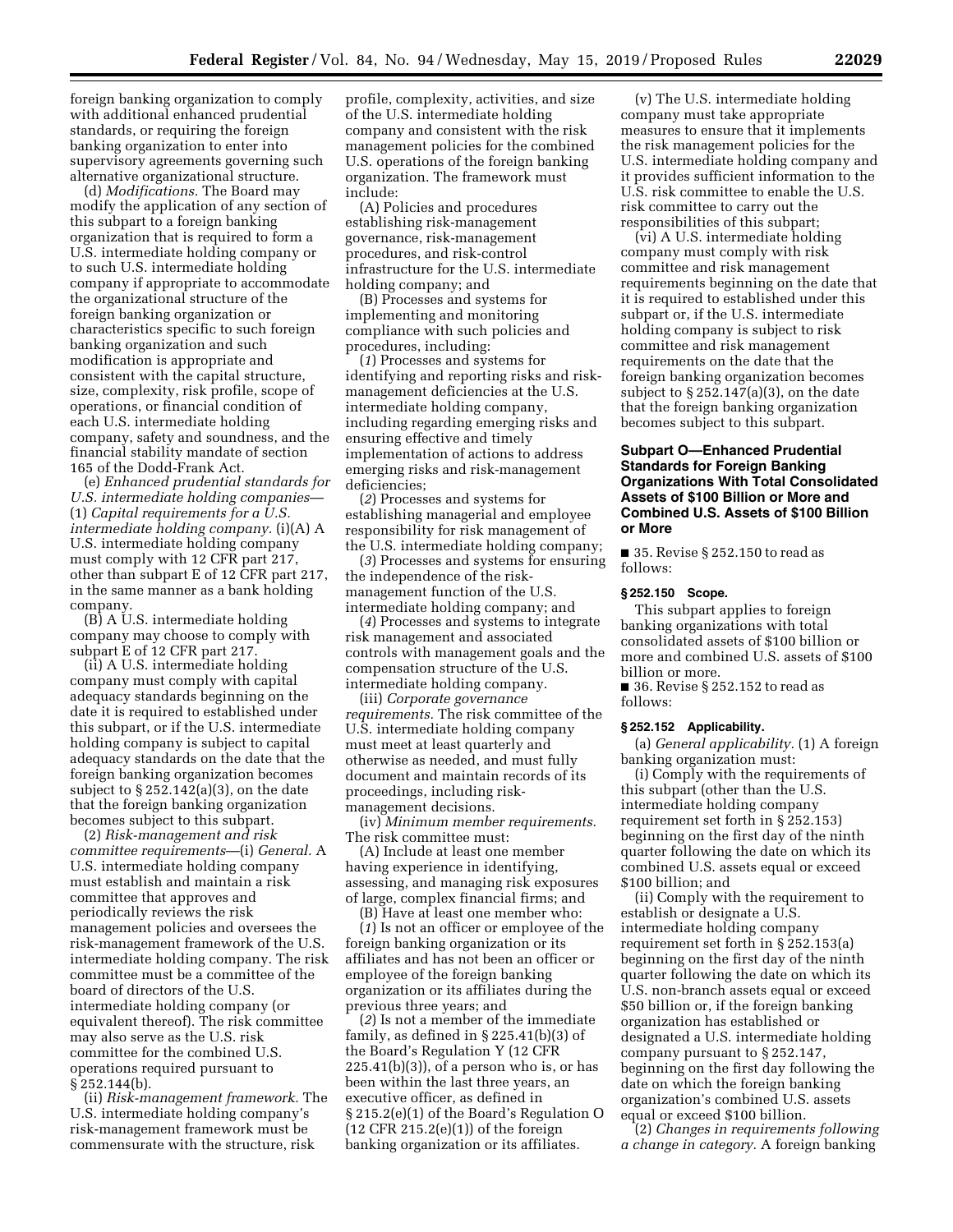foreign banking organization to comply with additional enhanced prudential standards, or requiring the foreign banking organization to enter into supervisory agreements governing such alternative organizational structure.

(d) *Modifications.* The Board may modify the application of any section of this subpart to a foreign banking organization that is required to form a U.S. intermediate holding company or to such U.S. intermediate holding company if appropriate to accommodate the organizational structure of the foreign banking organization or characteristics specific to such foreign banking organization and such modification is appropriate and consistent with the capital structure, size, complexity, risk profile, scope of operations, or financial condition of each U.S. intermediate holding company, safety and soundness, and the financial stability mandate of section 165 of the Dodd-Frank Act.

(e) *Enhanced prudential standards for U.S. intermediate holding companies*—(1) *Capital requirements for a U.S. intermediate holding company.* (i)(A) A U.S. intermediate holding company must comply with 12 CFR part 217, other than subpart E of 12 CFR part 217, in the same manner as a bank holding company.

(B) A U.S. intermediate holding company may choose to comply with subpart E of 12 CFR part 217.

(ii) A U.S. intermediate holding company must comply with capital adequacy standards beginning on the date it is required to established under this subpart, or if the U.S. intermediate holding company is subject to capital adequacy standards on the date that the foreign banking organization becomes subject to § 252.142(a)(3), on the date that the foreign banking organization becomes subject to this subpart.

(2) *Risk-management and risk committee requirements*—(i) *General.* A U.S. intermediate holding company must establish and maintain a risk committee that approves and periodically reviews the risk management policies and oversees the risk-management framework of the U.S. intermediate holding company. The risk committee must be a committee of the board of directors of the U.S. intermediate holding company (or equivalent thereof). The risk committee may also serve as the U.S. risk committee for the combined U.S. operations required pursuant to § 252.144(b).

(ii) *Risk-management framework.* The U.S. intermediate holding company's risk-management framework must be commensurate with the structure, risk profile, complexity, activities, and size of the U.S. intermediate holding company and consistent with the risk management policies for the combined U.S. operations of the foreign banking organization. The framework must include:

(A) Policies and procedures establishing risk-management governance, risk-management procedures, and risk-control infrastructure for the U.S. intermediate holding company; and

(B) Processes and systems for implementing and monitoring compliance with such policies and procedures, including:

(*1*) Processes and systems for identifying and reporting risks and risk-management deficiencies at the U.S. intermediate holding company, including regarding emerging risks and ensuring effective and timely implementation of actions to address emerging risks and risk-management deficiencies;

(*2*) Processes and systems for establishing managerial and employee responsibility for risk management of the U.S. intermediate holding company;

(*3*) Processes and systems for ensuring the independence of the risk-management function of the U.S. intermediate holding company; and

(*4*) Processes and systems to integrate risk management and associated controls with management goals and the compensation structure of the U.S. intermediate holding company.

(iii) *Corporate governance requirements.* The risk committee of the U.S. intermediate holding company must meet at least quarterly and otherwise as needed, and must fully document and maintain records of its proceedings, including risk-management decisions.

(iv) *Minimum member requirements.* The risk committee must:

(A) Include at least one member having experience in identifying, assessing, and managing risk exposures of large, complex financial firms; and

(B) Have at least one member who:

(*1*) Is not an officer or employee of the foreign banking organization or its affiliates and has not been an officer or employee of the foreign banking organization or its affiliates during the previous three years; and

(*2*) Is not a member of the immediate family, as defined in § 225.41(b)(3) of the Board's Regulation Y (12 CFR 225.41(b)(3)), of a person who is, or has been within the last three years, an executive officer, as defined in § 215.2(e)(1) of the Board's Regulation O (12 CFR 215.2(e)(1)) of the foreign banking organization or its affiliates.

(v) The U.S. intermediate holding company must take appropriate measures to ensure that it implements the risk management policies for the U.S. intermediate holding company and it provides sufficient information to the U.S. risk committee to enable the U.S. risk committee to carry out the responsibilities of this subpart;

(vi) A U.S. intermediate holding company must comply with risk committee and risk management requirements beginning on the date that it is required to established under this subpart or, if the U.S. intermediate holding company is subject to risk committee and risk management requirements on the date that the foreign banking organization becomes subject to § 252.147(a)(3), on the date that the foreign banking organization becomes subject to this subpart.

## Subpart O—Enhanced Prudential Standards for Foreign Banking Organizations With Total Consolidated Assets of $100 Billion or More and Combined U.S. Assets of $100 Billion or More

■ 35. Revise § 252.150 to read as follows:

### § 252.150 Scope.

This subpart applies to foreign banking organizations with total consolidated assets of $100 billion or more and combined U.S. assets of $100 billion or more.

■ 36. Revise § 252.152 to read as follows:

### § 252.152 Applicability.

(a) *General applicability.* (1) A foreign banking organization must:

(i) Comply with the requirements of this subpart (other than the U.S. intermediate holding company requirement set forth in § 252.153) beginning on the first day of the ninth quarter following the date on which its combined U.S. assets equal or exceed $100 billion; and

(ii) Comply with the requirement to establish or designate a U.S. intermediate holding company requirement set forth in § 252.153(a) beginning on the first day of the ninth quarter following the date on which its U.S. non-branch assets equal or exceed $50 billion or, if the foreign banking organization has established or designated a U.S. intermediate holding company pursuant to § 252.147, beginning on the first day following the date on which the foreign banking organization's combined U.S. assets equal or exceed $100 billion.

(2) *Changes in requirements following a change in category.* A foreign banking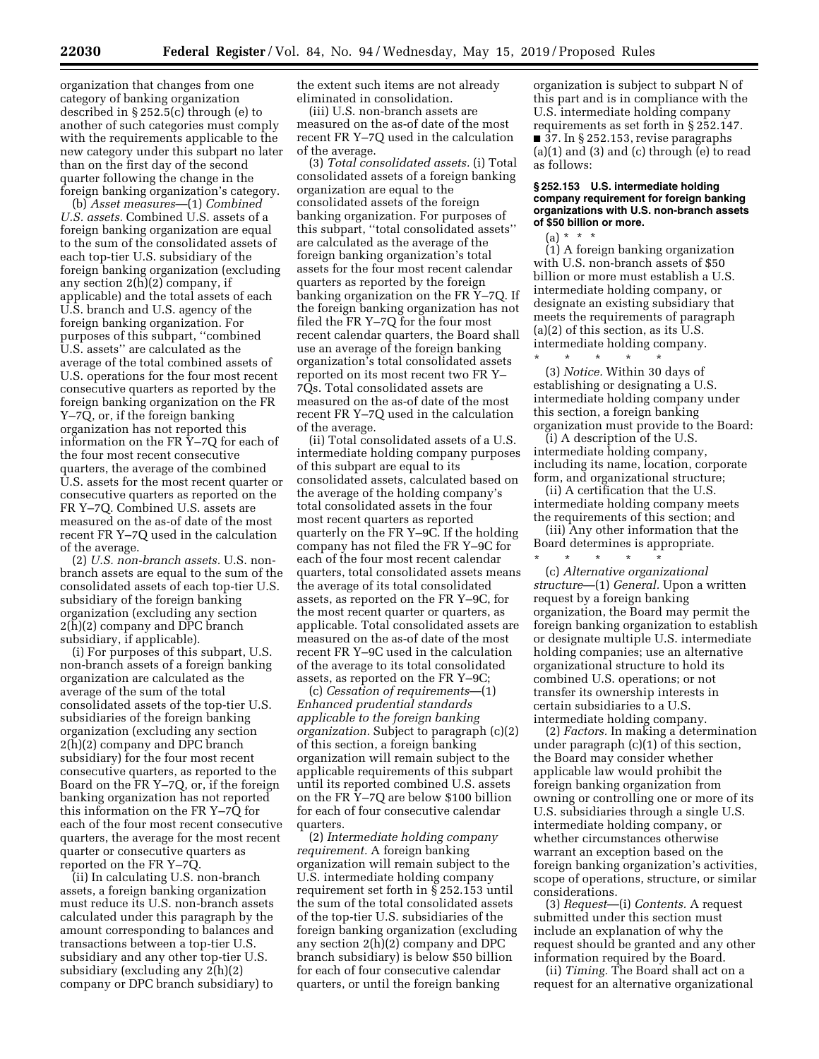organization that changes from one category of banking organization described in § 252.5(c) through (e) to another of such categories must comply with the requirements applicable to the new category under this subpart no later than on the first day of the second quarter following the change in the foreign banking organization's category.

(b) *Asset measures*—(1) *Combined U.S. assets.* Combined U.S. assets of a foreign banking organization are equal to the sum of the consolidated assets of each top-tier U.S. subsidiary of the foreign banking organization (excluding any section 2(h)(2) company, if applicable) and the total assets of each U.S. branch and U.S. agency of the foreign banking organization. For purposes of this subpart, ''combined U.S. assets'' are calculated as the average of the total combined assets of U.S. operations for the four most recent consecutive quarters as reported by the foreign banking organization on the FR Y–7Q, or, if the foreign banking organization has not reported this information on the FR Y–7Q for each of the four most recent consecutive quarters, the average of the combined U.S. assets for the most recent quarter or consecutive quarters as reported on the FR Y–7Q. Combined U.S. assets are measured on the as-of date of the most recent FR Y–7Q used in the calculation of the average.

(2) *U.S. non-branch assets.* U.S. non-branch assets are equal to the sum of the consolidated assets of each top-tier U.S. subsidiary of the foreign banking organization (excluding any section 2(h)(2) company and DPC branch subsidiary, if applicable).

(i) For purposes of this subpart, U.S. non-branch assets of a foreign banking organization are calculated as the average of the sum of the total consolidated assets of the top-tier U.S. subsidiaries of the foreign banking organization (excluding any section 2(h)(2) company and DPC branch subsidiary) for the four most recent consecutive quarters, as reported to the Board on the FR Y–7Q, or, if the foreign banking organization has not reported this information on the FR Y–7Q for each of the four most recent consecutive quarters, the average for the most recent quarter or consecutive quarters as reported on the FR Y–7Q.

(ii) In calculating U.S. non-branch assets, a foreign banking organization must reduce its U.S. non-branch assets calculated under this paragraph by the amount corresponding to balances and transactions between a top-tier U.S. subsidiary and any other top-tier U.S. subsidiary (excluding any 2(h)(2) company or DPC branch subsidiary) to the extent such items are not already eliminated in consolidation.

(iii) U.S. non-branch assets are measured on the as-of date of the most recent FR Y–7Q used in the calculation of the average.

(3) *Total consolidated assets.* (i) Total consolidated assets of a foreign banking organization are equal to the consolidated assets of the foreign banking organization. For purposes of this subpart, ''total consolidated assets'' are calculated as the average of the foreign banking organization's total assets for the four most recent calendar quarters as reported by the foreign banking organization on the FR Y–7Q. If the foreign banking organization has not filed the FR Y–7Q for the four most recent calendar quarters, the Board shall use an average of the foreign banking organization's total consolidated assets reported on its most recent two FR Y–7Qs. Total consolidated assets are measured on the as-of date of the most recent FR Y–7Q used in the calculation of the average.

(ii) Total consolidated assets of a U.S. intermediate holding company purposes of this subpart are equal to its consolidated assets, calculated based on the average of the holding company's total consolidated assets in the four most recent quarters as reported quarterly on the FR Y–9C. If the holding company has not filed the FR Y–9C for each of the four most recent calendar quarters, total consolidated assets means the average of its total consolidated assets, as reported on the FR Y–9C, for the most recent quarter or quarters, as applicable. Total consolidated assets are measured on the as-of date of the most recent FR Y–9C used in the calculation of the average to its total consolidated assets, as reported on the FR Y–9C;

(c) *Cessation of requirements*—(1) *Enhanced prudential standards applicable to the foreign banking organization.* Subject to paragraph (c)(2) of this section, a foreign banking organization will remain subject to the applicable requirements of this subpart until its reported combined U.S. assets on the FR Y–7Q are below $100 billion for each of four consecutive calendar quarters.

(2) *Intermediate holding company requirement.* A foreign banking organization will remain subject to the U.S. intermediate holding company requirement set forth in § 252.153 until the sum of the total consolidated assets of the top-tier U.S. subsidiaries of the foreign banking organization (excluding any section 2(h)(2) company and DPC branch subsidiary) is below $50 billion for each of four consecutive calendar quarters, or until the foreign banking organization is subject to subpart N of this part and is in compliance with the U.S. intermediate holding company requirements as set forth in § 252.147.

■ 37. In § 252.153, revise paragraphs (a)(1) and (3) and (c) through (e) to read as follows:

**§ 252.153 U.S. intermediate holding company requirement for foreign banking organizations with U.S. non-branch assets of $50 billion or more.**

(a) * * *

(1) A foreign banking organization with U.S. non-branch assets of $50 billion or more must establish a U.S. intermediate holding company, or designate an existing subsidiary that meets the requirements of paragraph (a)(2) of this section, as its U.S. intermediate holding company.

\* \* \* \* \*

(3) *Notice.* Within 30 days of establishing or designating a U.S. intermediate holding company under this section, a foreign banking organization must provide to the Board:

(i) A description of the U.S. intermediate holding company, including its name, location, corporate form, and organizational structure;

(ii) A certification that the U.S. intermediate holding company meets the requirements of this section; and

(iii) Any other information that the Board determines is appropriate.

\* \* \* \* \*

(c) *Alternative organizational structure*—(1) *General.* Upon a written request by a foreign banking organization, the Board may permit the foreign banking organization to establish or designate multiple U.S. intermediate holding companies; use an alternative organizational structure to hold its combined U.S. operations; or not transfer its ownership interests in certain subsidiaries to a U.S. intermediate holding company.

(2) *Factors.* In making a determination under paragraph (c)(1) of this section, the Board may consider whether applicable law would prohibit the foreign banking organization from owning or controlling one or more of its U.S. subsidiaries through a single U.S. intermediate holding company, or whether circumstances otherwise warrant an exception based on the foreign banking organization's activities, scope of operations, structure, or similar considerations.

(3) *Request*—(i) *Contents.* A request submitted under this section must include an explanation of why the request should be granted and any other information required by the Board.

(ii) *Timing.* The Board shall act on a request for an alternative organizational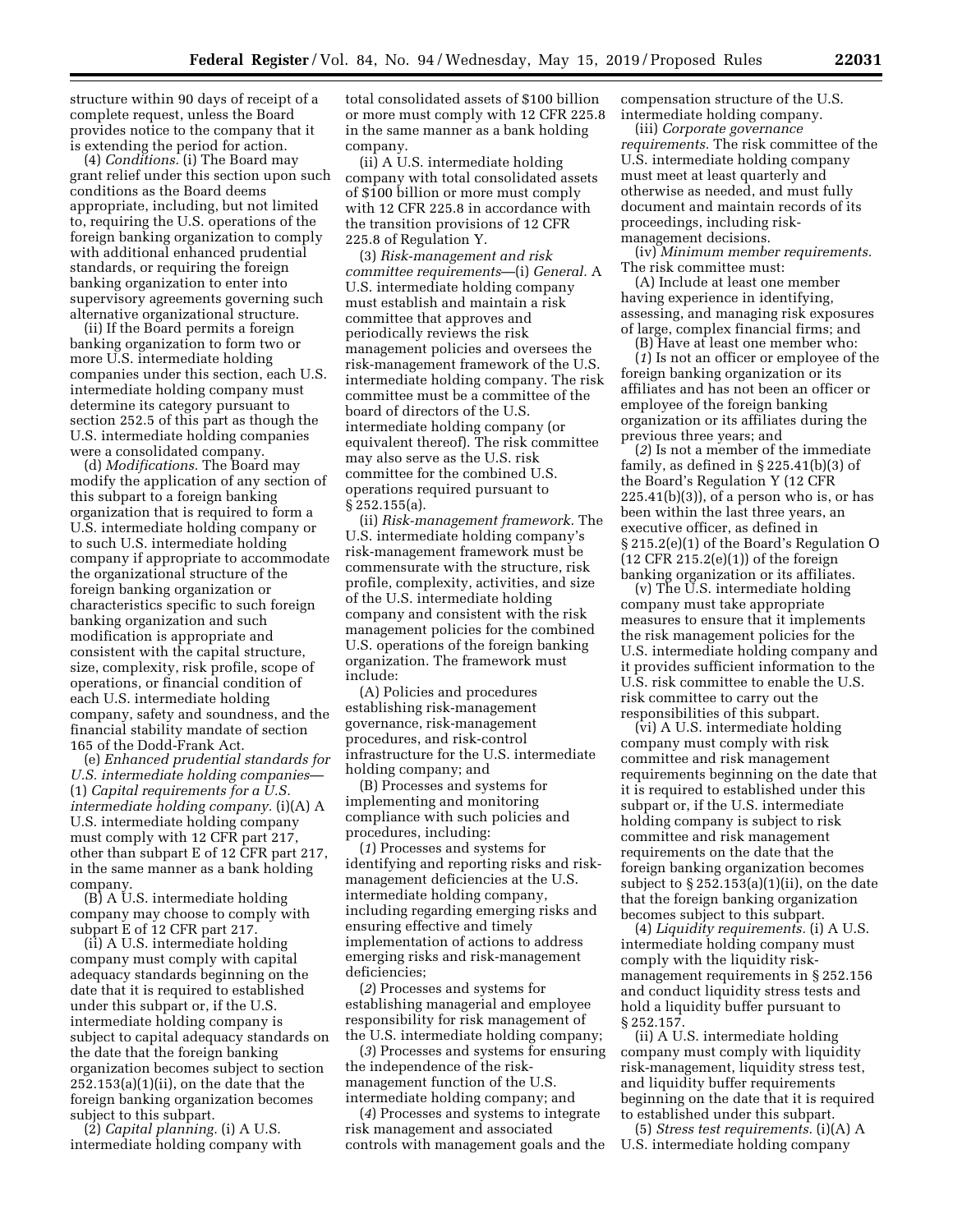structure within 90 days of receipt of a complete request, unless the Board provides notice to the company that it is extending the period for action.

(4) *Conditions.* (i) The Board may grant relief under this section upon such conditions as the Board deems appropriate, including, but not limited to, requiring the U.S. operations of the foreign banking organization to comply with additional enhanced prudential standards, or requiring the foreign banking organization to enter into supervisory agreements governing such alternative organizational structure.

(ii) If the Board permits a foreign banking organization to form two or more U.S. intermediate holding companies under this section, each U.S. intermediate holding company must determine its category pursuant to section 252.5 of this part as though the U.S. intermediate holding companies were a consolidated company.

(d) *Modifications.* The Board may modify the application of any section of this subpart to a foreign banking organization that is required to form a U.S. intermediate holding company or to such U.S. intermediate holding company if appropriate to accommodate the organizational structure of the foreign banking organization or characteristics specific to such foreign banking organization and such modification is appropriate and consistent with the capital structure, size, complexity, risk profile, scope of operations, or financial condition of each U.S. intermediate holding company, safety and soundness, and the financial stability mandate of section 165 of the Dodd-Frank Act.

(e) *Enhanced prudential standards for U.S. intermediate holding companies*—(1) *Capital requirements for a U.S. intermediate holding company.* (i)(A) A U.S. intermediate holding company must comply with 12 CFR part 217, other than subpart E of 12 CFR part 217, in the same manner as a bank holding company.

(B) A U.S. intermediate holding company may choose to comply with subpart E of 12 CFR part 217.

(ii) A U.S. intermediate holding company must comply with capital adequacy standards beginning on the date that it is required to established under this subpart or, if the U.S. intermediate holding company is subject to capital adequacy standards on the date that the foreign banking organization becomes subject to section 252.153(a)(1)(ii), on the date that the foreign banking organization becomes subject to this subpart.

(2) *Capital planning.* (i) A U.S. intermediate holding company with total consolidated assets of $100 billion or more must comply with 12 CFR 225.8 in the same manner as a bank holding company.

(ii) A U.S. intermediate holding company with total consolidated assets of $100 billion or more must comply with 12 CFR 225.8 in accordance with the transition provisions of 12 CFR 225.8 of Regulation Y.

(3) *Risk-management and risk committee requirements*—(i) *General.* A U.S. intermediate holding company must establish and maintain a risk committee that approves and periodically reviews the risk management policies and oversees the risk-management framework of the U.S. intermediate holding company. The risk committee must be a committee of the board of directors of the U.S. intermediate holding company (or equivalent thereof). The risk committee may also serve as the U.S. risk committee for the combined U.S. operations required pursuant to § 252.155(a).

(ii) *Risk-management framework.* The U.S. intermediate holding company's risk-management framework must be commensurate with the structure, risk profile, complexity, activities, and size of the U.S. intermediate holding company and consistent with the risk management policies for the combined U.S. operations of the foreign banking organization. The framework must include:

(A) Policies and procedures establishing risk-management governance, risk-management procedures, and risk-control infrastructure for the U.S. intermediate holding company; and

(B) Processes and systems for implementing and monitoring compliance with such policies and procedures, including:

(*1*) Processes and systems for identifying and reporting risks and risk-management deficiencies at the U.S. intermediate holding company, including regarding emerging risks and ensuring effective and timely implementation of actions to address emerging risks and risk-management deficiencies;

(*2*) Processes and systems for establishing managerial and employee responsibility for risk management of the U.S. intermediate holding company;

(*3*) Processes and systems for ensuring the independence of the risk-management function of the U.S. intermediate holding company; and

(*4*) Processes and systems to integrate risk management and associated controls with management goals and the compensation structure of the U.S. intermediate holding company.

(iii) *Corporate governance requirements.* The risk committee of the U.S. intermediate holding company must meet at least quarterly and otherwise as needed, and must fully document and maintain records of its proceedings, including risk-management decisions.

(iv) *Minimum member requirements.* The risk committee must:

(A) Include at least one member having experience in identifying, assessing, and managing risk exposures of large, complex financial firms; and

(B) Have at least one member who:

(*1*) Is not an officer or employee of the foreign banking organization or its affiliates and has not been an officer or employee of the foreign banking organization or its affiliates during the previous three years; and

(*2*) Is not a member of the immediate family, as defined in § 225.41(b)(3) of the Board's Regulation Y (12 CFR 225.41(b)(3)), of a person who is, or has been within the last three years, an executive officer, as defined in § 215.2(e)(1) of the Board's Regulation O (12 CFR 215.2(e)(1)) of the foreign banking organization or its affiliates.

(v) The U.S. intermediate holding company must take appropriate measures to ensure that it implements the risk management policies for the U.S. intermediate holding company and it provides sufficient information to the U.S. risk committee to enable the U.S. risk committee to carry out the responsibilities of this subpart.

(vi) A U.S. intermediate holding company must comply with risk committee and risk management requirements beginning on the date that it is required to established under this subpart or, if the U.S. intermediate holding company is subject to risk committee and risk management requirements on the date that the foreign banking organization becomes subject to § 252.153(a)(1)(ii), on the date that the foreign banking organization becomes subject to this subpart.

(4) *Liquidity requirements.* (i) A U.S. intermediate holding company must comply with the liquidity risk-management requirements in § 252.156 and conduct liquidity stress tests and hold a liquidity buffer pursuant to § 252.157.

(ii) A U.S. intermediate holding company must comply with liquidity risk-management, liquidity stress test, and liquidity buffer requirements beginning on the date that it is required to established under this subpart.

(5) *Stress test requirements.* (i)(A) A U.S. intermediate holding company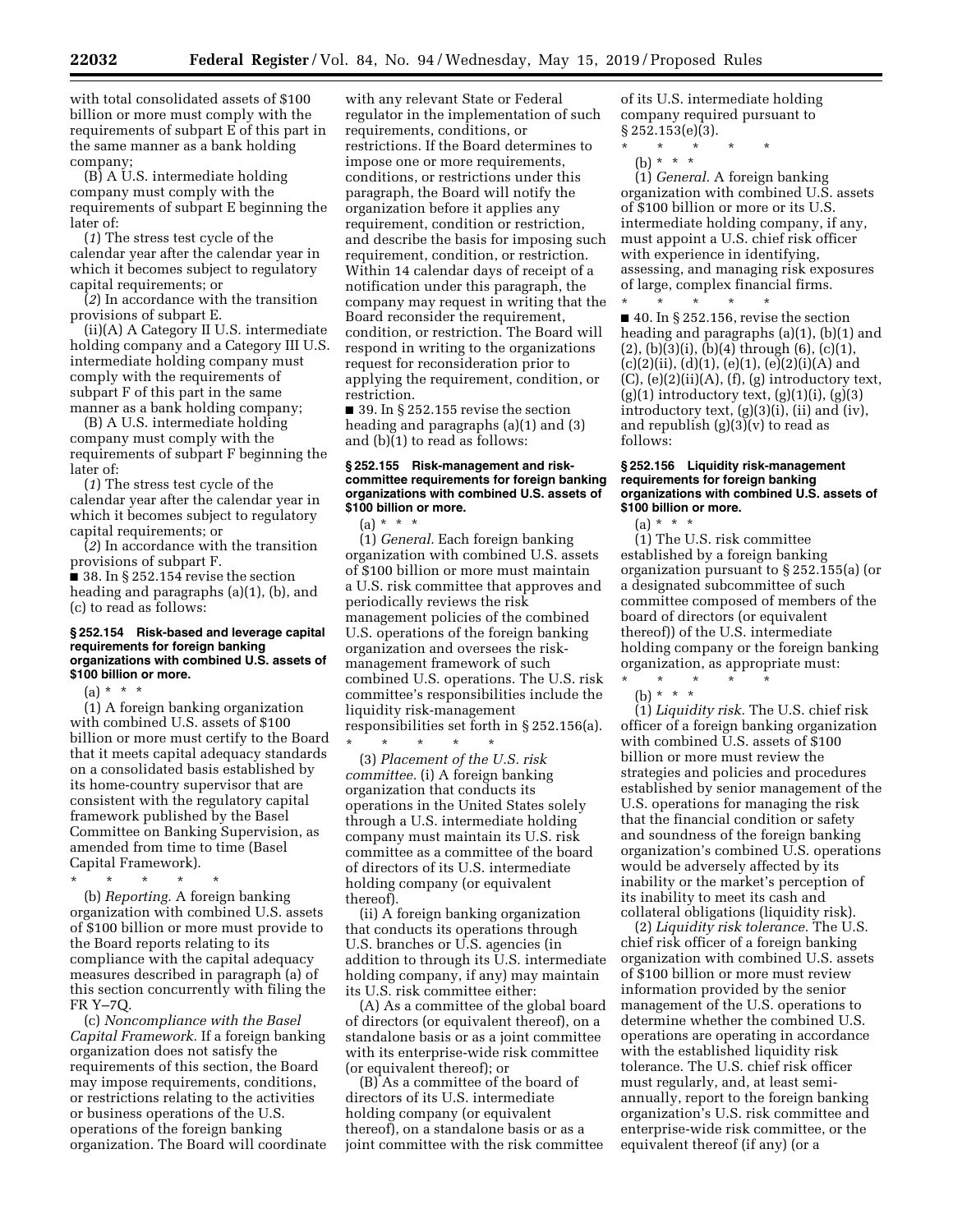with total consolidated assets of $100 billion or more must comply with the requirements of subpart E of this part in the same manner as a bank holding company;

(B) A U.S. intermediate holding company must comply with the requirements of subpart E beginning the later of:

(*1*) The stress test cycle of the calendar year after the calendar year in which it becomes subject to regulatory capital requirements; or

(*2*) In accordance with the transition provisions of subpart E.

(ii)(A) A Category II U.S. intermediate holding company and a Category III U.S. intermediate holding company must comply with the requirements of subpart F of this part in the same manner as a bank holding company;

(B) A U.S. intermediate holding company must comply with the requirements of subpart F beginning the later of:

(*1*) The stress test cycle of the calendar year after the calendar year in which it becomes subject to regulatory capital requirements; or

(*2*) In accordance with the transition provisions of subpart F.

■ 38. In § 252.154 revise the section heading and paragraphs (a)(1), (b), and (c) to read as follows:

### § 252.154 Risk-based and leverage capital requirements for foreign banking organizations with combined U.S. assets of $100 billion or more.

(a) * * *

(1) A foreign banking organization with combined U.S. assets of $100 billion or more must certify to the Board that it meets capital adequacy standards on a consolidated basis established by its home-country supervisor that are consistent with the regulatory capital framework published by the Basel Committee on Banking Supervision, as amended from time to time (Basel Capital Framework).

\* \* \* \* \*

(b) *Reporting.* A foreign banking organization with combined U.S. assets of $100 billion or more must provide to the Board reports relating to its compliance with the capital adequacy measures described in paragraph (a) of this section concurrently with filing the FR Y–7Q.

(c) *Noncompliance with the Basel Capital Framework.* If a foreign banking organization does not satisfy the requirements of this section, the Board may impose requirements, conditions, or restrictions relating to the activities or business operations of the U.S. operations of the foreign banking organization. The Board will coordinate with any relevant State or Federal regulator in the implementation of such requirements, conditions, or restrictions. If the Board determines to impose one or more requirements, conditions, or restrictions under this paragraph, the Board will notify the organization before it applies any requirement, condition or restriction, and describe the basis for imposing such requirement, condition, or restriction. Within 14 calendar days of receipt of a notification under this paragraph, the company may request in writing that the Board reconsider the requirement, condition, or restriction. The Board will respond in writing to the organizations request for reconsideration prior to applying the requirement, condition, or restriction.

■ 39. In § 252.155 revise the section heading and paragraphs (a)(1) and (3) and (b)(1) to read as follows:

### § 252.155 Risk-management and risk-committee requirements for foreign banking organizations with combined U.S. assets of $100 billion or more.

(a) * * *

(1) *General.* Each foreign banking organization with combined U.S. assets of $100 billion or more must maintain a U.S. risk committee that approves and periodically reviews the risk management policies of the combined U.S. operations of the foreign banking organization and oversees the risk-management framework of such combined U.S. operations. The U.S. risk committee's responsibilities include the liquidity risk-management responsibilities set forth in § 252.156(a).

\* \* \* \* \*

(3) *Placement of the U.S. risk committee.* (i) A foreign banking organization that conducts its operations in the United States solely through a U.S. intermediate holding company must maintain its U.S. risk committee as a committee of the board of directors of its U.S. intermediate holding company (or equivalent thereof).

(ii) A foreign banking organization that conducts its operations through U.S. branches or U.S. agencies (in addition to through its U.S. intermediate holding company, if any) may maintain its U.S. risk committee either:

(A) As a committee of the global board of directors (or equivalent thereof), on a standalone basis or as a joint committee with its enterprise-wide risk committee (or equivalent thereof); or

(B) As a committee of the board of directors of its U.S. intermediate holding company (or equivalent thereof), on a standalone basis or as a joint committee with the risk committee of its U.S. intermediate holding company required pursuant to § 252.153(e)(3).

\* \* \* \* \*

(b) * * *

(1) *General.* A foreign banking organization with combined U.S. assets of $100 billion or more or its U.S. intermediate holding company, if any, must appoint a U.S. chief risk officer with experience in identifying, assessing, and managing risk exposures of large, complex financial firms.

\* \* \* \* \*

■ 40. In § 252.156, revise the section heading and paragraphs (a)(1), (b)(1) and (2), (b)(3)(i), (b)(4) through (6), (c)(1), (c)(2)(ii), (d)(1), (e)(1), (e)(2)(i)(A) and (C), (e)(2)(ii)(A), (f), (g) introductory text, (g)(1) introductory text, (g)(1)(i), (g)(3) introductory text, (g)(3)(i), (ii) and (iv), and republish (g)(3)(v) to read as follows:

### § 252.156 Liquidity risk-management requirements for foreign banking organizations with combined U.S. assets of $100 billion or more.

(a) * * *

(1) The U.S. risk committee established by a foreign banking organization pursuant to § 252.155(a) (or a designated subcommittee of such committee composed of members of the board of directors (or equivalent thereof)) of the U.S. intermediate holding company or the foreign banking organization, as appropriate must:

\* \* \* \* \*

(b) * * *

(1) *Liquidity risk.* The U.S. chief risk officer of a foreign banking organization with combined U.S. assets of $100 billion or more must review the strategies and policies and procedures established by senior management of the U.S. operations for managing the risk that the financial condition or safety and soundness of the foreign banking organization's combined U.S. operations would be adversely affected by its inability or the market's perception of its inability to meet its cash and collateral obligations (liquidity risk).

(2) *Liquidity risk tolerance.* The U.S. chief risk officer of a foreign banking organization with combined U.S. assets of $100 billion or more must review information provided by the senior management of the U.S. operations to determine whether the combined U.S. operations are operating in accordance with the established liquidity risk tolerance. The U.S. chief risk officer must regularly, and, at least semi-annually, report to the foreign banking organization's U.S. risk committee and enterprise-wide risk committee, or the equivalent thereof (if any) (or a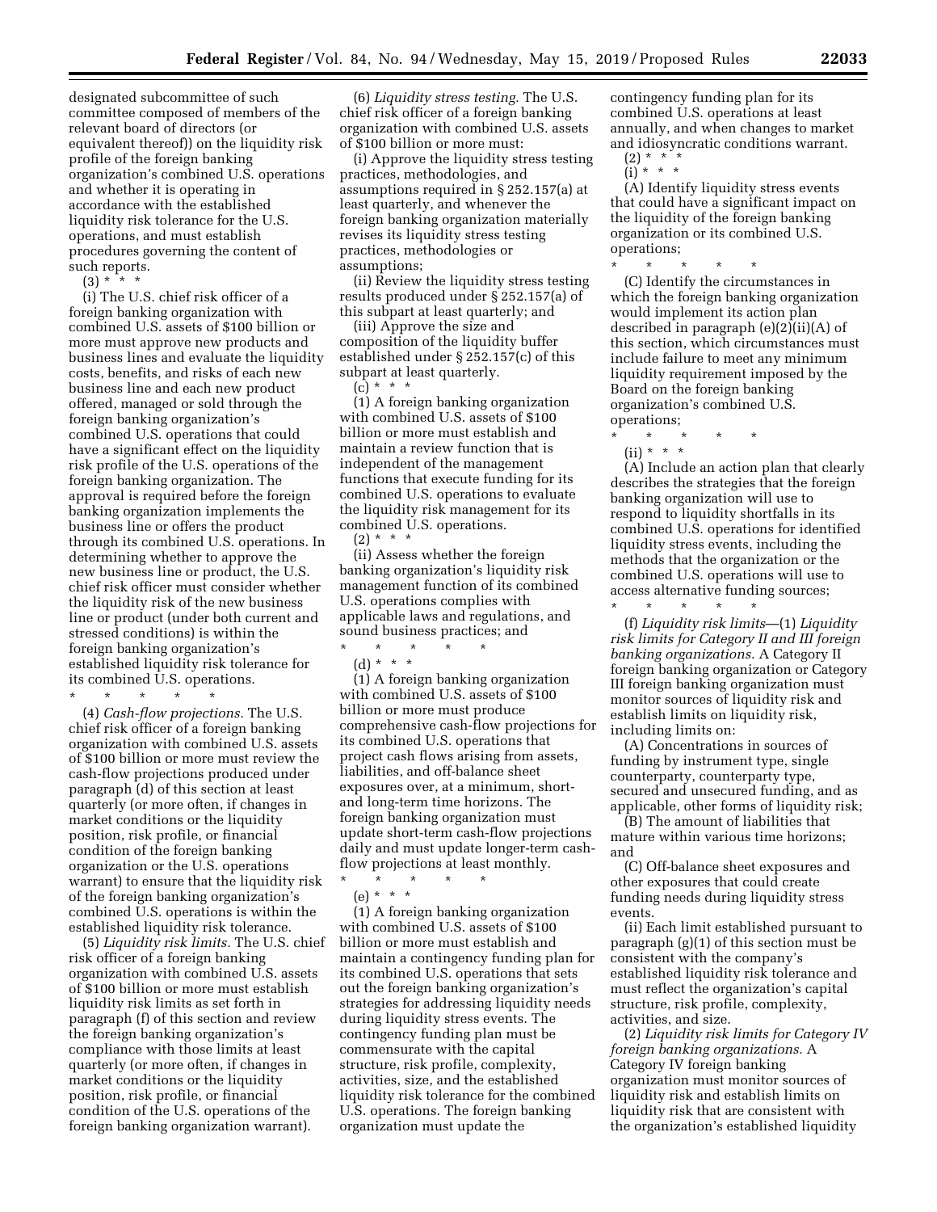designated subcommittee of such committee composed of members of the relevant board of directors (or equivalent thereof)) on the liquidity risk profile of the foreign banking organization's combined U.S. operations and whether it is operating in accordance with the established liquidity risk tolerance for the U.S. operations, and must establish procedures governing the content of such reports.

(3) * * *

(i) The U.S. chief risk officer of a foreign banking organization with combined U.S. assets of $100 billion or more must approve new products and business lines and evaluate the liquidity costs, benefits, and risks of each new business line and each new product offered, managed or sold through the foreign banking organization's combined U.S. operations that could have a significant effect on the liquidity risk profile of the U.S. operations of the foreign banking organization. The approval is required before the foreign banking organization implements the business line or offers the product through its combined U.S. operations. In determining whether to approve the new business line or product, the U.S. chief risk officer must consider whether the liquidity risk of the new business line or product (under both current and stressed conditions) is within the foreign banking organization's established liquidity risk tolerance for its combined U.S. operations.

\* \* \* \* \*

(4) *Cash-flow projections.* The U.S. chief risk officer of a foreign banking organization with combined U.S. assets of $100 billion or more must review the cash-flow projections produced under paragraph (d) of this section at least quarterly (or more often, if changes in market conditions or the liquidity position, risk profile, or financial condition of the foreign banking organization or the U.S. operations warrant) to ensure that the liquidity risk of the foreign banking organization's combined U.S. operations is within the established liquidity risk tolerance.

(5) *Liquidity risk limits.* The U.S. chief risk officer of a foreign banking organization with combined U.S. assets of $100 billion or more must establish liquidity risk limits as set forth in paragraph (f) of this section and review the foreign banking organization's compliance with those limits at least quarterly (or more often, if changes in market conditions or the liquidity position, risk profile, or financial condition of the U.S. operations of the foreign banking organization warrant).

(6) *Liquidity stress testing.* The U.S. chief risk officer of a foreign banking organization with combined U.S. assets of $100 billion or more must:

(i) Approve the liquidity stress testing practices, methodologies, and assumptions required in § 252.157(a) at least quarterly, and whenever the foreign banking organization materially revises its liquidity stress testing practices, methodologies or assumptions;

(ii) Review the liquidity stress testing results produced under § 252.157(a) of this subpart at least quarterly; and

(iii) Approve the size and composition of the liquidity buffer established under § 252.157(c) of this subpart at least quarterly.

(c) * * *

(1) A foreign banking organization with combined U.S. assets of $100 billion or more must establish and maintain a review function that is independent of the management functions that execute funding for its combined U.S. operations to evaluate the liquidity risk management for its combined U.S. operations.

(2) * * *

(ii) Assess whether the foreign banking organization's liquidity risk management function of its combined U.S. operations complies with applicable laws and regulations, and sound business practices; and

\* \* \* \* \*

(d) * * *

(1) A foreign banking organization with combined U.S. assets of $100 billion or more must produce comprehensive cash-flow projections for its combined U.S. operations that project cash flows arising from assets, liabilities, and off-balance sheet exposures over, at a minimum, short- and long-term time horizons. The foreign banking organization must update short-term cash-flow projections daily and must update longer-term cash-flow projections at least monthly.

\* \* \* \* \*

(e) * * *

(1) A foreign banking organization with combined U.S. assets of $100 billion or more must establish and maintain a contingency funding plan for its combined U.S. operations that sets out the foreign banking organization's strategies for addressing liquidity needs during liquidity stress events. The contingency funding plan must be commensurate with the capital structure, risk profile, complexity, activities, size, and the established liquidity risk tolerance for the combined U.S. operations. The foreign banking organization must update the contingency funding plan for its combined U.S. operations at least annually, and when changes to market and idiosyncratic conditions warrant.

(2) * * *

(i) * * *

(A) Identify liquidity stress events that could have a significant impact on the liquidity of the foreign banking organization or its combined U.S. operations;

\* \* \* \* \*

(C) Identify the circumstances in which the foreign banking organization would implement its action plan described in paragraph (e)(2)(ii)(A) of this section, which circumstances must include failure to meet any minimum liquidity requirement imposed by the Board on the foreign banking organization's combined U.S. operations;

\* \* \* \* \*

(ii) * * *

(A) Include an action plan that clearly describes the strategies that the foreign banking organization will use to respond to liquidity shortfalls in its combined U.S. operations for identified liquidity stress events, including the methods that the organization or the combined U.S. operations will use to access alternative funding sources;

\* \* \* \* \*

(f) *Liquidity risk limits*—(1) *Liquidity risk limits for Category II and III foreign banking organizations.* A Category II foreign banking organization or Category III foreign banking organization must monitor sources of liquidity risk and establish limits on liquidity risk, including limits on:

(A) Concentrations in sources of funding by instrument type, single counterparty, counterparty type, secured and unsecured funding, and as applicable, other forms of liquidity risk;

(B) The amount of liabilities that mature within various time horizons; and

(C) Off-balance sheet exposures and other exposures that could create funding needs during liquidity stress events.

(ii) Each limit established pursuant to paragraph (g)(1) of this section must be consistent with the company's established liquidity risk tolerance and must reflect the organization's capital structure, risk profile, complexity, activities, and size.

(2) *Liquidity risk limits for Category IV foreign banking organizations.* A Category IV foreign banking organization must monitor sources of liquidity risk and establish limits on liquidity risk that are consistent with the organization's established liquidity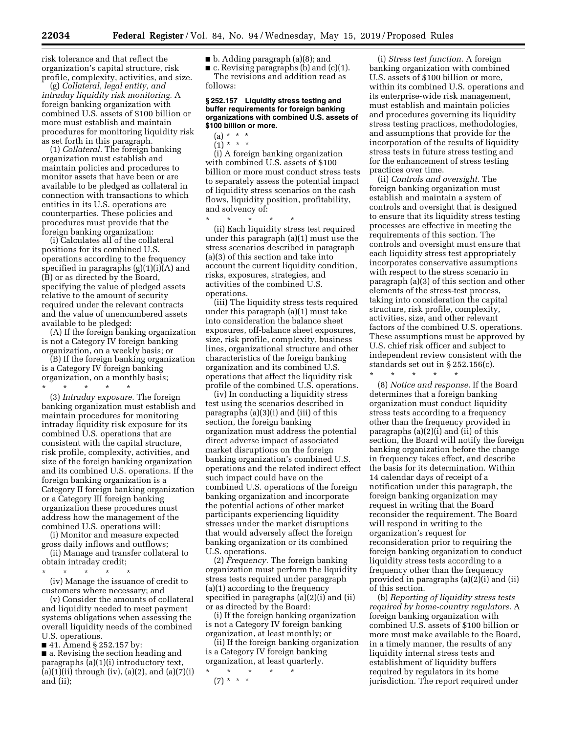risk tolerance and that reflect the organization's capital structure, risk profile, complexity, activities, and size.

(g) *Collateral, legal entity, and intraday liquidity risk monitoring.* A foreign banking organization with combined U.S. assets of $100 billion or more must establish and maintain procedures for monitoring liquidity risk as set forth in this paragraph.

(1) *Collateral.* The foreign banking organization must establish and maintain policies and procedures to monitor assets that have been or are available to be pledged as collateral in connection with transactions to which entities in its U.S. operations are counterparties. These policies and procedures must provide that the foreign banking organization:

(i) Calculates all of the collateral positions for its combined U.S. operations according to the frequency specified in paragraphs (g)(1)(i)(A) and (B) or as directed by the Board, specifying the value of pledged assets relative to the amount of security required under the relevant contracts and the value of unencumbered assets available to be pledged:

(A) If the foreign banking organization is not a Category IV foreign banking organization, on a weekly basis; or

(B) If the foreign banking organization is a Category IV foreign banking organization, on a monthly basis;

\* \* \* \* \*

(3) *Intraday exposure.* The foreign banking organization must establish and maintain procedures for monitoring intraday liquidity risk exposure for its combined U.S. operations that are consistent with the capital structure, risk profile, complexity, activities, and size of the foreign banking organization and its combined U.S. operations. If the foreign banking organization is a Category II foreign banking organization or a Category III foreign banking organization these procedures must address how the management of the combined U.S. operations will:

(i) Monitor and measure expected gross daily inflows and outflows;

(ii) Manage and transfer collateral to obtain intraday credit;

\* \* \* \* \*

(iv) Manage the issuance of credit to customers where necessary; and

(v) Consider the amounts of collateral and liquidity needed to meet payment systems obligations when assessing the overall liquidity needs of the combined U.S. operations.

■ 41. Amend § 252.157 by:

■ a. Revising the section heading and paragraphs (a)(1)(i) introductory text, (a)(1)(ii) through (iv), (a)(2), and (a)(7)(i) and (ii);

■ b. Adding paragraph (a)(8); and

■ c. Revising paragraphs (b) and (c)(1).

The revisions and addition read as follows:

**§ 252.157 Liquidity stress testing and buffer requirements for foreign banking organizations with combined U.S. assets of $100 billion or more.**

(a) \* \* \*

(1) \* \* \*

(i) A foreign banking organization with combined U.S. assets of $100 billion or more must conduct stress tests to separately assess the potential impact of liquidity stress scenarios on the cash flows, liquidity position, profitability, and solvency of:

\* \* \* \* \*

(ii) Each liquidity stress test required under this paragraph (a)(1) must use the stress scenarios described in paragraph (a)(3) of this section and take into account the current liquidity condition, risks, exposures, strategies, and activities of the combined U.S. operations.

(iii) The liquidity stress tests required under this paragraph (a)(1) must take into consideration the balance sheet exposures, off-balance sheet exposures, size, risk profile, complexity, business lines, organizational structure and other characteristics of the foreign banking organization and its combined U.S. operations that affect the liquidity risk profile of the combined U.S. operations.

(iv) In conducting a liquidity stress test using the scenarios described in paragraphs (a)(3)(i) and (iii) of this section, the foreign banking organization must address the potential direct adverse impact of associated market disruptions on the foreign banking organization's combined U.S. operations and the related indirect effect such impact could have on the combined U.S. operations of the foreign banking organization and incorporate the potential actions of other market participants experiencing liquidity stresses under the market disruptions that would adversely affect the foreign banking organization or its combined U.S. operations.

(2) *Frequency.* The foreign banking organization must perform the liquidity stress tests required under paragraph (a)(1) according to the frequency specified in paragraphs (a)(2)(i) and (ii) or as directed by the Board:

(i) If the foreign banking organization is not a Category IV foreign banking organization, at least monthly; or

(ii) If the foreign banking organization is a Category IV foreign banking organization, at least quarterly.

\* \* \* \* \*

(7) \* \* \*

(i) *Stress test function.* A foreign banking organization with combined U.S. assets of $100 billion or more, within its combined U.S. operations and its enterprise-wide risk management, must establish and maintain policies and procedures governing its liquidity stress testing practices, methodologies, and assumptions that provide for the incorporation of the results of liquidity stress tests in future stress testing and for the enhancement of stress testing practices over time.

(ii) *Controls and oversight.* The foreign banking organization must establish and maintain a system of controls and oversight that is designed to ensure that its liquidity stress testing processes are effective in meeting the requirements of this section. The controls and oversight must ensure that each liquidity stress test appropriately incorporates conservative assumptions with respect to the stress scenario in paragraph (a)(3) of this section and other elements of the stress-test process, taking into consideration the capital structure, risk profile, complexity, activities, size, and other relevant factors of the combined U.S. operations. These assumptions must be approved by U.S. chief risk officer and subject to independent review consistent with the standards set out in § 252.156(c).

\* \* \* \* \*

(8) *Notice and response.* If the Board determines that a foreign banking organization must conduct liquidity stress tests according to a frequency other than the frequency provided in paragraphs (a)(2)(i) and (ii) of this section, the Board will notify the foreign banking organization before the change in frequency takes effect, and describe the basis for its determination. Within 14 calendar days of receipt of a notification under this paragraph, the foreign banking organization may request in writing that the Board reconsider the requirement. The Board will respond in writing to the organization's request for reconsideration prior to requiring the foreign banking organization to conduct liquidity stress tests according to a frequency other than the frequency provided in paragraphs (a)(2)(i) and (ii) of this section.

(b) *Reporting of liquidity stress tests required by home-country regulators.* A foreign banking organization with combined U.S. assets of $100 billion or more must make available to the Board, in a timely manner, the results of any liquidity internal stress tests and establishment of liquidity buffers required by regulators in its home jurisdiction. The report required under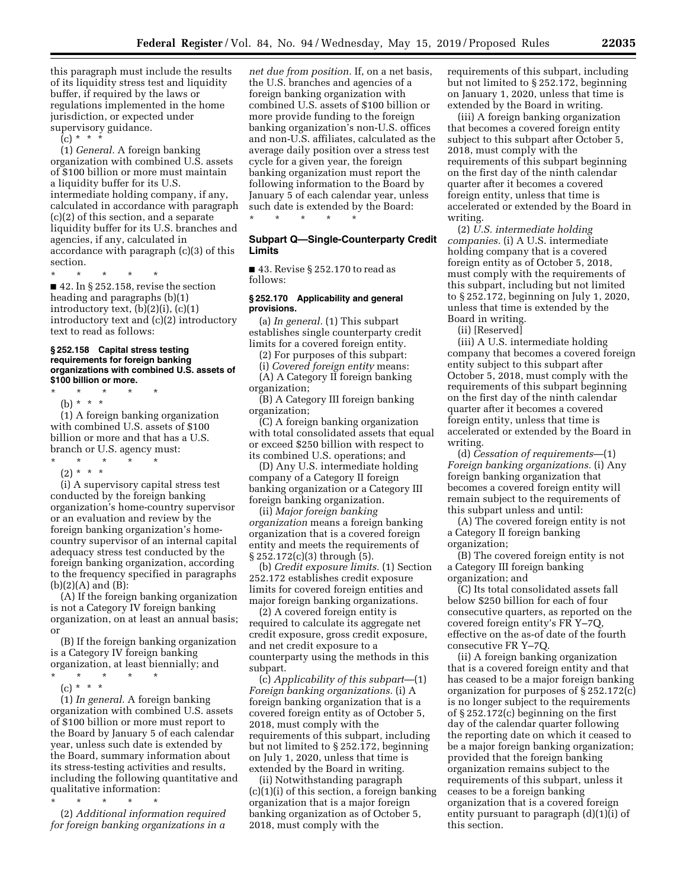this paragraph must include the results of its liquidity stress test and liquidity buffer, if required by the laws or regulations implemented in the home jurisdiction, or expected under supervisory guidance.

(c) * * *

(1) *General.* A foreign banking organization with combined U.S. assets of $100 billion or more must maintain a liquidity buffer for its U.S. intermediate holding company, if any, calculated in accordance with paragraph (c)(2) of this section, and a separate liquidity buffer for its U.S. branches and agencies, if any, calculated in accordance with paragraph (c)(3) of this section.

\* \* \* \* \*

■ 42. In § 252.158, revise the section heading and paragraphs (b)(1) introductory text, (b)(2)(i), (c)(1) introductory text and (c)(2) introductory text to read as follows:

**§ 252.158 Capital stress testing requirements for foreign banking organizations with combined U.S. assets of $100 billion or more.**

\* \* \* \* \*

(b) * * *

(1) A foreign banking organization with combined U.S. assets of $100 billion or more and that has a U.S. branch or U.S. agency must:

\* \* \* \* \*

(2) * * *

(i) A supervisory capital stress test conducted by the foreign banking organization's home-country supervisor or an evaluation and review by the foreign banking organization's home-country supervisor of an internal capital adequacy stress test conducted by the foreign banking organization, according to the frequency specified in paragraphs (b)(2)(A) and (B):

(A) If the foreign banking organization is not a Category IV foreign banking organization, on at least an annual basis; or

(B) If the foreign banking organization is a Category IV foreign banking organization, at least biennially; and

\* \* \* \* \*

(c) * * *

(1) *In general.* A foreign banking organization with combined U.S. assets of $100 billion or more must report to the Board by January 5 of each calendar year, unless such date is extended by the Board, summary information about its stress-testing activities and results, including the following quantitative and qualitative information:

\* \* \* \* \*

(2) *Additional information required for foreign banking organizations in a net due from position.* If, on a net basis, the U.S. branches and agencies of a foreign banking organization with combined U.S. assets of $100 billion or more provide funding to the foreign banking organization's non-U.S. offices and non-U.S. affiliates, calculated as the average daily position over a stress test cycle for a given year, the foreign banking organization must report the following information to the Board by January 5 of each calendar year, unless such date is extended by the Board:

\* \* \* \* \*

## Subpart Q—Single-Counterparty Credit Limits

■ 43. Revise § 252.170 to read as follows:

**§ 252.170 Applicability and general provisions.**

(a) *In general.* (1) This subpart establishes single counterparty credit limits for a covered foreign entity.

(2) For purposes of this subpart:

(i) *Covered foreign entity* means:

(A) A Category II foreign banking organization;

(B) A Category III foreign banking organization;

(C) A foreign banking organization with total consolidated assets that equal or exceed $250 billion with respect to its combined U.S. operations; and

(D) Any U.S. intermediate holding company of a Category II foreign banking organization or a Category III foreign banking organization.

(ii) *Major foreign banking organization* means a foreign banking organization that is a covered foreign entity and meets the requirements of § 252.172(c)(3) through (5).

(b) *Credit exposure limits.* (1) Section 252.172 establishes credit exposure limits for covered foreign entities and major foreign banking organizations.

(2) A covered foreign entity is required to calculate its aggregate net credit exposure, gross credit exposure, and net credit exposure to a counterparty using the methods in this subpart.

(c) *Applicability of this subpart*—(1) *Foreign banking organizations.* (i) A foreign banking organization that is a covered foreign entity as of October 5, 2018, must comply with the requirements of this subpart, including but not limited to § 252.172, beginning on July 1, 2020, unless that time is extended by the Board in writing.

(ii) Notwithstanding paragraph (c)(1)(i) of this section, a foreign banking organization that is a major foreign banking organization as of October 5, 2018, must comply with the requirements of this subpart, including but not limited to § 252.172, beginning on January 1, 2020, unless that time is extended by the Board in writing.

(iii) A foreign banking organization that becomes a covered foreign entity subject to this subpart after October 5, 2018, must comply with the requirements of this subpart beginning on the first day of the ninth calendar quarter after it becomes a covered foreign entity, unless that time is accelerated or extended by the Board in writing.

(2) *U.S. intermediate holding companies.* (i) A U.S. intermediate holding company that is a covered foreign entity as of October 5, 2018, must comply with the requirements of this subpart, including but not limited to § 252.172, beginning on July 1, 2020, unless that time is extended by the Board in writing.

(ii) [Reserved]

(iii) A U.S. intermediate holding company that becomes a covered foreign entity subject to this subpart after October 5, 2018, must comply with the requirements of this subpart beginning on the first day of the ninth calendar quarter after it becomes a covered foreign entity, unless that time is accelerated or extended by the Board in writing.

(d) *Cessation of requirements*—(1) *Foreign banking organizations.* (i) Any foreign banking organization that becomes a covered foreign entity will remain subject to the requirements of this subpart unless and until:

(A) The covered foreign entity is not a Category II foreign banking organization;

(B) The covered foreign entity is not a Category III foreign banking organization; and

(C) Its total consolidated assets fall below $250 billion for each of four consecutive quarters, as reported on the covered foreign entity's FR Y–7Q, effective on the as-of date of the fourth consecutive FR Y–7Q.

(ii) A foreign banking organization that is a covered foreign entity and that has ceased to be a major foreign banking organization for purposes of § 252.172(c) is no longer subject to the requirements of § 252.172(c) beginning on the first day of the calendar quarter following the reporting date on which it ceased to be a major foreign banking organization; provided that the foreign banking organization remains subject to the requirements of this subpart, unless it ceases to be a foreign banking organization that is a covered foreign entity pursuant to paragraph (d)(1)(i) of this section.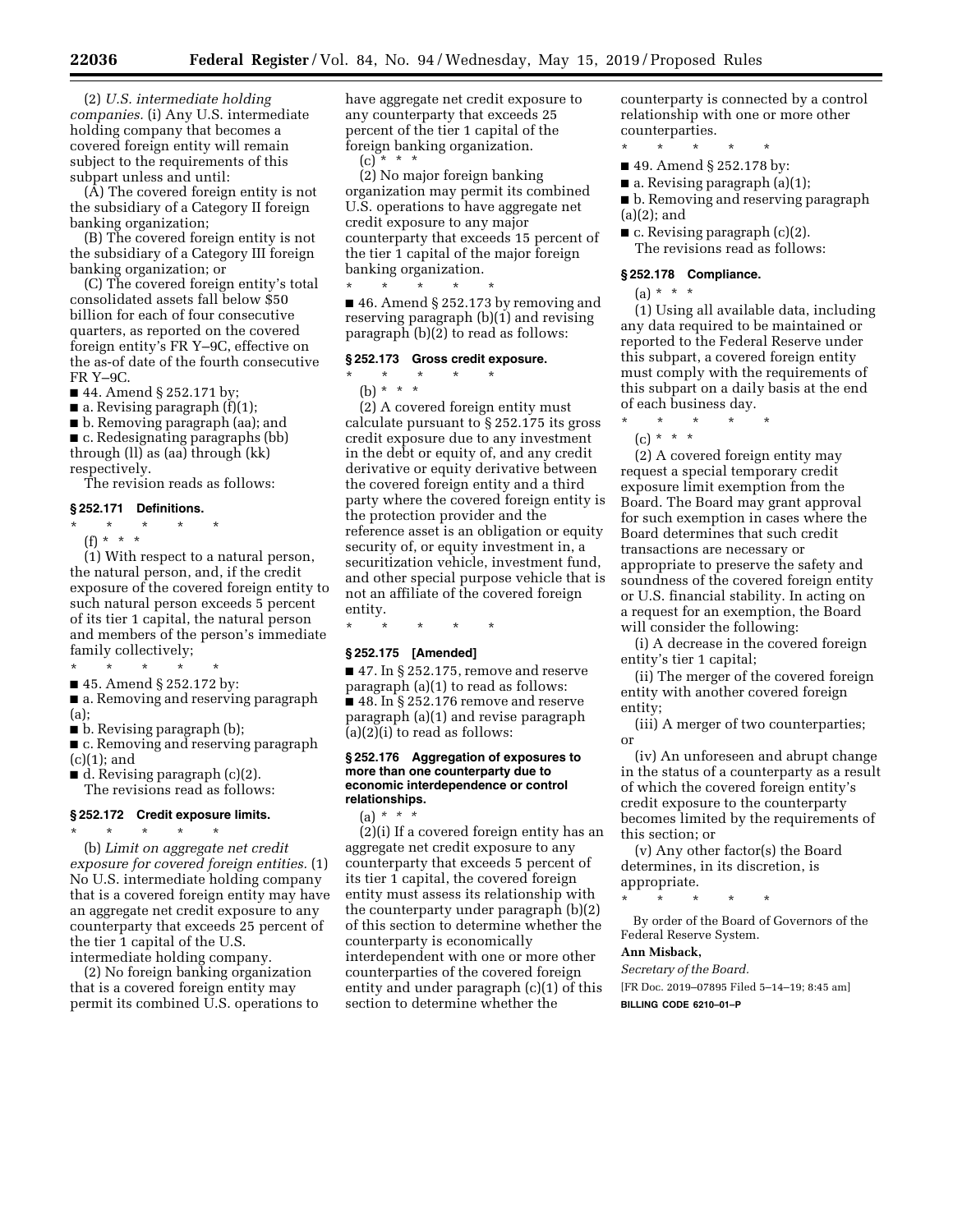(2) *U.S. intermediate holding companies.* (i) Any U.S. intermediate holding company that becomes a covered foreign entity will remain subject to the requirements of this subpart unless and until:

(A) The covered foreign entity is not the subsidiary of a Category II foreign banking organization;

(B) The covered foreign entity is not the subsidiary of a Category III foreign banking organization; or

(C) The covered foreign entity's total consolidated assets fall below $50 billion for each of four consecutive quarters, as reported on the covered foreign entity's FR Y–9C, effective on the as-of date of the fourth consecutive FR Y–9C.

■ 44. Amend § 252.171 by;

■ a. Revising paragraph (f)(1);

■ b. Removing paragraph (aa); and

■ c. Redesignating paragraphs (bb) through (ll) as (aa) through (kk) respectively.

The revision reads as follows:

### § 252.171 Definitions.

\* \* \* \* \*

(f) \* \* \*

(1) With respect to a natural person, the natural person, and, if the credit exposure of the covered foreign entity to such natural person exceeds 5 percent of its tier 1 capital, the natural person and members of the person's immediate family collectively;

\* \* \* \* \*

■ 45. Amend § 252.172 by:

■ a. Removing and reserving paragraph (a);

■ b. Revising paragraph (b);

■ c. Removing and reserving paragraph (c)(1); and

■ d. Revising paragraph (c)(2).

The revisions read as follows:

### § 252.172 Credit exposure limits.

\* \* \* \* \*

(b) *Limit on aggregate net credit exposure for covered foreign entities.* (1) No U.S. intermediate holding company that is a covered foreign entity may have an aggregate net credit exposure to any counterparty that exceeds 25 percent of the tier 1 capital of the U.S. intermediate holding company.

(2) No foreign banking organization that is a covered foreign entity may permit its combined U.S. operations to have aggregate net credit exposure to any counterparty that exceeds 25 percent of the tier 1 capital of the foreign banking organization.

(c) \* \* \*

(2) No major foreign banking organization may permit its combined U.S. operations to have aggregate net credit exposure to any major counterparty that exceeds 15 percent of the tier 1 capital of the major foreign banking organization.

\* \* \* \* \*

■ 46. Amend § 252.173 by removing and reserving paragraph (b)(1) and revising paragraph (b)(2) to read as follows:

### § 252.173 Gross credit exposure.

\* \* \* \* \*

(b) \* \* \*

(2) A covered foreign entity must calculate pursuant to § 252.175 its gross credit exposure due to any investment in the debt or equity of, and any credit derivative or equity derivative between the covered foreign entity and a third party where the covered foreign entity is the protection provider and the reference asset is an obligation or equity security of, or equity investment in, a securitization vehicle, investment fund, and other special purpose vehicle that is not an affiliate of the covered foreign entity.

\* \* \* \* \*

### § 252.175 [Amended]

■ 47. In § 252.175, remove and reserve paragraph (a)(1) to read as follows:

■ 48. In § 252.176 remove and reserve paragraph (a)(1) and revise paragraph (a)(2)(i) to read as follows:

### § 252.176 Aggregation of exposures to more than one counterparty due to economic interdependence or control relationships.

(a) \* \* \*

(2)(i) If a covered foreign entity has an aggregate net credit exposure to any counterparty that exceeds 5 percent of its tier 1 capital, the covered foreign entity must assess its relationship with the counterparty under paragraph (b)(2) of this section to determine whether the counterparty is economically interdependent with one or more other counterparties of the covered foreign entity and under paragraph (c)(1) of this section to determine whether the counterparty is connected by a control relationship with one or more other counterparties.

\* \* \* \* \*

■ 49. Amend § 252.178 by:

■ a. Revising paragraph (a)(1);

■ b. Removing and reserving paragraph (a)(2); and

■ c. Revising paragraph (c)(2).

The revisions read as follows:

### § 252.178 Compliance.

(a) \* \* \*

(1) Using all available data, including any data required to be maintained or reported to the Federal Reserve under this subpart, a covered foreign entity must comply with the requirements of this subpart on a daily basis at the end of each business day.

\* \* \* \* \*

(c) \* \* \*

(2) A covered foreign entity may request a special temporary credit exposure limit exemption from the Board. The Board may grant approval for such exemption in cases where the Board determines that such credit transactions are necessary or appropriate to preserve the safety and soundness of the covered foreign entity or U.S. financial stability. In acting on a request for an exemption, the Board will consider the following:

(i) A decrease in the covered foreign entity's tier 1 capital;

(ii) The merger of the covered foreign entity with another covered foreign entity;

(iii) A merger of two counterparties; or

(iv) An unforeseen and abrupt change in the status of a counterparty as a result of which the covered foreign entity's credit exposure to the counterparty becomes limited by the requirements of this section; or

(v) Any other factor(s) the Board determines, in its discretion, is appropriate.

\* \* \* \* \*

By order of the Board of Governors of the Federal Reserve System.

**Ann Misback,**

*Secretary of the Board.*

[FR Doc. 2019–07895 Filed 5–14–19; 8:45 am]

**BILLING CODE 6210–01–P**